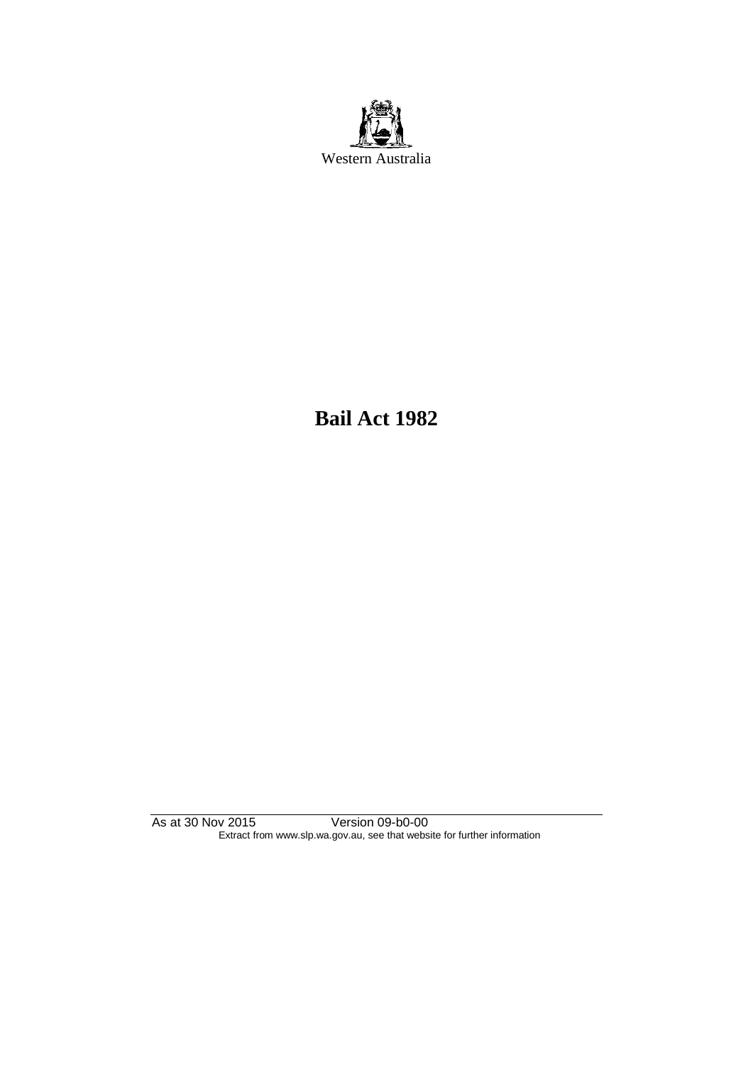Western Australia

# Bail Act 1982

As at 30 Nov 2015 Version 09-b0-00

Extract from www.slp.wa.gov.au, see that website for further information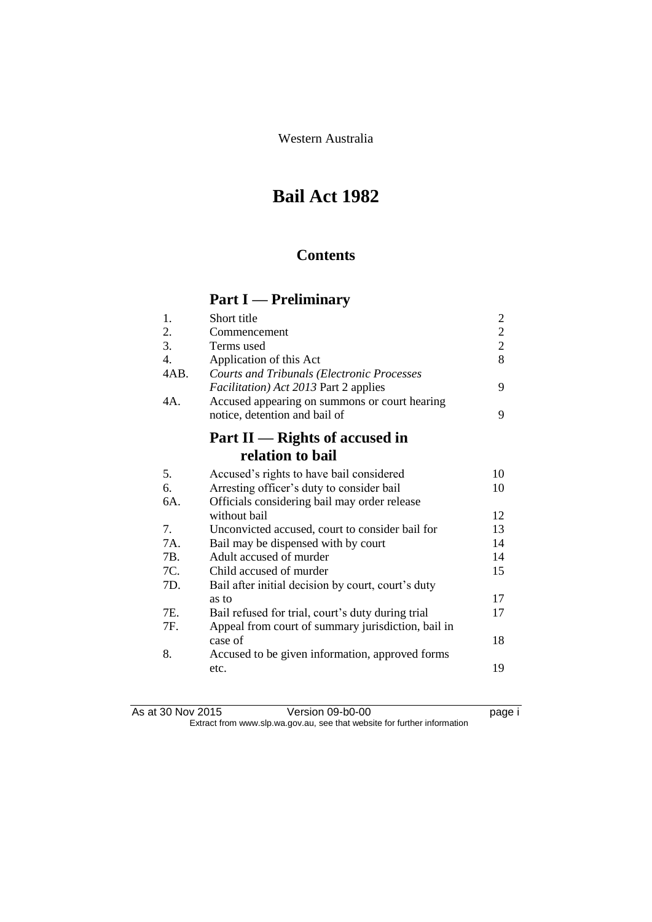Western Australia

# Bail Act 1982

## Contents

## Part I — Preliminary

| | | |
|---|---|---|
| 1. | Short title | 2 |
| 2. | Commencement | 2 |
| 3. | Terms used | 2 |
| 4. | Application of this Act | 8 |
| 4AB. | *Courts and Tribunals (Electronic Processes Facilitation) Act 2013* Part 2 applies | 9 |
| 4A. | Accused appearing on summons or court hearing notice, detention and bail of | 9 |

## Part II — Rights of accused in relation to bail

| | | |
|---|---|---|
| 5. | Accused's rights to have bail considered | 10 |
| 6. | Arresting officer's duty to consider bail | 10 |
| 6A. | Officials considering bail may order release without bail | 12 |
| 7. | Unconvicted accused, court to consider bail for | 13 |
| 7A. | Bail may be dispensed with by court | 14 |
| 7B. | Adult accused of murder | 14 |
| 7C. | Child accused of murder | 15 |
| 7D. | Bail after initial decision by court, court's duty as to | 17 |
| 7E. | Bail refused for trial, court's duty during trial | 17 |
| 7F. | Appeal from court of summary jurisdiction, bail in case of | 18 |
| 8. | Accused to be given information, approved forms etc. | 19 |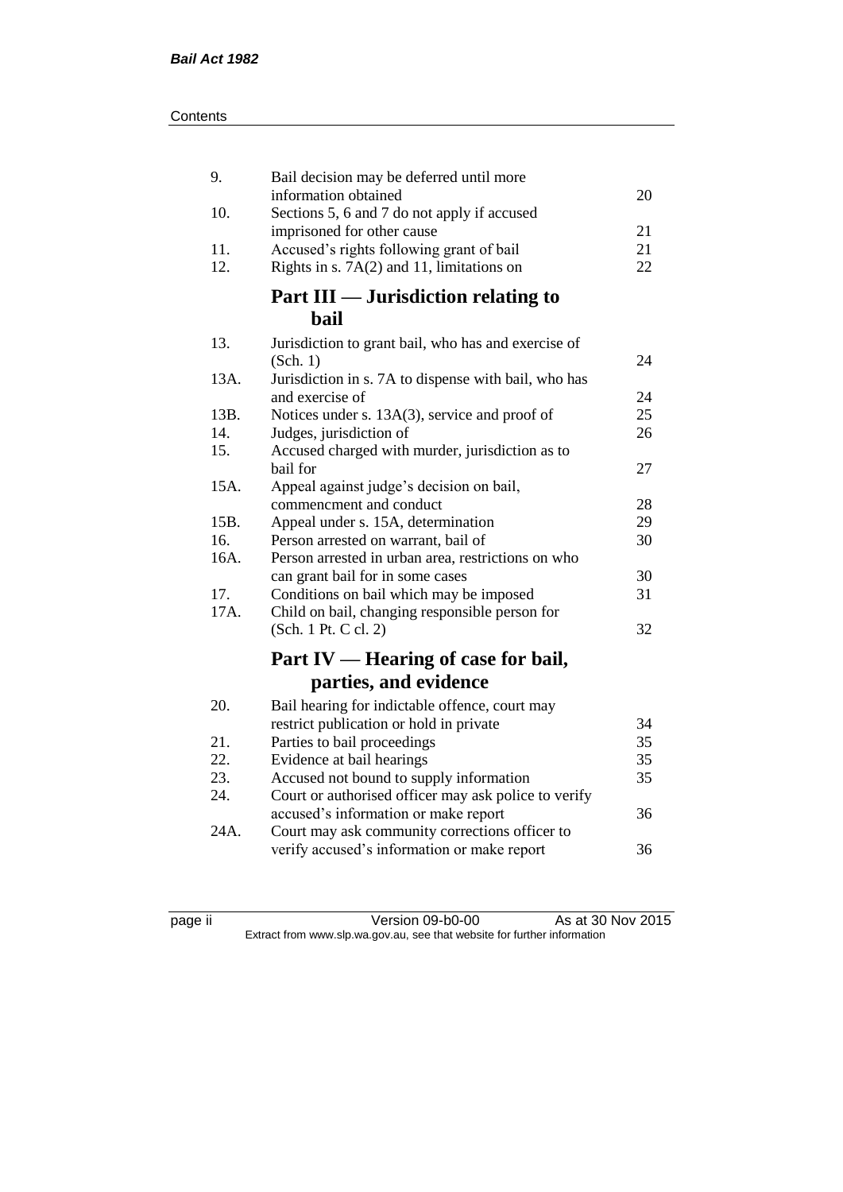| | | |
|---|---|---|
| 9. | Bail decision may be deferred until more information obtained | 20 |
| 10. | Sections 5, 6 and 7 do not apply if accused imprisoned for other cause | 21 |
| 11. | Accused's rights following grant of bail | 21 |
| 12. | Rights in s. 7A(2) and 11, limitations on | 22 |

## Part III — Jurisdiction relating to bail

| | | |
|---|---|---|
| 13. | Jurisdiction to grant bail, who has and exercise of (Sch. 1) | 24 |
| 13A. | Jurisdiction in s. 7A to dispense with bail, who has and exercise of | 24 |
| 13B. | Notices under s. 13A(3), service and proof of | 25 |
| 14. | Judges, jurisdiction of | 26 |
| 15. | Accused charged with murder, jurisdiction as to bail for | 27 |
| 15A. | Appeal against judge's decision on bail, commencment and conduct | 28 |
| 15B. | Appeal under s. 15A, determination | 29 |
| 16. | Person arrested on warrant, bail of | 30 |
| 16A. | Person arrested in urban area, restrictions on who can grant bail for in some cases | 30 |
| 17. | Conditions on bail which may be imposed | 31 |
| 17A. | Child on bail, changing responsible person for (Sch. 1 Pt. C cl. 2) | 32 |

## Part IV — Hearing of case for bail, parties, and evidence

| | | |
|---|---|---|
| 20. | Bail hearing for indictable offence, court may restrict publication or hold in private | 34 |
| 21. | Parties to bail proceedings | 35 |
| 22. | Evidence at bail hearings | 35 |
| 23. | Accused not bound to supply information | 35 |
| 24. | Court or authorised officer may ask police to verify accused's information or make report | 36 |
| 24A. | Court may ask community corrections officer to verify accused's information or make report | 36 |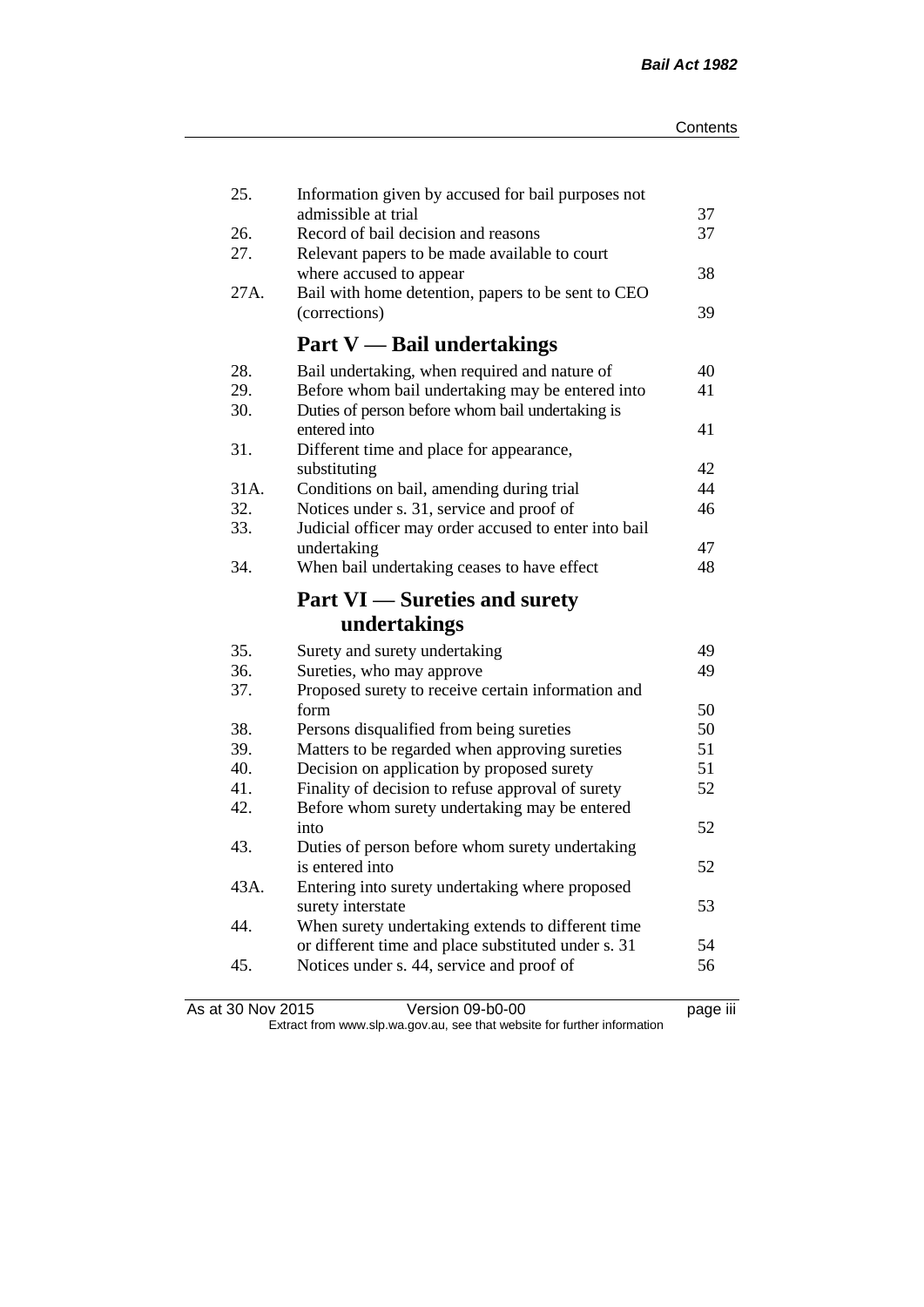| | | |
|---|---|---|
| 25. | Information given by accused for bail purposes not admissible at trial | 37 |
| 26. | Record of bail decision and reasons | 37 |
| 27. | Relevant papers to be made available to court where accused to appear | 38 |
| 27A. | Bail with home detention, papers to be sent to CEO (corrections) | 39 |

## Part V — Bail undertakings

| | | |
|---|---|---|
| 28. | Bail undertaking, when required and nature of | 40 |
| 29. | Before whom bail undertaking may be entered into | 41 |
| 30. | Duties of person before whom bail undertaking is entered into | 41 |
| 31. | Different time and place for appearance, substituting | 42 |
| 31A. | Conditions on bail, amending during trial | 44 |
| 32. | Notices under s. 31, service and proof of | 46 |
| 33. | Judicial officer may order accused to enter into bail undertaking | 47 |
| 34. | When bail undertaking ceases to have effect | 48 |

## Part VI — Sureties and surety undertakings

| | | |
|---|---|---|
| 35. | Surety and surety undertaking | 49 |
| 36. | Sureties, who may approve | 49 |
| 37. | Proposed surety to receive certain information and form | 50 |
| 38. | Persons disqualified from being sureties | 50 |
| 39. | Matters to be regarded when approving sureties | 51 |
| 40. | Decision on application by proposed surety | 51 |
| 41. | Finality of decision to refuse approval of surety | 52 |
| 42. | Before whom surety undertaking may be entered into | 52 |
| 43. | Duties of person before whom surety undertaking is entered into | 52 |
| 43A. | Entering into surety undertaking where proposed surety interstate | 53 |
| 44. | When surety undertaking extends to different time or different time and place substituted under s. 31 | 54 |
| 45. | Notices under s. 44, service and proof of | 56 |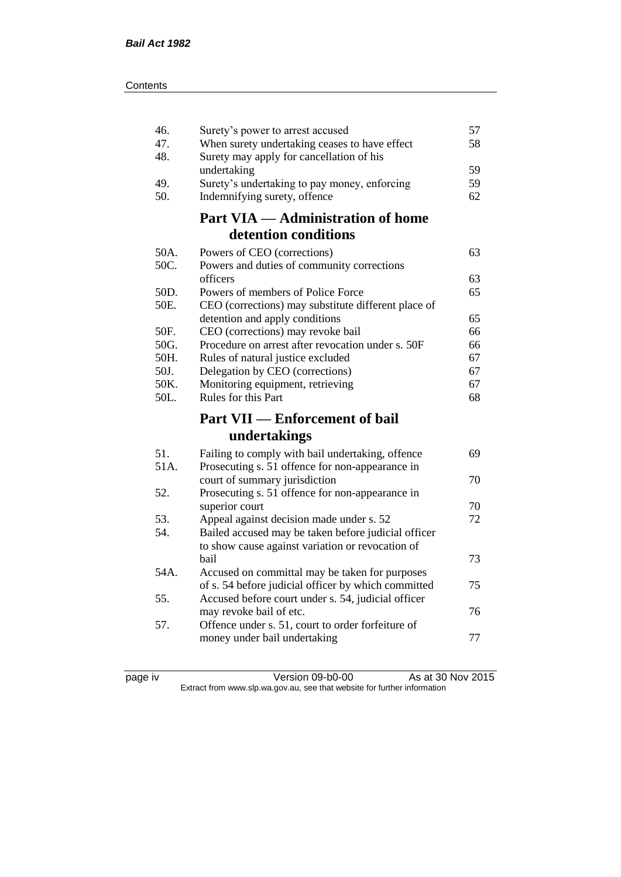| | | |
|---|---|---|
| 46. | Surety's power to arrest accused | 57 |
| 47. | When surety undertaking ceases to have effect | 58 |
| 48. | Surety may apply for cancellation of his undertaking | 59 |
| 49. | Surety's undertaking to pay money, enforcing | 59 |
| 50. | Indemnifying surety, offence | 62 |

## Part VIA — Administration of home detention conditions

| | | |
|---|---|---|
| 50A. | Powers of CEO (corrections) | 63 |
| 50C. | Powers and duties of community corrections officers | 63 |
| 50D. | Powers of members of Police Force | 65 |
| 50E. | CEO (corrections) may substitute different place of detention and apply conditions | 65 |
| 50F. | CEO (corrections) may revoke bail | 66 |
| 50G. | Procedure on arrest after revocation under s. 50F | 66 |
| 50H. | Rules of natural justice excluded | 67 |
| 50J. | Delegation by CEO (corrections) | 67 |
| 50K. | Monitoring equipment, retrieving | 67 |
| 50L. | Rules for this Part | 68 |

## Part VII — Enforcement of bail undertakings

| | | |
|---|---|---|
| 51. | Failing to comply with bail undertaking, offence | 69 |
| 51A. | Prosecuting s. 51 offence for non-appearance in court of summary jurisdiction | 70 |
| 52. | Prosecuting s. 51 offence for non-appearance in superior court | 70 |
| 53. | Appeal against decision made under s. 52 | 72 |
| 54. | Bailed accused may be taken before judicial officer to show cause against variation or revocation of bail | 73 |
| 54A. | Accused on committal may be taken for purposes of s. 54 before judicial officer by which committed | 75 |
| 55. | Accused before court under s. 54, judicial officer may revoke bail of etc. | 76 |
| 57. | Offence under s. 51, court to order forfeiture of money under bail undertaking | 77 |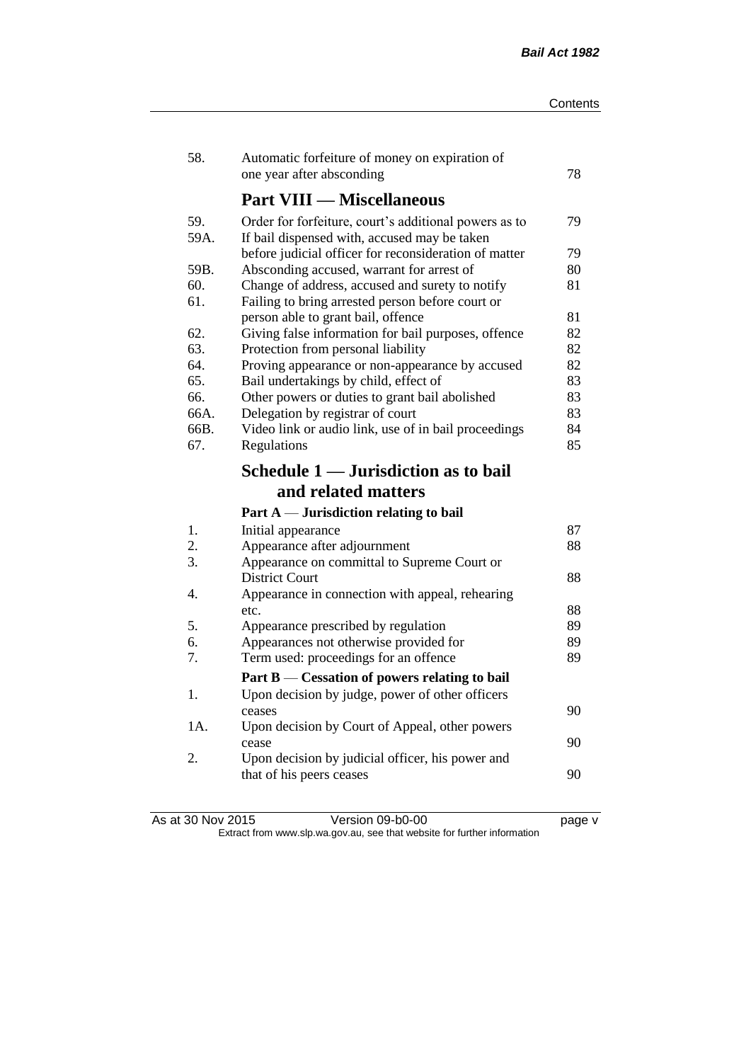| | | |
|---|---|---|
| 58. | Automatic forfeiture of money on expiration of one year after absconding | 78 |

## Part VIII — Miscellaneous

| | | |
|---|---|---|
| 59. | Order for forfeiture, court's additional powers as to | 79 |
| 59A. | If bail dispensed with, accused may be taken before judicial officer for reconsideration of matter | 79 |
| 59B. | Absconding accused, warrant for arrest of | 80 |
| 60. | Change of address, accused and surety to notify | 81 |
| 61. | Failing to bring arrested person before court or person able to grant bail, offence | 81 |
| 62. | Giving false information for bail purposes, offence | 82 |
| 63. | Protection from personal liability | 82 |
| 64. | Proving appearance or non-appearance by accused | 82 |
| 65. | Bail undertakings by child, effect of | 83 |
| 66. | Other powers or duties to grant bail abolished | 83 |
| 66A. | Delegation by registrar of court | 83 |
| 66B. | Video link or audio link, use of in bail proceedings | 84 |
| 67. | Regulations | 85 |

## Schedule 1 — Jurisdiction as to bail and related matters

### Part A — Jurisdiction relating to bail

| | | |
|---|---|---|
| 1. | Initial appearance | 87 |
| 2. | Appearance after adjournment | 88 |
| 3. | Appearance on committal to Supreme Court or District Court | 88 |
| 4. | Appearance in connection with appeal, rehearing etc. | 88 |
| 5. | Appearance prescribed by regulation | 89 |
| 6. | Appearances not otherwise provided for | 89 |
| 7. | Term used: proceedings for an offence | 89 |

### Part B — Cessation of powers relating to bail

| | | |
|---|---|---|
| 1. | Upon decision by judge, power of other officers ceases | 90 |
| 1A. | Upon decision by Court of Appeal, other powers cease | 90 |
| 2. | Upon decision by judicial officer, his power and that of his peers ceases | 90 |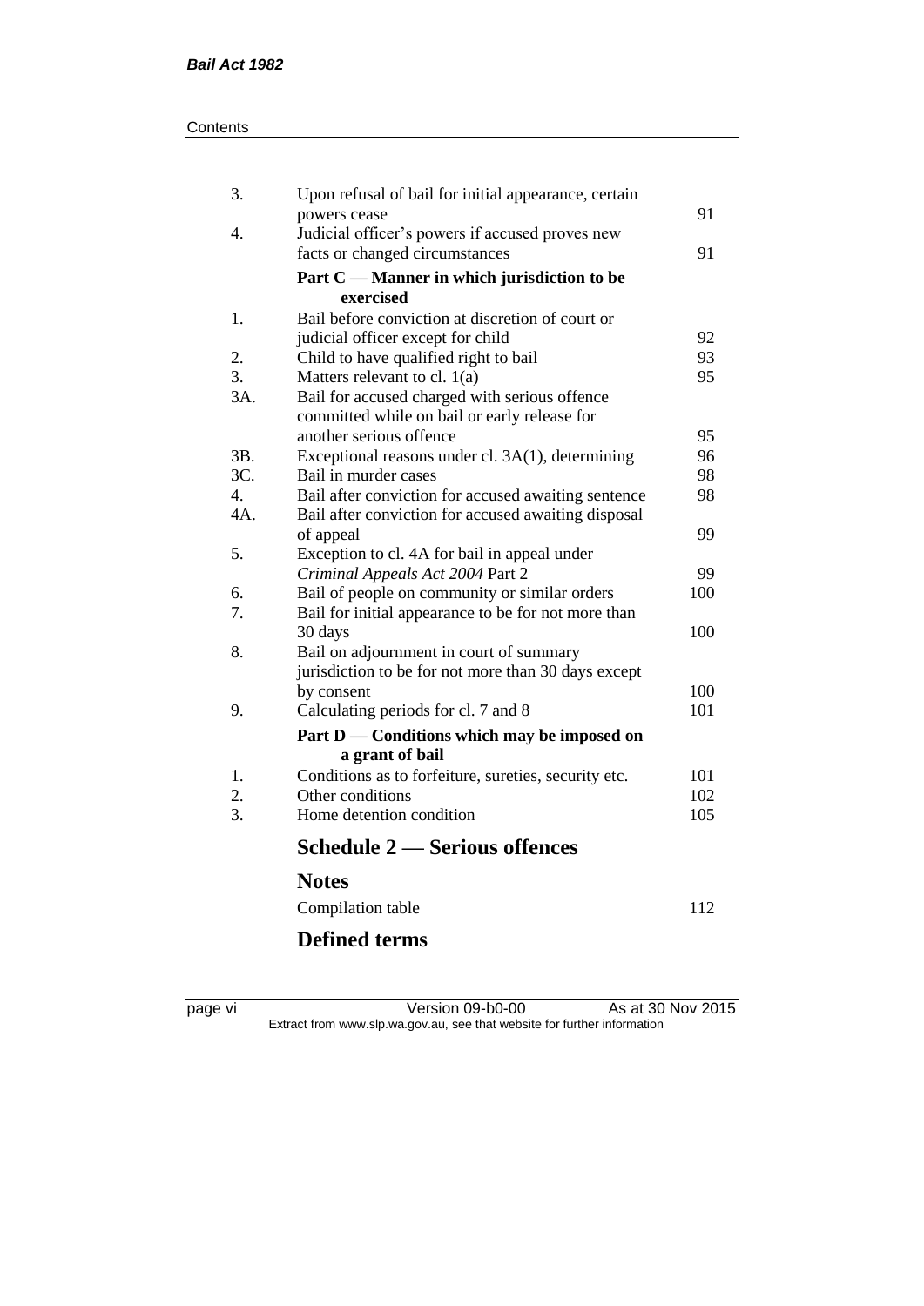| | | |
|---|---|---|
| 3. | Upon refusal of bail for initial appearance, certain powers cease | 91 |
| 4. | Judicial officer's powers if accused proves new facts or changed circumstances | 91 |
| | **Part C — Manner in which jurisdiction to be exercised** | |
| 1. | Bail before conviction at discretion of court or judicial officer except for child | 92 |
| 2. | Child to have qualified right to bail | 93 |
| 3. | Matters relevant to cl. 1(a) | 95 |
| 3A. | Bail for accused charged with serious offence committed while on bail or early release for another serious offence | 95 |
| 3B. | Exceptional reasons under cl. 3A(1), determining | 96 |
| 3C. | Bail in murder cases | 98 |
| 4. | Bail after conviction for accused awaiting sentence | 98 |
| 4A. | Bail after conviction for accused awaiting disposal of appeal | 99 |
| 5. | Exception to cl. 4A for bail in appeal under *Criminal Appeals Act 2004* Part 2 | 99 |
| 6. | Bail of people on community or similar orders | 100 |
| 7. | Bail for initial appearance to be for not more than 30 days | 100 |
| 8. | Bail on adjournment in court of summary jurisdiction to be for not more than 30 days except by consent | 100 |
| 9. | Calculating periods for cl. 7 and 8 | 101 |
| | **Part D — Conditions which may be imposed on a grant of bail** | |
| 1. | Conditions as to forfeiture, sureties, security etc. | 101 |
| 2. | Other conditions | 102 |
| 3. | Home detention condition | 105 |

## Schedule 2 — Serious offences

## Notes

Compilation table 112

## Defined terms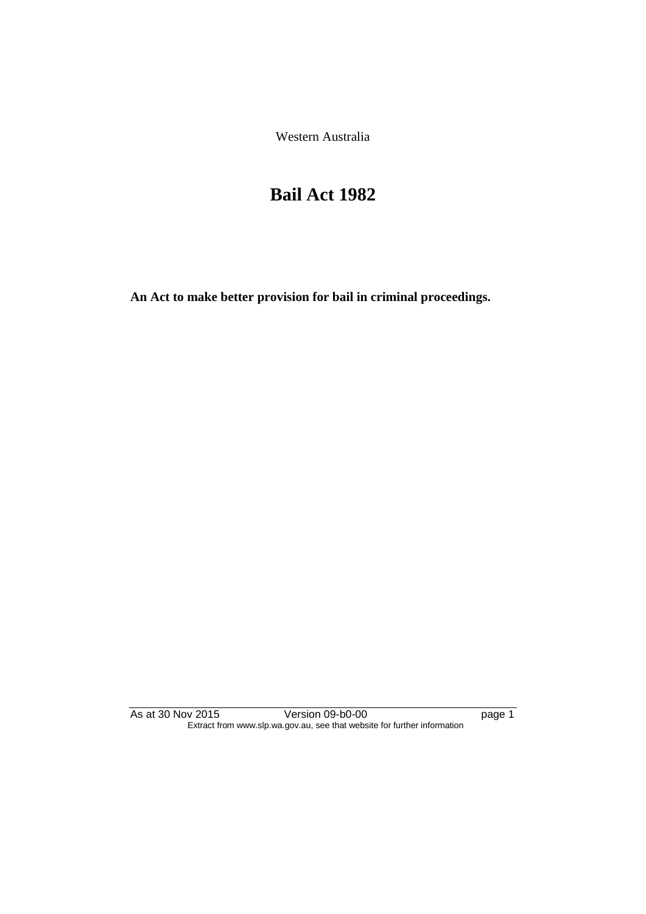Western Australia

# Bail Act 1982

**An Act to make better provision for bail in criminal proceedings.**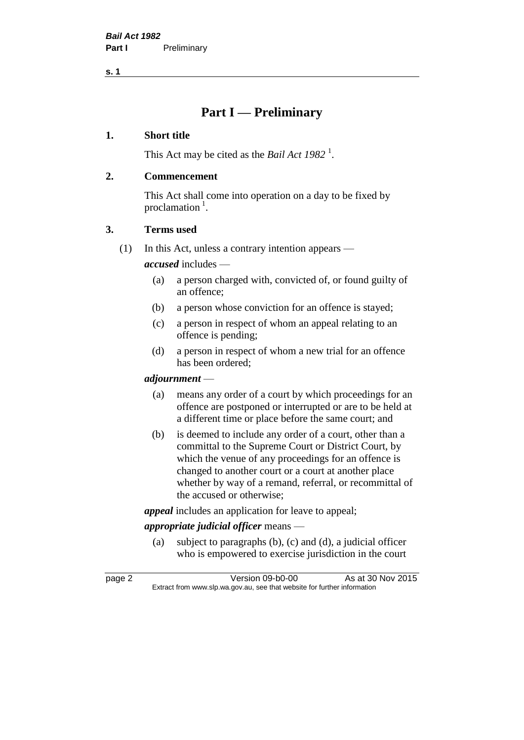# Part I — Preliminary

## 1. Short title

This Act may be cited as the *Bail Act 1982* [1].

## 2. Commencement

This Act shall come into operation on a day to be fixed by proclamation [1].

## 3. Terms used

(1) In this Act, unless a contrary intention appears —

***accused*** includes —

- (a) a person charged with, convicted of, or found guilty of an offence;
- (b) a person whose conviction for an offence is stayed;
- (c) a person in respect of whom an appeal relating to an offence is pending;
- (d) a person in respect of whom a new trial for an offence has been ordered;

***adjournment*** —

- (a) means any order of a court by which proceedings for an offence are postponed or interrupted or are to be held at a different time or place before the same court; and
- (b) is deemed to include any order of a court, other than a committal to the Supreme Court or District Court, by which the venue of any proceedings for an offence is changed to another court or a court at another place whether by way of a remand, referral, or recommittal of the accused or otherwise;

***appeal*** includes an application for leave to appeal;

***appropriate judicial officer*** means —

- (a) subject to paragraphs (b), (c) and (d), a judicial officer who is empowered to exercise jurisdiction in the court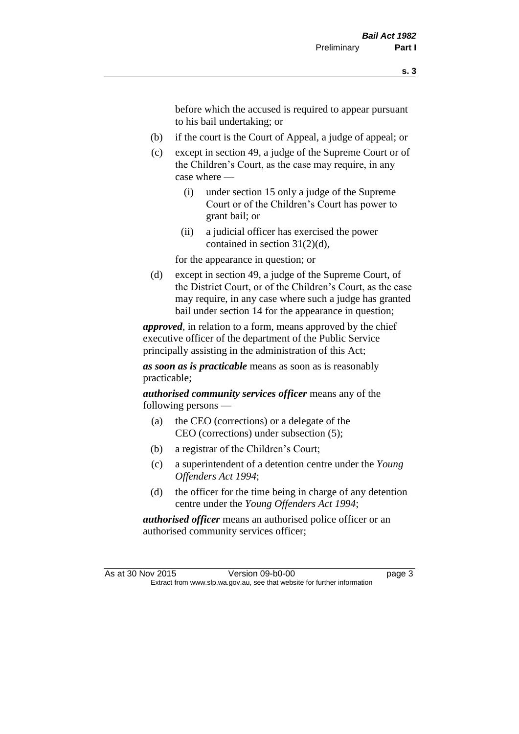before which the accused is required to appear pursuant to his bail undertaking; or

- (b) if the court is the Court of Appeal, a judge of appeal; or
- (c) except in section 49, a judge of the Supreme Court or of the Children's Court, as the case may require, in any case where —
  - (i) under section 15 only a judge of the Supreme Court or of the Children's Court has power to grant bail; or
  - (ii) a judicial officer has exercised the power contained in section 31(2)(d),

  for the appearance in question; or
- (d) except in section 49, a judge of the Supreme Court, of the District Court, or of the Children's Court, as the case may require, in any case where such a judge has granted bail under section 14 for the appearance in question;

***approved***, in relation to a form, means approved by the chief executive officer of the department of the Public Service principally assisting in the administration of this Act;

***as soon as is practicable*** means as soon as is reasonably practicable;

***authorised community services officer*** means any of the following persons —

- (a) the CEO (corrections) or a delegate of the CEO (corrections) under subsection (5);
- (b) a registrar of the Children's Court;
- (c) a superintendent of a detention centre under the *Young Offenders Act 1994*;
- (d) the officer for the time being in charge of any detention centre under the *Young Offenders Act 1994*;

***authorised officer*** means an authorised police officer or an authorised community services officer;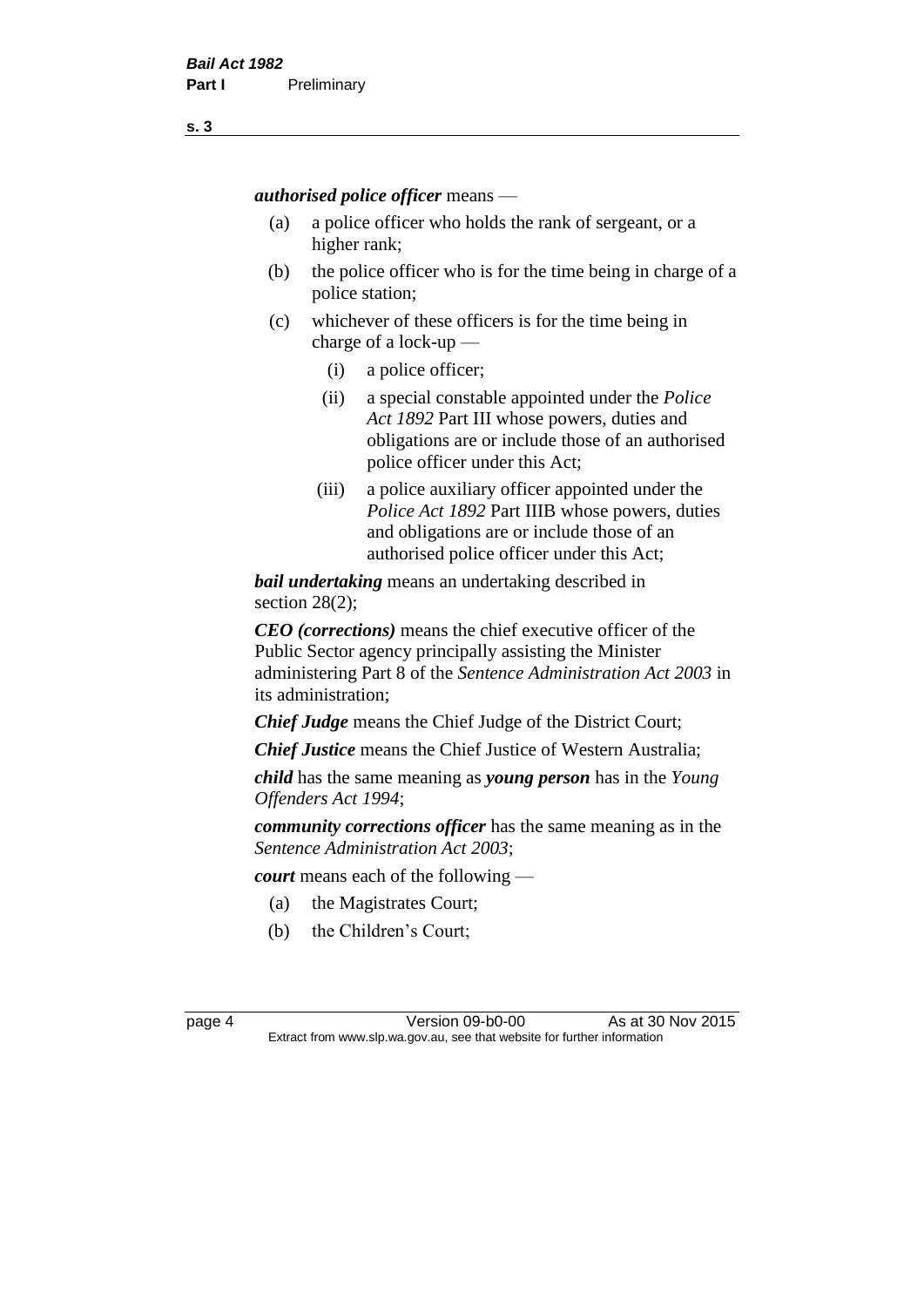***authorised police officer*** means —

(a) a police officer who holds the rank of sergeant, or a higher rank;

(b) the police officer who is for the time being in charge of a police station;

(c) whichever of these officers is for the time being in charge of a lock-up —

  (i) a police officer;

  (ii) a special constable appointed under the *Police Act 1892* Part III whose powers, duties and obligations are or include those of an authorised police officer under this Act;

  (iii) a police auxiliary officer appointed under the *Police Act 1892* Part IIIB whose powers, duties and obligations are or include those of an authorised police officer under this Act;

***bail undertaking*** means an undertaking described in section 28(2);

***CEO (corrections)*** means the chief executive officer of the Public Sector agency principally assisting the Minister administering Part 8 of the *Sentence Administration Act 2003* in its administration;

***Chief Judge*** means the Chief Judge of the District Court;

***Chief Justice*** means the Chief Justice of Western Australia;

***child*** has the same meaning as ***young person*** has in the *Young Offenders Act 1994*;

***community corrections officer*** has the same meaning as in the *Sentence Administration Act 2003*;

***court*** means each of the following —

(a) the Magistrates Court;

(b) the Children's Court;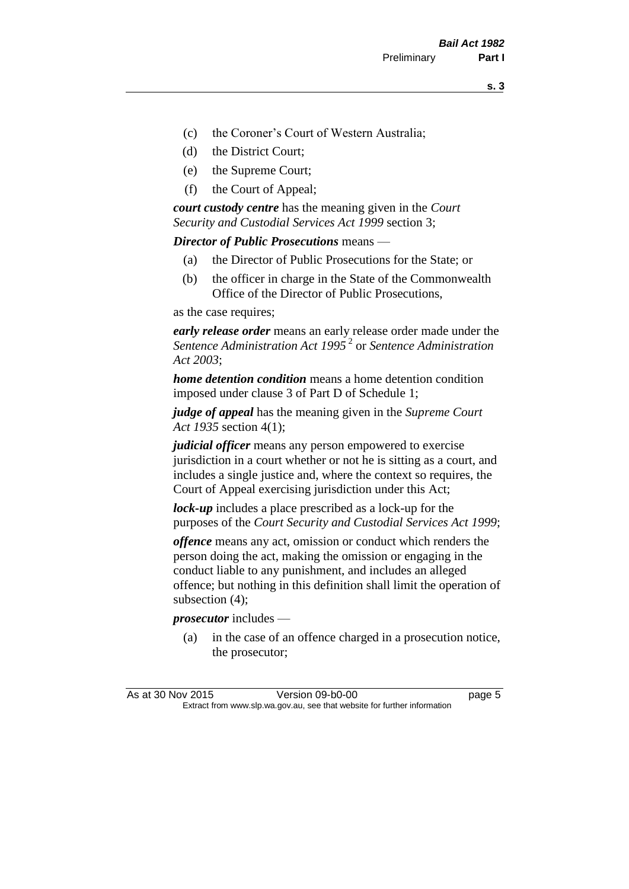(c) the Coroner's Court of Western Australia;

(d) the District Court;

(e) the Supreme Court;

(f) the Court of Appeal;

***court custody centre*** has the meaning given in the *Court Security and Custodial Services Act 1999* section 3;

***Director of Public Prosecutions*** means —

(a) the Director of Public Prosecutions for the State; or

(b) the officer in charge in the State of the Commonwealth Office of the Director of Public Prosecutions,

as the case requires;

***early release order*** means an early release order made under the *Sentence Administration Act 1995* [2] or *Sentence Administration Act 2003*;

***home detention condition*** means a home detention condition imposed under clause 3 of Part D of Schedule 1;

***judge of appeal*** has the meaning given in the *Supreme Court Act 1935* section 4(1);

***judicial officer*** means any person empowered to exercise jurisdiction in a court whether or not he is sitting as a court, and includes a single justice and, where the context so requires, the Court of Appeal exercising jurisdiction under this Act;

***lock-up*** includes a place prescribed as a lock-up for the purposes of the *Court Security and Custodial Services Act 1999*;

***offence*** means any act, omission or conduct which renders the person doing the act, making the omission or engaging in the conduct liable to any punishment, and includes an alleged offence; but nothing in this definition shall limit the operation of subsection (4);

***prosecutor*** includes —

(a) in the case of an offence charged in a prosecution notice, the prosecutor;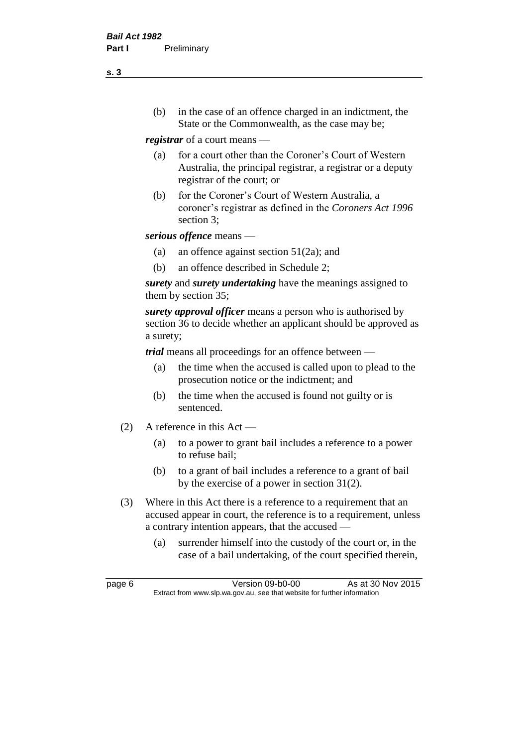(b) in the case of an offence charged in an indictment, the State or the Commonwealth, as the case may be;

***registrar*** of a court means —

(a) for a court other than the Coroner's Court of Western Australia, the principal registrar, a registrar or a deputy registrar of the court; or

(b) for the Coroner's Court of Western Australia, a coroner's registrar as defined in the *Coroners Act 1996* section 3;

***serious offence*** means —

(a) an offence against section 51(2a); and

(b) an offence described in Schedule 2;

***surety*** and ***surety undertaking*** have the meanings assigned to them by section 35;

***surety approval officer*** means a person who is authorised by section 36 to decide whether an applicant should be approved as a surety;

***trial*** means all proceedings for an offence between —

(a) the time when the accused is called upon to plead to the prosecution notice or the indictment; and

(b) the time when the accused is found not guilty or is sentenced.

(2) A reference in this Act —

(a) to a power to grant bail includes a reference to a power to refuse bail;

(b) to a grant of bail includes a reference to a grant of bail by the exercise of a power in section 31(2).

(3) Where in this Act there is a reference to a requirement that an accused appear in court, the reference is to a requirement, unless a contrary intention appears, that the accused —

(a) surrender himself into the custody of the court or, in the case of a bail undertaking, of the court specified therein,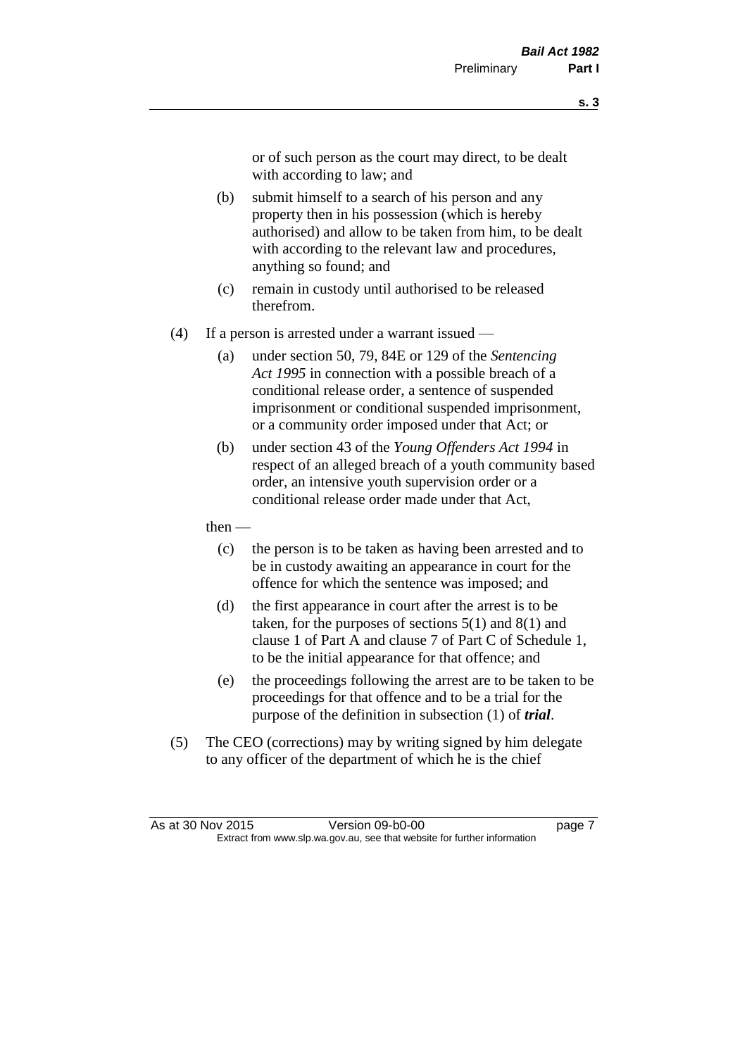or of such person as the court may direct, to be dealt with according to law; and

(b) submit himself to a search of his person and any property then in his possession (which is hereby authorised) and allow to be taken from him, to be dealt with according to the relevant law and procedures, anything so found; and

(c) remain in custody until authorised to be released therefrom.

(4) If a person is arrested under a warrant issued —

(a) under section 50, 79, 84E or 129 of the *Sentencing Act 1995* in connection with a possible breach of a conditional release order, a sentence of suspended imprisonment or conditional suspended imprisonment, or a community order imposed under that Act; or

(b) under section 43 of the *Young Offenders Act 1994* in respect of an alleged breach of a youth community based order, an intensive youth supervision order or a conditional release order made under that Act,

then —

(c) the person is to be taken as having been arrested and to be in custody awaiting an appearance in court for the offence for which the sentence was imposed; and

(d) the first appearance in court after the arrest is to be taken, for the purposes of sections 5(1) and 8(1) and clause 1 of Part A and clause 7 of Part C of Schedule 1, to be the initial appearance for that offence; and

(e) the proceedings following the arrest are to be taken to be proceedings for that offence and to be a trial for the purpose of the definition in subsection (1) of ***trial***.

(5) The CEO (corrections) may by writing signed by him delegate to any officer of the department of which he is the chief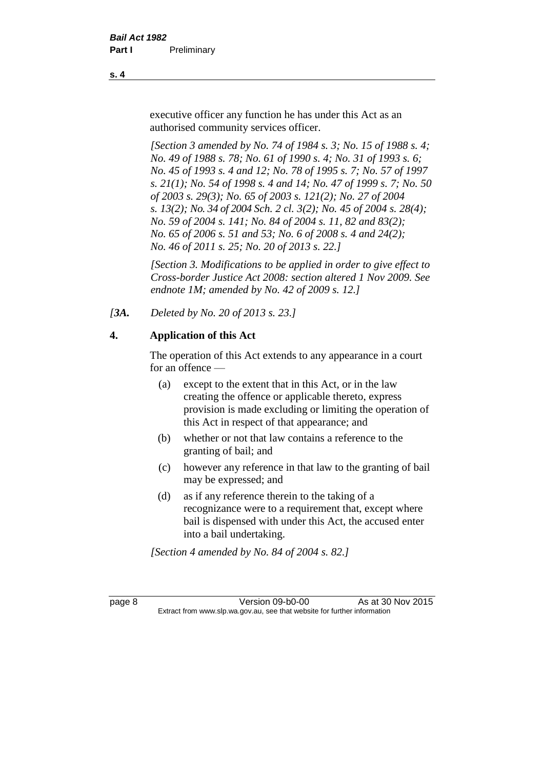executive officer any function he has under this Act as an authorised community services officer.

*[Section 3 amended by No. 74 of 1984 s. 3; No. 15 of 1988 s. 4; No. 49 of 1988 s. 78; No. 61 of 1990 s. 4; No. 31 of 1993 s. 6; No. 45 of 1993 s. 4 and 12; No. 78 of 1995 s. 7; No. 57 of 1997 s. 21(1); No. 54 of 1998 s. 4 and 14; No. 47 of 1999 s. 7; No. 50 of 2003 s. 29(3); No. 65 of 2003 s. 121(2); No. 27 of 2004 s. 13(2); No. 34 of 2004 Sch. 2 cl. 3(2); No. 45 of 2004 s. 28(4); No. 59 of 2004 s. 141; No. 84 of 2004 s. 11, 82 and 83(2); No. 65 of 2006 s. 51 and 53; No. 6 of 2008 s. 4 and 24(2); No. 46 of 2011 s. 25; No. 20 of 2013 s. 22.]*

*[Section 3. Modifications to be applied in order to give effect to Cross-border Justice Act 2008: section altered 1 Nov 2009. See endnote 1M; amended by No. 42 of 2009 s. 12.]*

*[3A. Deleted by No. 20 of 2013 s. 23.]*

### 4. Application of this Act

The operation of this Act extends to any appearance in a court for an offence —

(a) except to the extent that in this Act, or in the law creating the offence or applicable thereto, express provision is made excluding or limiting the operation of this Act in respect of that appearance; and

(b) whether or not that law contains a reference to the granting of bail; and

(c) however any reference in that law to the granting of bail may be expressed; and

(d) as if any reference therein to the taking of a recognizance were to a requirement that, except where bail is dispensed with under this Act, the accused enter into a bail undertaking.

*[Section 4 amended by No. 84 of 2004 s. 82.]*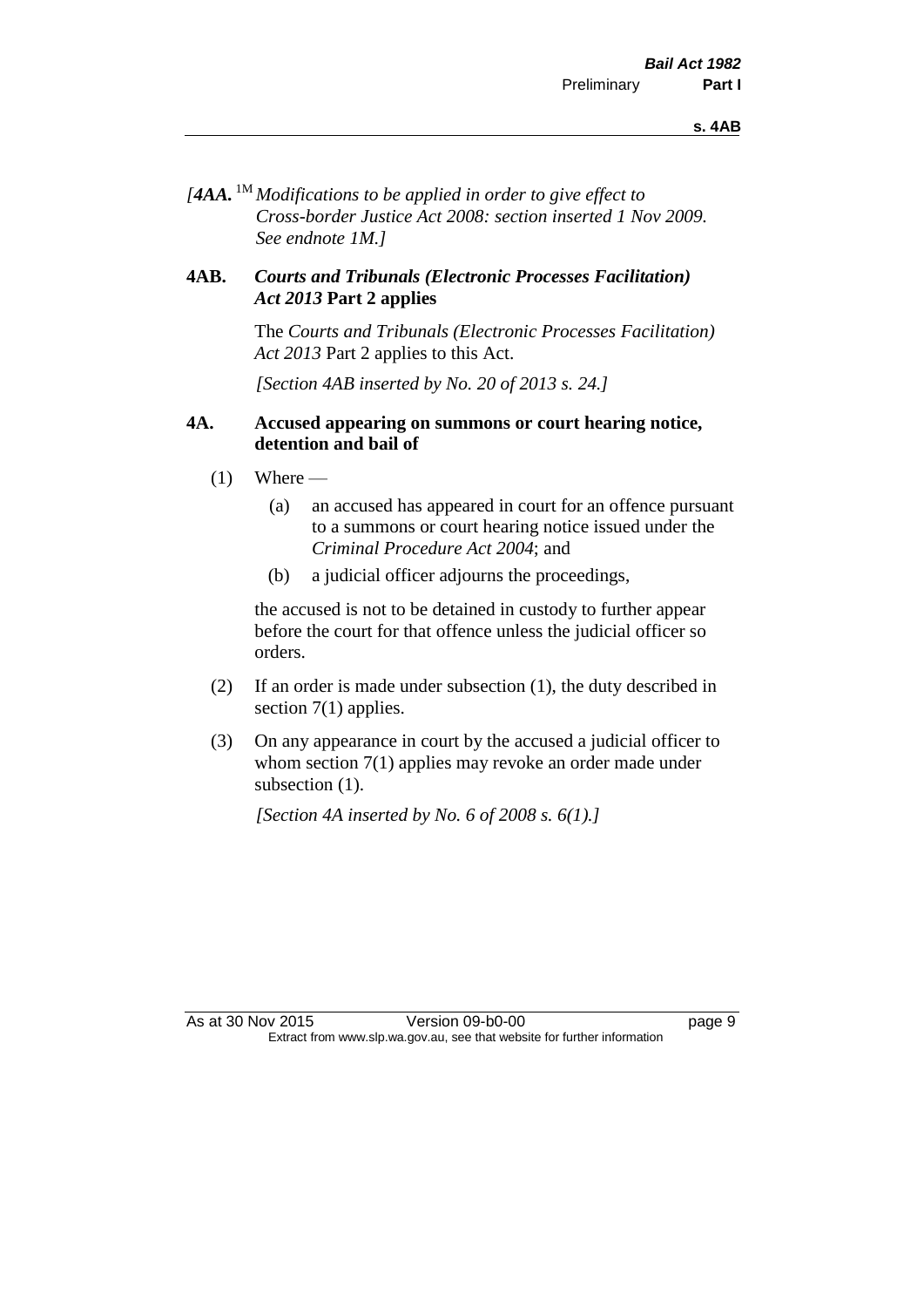*[4AA.* [1M] *Modifications to be applied in order to give effect to Cross-border Justice Act 2008: section inserted 1 Nov 2009. See endnote 1M.]*

**4AB. *Courts and Tribunals (Electronic Processes Facilitation) Act 2013* Part 2 applies**

The *Courts and Tribunals (Electronic Processes Facilitation) Act 2013* Part 2 applies to this Act.

*[Section 4AB inserted by No. 20 of 2013 s. 24.]*

**4A. Accused appearing on summons or court hearing notice, detention and bail of**

(1) Where —

  (a) an accused has appeared in court for an offence pursuant to a summons or court hearing notice issued under the *Criminal Procedure Act 2004*; and

  (b) a judicial officer adjourns the proceedings,

the accused is not to be detained in custody to further appear before the court for that offence unless the judicial officer so orders.

(2) If an order is made under subsection (1), the duty described in section 7(1) applies.

(3) On any appearance in court by the accused a judicial officer to whom section 7(1) applies may revoke an order made under subsection (1).

*[Section 4A inserted by No. 6 of 2008 s. 6(1).]*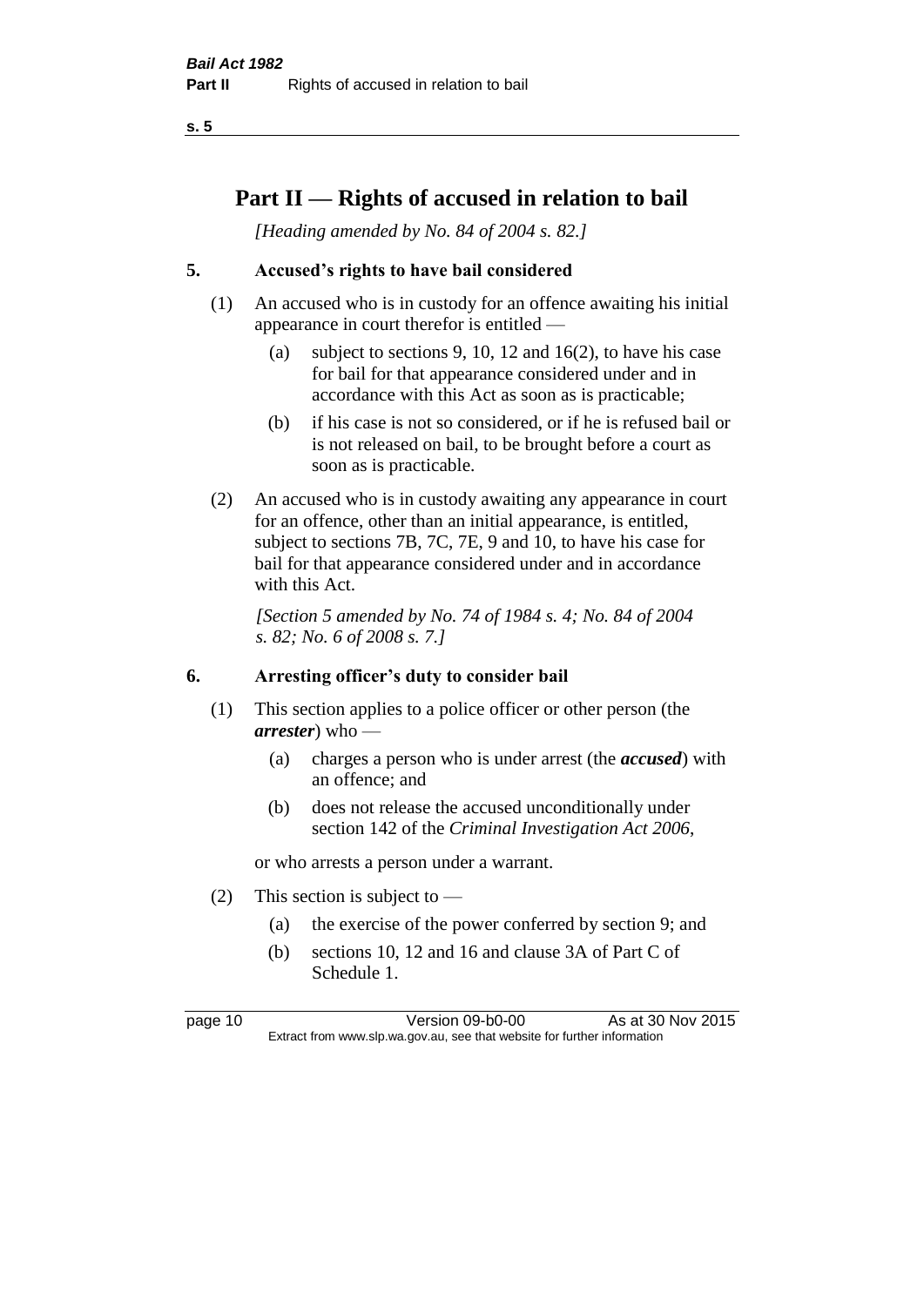# Part II — Rights of accused in relation to bail

*[Heading amended by No. 84 of 2004 s. 82.]*

## 5. Accused's rights to have bail considered

(1) An accused who is in custody for an offence awaiting his initial appearance in court therefor is entitled —

- (a) subject to sections 9, 10, 12 and 16(2), to have his case for bail for that appearance considered under and in accordance with this Act as soon as is practicable;
- (b) if his case is not so considered, or if he is refused bail or is not released on bail, to be brought before a court as soon as is practicable.

(2) An accused who is in custody awaiting any appearance in court for an offence, other than an initial appearance, is entitled, subject to sections 7B, 7C, 7E, 9 and 10, to have his case for bail for that appearance considered under and in accordance with this Act.

*[Section 5 amended by No. 74 of 1984 s. 4; No. 84 of 2004 s. 82; No. 6 of 2008 s. 7.]*

## 6. Arresting officer's duty to consider bail

(1) This section applies to a police officer or other person (the ***arrester***) who —

- (a) charges a person who is under arrest (the ***accused***) with an offence; and
- (b) does not release the accused unconditionally under section 142 of the *Criminal Investigation Act 2006*,

or who arrests a person under a warrant.

(2) This section is subject to —

- (a) the exercise of the power conferred by section 9; and
- (b) sections 10, 12 and 16 and clause 3A of Part C of Schedule 1.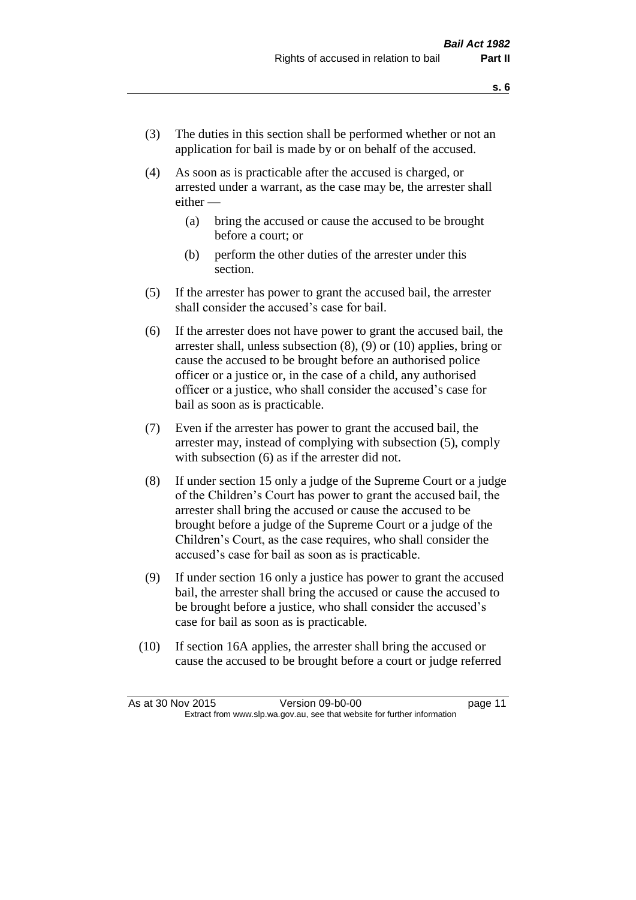(3) The duties in this section shall be performed whether or not an application for bail is made by or on behalf of the accused.

(4) As soon as is practicable after the accused is charged, or arrested under a warrant, as the case may be, the arrester shall either —

  (a) bring the accused or cause the accused to be brought before a court; or

  (b) perform the other duties of the arrester under this section.

(5) If the arrester has power to grant the accused bail, the arrester shall consider the accused's case for bail.

(6) If the arrester does not have power to grant the accused bail, the arrester shall, unless subsection (8), (9) or (10) applies, bring or cause the accused to be brought before an authorised police officer or a justice or, in the case of a child, any authorised officer or a justice, who shall consider the accused's case for bail as soon as is practicable.

(7) Even if the arrester has power to grant the accused bail, the arrester may, instead of complying with subsection (5), comply with subsection (6) as if the arrester did not.

(8) If under section 15 only a judge of the Supreme Court or a judge of the Children's Court has power to grant the accused bail, the arrester shall bring the accused or cause the accused to be brought before a judge of the Supreme Court or a judge of the Children's Court, as the case requires, who shall consider the accused's case for bail as soon as is practicable.

(9) If under section 16 only a justice has power to grant the accused bail, the arrester shall bring the accused or cause the accused to be brought before a justice, who shall consider the accused's case for bail as soon as is practicable.

(10) If section 16A applies, the arrester shall bring the accused or cause the accused to be brought before a court or judge referred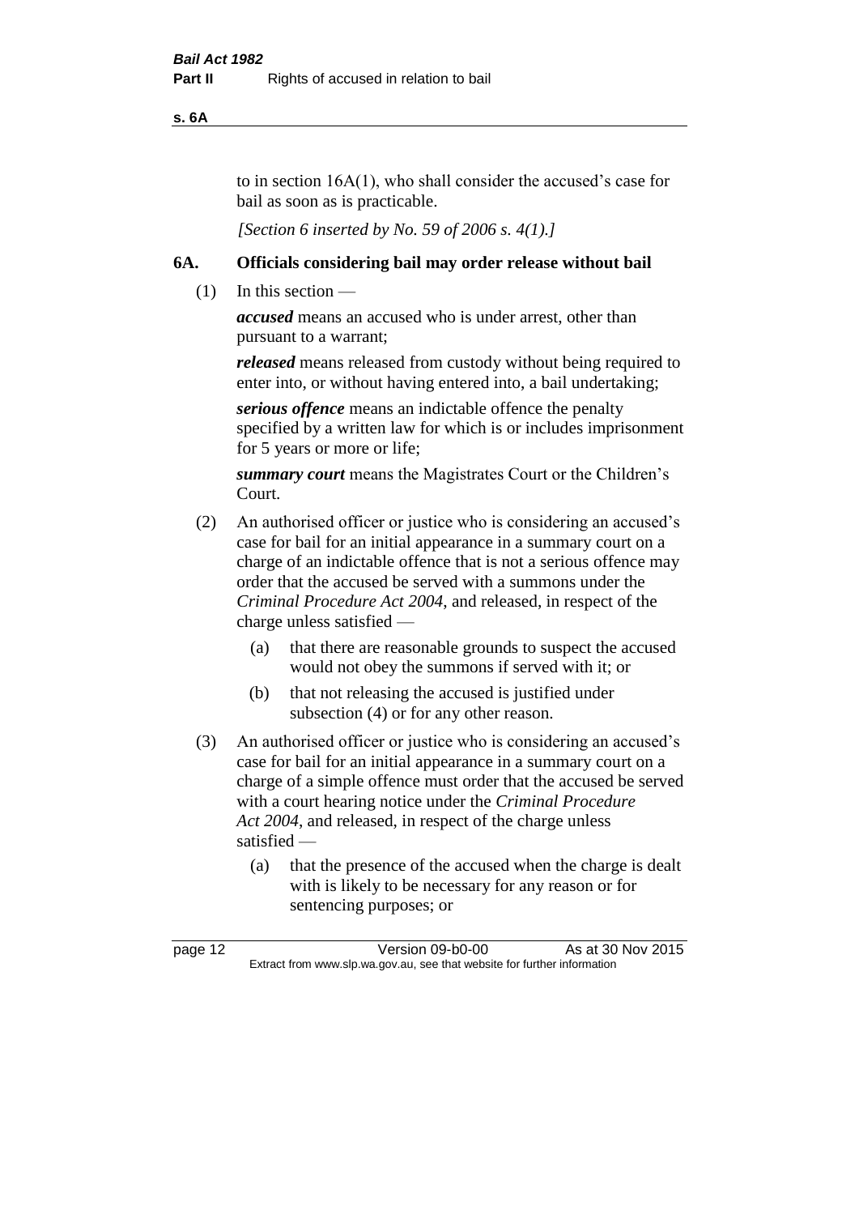to in section 16A(1), who shall consider the accused's case for bail as soon as is practicable.

*[Section 6 inserted by No. 59 of 2006 s. 4(1).]*

## 6A. Officials considering bail may order release without bail

(1) In this section —

***accused*** means an accused who is under arrest, other than pursuant to a warrant;

***released*** means released from custody without being required to enter into, or without having entered into, a bail undertaking;

***serious offence*** means an indictable offence the penalty specified by a written law for which is or includes imprisonment for 5 years or more or life;

***summary court*** means the Magistrates Court or the Children's Court.

(2) An authorised officer or justice who is considering an accused's case for bail for an initial appearance in a summary court on a charge of an indictable offence that is not a serious offence may order that the accused be served with a summons under the *Criminal Procedure Act 2004*, and released, in respect of the charge unless satisfied —

  (a) that there are reasonable grounds to suspect the accused would not obey the summons if served with it; or

  (b) that not releasing the accused is justified under subsection (4) or for any other reason.

(3) An authorised officer or justice who is considering an accused's case for bail for an initial appearance in a summary court on a charge of a simple offence must order that the accused be served with a court hearing notice under the *Criminal Procedure Act 2004*, and released, in respect of the charge unless satisfied —

  (a) that the presence of the accused when the charge is dealt with is likely to be necessary for any reason or for sentencing purposes; or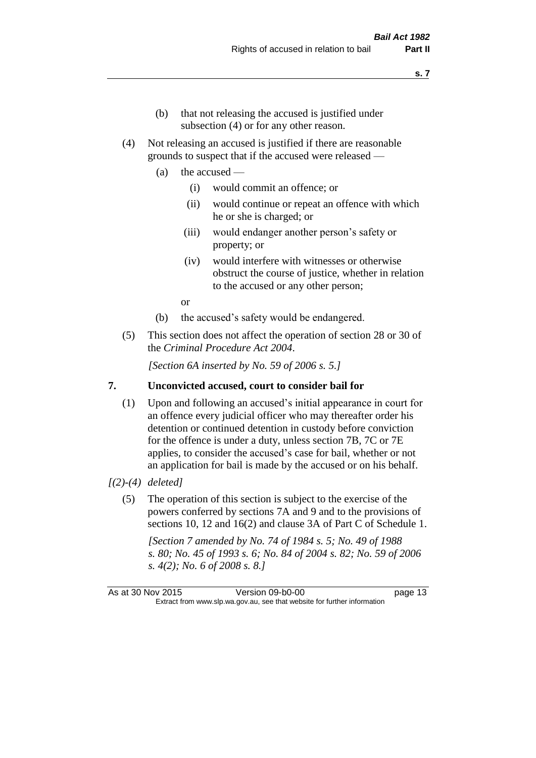(b) that not releasing the accused is justified under subsection (4) or for any other reason.

(4) Not releasing an accused is justified if there are reasonable grounds to suspect that if the accused were released —

(a) the accused —

(i) would commit an offence; or

(ii) would continue or repeat an offence with which he or she is charged; or

(iii) would endanger another person's safety or property; or

(iv) would interfere with witnesses or otherwise obstruct the course of justice, whether in relation to the accused or any other person;

or

(b) the accused's safety would be endangered.

(5) This section does not affect the operation of section 28 or 30 of the *Criminal Procedure Act 2004*.

*[Section 6A inserted by No. 59 of 2006 s. 5.]*

## 7. Unconvicted accused, court to consider bail for

(1) Upon and following an accused's initial appearance in court for an offence every judicial officer who may thereafter order his detention or continued detention in custody before conviction for the offence is under a duty, unless section 7B, 7C or 7E applies, to consider the accused's case for bail, whether or not an application for bail is made by the accused or on his behalf.

*[(2)-(4) deleted]*

(5) The operation of this section is subject to the exercise of the powers conferred by sections 7A and 9 and to the provisions of sections 10, 12 and 16(2) and clause 3A of Part C of Schedule 1.

*[Section 7 amended by No. 74 of 1984 s. 5; No. 49 of 1988 s. 80; No. 45 of 1993 s. 6; No. 84 of 2004 s. 82; No. 59 of 2006 s. 4(2); No. 6 of 2008 s. 8.]*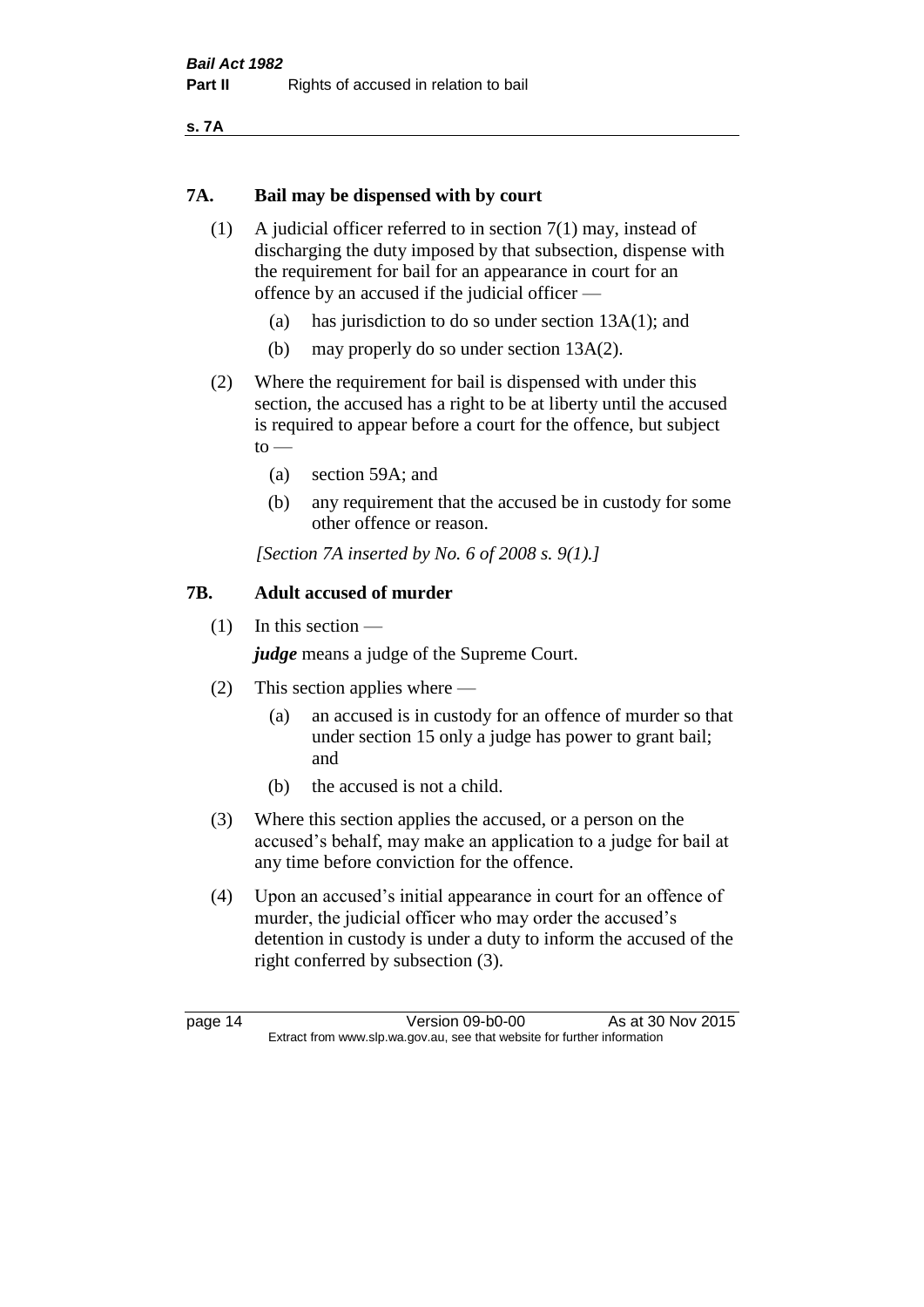## 7A. Bail may be dispensed with by court

(1) A judicial officer referred to in section 7(1) may, instead of discharging the duty imposed by that subsection, dispense with the requirement for bail for an appearance in court for an offence by an accused if the judicial officer —

- (a) has jurisdiction to do so under section 13A(1); and
- (b) may properly do so under section 13A(2).

(2) Where the requirement for bail is dispensed with under this section, the accused has a right to be at liberty until the accused is required to appear before a court for the offence, but subject to —

- (a) section 59A; and
- (b) any requirement that the accused be in custody for some other offence or reason.

*[Section 7A inserted by No. 6 of 2008 s. 9(1).]*

## 7B. Adult accused of murder

(1) In this section —

***judge*** means a judge of the Supreme Court.

(2) This section applies where —

- (a) an accused is in custody for an offence of murder so that under section 15 only a judge has power to grant bail; and
- (b) the accused is not a child.

(3) Where this section applies the accused, or a person on the accused's behalf, may make an application to a judge for bail at any time before conviction for the offence.

(4) Upon an accused's initial appearance in court for an offence of murder, the judicial officer who may order the accused's detention in custody is under a duty to inform the accused of the right conferred by subsection (3).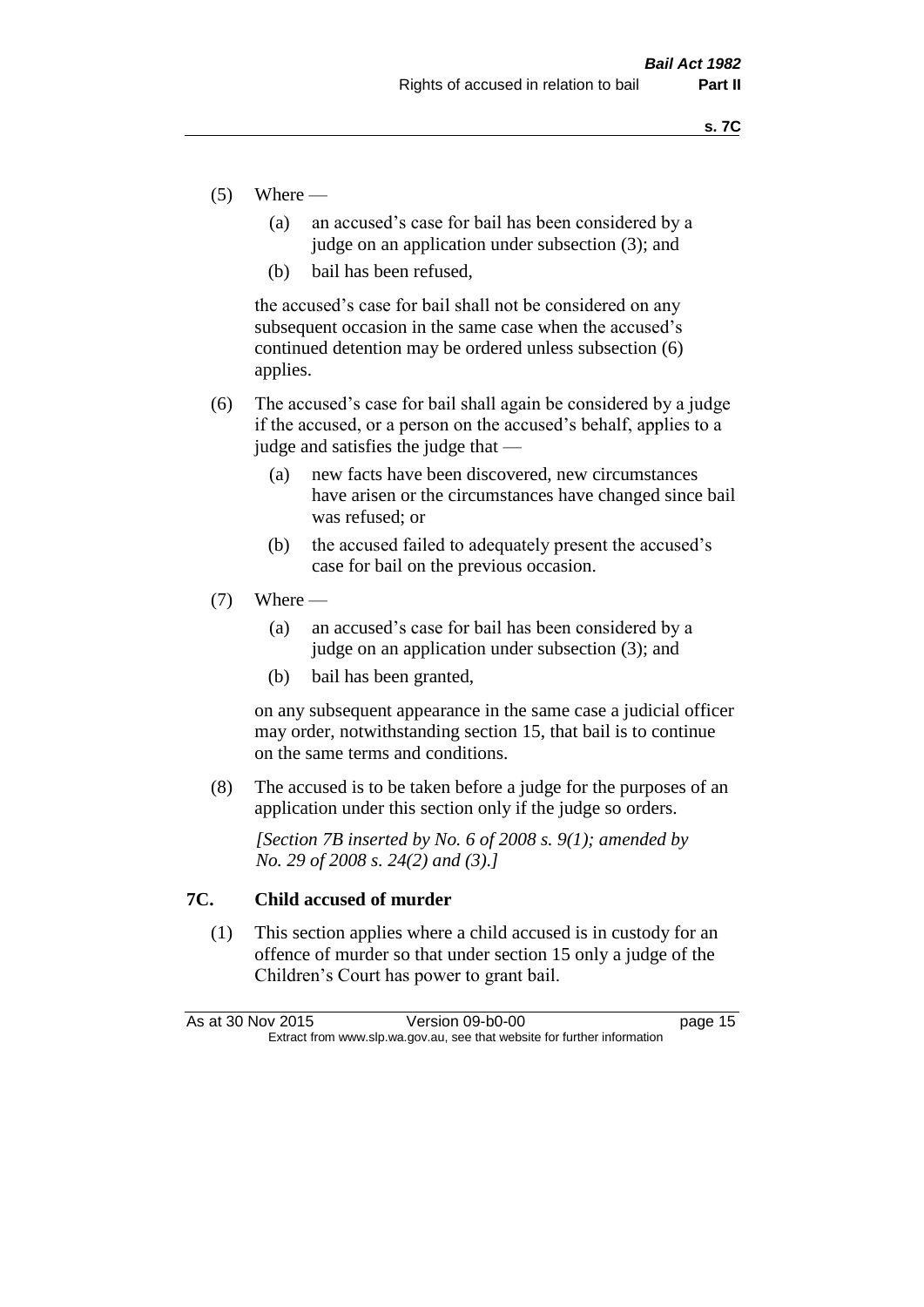(5) Where —

  (a) an accused's case for bail has been considered by a judge on an application under subsection (3); and

  (b) bail has been refused,

  the accused's case for bail shall not be considered on any subsequent occasion in the same case when the accused's continued detention may be ordered unless subsection (6) applies.

(6) The accused's case for bail shall again be considered by a judge if the accused, or a person on the accused's behalf, applies to a judge and satisfies the judge that —

  (a) new facts have been discovered, new circumstances have arisen or the circumstances have changed since bail was refused; or

  (b) the accused failed to adequately present the accused's case for bail on the previous occasion.

(7) Where —

  (a) an accused's case for bail has been considered by a judge on an application under subsection (3); and

  (b) bail has been granted,

  on any subsequent appearance in the same case a judicial officer may order, notwithstanding section 15, that bail is to continue on the same terms and conditions.

(8) The accused is to be taken before a judge for the purposes of an application under this section only if the judge so orders.

*[Section 7B inserted by No. 6 of 2008 s. 9(1); amended by No. 29 of 2008 s. 24(2) and (3).]*

## 7C. Child accused of murder

(1) This section applies where a child accused is in custody for an offence of murder so that under section 15 only a judge of the Children's Court has power to grant bail.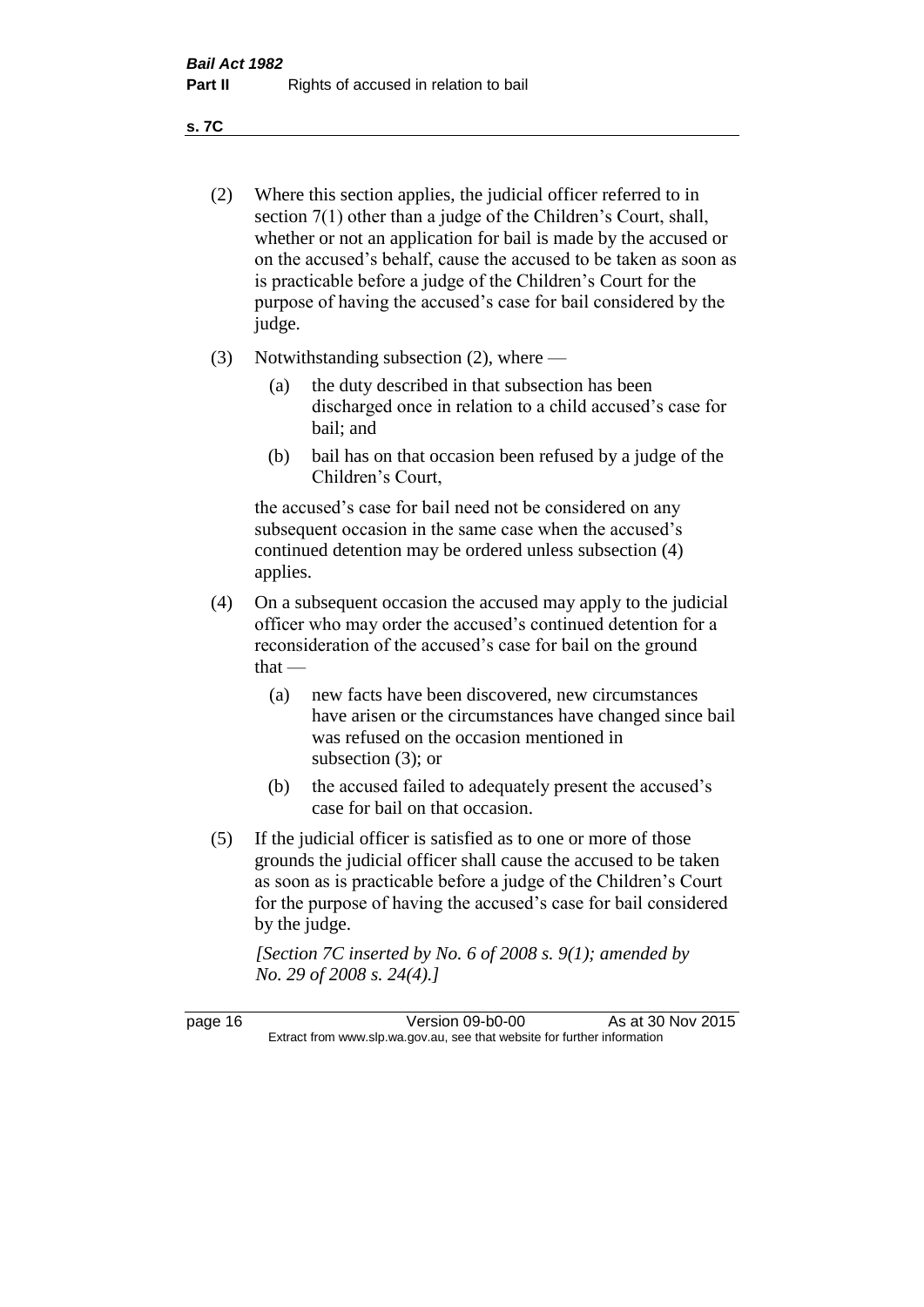(2) Where this section applies, the judicial officer referred to in section 7(1) other than a judge of the Children's Court, shall, whether or not an application for bail is made by the accused or on the accused's behalf, cause the accused to be taken as soon as is practicable before a judge of the Children's Court for the purpose of having the accused's case for bail considered by the judge.

(3) Notwithstanding subsection (2), where —

  (a) the duty described in that subsection has been discharged once in relation to a child accused's case for bail; and

  (b) bail has on that occasion been refused by a judge of the Children's Court,

  the accused's case for bail need not be considered on any subsequent occasion in the same case when the accused's continued detention may be ordered unless subsection (4) applies.

(4) On a subsequent occasion the accused may apply to the judicial officer who may order the accused's continued detention for a reconsideration of the accused's case for bail on the ground that —

  (a) new facts have been discovered, new circumstances have arisen or the circumstances have changed since bail was refused on the occasion mentioned in subsection (3); or

  (b) the accused failed to adequately present the accused's case for bail on that occasion.

(5) If the judicial officer is satisfied as to one or more of those grounds the judicial officer shall cause the accused to be taken as soon as is practicable before a judge of the Children's Court for the purpose of having the accused's case for bail considered by the judge.

*[Section 7C inserted by No. 6 of 2008 s. 9(1); amended by No. 29 of 2008 s. 24(4).]*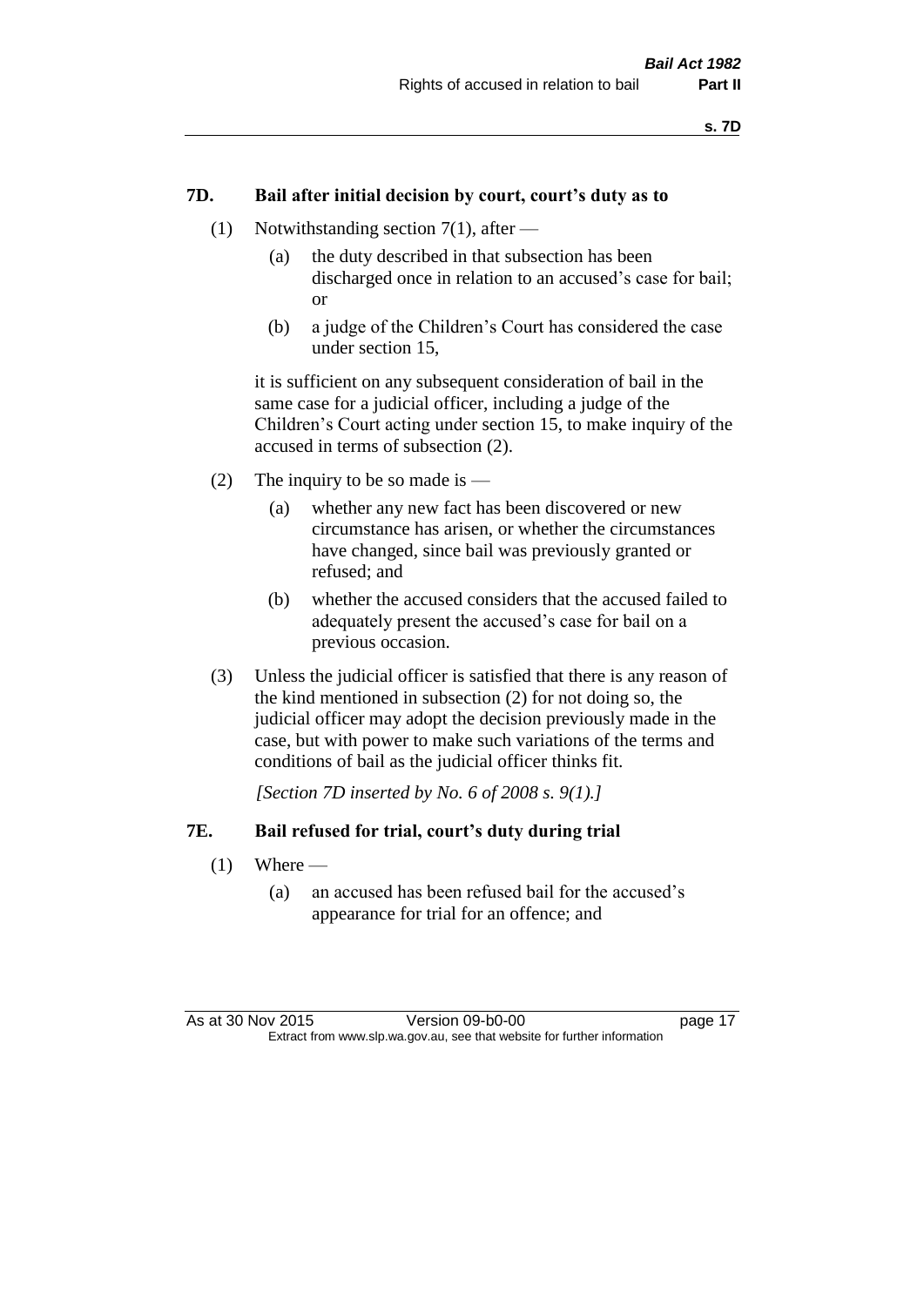### 7D. Bail after initial decision by court, court's duty as to

(1) Notwithstanding section 7(1), after —

(a) the duty described in that subsection has been discharged once in relation to an accused's case for bail; or

(b) a judge of the Children's Court has considered the case under section 15,

it is sufficient on any subsequent consideration of bail in the same case for a judicial officer, including a judge of the Children's Court acting under section 15, to make inquiry of the accused in terms of subsection (2).

(2) The inquiry to be so made is —

(a) whether any new fact has been discovered or new circumstance has arisen, or whether the circumstances have changed, since bail was previously granted or refused; and

(b) whether the accused considers that the accused failed to adequately present the accused's case for bail on a previous occasion.

(3) Unless the judicial officer is satisfied that there is any reason of the kind mentioned in subsection (2) for not doing so, the judicial officer may adopt the decision previously made in the case, but with power to make such variations of the terms and conditions of bail as the judicial officer thinks fit.

*[Section 7D inserted by No. 6 of 2008 s. 9(1).]*

### 7E. Bail refused for trial, court's duty during trial

(1) Where —

(a) an accused has been refused bail for the accused's appearance for trial for an offence; and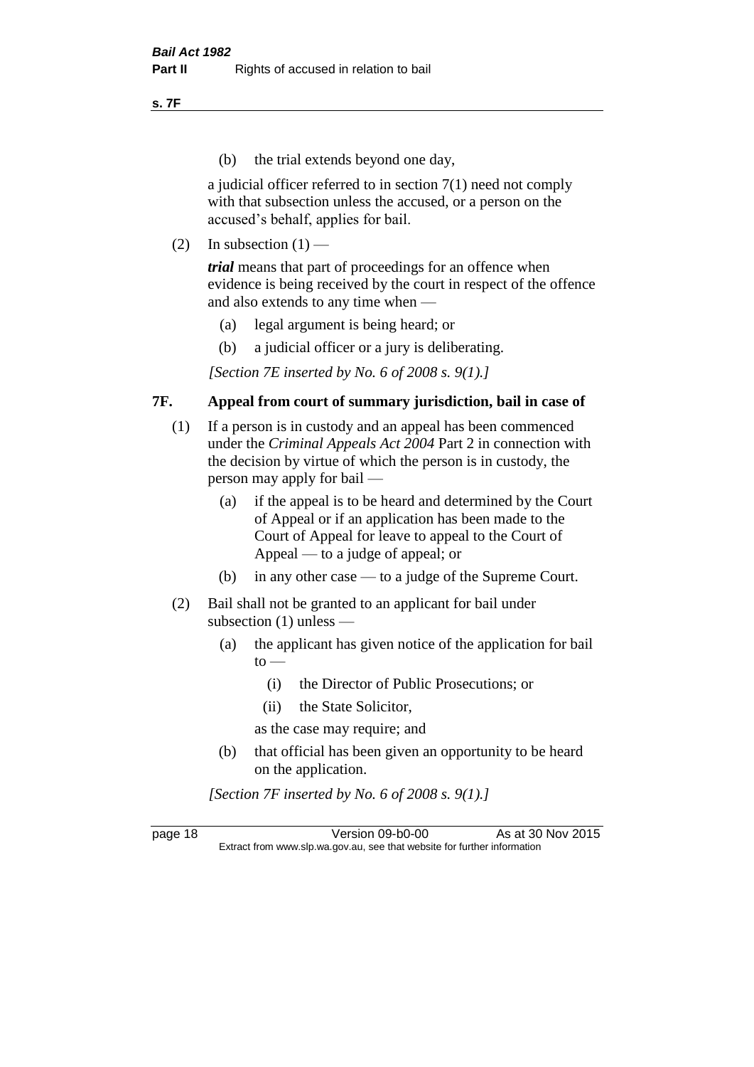(b) the trial extends beyond one day,

a judicial officer referred to in section 7(1) need not comply with that subsection unless the accused, or a person on the accused's behalf, applies for bail.

(2) In subsection (1) —

***trial*** means that part of proceedings for an offence when evidence is being received by the court in respect of the offence and also extends to any time when —

(a) legal argument is being heard; or

(b) a judicial officer or a jury is deliberating.

*[Section 7E inserted by No. 6 of 2008 s. 9(1).]*

## 7F. Appeal from court of summary jurisdiction, bail in case of

(1) If a person is in custody and an appeal has been commenced under the *Criminal Appeals Act 2004* Part 2 in connection with the decision by virtue of which the person is in custody, the person may apply for bail —

(a) if the appeal is to be heard and determined by the Court of Appeal or if an application has been made to the Court of Appeal for leave to appeal to the Court of Appeal — to a judge of appeal; or

(b) in any other case — to a judge of the Supreme Court.

(2) Bail shall not be granted to an applicant for bail under subsection (1) unless —

(a) the applicant has given notice of the application for bail to —

(i) the Director of Public Prosecutions; or

(ii) the State Solicitor,

as the case may require; and

(b) that official has been given an opportunity to be heard on the application.

*[Section 7F inserted by No. 6 of 2008 s. 9(1).]*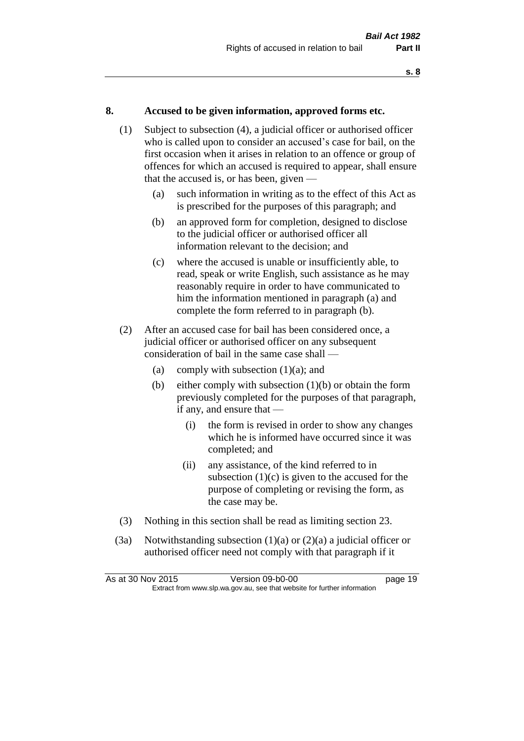## 8. Accused to be given information, approved forms etc.

(1) Subject to subsection (4), a judicial officer or authorised officer who is called upon to consider an accused's case for bail, on the first occasion when it arises in relation to an offence or group of offences for which an accused is required to appear, shall ensure that the accused is, or has been, given —

(a) such information in writing as to the effect of this Act as is prescribed for the purposes of this paragraph; and

(b) an approved form for completion, designed to disclose to the judicial officer or authorised officer all information relevant to the decision; and

(c) where the accused is unable or insufficiently able, to read, speak or write English, such assistance as he may reasonably require in order to have communicated to him the information mentioned in paragraph (a) and complete the form referred to in paragraph (b).

(2) After an accused case for bail has been considered once, a judicial officer or authorised officer on any subsequent consideration of bail in the same case shall —

(a) comply with subsection (1)(a); and

(b) either comply with subsection (1)(b) or obtain the form previously completed for the purposes of that paragraph, if any, and ensure that —

(i) the form is revised in order to show any changes which he is informed have occurred since it was completed; and

(ii) any assistance, of the kind referred to in subsection (1)(c) is given to the accused for the purpose of completing or revising the form, as the case may be.

(3) Nothing in this section shall be read as limiting section 23.

(3a) Notwithstanding subsection (1)(a) or (2)(a) a judicial officer or authorised officer need not comply with that paragraph if it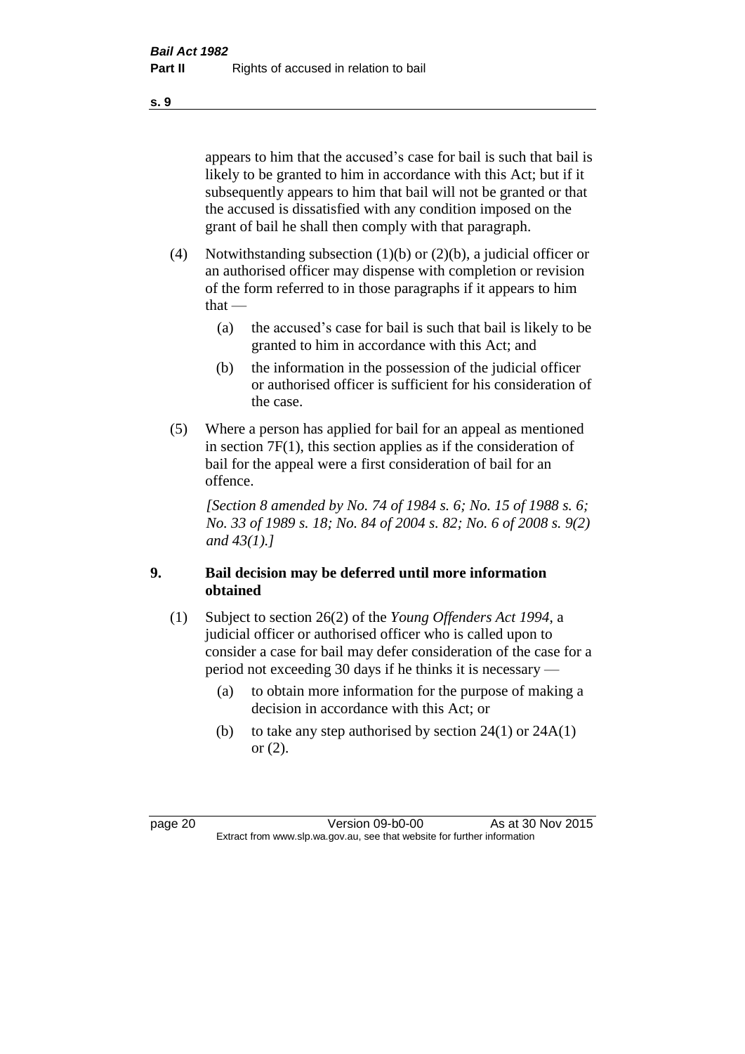appears to him that the accused's case for bail is such that bail is likely to be granted to him in accordance with this Act; but if it subsequently appears to him that bail will not be granted or that the accused is dissatisfied with any condition imposed on the grant of bail he shall then comply with that paragraph.

(4) Notwithstanding subsection (1)(b) or (2)(b), a judicial officer or an authorised officer may dispense with completion or revision of the form referred to in those paragraphs if it appears to him that —

(a) the accused's case for bail is such that bail is likely to be granted to him in accordance with this Act; and

(b) the information in the possession of the judicial officer or authorised officer is sufficient for his consideration of the case.

(5) Where a person has applied for bail for an appeal as mentioned in section 7F(1), this section applies as if the consideration of bail for the appeal were a first consideration of bail for an offence.

*[Section 8 amended by No. 74 of 1984 s. 6; No. 15 of 1988 s. 6; No. 33 of 1989 s. 18; No. 84 of 2004 s. 82; No. 6 of 2008 s. 9(2) and 43(1).]*

### 9. Bail decision may be deferred until more information obtained

(1) Subject to section 26(2) of the *Young Offenders Act 1994*, a judicial officer or authorised officer who is called upon to consider a case for bail may defer consideration of the case for a period not exceeding 30 days if he thinks it is necessary —

(a) to obtain more information for the purpose of making a decision in accordance with this Act; or

(b) to take any step authorised by section 24(1) or 24A(1) or (2).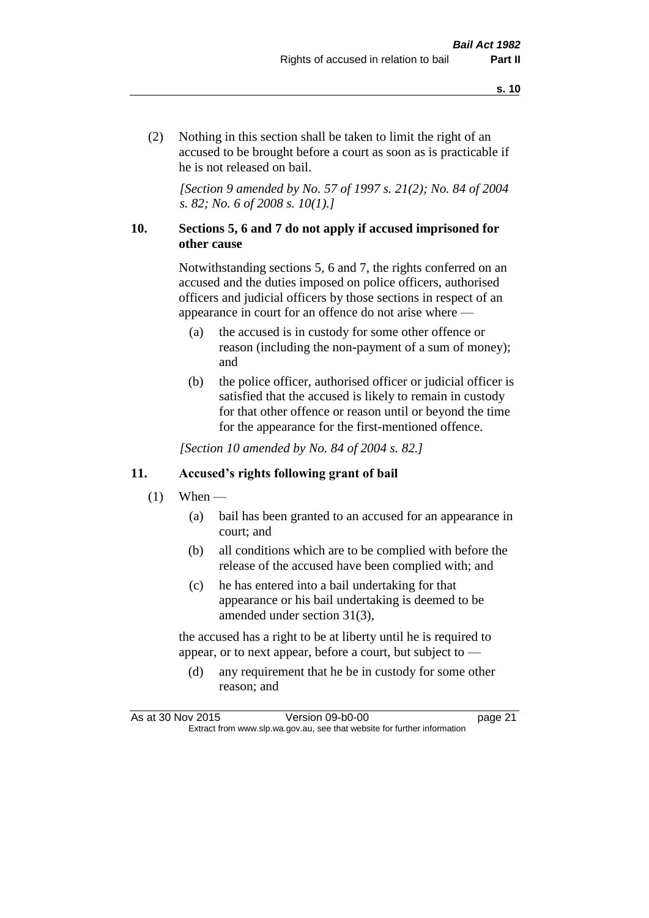(2) Nothing in this section shall be taken to limit the right of an accused to be brought before a court as soon as is practicable if he is not released on bail.

*[Section 9 amended by No. 57 of 1997 s. 21(2); No. 84 of 2004 s. 82; No. 6 of 2008 s. 10(1).]*

### 10. Sections 5, 6 and 7 do not apply if accused imprisoned for other cause

Notwithstanding sections 5, 6 and 7, the rights conferred on an accused and the duties imposed on police officers, authorised officers and judicial officers by those sections in respect of an appearance in court for an offence do not arise where —

(a) the accused is in custody for some other offence or reason (including the non-payment of a sum of money); and

(b) the police officer, authorised officer or judicial officer is satisfied that the accused is likely to remain in custody for that other offence or reason until or beyond the time for the appearance for the first-mentioned offence.

*[Section 10 amended by No. 84 of 2004 s. 82.]*

### 11. Accused's rights following grant of bail

(1) When —

(a) bail has been granted to an accused for an appearance in court; and

(b) all conditions which are to be complied with before the release of the accused have been complied with; and

(c) he has entered into a bail undertaking for that appearance or his bail undertaking is deemed to be amended under section 31(3),

the accused has a right to be at liberty until he is required to appear, or to next appear, before a court, but subject to —

(d) any requirement that he be in custody for some other reason; and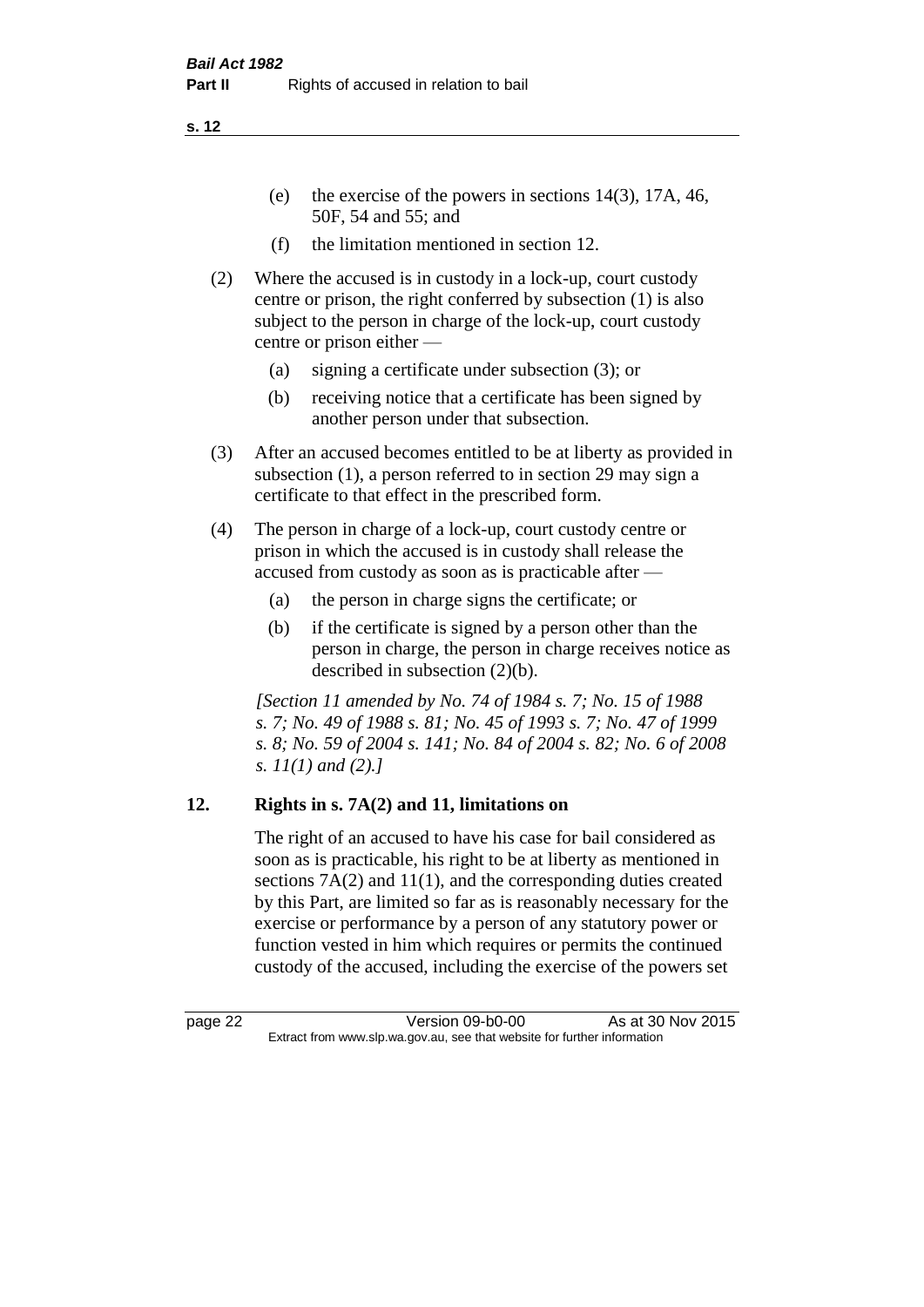(e) the exercise of the powers in sections 14(3), 17A, 46, 50F, 54 and 55; and

(f) the limitation mentioned in section 12.

(2) Where the accused is in custody in a lock-up, court custody centre or prison, the right conferred by subsection (1) is also subject to the person in charge of the lock-up, court custody centre or prison either —

(a) signing a certificate under subsection (3); or

(b) receiving notice that a certificate has been signed by another person under that subsection.

(3) After an accused becomes entitled to be at liberty as provided in subsection (1), a person referred to in section 29 may sign a certificate to that effect in the prescribed form.

(4) The person in charge of a lock-up, court custody centre or prison in which the accused is in custody shall release the accused from custody as soon as is practicable after —

(a) the person in charge signs the certificate; or

(b) if the certificate is signed by a person other than the person in charge, the person in charge receives notice as described in subsection (2)(b).

*[Section 11 amended by No. 74 of 1984 s. 7; No. 15 of 1988 s. 7; No. 49 of 1988 s. 81; No. 45 of 1993 s. 7; No. 47 of 1999 s. 8; No. 59 of 2004 s. 141; No. 84 of 2004 s. 82; No. 6 of 2008 s. 11(1) and (2).]*

## 12. Rights in s. 7A(2) and 11, limitations on

The right of an accused to have his case for bail considered as soon as is practicable, his right to be at liberty as mentioned in sections 7A(2) and 11(1), and the corresponding duties created by this Part, are limited so far as is reasonably necessary for the exercise or performance by a person of any statutory power or function vested in him which requires or permits the continued custody of the accused, including the exercise of the powers set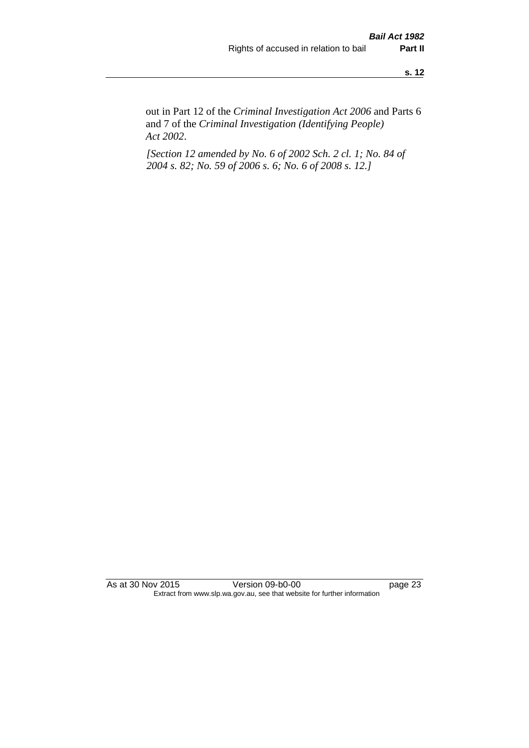out in Part 12 of the *Criminal Investigation Act 2006* and Parts 6 and 7 of the *Criminal Investigation (Identifying People) Act 2002*.

*[Section 12 amended by No. 6 of 2002 Sch. 2 cl. 1; No. 84 of 2004 s. 82; No. 59 of 2006 s. 6; No. 6 of 2008 s. 12.]*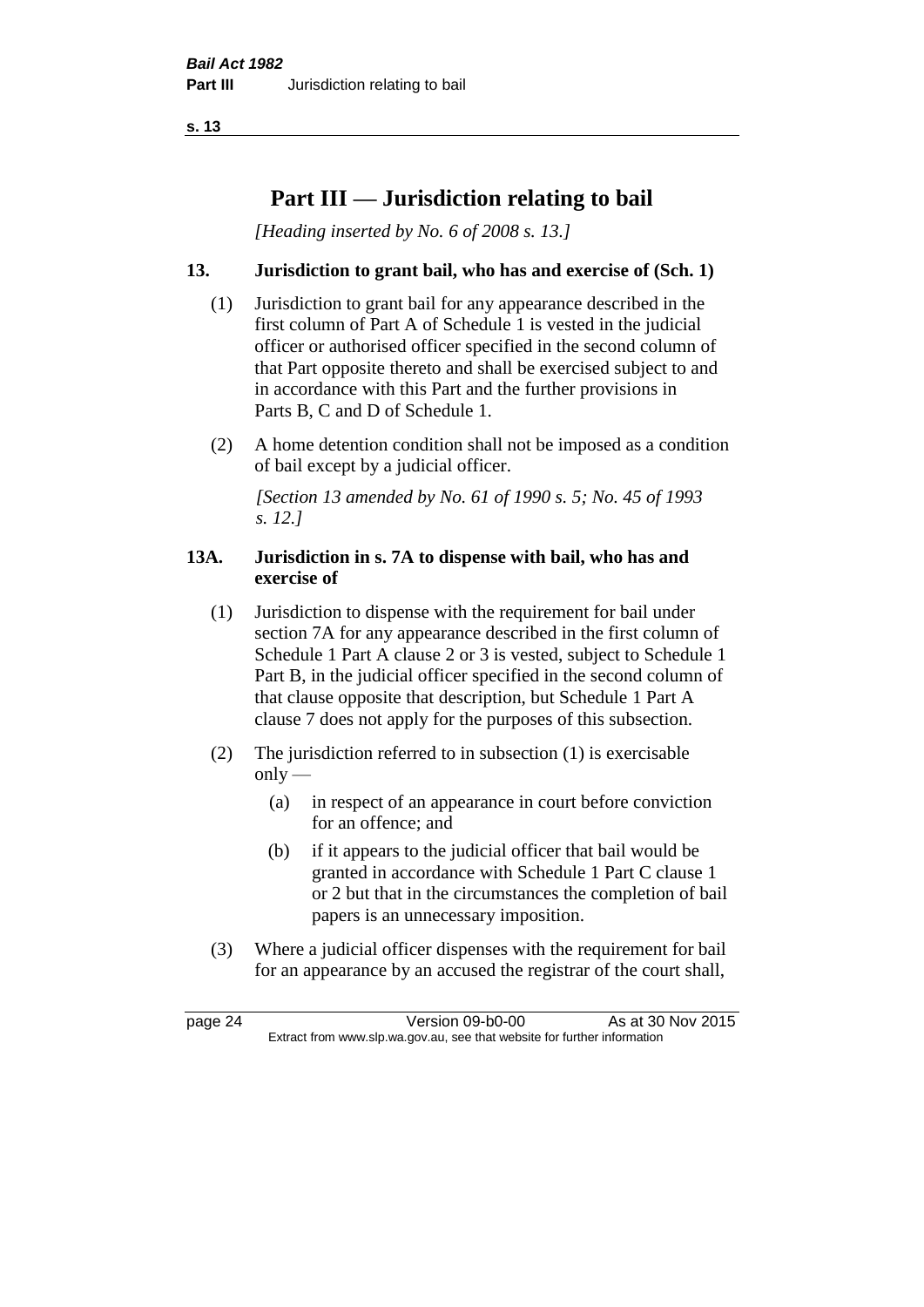# Part III — Jurisdiction relating to bail

*[Heading inserted by No. 6 of 2008 s. 13.]*

### 13. Jurisdiction to grant bail, who has and exercise of (Sch. 1)

(1) Jurisdiction to grant bail for any appearance described in the first column of Part A of Schedule 1 is vested in the judicial officer or authorised officer specified in the second column of that Part opposite thereto and shall be exercised subject to and in accordance with this Part and the further provisions in Parts B, C and D of Schedule 1.

(2) A home detention condition shall not be imposed as a condition of bail except by a judicial officer.

*[Section 13 amended by No. 61 of 1990 s. 5; No. 45 of 1993 s. 12.]*

### 13A. Jurisdiction in s. 7A to dispense with bail, who has and exercise of

(1) Jurisdiction to dispense with the requirement for bail under section 7A for any appearance described in the first column of Schedule 1 Part A clause 2 or 3 is vested, subject to Schedule 1 Part B, in the judicial officer specified in the second column of that clause opposite that description, but Schedule 1 Part A clause 7 does not apply for the purposes of this subsection.

(2) The jurisdiction referred to in subsection (1) is exercisable only —

- (a) in respect of an appearance in court before conviction for an offence; and
- (b) if it appears to the judicial officer that bail would be granted in accordance with Schedule 1 Part C clause 1 or 2 but that in the circumstances the completion of bail papers is an unnecessary imposition.

(3) Where a judicial officer dispenses with the requirement for bail for an appearance by an accused the registrar of the court shall,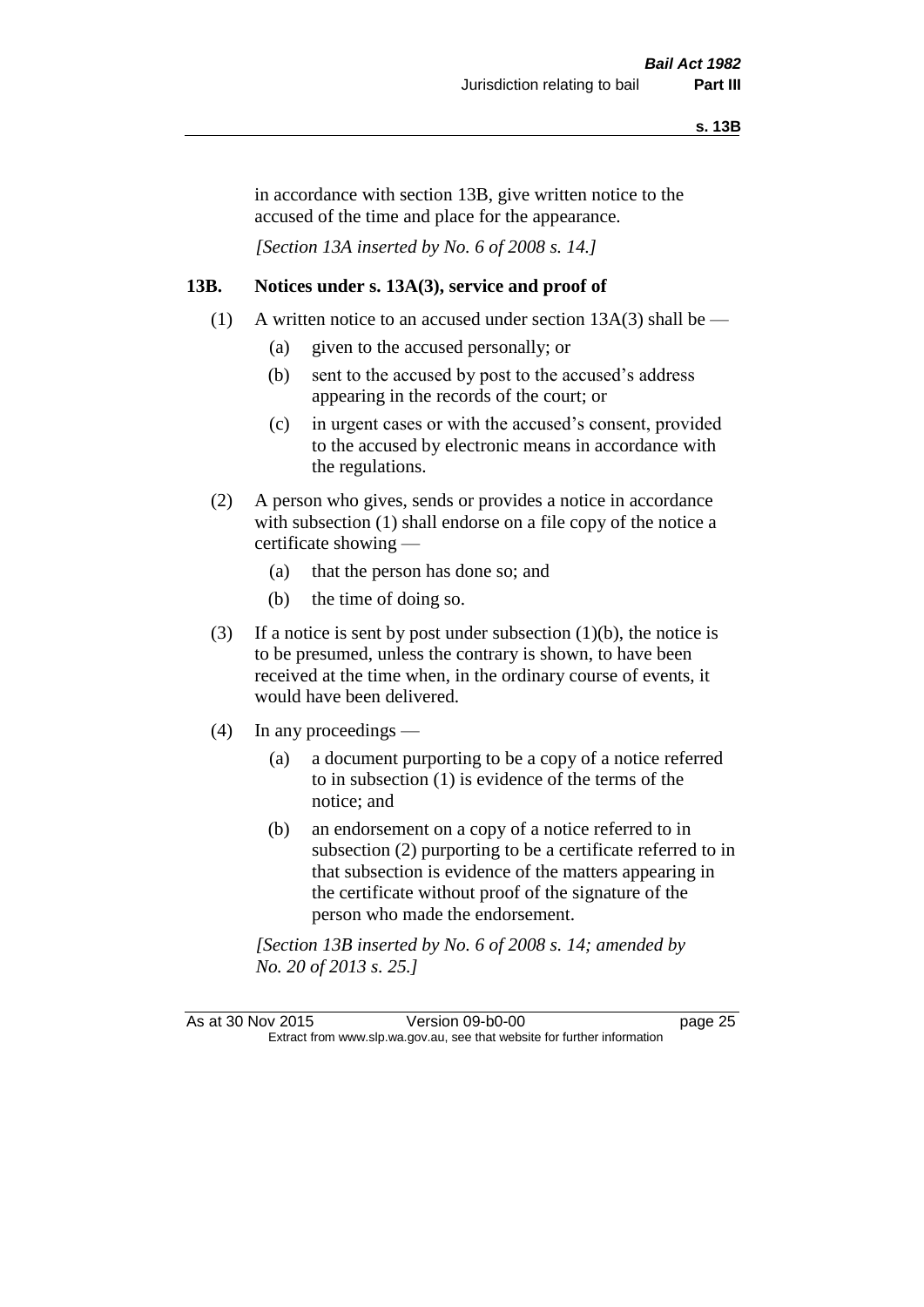in accordance with section 13B, give written notice to the accused of the time and place for the appearance.

*[Section 13A inserted by No. 6 of 2008 s. 14.]*

### 13B. Notices under s. 13A(3), service and proof of

(1) A written notice to an accused under section 13A(3) shall be —

- (a) given to the accused personally; or
- (b) sent to the accused by post to the accused's address appearing in the records of the court; or
- (c) in urgent cases or with the accused's consent, provided to the accused by electronic means in accordance with the regulations.

(2) A person who gives, sends or provides a notice in accordance with subsection (1) shall endorse on a file copy of the notice a certificate showing —

- (a) that the person has done so; and
- (b) the time of doing so.

(3) If a notice is sent by post under subsection (1)(b), the notice is to be presumed, unless the contrary is shown, to have been received at the time when, in the ordinary course of events, it would have been delivered.

(4) In any proceedings —

- (a) a document purporting to be a copy of a notice referred to in subsection (1) is evidence of the terms of the notice; and
- (b) an endorsement on a copy of a notice referred to in subsection (2) purporting to be a certificate referred to in that subsection is evidence of the matters appearing in the certificate without proof of the signature of the person who made the endorsement.

*[Section 13B inserted by No. 6 of 2008 s. 14; amended by No. 20 of 2013 s. 25.]*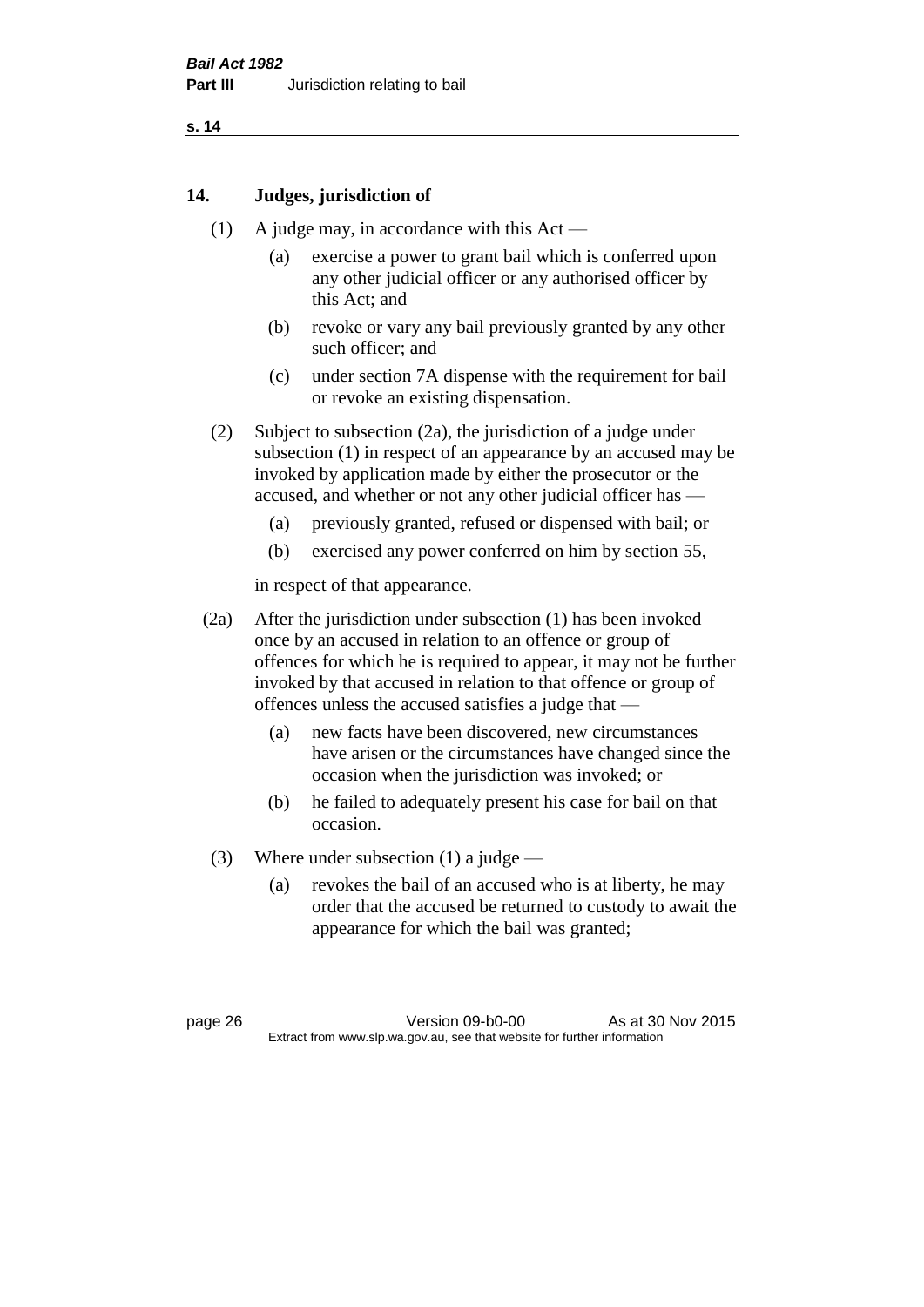## 14. Judges, jurisdiction of

(1) A judge may, in accordance with this Act —

(a) exercise a power to grant bail which is conferred upon any other judicial officer or any authorised officer by this Act; and

(b) revoke or vary any bail previously granted by any other such officer; and

(c) under section 7A dispense with the requirement for bail or revoke an existing dispensation.

(2) Subject to subsection (2a), the jurisdiction of a judge under subsection (1) in respect of an appearance by an accused may be invoked by application made by either the prosecutor or the accused, and whether or not any other judicial officer has —

(a) previously granted, refused or dispensed with bail; or

(b) exercised any power conferred on him by section 55,

in respect of that appearance.

(2a) After the jurisdiction under subsection (1) has been invoked once by an accused in relation to an offence or group of offences for which he is required to appear, it may not be further invoked by that accused in relation to that offence or group of offences unless the accused satisfies a judge that —

(a) new facts have been discovered, new circumstances have arisen or the circumstances have changed since the occasion when the jurisdiction was invoked; or

(b) he failed to adequately present his case for bail on that occasion.

(3) Where under subsection (1) a judge —

(a) revokes the bail of an accused who is at liberty, he may order that the accused be returned to custody to await the appearance for which the bail was granted;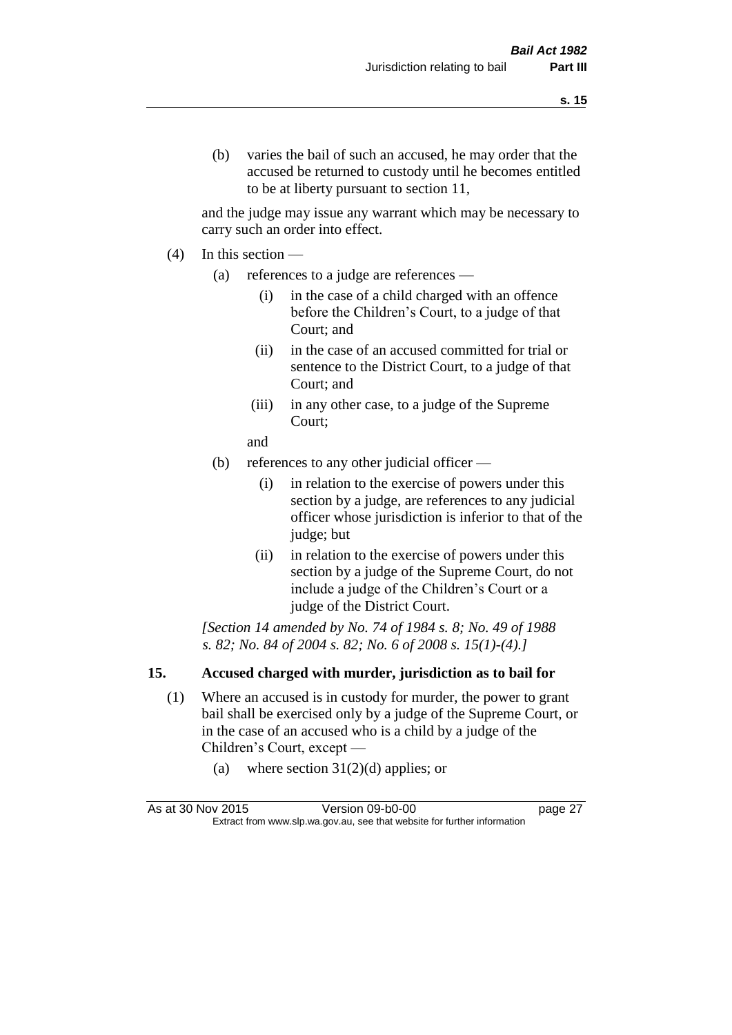(b) varies the bail of such an accused, he may order that the accused be returned to custody until he becomes entitled to be at liberty pursuant to section 11,

and the judge may issue any warrant which may be necessary to carry such an order into effect.

(4) In this section —

(a) references to a judge are references —

(i) in the case of a child charged with an offence before the Children's Court, to a judge of that Court; and

(ii) in the case of an accused committed for trial or sentence to the District Court, to a judge of that Court; and

(iii) in any other case, to a judge of the Supreme Court;

and

(b) references to any other judicial officer —

(i) in relation to the exercise of powers under this section by a judge, are references to any judicial officer whose jurisdiction is inferior to that of the judge; but

(ii) in relation to the exercise of powers under this section by a judge of the Supreme Court, do not include a judge of the Children's Court or a judge of the District Court.

*[Section 14 amended by No. 74 of 1984 s. 8; No. 49 of 1988 s. 82; No. 84 of 2004 s. 82; No. 6 of 2008 s. 15(1)-(4).]*

## 15. Accused charged with murder, jurisdiction as to bail for

(1) Where an accused is in custody for murder, the power to grant bail shall be exercised only by a judge of the Supreme Court, or in the case of an accused who is a child by a judge of the Children's Court, except —

(a) where section 31(2)(d) applies; or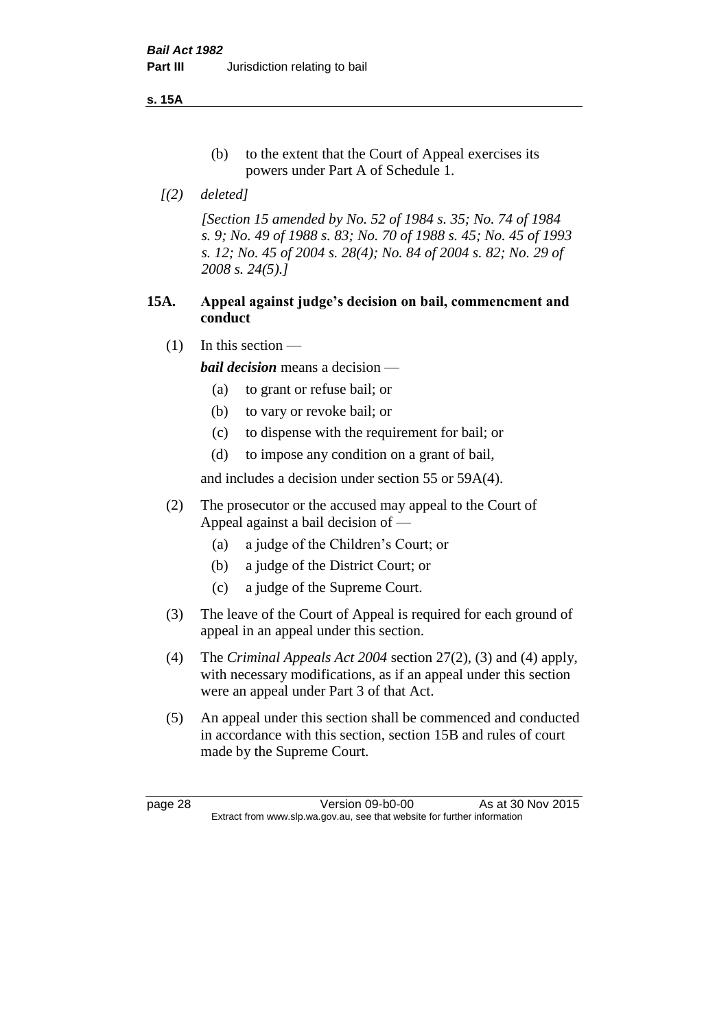(b) to the extent that the Court of Appeal exercises its powers under Part A of Schedule 1.

*[(2) deleted]*

*[Section 15 amended by No. 52 of 1984 s. 35; No. 74 of 1984 s. 9; No. 49 of 1988 s. 83; No. 70 of 1988 s. 45; No. 45 of 1993 s. 12; No. 45 of 2004 s. 28(4); No. 84 of 2004 s. 82; No. 29 of 2008 s. 24(5).]*

## 15A. Appeal against judge's decision on bail, commencment and conduct

(1) In this section —

***bail decision*** means a decision —

- (a) to grant or refuse bail; or
- (b) to vary or revoke bail; or
- (c) to dispense with the requirement for bail; or
- (d) to impose any condition on a grant of bail,

and includes a decision under section 55 or 59A(4).

(2) The prosecutor or the accused may appeal to the Court of Appeal against a bail decision of —

- (a) a judge of the Children's Court; or
- (b) a judge of the District Court; or
- (c) a judge of the Supreme Court.

(3) The leave of the Court of Appeal is required for each ground of appeal in an appeal under this section.

(4) The *Criminal Appeals Act 2004* section 27(2), (3) and (4) apply, with necessary modifications, as if an appeal under this section were an appeal under Part 3 of that Act.

(5) An appeal under this section shall be commenced and conducted in accordance with this section, section 15B and rules of court made by the Supreme Court.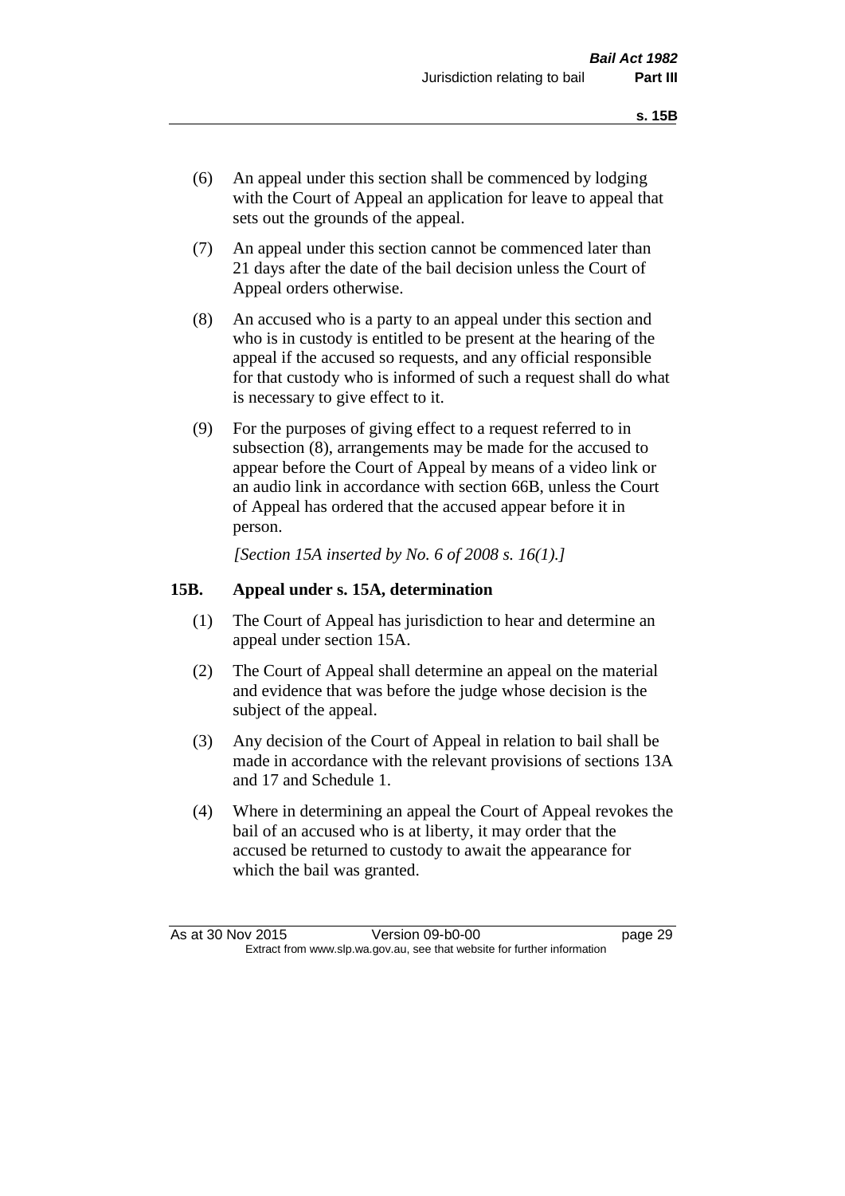(6) An appeal under this section shall be commenced by lodging with the Court of Appeal an application for leave to appeal that sets out the grounds of the appeal.

(7) An appeal under this section cannot be commenced later than 21 days after the date of the bail decision unless the Court of Appeal orders otherwise.

(8) An accused who is a party to an appeal under this section and who is in custody is entitled to be present at the hearing of the appeal if the accused so requests, and any official responsible for that custody who is informed of such a request shall do what is necessary to give effect to it.

(9) For the purposes of giving effect to a request referred to in subsection (8), arrangements may be made for the accused to appear before the Court of Appeal by means of a video link or an audio link in accordance with section 66B, unless the Court of Appeal has ordered that the accused appear before it in person.

*[Section 15A inserted by No. 6 of 2008 s. 16(1).]*

### 15B. Appeal under s. 15A, determination

(1) The Court of Appeal has jurisdiction to hear and determine an appeal under section 15A.

(2) The Court of Appeal shall determine an appeal on the material and evidence that was before the judge whose decision is the subject of the appeal.

(3) Any decision of the Court of Appeal in relation to bail shall be made in accordance with the relevant provisions of sections 13A and 17 and Schedule 1.

(4) Where in determining an appeal the Court of Appeal revokes the bail of an accused who is at liberty, it may order that the accused be returned to custody to await the appearance for which the bail was granted.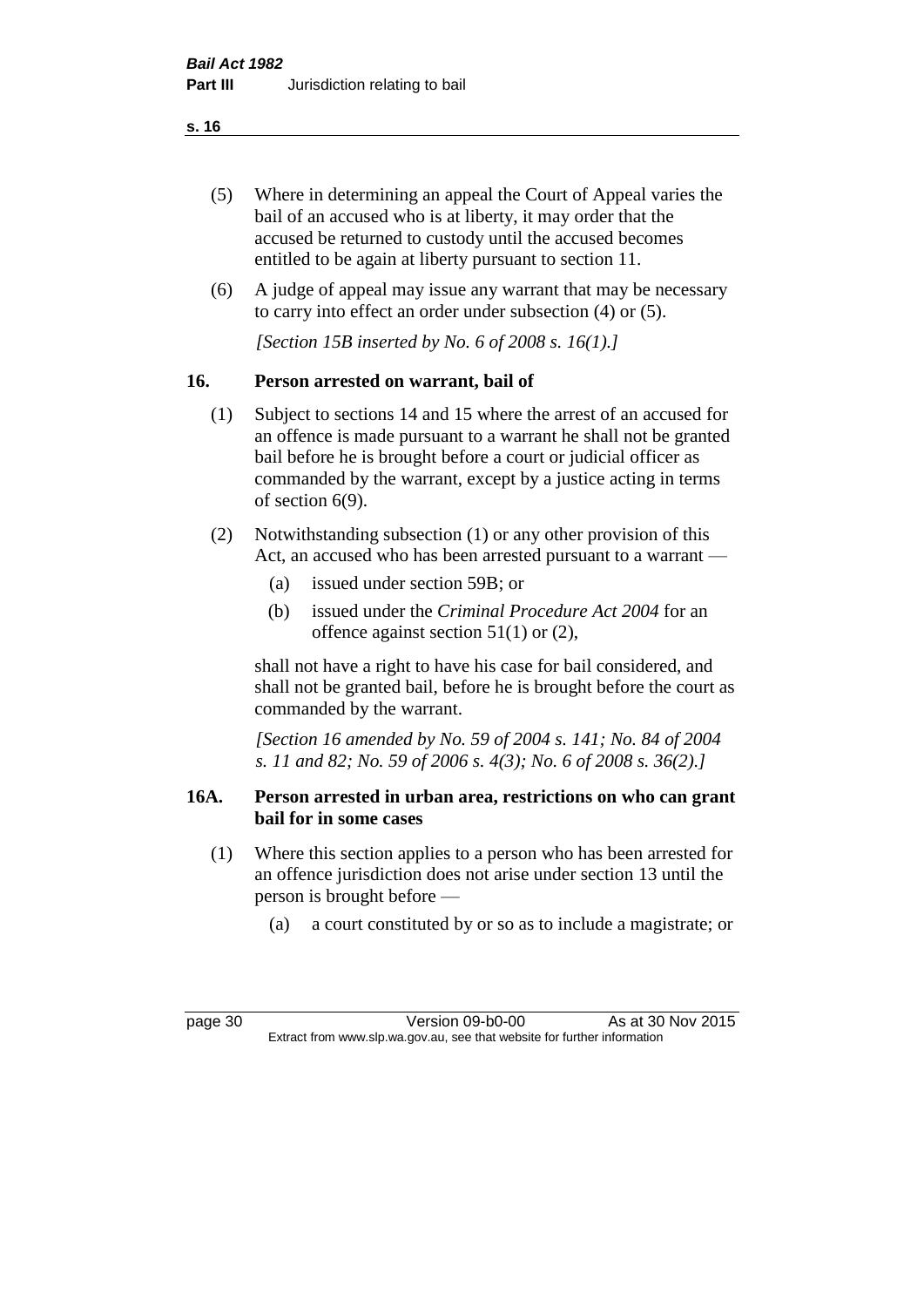(5) Where in determining an appeal the Court of Appeal varies the bail of an accused who is at liberty, it may order that the accused be returned to custody until the accused becomes entitled to be again at liberty pursuant to section 11.

(6) A judge of appeal may issue any warrant that may be necessary to carry into effect an order under subsection (4) or (5).

*[Section 15B inserted by No. 6 of 2008 s. 16(1).]*

## 16. Person arrested on warrant, bail of

(1) Subject to sections 14 and 15 where the arrest of an accused for an offence is made pursuant to a warrant he shall not be granted bail before he is brought before a court or judicial officer as commanded by the warrant, except by a justice acting in terms of section 6(9).

(2) Notwithstanding subsection (1) or any other provision of this Act, an accused who has been arrested pursuant to a warrant —

  (a) issued under section 59B; or

  (b) issued under the *Criminal Procedure Act 2004* for an offence against section 51(1) or (2),

shall not have a right to have his case for bail considered, and shall not be granted bail, before he is brought before the court as commanded by the warrant.

*[Section 16 amended by No. 59 of 2004 s. 141; No. 84 of 2004 s. 11 and 82; No. 59 of 2006 s. 4(3); No. 6 of 2008 s. 36(2).]*

## 16A. Person arrested in urban area, restrictions on who can grant bail for in some cases

(1) Where this section applies to a person who has been arrested for an offence jurisdiction does not arise under section 13 until the person is brought before —

  (a) a court constituted by or so as to include a magistrate; or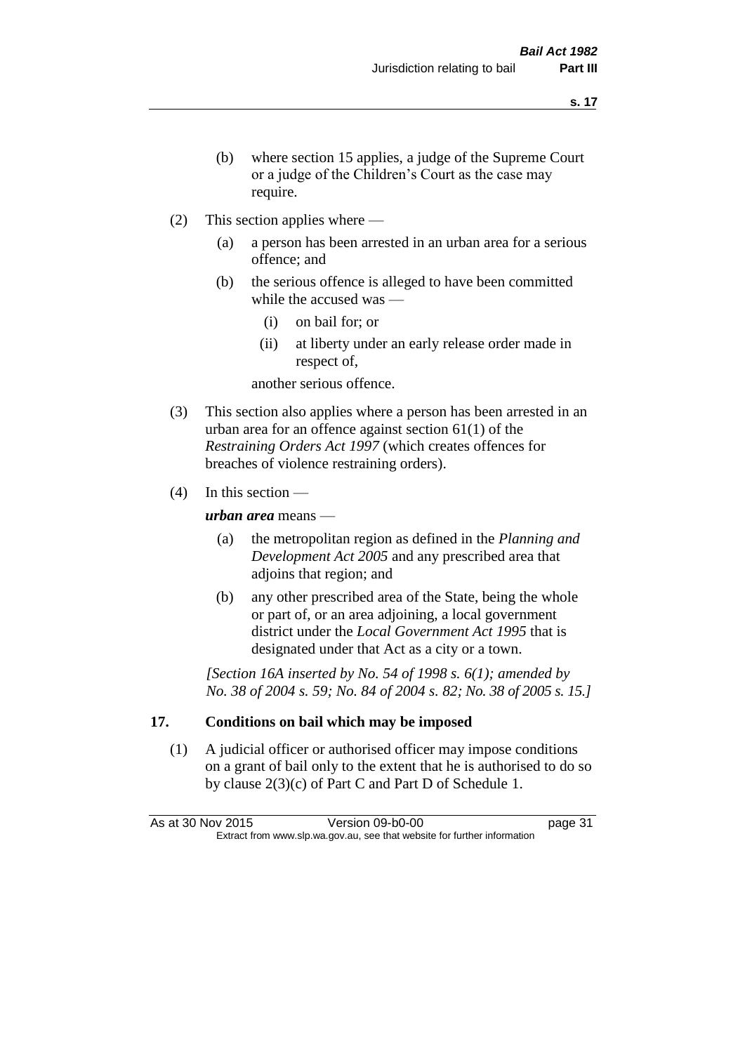(b) where section 15 applies, a judge of the Supreme Court or a judge of the Children's Court as the case may require.

(2) This section applies where —

(a) a person has been arrested in an urban area for a serious offence; and

(b) the serious offence is alleged to have been committed while the accused was —

(i) on bail for; or

(ii) at liberty under an early release order made in respect of,

another serious offence.

(3) This section also applies where a person has been arrested in an urban area for an offence against section 61(1) of the *Restraining Orders Act 1997* (which creates offences for breaches of violence restraining orders).

(4) In this section —

***urban area*** means —

(a) the metropolitan region as defined in the *Planning and Development Act 2005* and any prescribed area that adjoins that region; and

(b) any other prescribed area of the State, being the whole or part of, or an area adjoining, a local government district under the *Local Government Act 1995* that is designated under that Act as a city or a town.

*[Section 16A inserted by No. 54 of 1998 s. 6(1); amended by No. 38 of 2004 s. 59; No. 84 of 2004 s. 82; No. 38 of 2005 s. 15.]*

## 17. Conditions on bail which may be imposed

(1) A judicial officer or authorised officer may impose conditions on a grant of bail only to the extent that he is authorised to do so by clause 2(3)(c) of Part C and Part D of Schedule 1.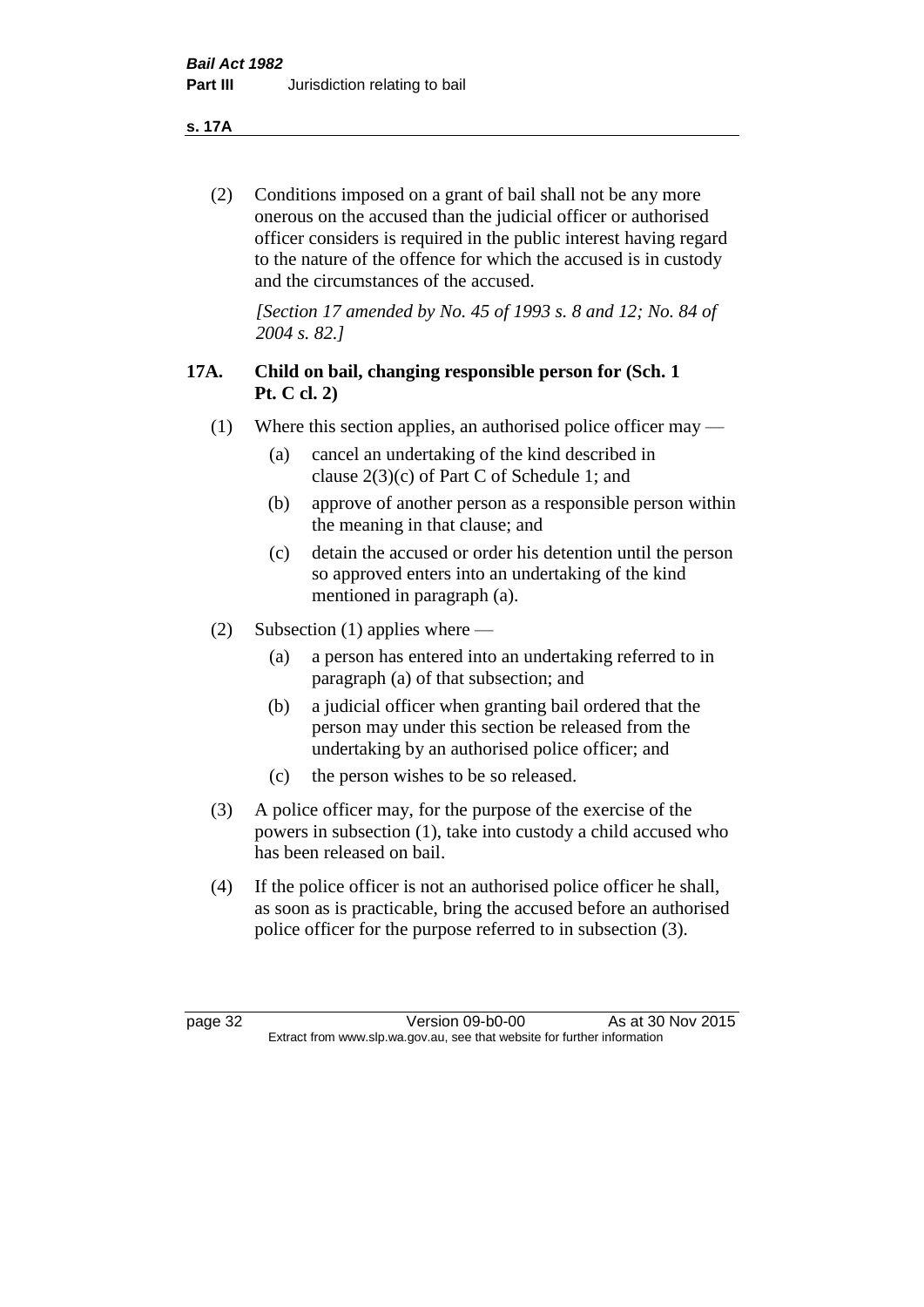(2) Conditions imposed on a grant of bail shall not be any more onerous on the accused than the judicial officer or authorised officer considers is required in the public interest having regard to the nature of the offence for which the accused is in custody and the circumstances of the accused.

*[Section 17 amended by No. 45 of 1993 s. 8 and 12; No. 84 of 2004 s. 82.]*

### 17A. Child on bail, changing responsible person for (Sch. 1 Pt. C cl. 2)

(1) Where this section applies, an authorised police officer may —

(a) cancel an undertaking of the kind described in clause 2(3)(c) of Part C of Schedule 1; and

(b) approve of another person as a responsible person within the meaning in that clause; and

(c) detain the accused or order his detention until the person so approved enters into an undertaking of the kind mentioned in paragraph (a).

(2) Subsection (1) applies where —

(a) a person has entered into an undertaking referred to in paragraph (a) of that subsection; and

(b) a judicial officer when granting bail ordered that the person may under this section be released from the undertaking by an authorised police officer; and

(c) the person wishes to be so released.

(3) A police officer may, for the purpose of the exercise of the powers in subsection (1), take into custody a child accused who has been released on bail.

(4) If the police officer is not an authorised police officer he shall, as soon as is practicable, bring the accused before an authorised police officer for the purpose referred to in subsection (3).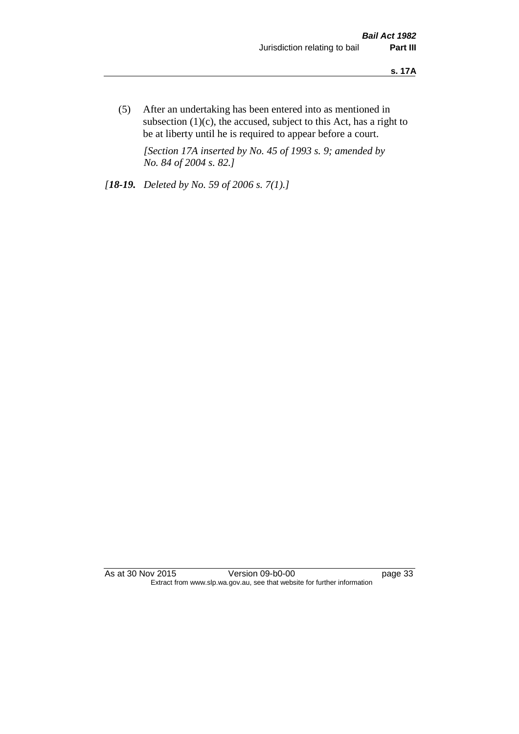(5) After an undertaking has been entered into as mentioned in subsection (1)(c), the accused, subject to this Act, has a right to be at liberty until he is required to appear before a court.

*[Section 17A inserted by No. 45 of 1993 s. 9; amended by No. 84 of 2004 s. 82.]*

*[**18-19.** Deleted by No. 59 of 2006 s. 7(1).]*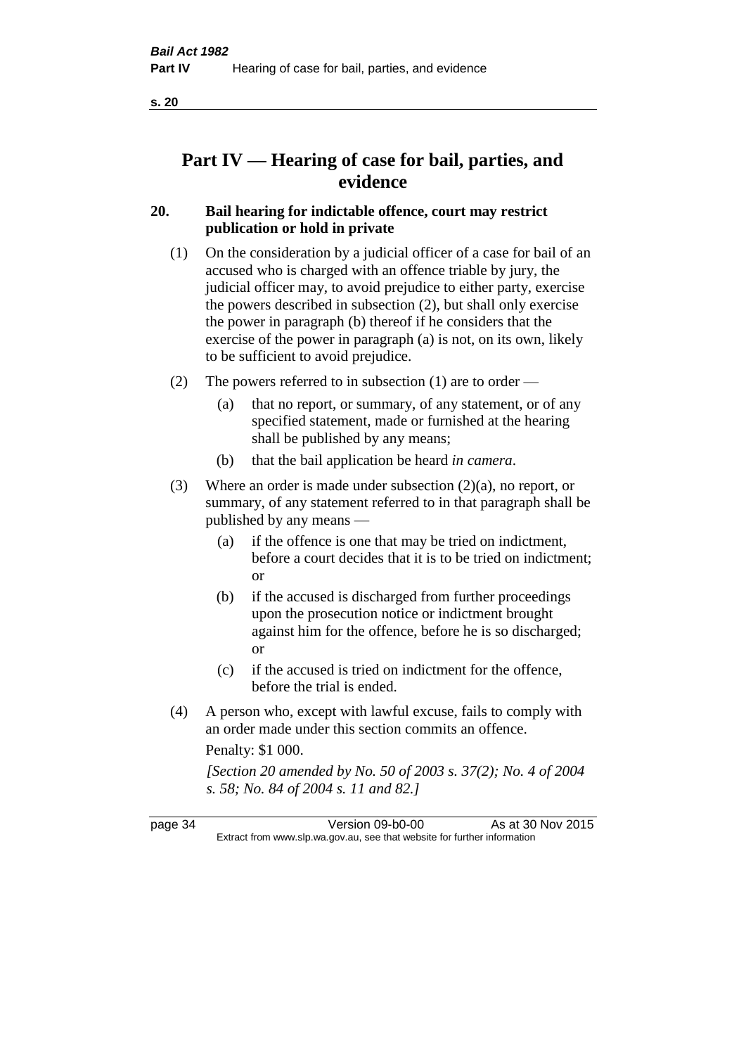# Part IV — Hearing of case for bail, parties, and evidence

## 20. Bail hearing for indictable offence, court may restrict publication or hold in private

(1) On the consideration by a judicial officer of a case for bail of an accused who is charged with an offence triable by jury, the judicial officer may, to avoid prejudice to either party, exercise the powers described in subsection (2), but shall only exercise the power in paragraph (b) thereof if he considers that the exercise of the power in paragraph (a) is not, on its own, likely to be sufficient to avoid prejudice.

(2) The powers referred to in subsection (1) are to order —

- (a) that no report, or summary, of any statement, or of any specified statement, made or furnished at the hearing shall be published by any means;
- (b) that the bail application be heard *in camera*.

(3) Where an order is made under subsection (2)(a), no report, or summary, of any statement referred to in that paragraph shall be published by any means —

- (a) if the offence is one that may be tried on indictment, before a court decides that it is to be tried on indictment; or
- (b) if the accused is discharged from further proceedings upon the prosecution notice or indictment brought against him for the offence, before he is so discharged; or
- (c) if the accused is tried on indictment for the offence, before the trial is ended.

(4) A person who, except with lawful excuse, fails to comply with an order made under this section commits an offence.

Penalty: $1 000.

*[Section 20 amended by No. 50 of 2003 s. 37(2); No. 4 of 2004 s. 58; No. 84 of 2004 s. 11 and 82.]*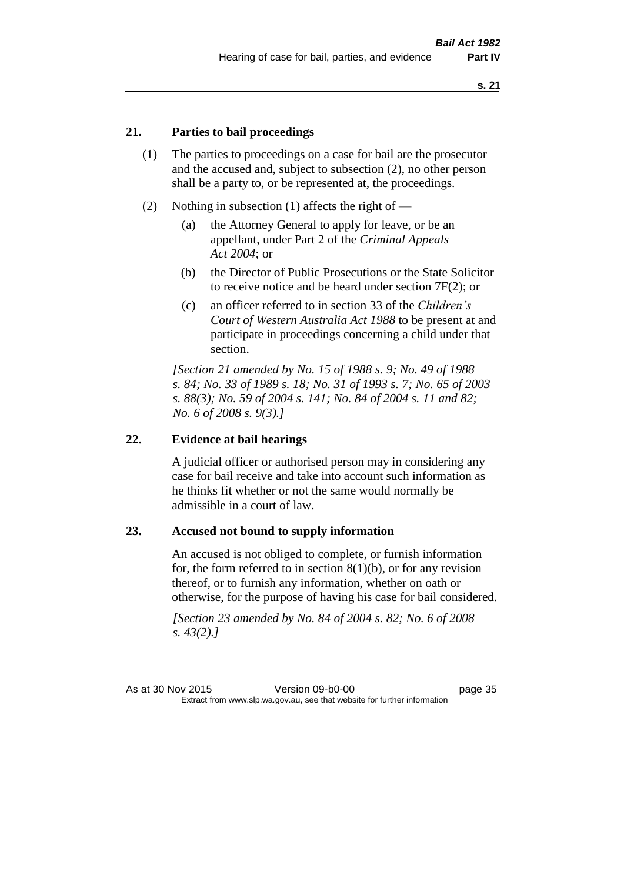## 21. Parties to bail proceedings

(1) The parties to proceedings on a case for bail are the prosecutor and the accused and, subject to subsection (2), no other person shall be a party to, or be represented at, the proceedings.

(2) Nothing in subsection (1) affects the right of —

  (a) the Attorney General to apply for leave, or be an appellant, under Part 2 of the *Criminal Appeals Act 2004*; or

  (b) the Director of Public Prosecutions or the State Solicitor to receive notice and be heard under section 7F(2); or

  (c) an officer referred to in section 33 of the *Children's Court of Western Australia Act 1988* to be present at and participate in proceedings concerning a child under that section.

*[Section 21 amended by No. 15 of 1988 s. 9; No. 49 of 1988 s. 84; No. 33 of 1989 s. 18; No. 31 of 1993 s. 7; No. 65 of 2003 s. 88(3); No. 59 of 2004 s. 141; No. 84 of 2004 s. 11 and 82; No. 6 of 2008 s. 9(3).]*

## 22. Evidence at bail hearings

A judicial officer or authorised person may in considering any case for bail receive and take into account such information as he thinks fit whether or not the same would normally be admissible in a court of law.

## 23. Accused not bound to supply information

An accused is not obliged to complete, or furnish information for, the form referred to in section 8(1)(b), or for any revision thereof, or to furnish any information, whether on oath or otherwise, for the purpose of having his case for bail considered.

*[Section 23 amended by No. 84 of 2004 s. 82; No. 6 of 2008 s. 43(2).]*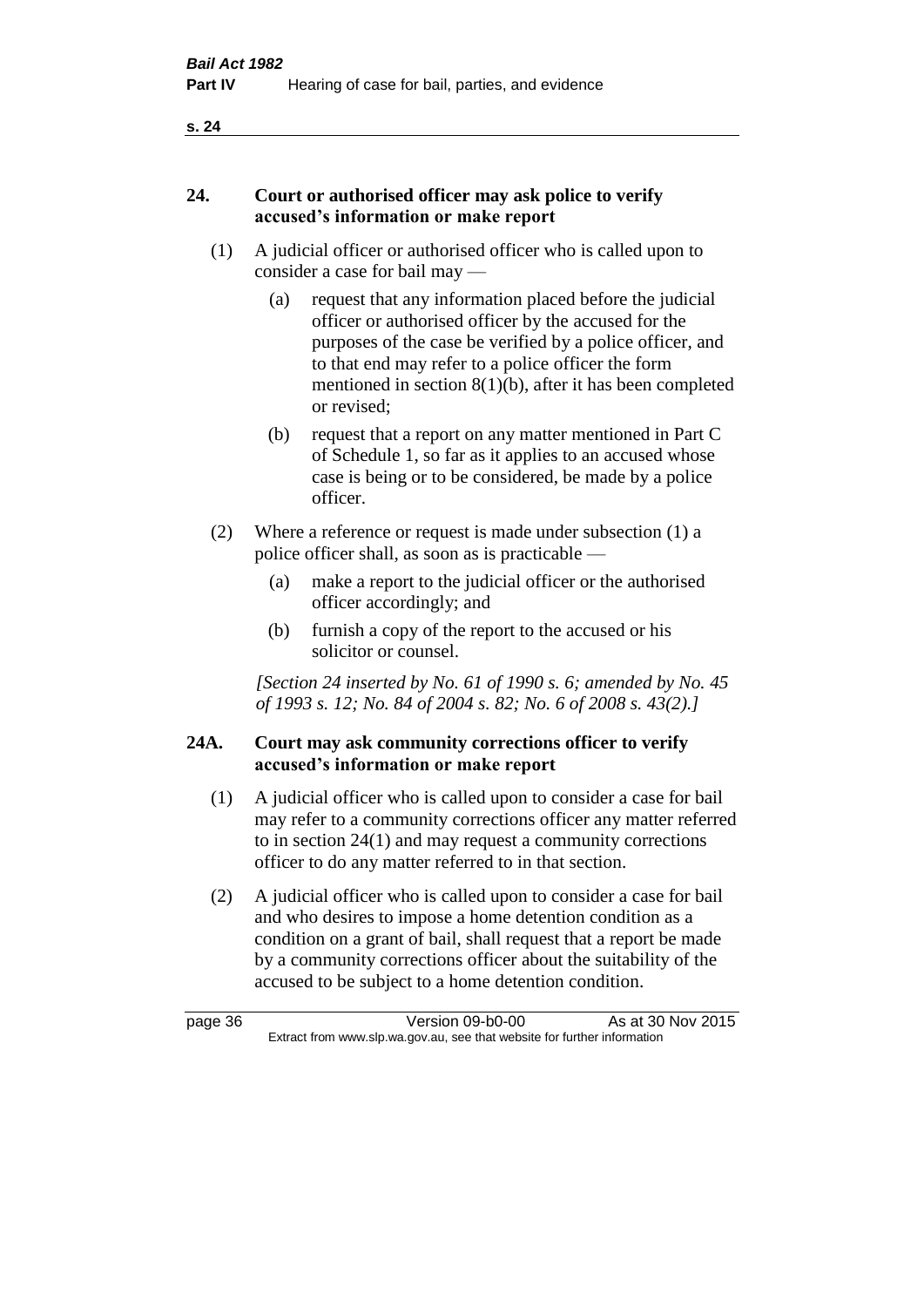## 24. Court or authorised officer may ask police to verify accused's information or make report

(1) A judicial officer or authorised officer who is called upon to consider a case for bail may —

(a) request that any information placed before the judicial officer or authorised officer by the accused for the purposes of the case be verified by a police officer, and to that end may refer to a police officer the form mentioned in section 8(1)(b), after it has been completed or revised;

(b) request that a report on any matter mentioned in Part C of Schedule 1, so far as it applies to an accused whose case is being or to be considered, be made by a police officer.

(2) Where a reference or request is made under subsection (1) a police officer shall, as soon as is practicable —

(a) make a report to the judicial officer or the authorised officer accordingly; and

(b) furnish a copy of the report to the accused or his solicitor or counsel.

*[Section 24 inserted by No. 61 of 1990 s. 6; amended by No. 45 of 1993 s. 12; No. 84 of 2004 s. 82; No. 6 of 2008 s. 43(2).]*

## 24A. Court may ask community corrections officer to verify accused's information or make report

(1) A judicial officer who is called upon to consider a case for bail may refer to a community corrections officer any matter referred to in section 24(1) and may request a community corrections officer to do any matter referred to in that section.

(2) A judicial officer who is called upon to consider a case for bail and who desires to impose a home detention condition as a condition on a grant of bail, shall request that a report be made by a community corrections officer about the suitability of the accused to be subject to a home detention condition.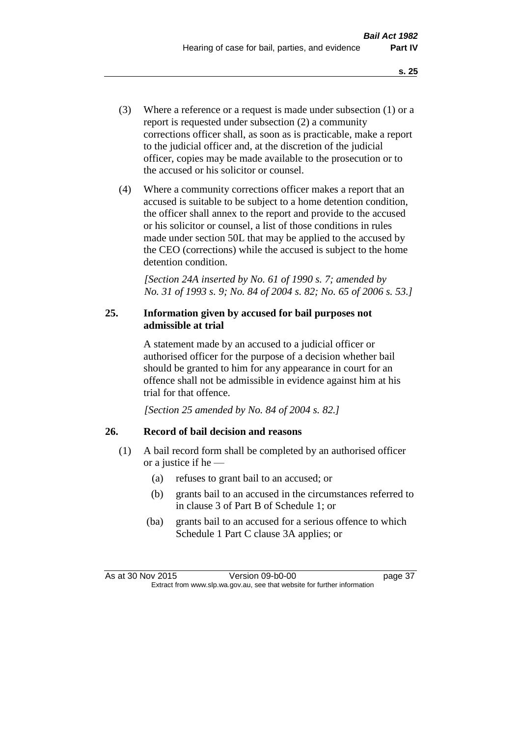(3) Where a reference or a request is made under subsection (1) or a report is requested under subsection (2) a community corrections officer shall, as soon as is practicable, make a report to the judicial officer and, at the discretion of the judicial officer, copies may be made available to the prosecution or to the accused or his solicitor or counsel.

(4) Where a community corrections officer makes a report that an accused is suitable to be subject to a home detention condition, the officer shall annex to the report and provide to the accused or his solicitor or counsel, a list of those conditions in rules made under section 50L that may be applied to the accused by the CEO (corrections) while the accused is subject to the home detention condition.

*[Section 24A inserted by No. 61 of 1990 s. 7; amended by No. 31 of 1993 s. 9; No. 84 of 2004 s. 82; No. 65 of 2006 s. 53.]*

### 25. Information given by accused for bail purposes not admissible at trial

A statement made by an accused to a judicial officer or authorised officer for the purpose of a decision whether bail should be granted to him for any appearance in court for an offence shall not be admissible in evidence against him at his trial for that offence.

*[Section 25 amended by No. 84 of 2004 s. 82.]*

### 26. Record of bail decision and reasons

(1) A bail record form shall be completed by an authorised officer or a justice if he —

(a) refuses to grant bail to an accused; or

(b) grants bail to an accused in the circumstances referred to in clause 3 of Part B of Schedule 1; or

(ba) grants bail to an accused for a serious offence to which Schedule 1 Part C clause 3A applies; or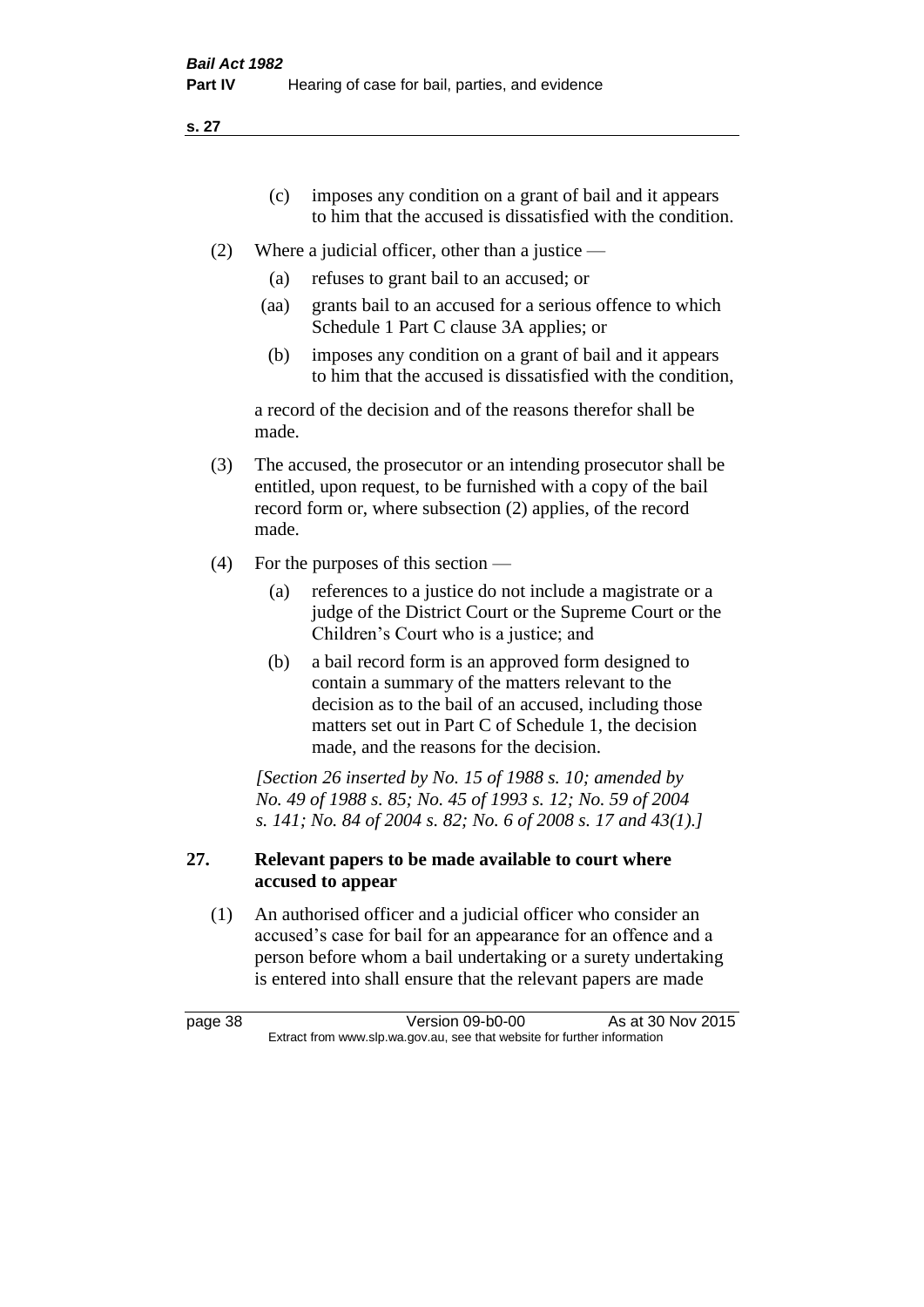(c) imposes any condition on a grant of bail and it appears to him that the accused is dissatisfied with the condition.

(2) Where a judicial officer, other than a justice —

(a) refuses to grant bail to an accused; or

(aa) grants bail to an accused for a serious offence to which Schedule 1 Part C clause 3A applies; or

(b) imposes any condition on a grant of bail and it appears to him that the accused is dissatisfied with the condition,

a record of the decision and of the reasons therefor shall be made.

(3) The accused, the prosecutor or an intending prosecutor shall be entitled, upon request, to be furnished with a copy of the bail record form or, where subsection (2) applies, of the record made.

(4) For the purposes of this section —

(a) references to a justice do not include a magistrate or a judge of the District Court or the Supreme Court or the Children's Court who is a justice; and

(b) a bail record form is an approved form designed to contain a summary of the matters relevant to the decision as to the bail of an accused, including those matters set out in Part C of Schedule 1, the decision made, and the reasons for the decision.

*[Section 26 inserted by No. 15 of 1988 s. 10; amended by No. 49 of 1988 s. 85; No. 45 of 1993 s. 12; No. 59 of 2004 s. 141; No. 84 of 2004 s. 82; No. 6 of 2008 s. 17 and 43(1).]*

## 27. Relevant papers to be made available to court where accused to appear

(1) An authorised officer and a judicial officer who consider an accused's case for bail for an appearance for an offence and a person before whom a bail undertaking or a surety undertaking is entered into shall ensure that the relevant papers are made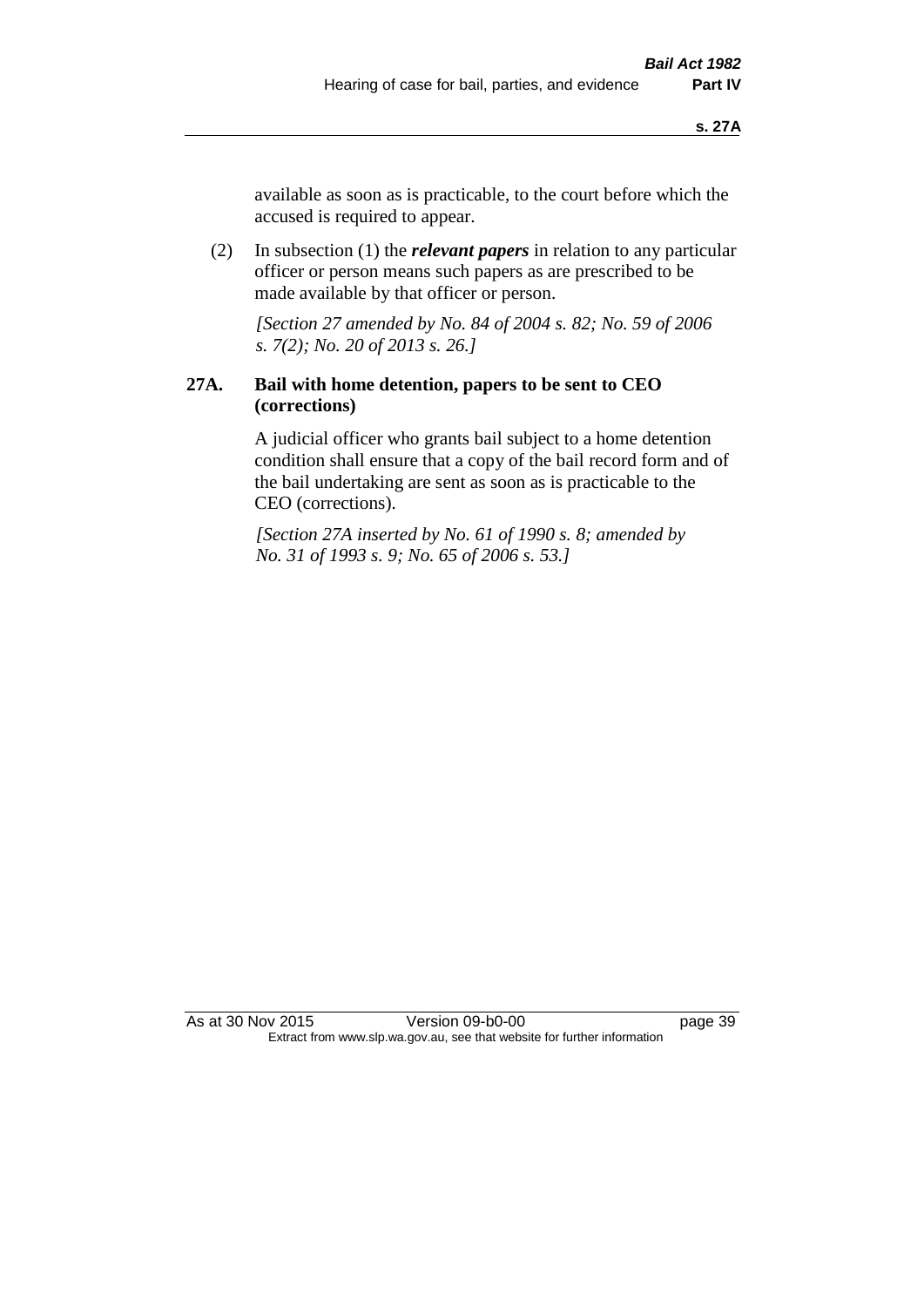available as soon as is practicable, to the court before which the accused is required to appear.

(2) In subsection (1) the ***relevant papers*** in relation to any particular officer or person means such papers as are prescribed to be made available by that officer or person.

*[Section 27 amended by No. 84 of 2004 s. 82; No. 59 of 2006 s. 7(2); No. 20 of 2013 s. 26.]*

### 27A. Bail with home detention, papers to be sent to CEO (corrections)

A judicial officer who grants bail subject to a home detention condition shall ensure that a copy of the bail record form and of the bail undertaking are sent as soon as is practicable to the CEO (corrections).

*[Section 27A inserted by No. 61 of 1990 s. 8; amended by No. 31 of 1993 s. 9; No. 65 of 2006 s. 53.]*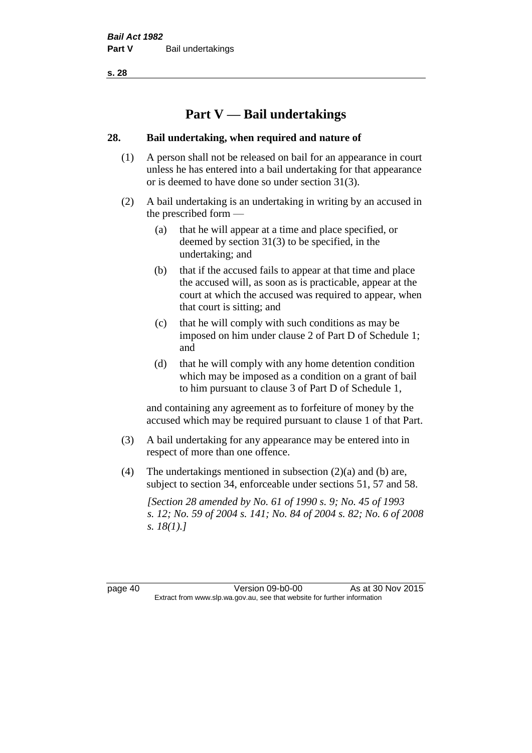# Part V — Bail undertakings

## 28. Bail undertaking, when required and nature of

(1) A person shall not be released on bail for an appearance in court unless he has entered into a bail undertaking for that appearance or is deemed to have done so under section 31(3).

(2) A bail undertaking is an undertaking in writing by an accused in the prescribed form —

(a) that he will appear at a time and place specified, or deemed by section 31(3) to be specified, in the undertaking; and

(b) that if the accused fails to appear at that time and place the accused will, as soon as is practicable, appear at the court at which the accused was required to appear, when that court is sitting; and

(c) that he will comply with such conditions as may be imposed on him under clause 2 of Part D of Schedule 1; and

(d) that he will comply with any home detention condition which may be imposed as a condition on a grant of bail to him pursuant to clause 3 of Part D of Schedule 1,

and containing any agreement as to forfeiture of money by the accused which may be required pursuant to clause 1 of that Part.

(3) A bail undertaking for any appearance may be entered into in respect of more than one offence.

(4) The undertakings mentioned in subsection (2)(a) and (b) are, subject to section 34, enforceable under sections 51, 57 and 58.

*[Section 28 amended by No. 61 of 1990 s. 9; No. 45 of 1993 s. 12; No. 59 of 2004 s. 141; No. 84 of 2004 s. 82; No. 6 of 2008 s. 18(1).]*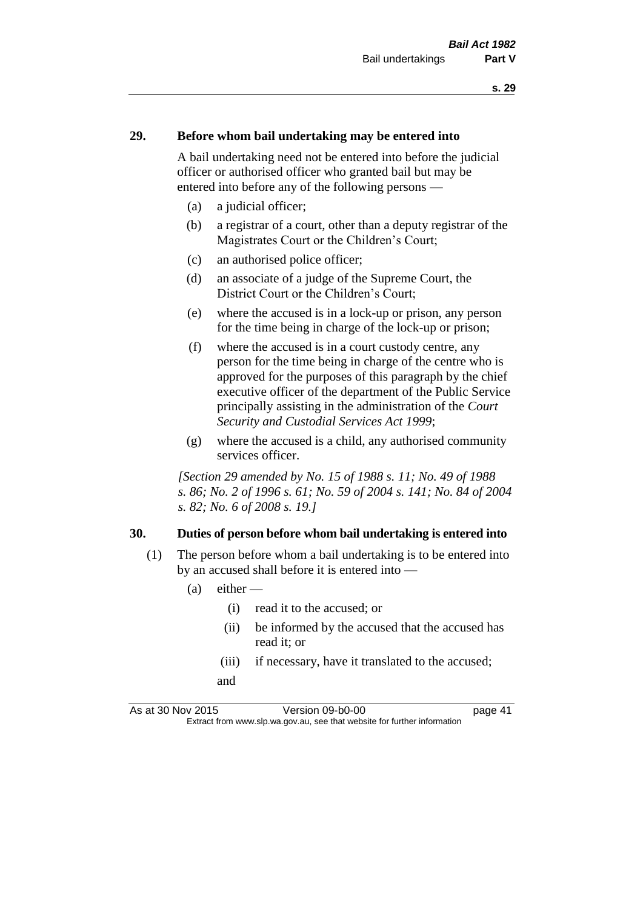## 29. Before whom bail undertaking may be entered into

A bail undertaking need not be entered into before the judicial officer or authorised officer who granted bail but may be entered into before any of the following persons —

(a) a judicial officer;

(b) a registrar of a court, other than a deputy registrar of the Magistrates Court or the Children's Court;

(c) an authorised police officer;

(d) an associate of a judge of the Supreme Court, the District Court or the Children's Court;

(e) where the accused is in a lock-up or prison, any person for the time being in charge of the lock-up or prison;

(f) where the accused is in a court custody centre, any person for the time being in charge of the centre who is approved for the purposes of this paragraph by the chief executive officer of the department of the Public Service principally assisting in the administration of the *Court Security and Custodial Services Act 1999*;

(g) where the accused is a child, any authorised community services officer.

*[Section 29 amended by No. 15 of 1988 s. 11; No. 49 of 1988 s. 86; No. 2 of 1996 s. 61; No. 59 of 2004 s. 141; No. 84 of 2004 s. 82; No. 6 of 2008 s. 19.]*

## 30. Duties of person before whom bail undertaking is entered into

(1) The person before whom a bail undertaking is to be entered into by an accused shall before it is entered into —

(a) either —

(i) read it to the accused; or

(ii) be informed by the accused that the accused has read it; or

(iii) if necessary, have it translated to the accused;

and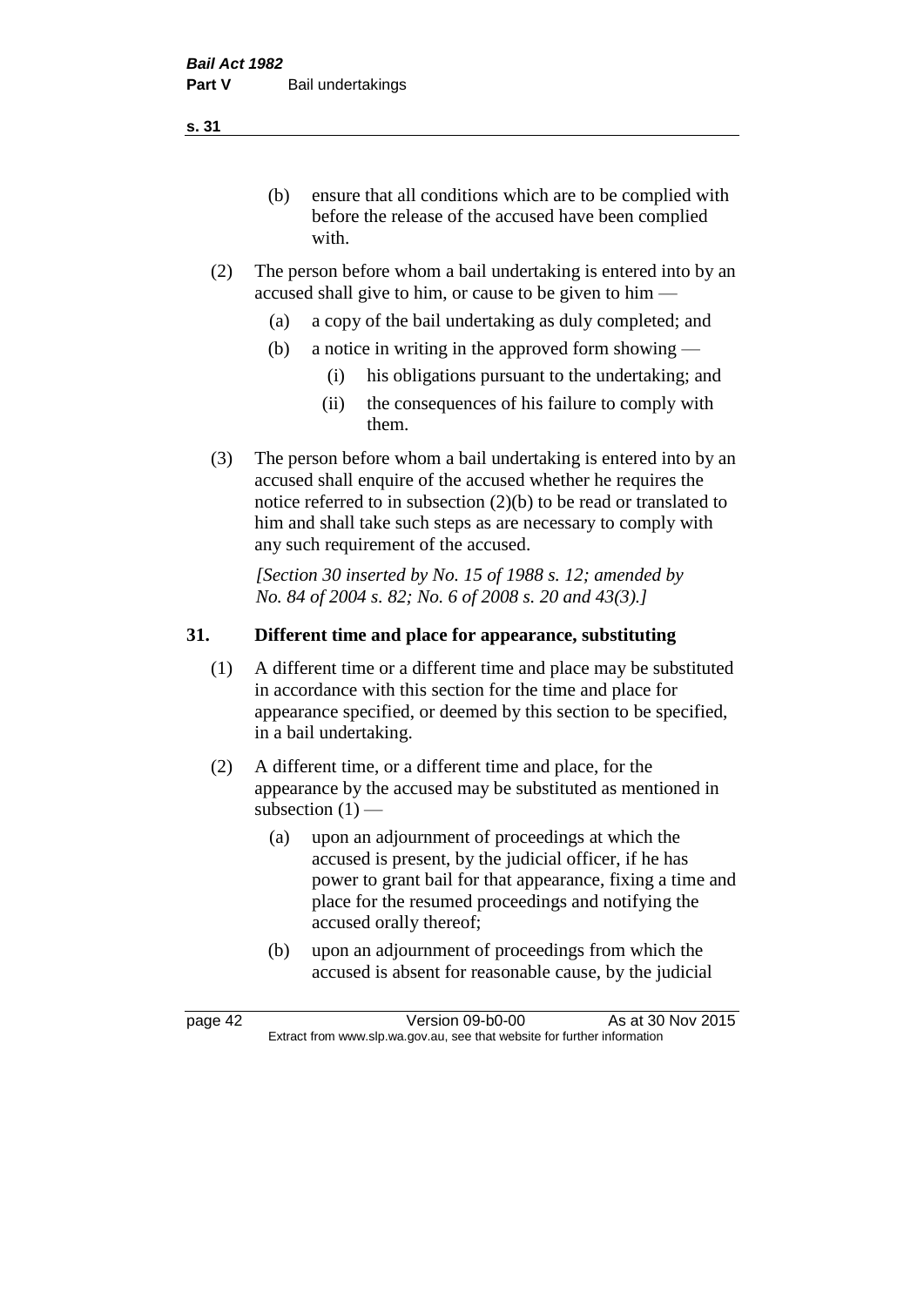(b) ensure that all conditions which are to be complied with before the release of the accused have been complied with.

(2) The person before whom a bail undertaking is entered into by an accused shall give to him, or cause to be given to him —

(a) a copy of the bail undertaking as duly completed; and

(b) a notice in writing in the approved form showing —

(i) his obligations pursuant to the undertaking; and

(ii) the consequences of his failure to comply with them.

(3) The person before whom a bail undertaking is entered into by an accused shall enquire of the accused whether he requires the notice referred to in subsection (2)(b) to be read or translated to him and shall take such steps as are necessary to comply with any such requirement of the accused.

*[Section 30 inserted by No. 15 of 1988 s. 12; amended by No. 84 of 2004 s. 82; No. 6 of 2008 s. 20 and 43(3).]*

## 31. Different time and place for appearance, substituting

(1) A different time or a different time and place may be substituted in accordance with this section for the time and place for appearance specified, or deemed by this section to be specified, in a bail undertaking.

(2) A different time, or a different time and place, for the appearance by the accused may be substituted as mentioned in subsection (1) —

(a) upon an adjournment of proceedings at which the accused is present, by the judicial officer, if he has power to grant bail for that appearance, fixing a time and place for the resumed proceedings and notifying the accused orally thereof;

(b) upon an adjournment of proceedings from which the accused is absent for reasonable cause, by the judicial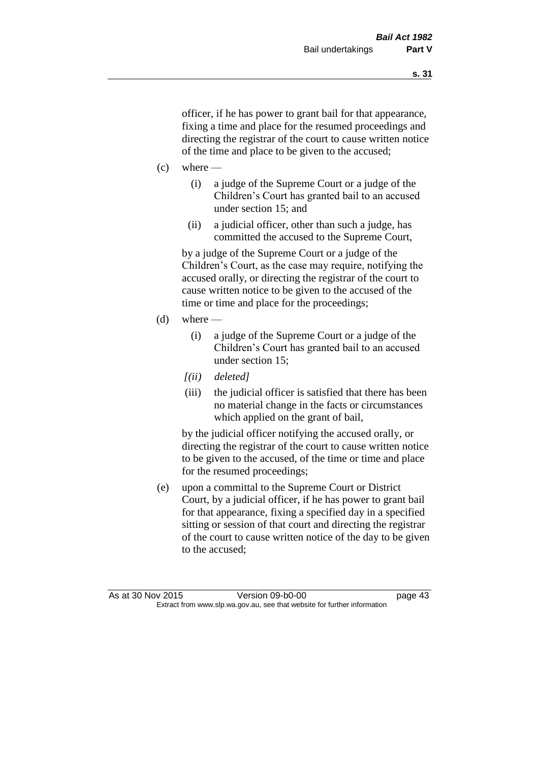officer, if he has power to grant bail for that appearance, fixing a time and place for the resumed proceedings and directing the registrar of the court to cause written notice of the time and place to be given to the accused;

(c) where —

(i) a judge of the Supreme Court or a judge of the Children's Court has granted bail to an accused under section 15; and

(ii) a judicial officer, other than such a judge, has committed the accused to the Supreme Court,

by a judge of the Supreme Court or a judge of the Children's Court, as the case may require, notifying the accused orally, or directing the registrar of the court to cause written notice to be given to the accused of the time or time and place for the proceedings;

(d) where —

(i) a judge of the Supreme Court or a judge of the Children's Court has granted bail to an accused under section 15;

*[(ii) deleted]*

(iii) the judicial officer is satisfied that there has been no material change in the facts or circumstances which applied on the grant of bail,

by the judicial officer notifying the accused orally, or directing the registrar of the court to cause written notice to be given to the accused, of the time or time and place for the resumed proceedings;

(e) upon a committal to the Supreme Court or District Court, by a judicial officer, if he has power to grant bail for that appearance, fixing a specified day in a specified sitting or session of that court and directing the registrar of the court to cause written notice of the day to be given to the accused;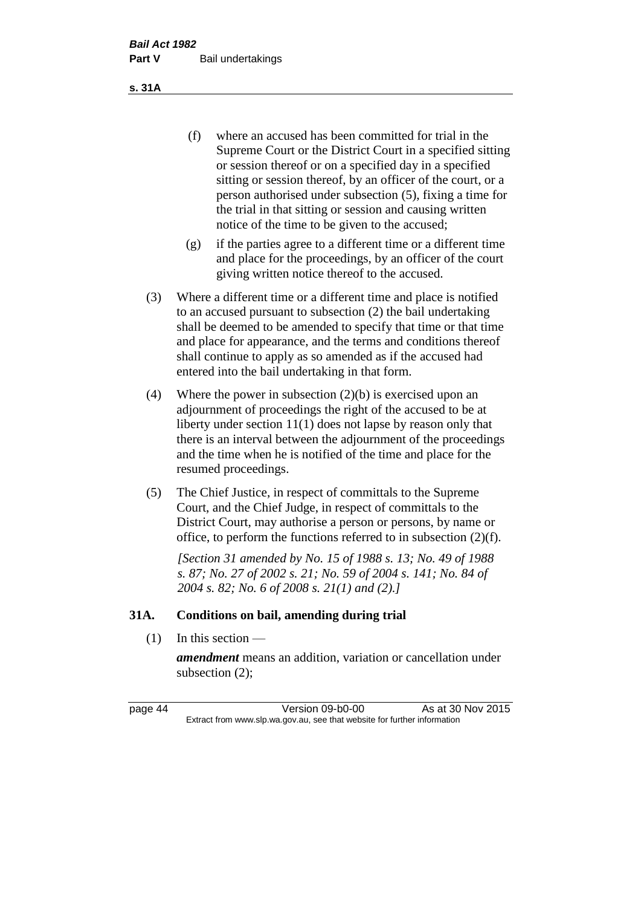(f) where an accused has been committed for trial in the Supreme Court or the District Court in a specified sitting or session thereof or on a specified day in a specified sitting or session thereof, by an officer of the court, or a person authorised under subsection (5), fixing a time for the trial in that sitting or session and causing written notice of the time to be given to the accused;

(g) if the parties agree to a different time or a different time and place for the proceedings, by an officer of the court giving written notice thereof to the accused.

(3) Where a different time or a different time and place is notified to an accused pursuant to subsection (2) the bail undertaking shall be deemed to be amended to specify that time or that time and place for appearance, and the terms and conditions thereof shall continue to apply as so amended as if the accused had entered into the bail undertaking in that form.

(4) Where the power in subsection (2)(b) is exercised upon an adjournment of proceedings the right of the accused to be at liberty under section 11(1) does not lapse by reason only that there is an interval between the adjournment of the proceedings and the time when he is notified of the time and place for the resumed proceedings.

(5) The Chief Justice, in respect of committals to the Supreme Court, and the Chief Judge, in respect of committals to the District Court, may authorise a person or persons, by name or office, to perform the functions referred to in subsection (2)(f).

*[Section 31 amended by No. 15 of 1988 s. 13; No. 49 of 1988 s. 87; No. 27 of 2002 s. 21; No. 59 of 2004 s. 141; No. 84 of 2004 s. 82; No. 6 of 2008 s. 21(1) and (2).]*

## 31A. Conditions on bail, amending during trial

(1) In this section —

***amendment*** means an addition, variation or cancellation under subsection (2);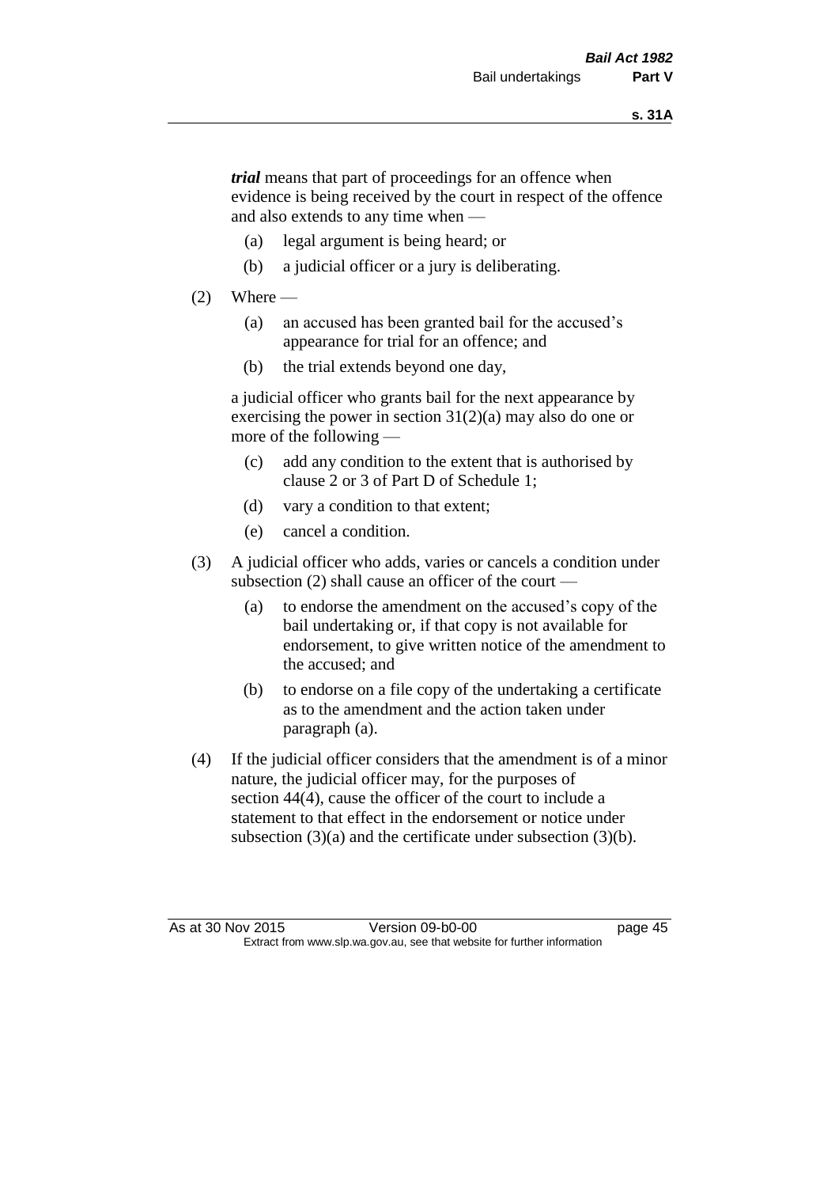***trial*** means that part of proceedings for an offence when evidence is being received by the court in respect of the offence and also extends to any time when —

(a) legal argument is being heard; or

(b) a judicial officer or a jury is deliberating.

(2) Where —

(a) an accused has been granted bail for the accused's appearance for trial for an offence; and

(b) the trial extends beyond one day,

a judicial officer who grants bail for the next appearance by exercising the power in section 31(2)(a) may also do one or more of the following —

(c) add any condition to the extent that is authorised by clause 2 or 3 of Part D of Schedule 1;

(d) vary a condition to that extent;

(e) cancel a condition.

(3) A judicial officer who adds, varies or cancels a condition under subsection (2) shall cause an officer of the court —

(a) to endorse the amendment on the accused's copy of the bail undertaking or, if that copy is not available for endorsement, to give written notice of the amendment to the accused; and

(b) to endorse on a file copy of the undertaking a certificate as to the amendment and the action taken under paragraph (a).

(4) If the judicial officer considers that the amendment is of a minor nature, the judicial officer may, for the purposes of section 44(4), cause the officer of the court to include a statement to that effect in the endorsement or notice under subsection (3)(a) and the certificate under subsection (3)(b).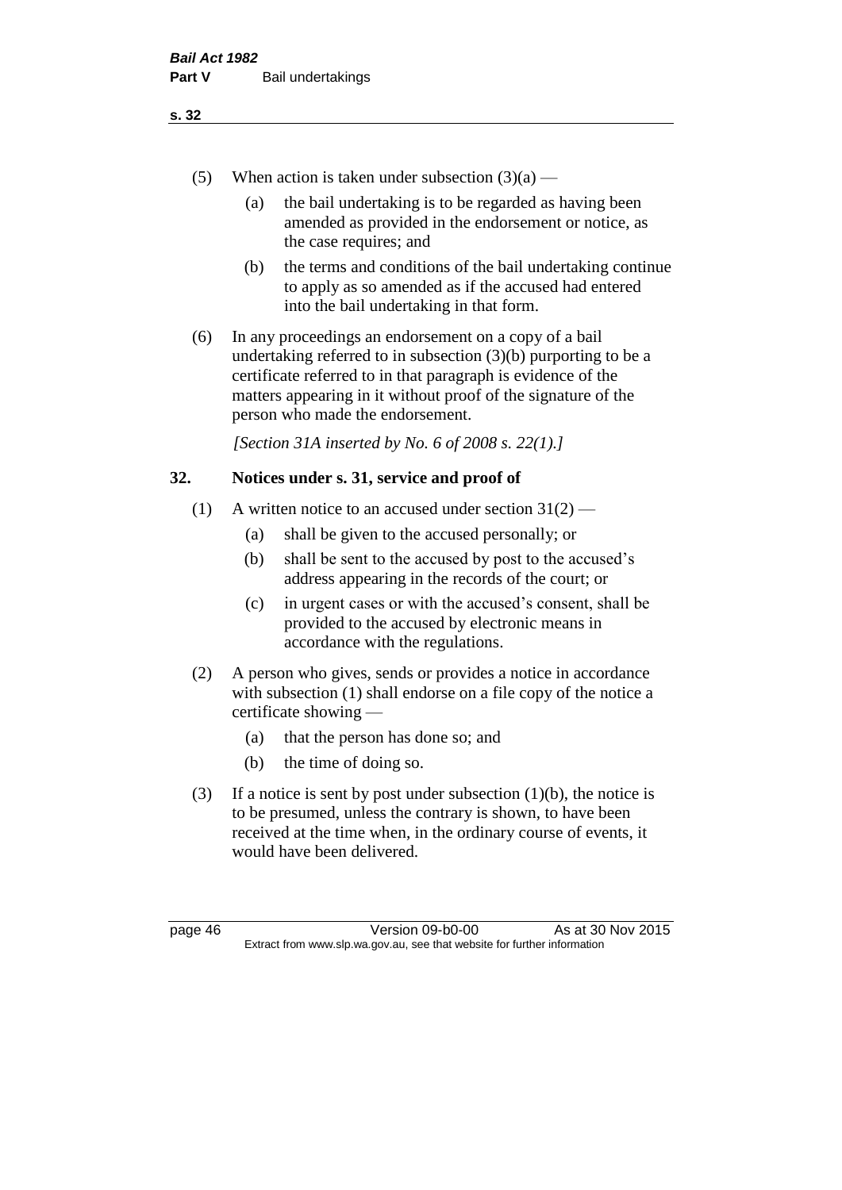(5) When action is taken under subsection (3)(a) —

  (a) the bail undertaking is to be regarded as having been amended as provided in the endorsement or notice, as the case requires; and

  (b) the terms and conditions of the bail undertaking continue to apply as so amended as if the accused had entered into the bail undertaking in that form.

(6) In any proceedings an endorsement on a copy of a bail undertaking referred to in subsection (3)(b) purporting to be a certificate referred to in that paragraph is evidence of the matters appearing in it without proof of the signature of the person who made the endorsement.

*[Section 31A inserted by No. 6 of 2008 s. 22(1).]*

## 32. Notices under s. 31, service and proof of

(1) A written notice to an accused under section 31(2) —

  (a) shall be given to the accused personally; or

  (b) shall be sent to the accused by post to the accused's address appearing in the records of the court; or

  (c) in urgent cases or with the accused's consent, shall be provided to the accused by electronic means in accordance with the regulations.

(2) A person who gives, sends or provides a notice in accordance with subsection (1) shall endorse on a file copy of the notice a certificate showing —

  (a) that the person has done so; and

  (b) the time of doing so.

(3) If a notice is sent by post under subsection (1)(b), the notice is to be presumed, unless the contrary is shown, to have been received at the time when, in the ordinary course of events, it would have been delivered.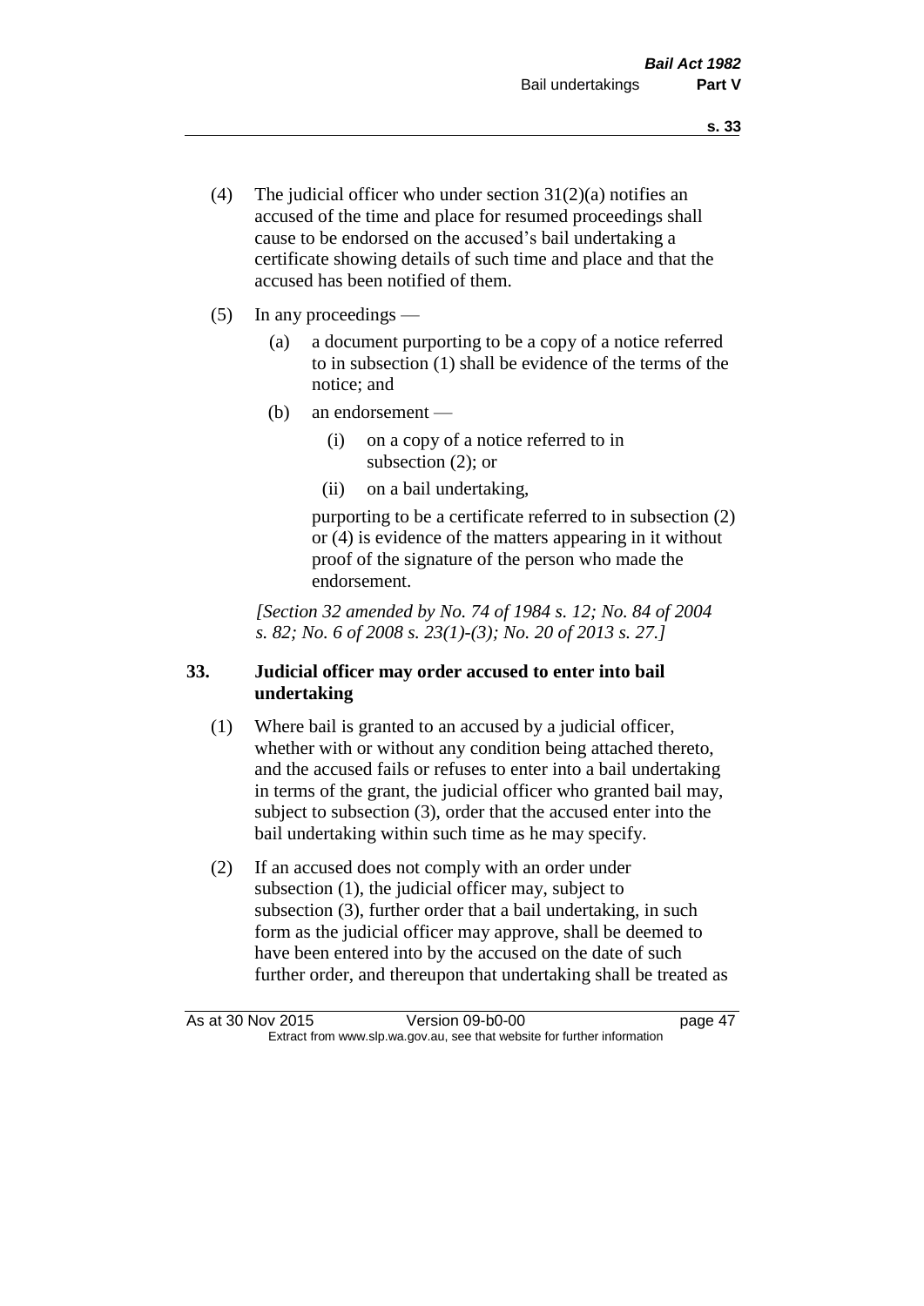(4) The judicial officer who under section 31(2)(a) notifies an accused of the time and place for resumed proceedings shall cause to be endorsed on the accused's bail undertaking a certificate showing details of such time and place and that the accused has been notified of them.

(5) In any proceedings —

  (a) a document purporting to be a copy of a notice referred to in subsection (1) shall be evidence of the terms of the notice; and

  (b) an endorsement —

    (i) on a copy of a notice referred to in subsection (2); or

    (ii) on a bail undertaking,

  purporting to be a certificate referred to in subsection (2) or (4) is evidence of the matters appearing in it without proof of the signature of the person who made the endorsement.

*[Section 32 amended by No. 74 of 1984 s. 12; No. 84 of 2004 s. 82; No. 6 of 2008 s. 23(1)-(3); No. 20 of 2013 s. 27.]*

### 33. Judicial officer may order accused to enter into bail undertaking

(1) Where bail is granted to an accused by a judicial officer, whether with or without any condition being attached thereto, and the accused fails or refuses to enter into a bail undertaking in terms of the grant, the judicial officer who granted bail may, subject to subsection (3), order that the accused enter into the bail undertaking within such time as he may specify.

(2) If an accused does not comply with an order under subsection (1), the judicial officer may, subject to subsection (3), further order that a bail undertaking, in such form as the judicial officer may approve, shall be deemed to have been entered into by the accused on the date of such further order, and thereupon that undertaking shall be treated as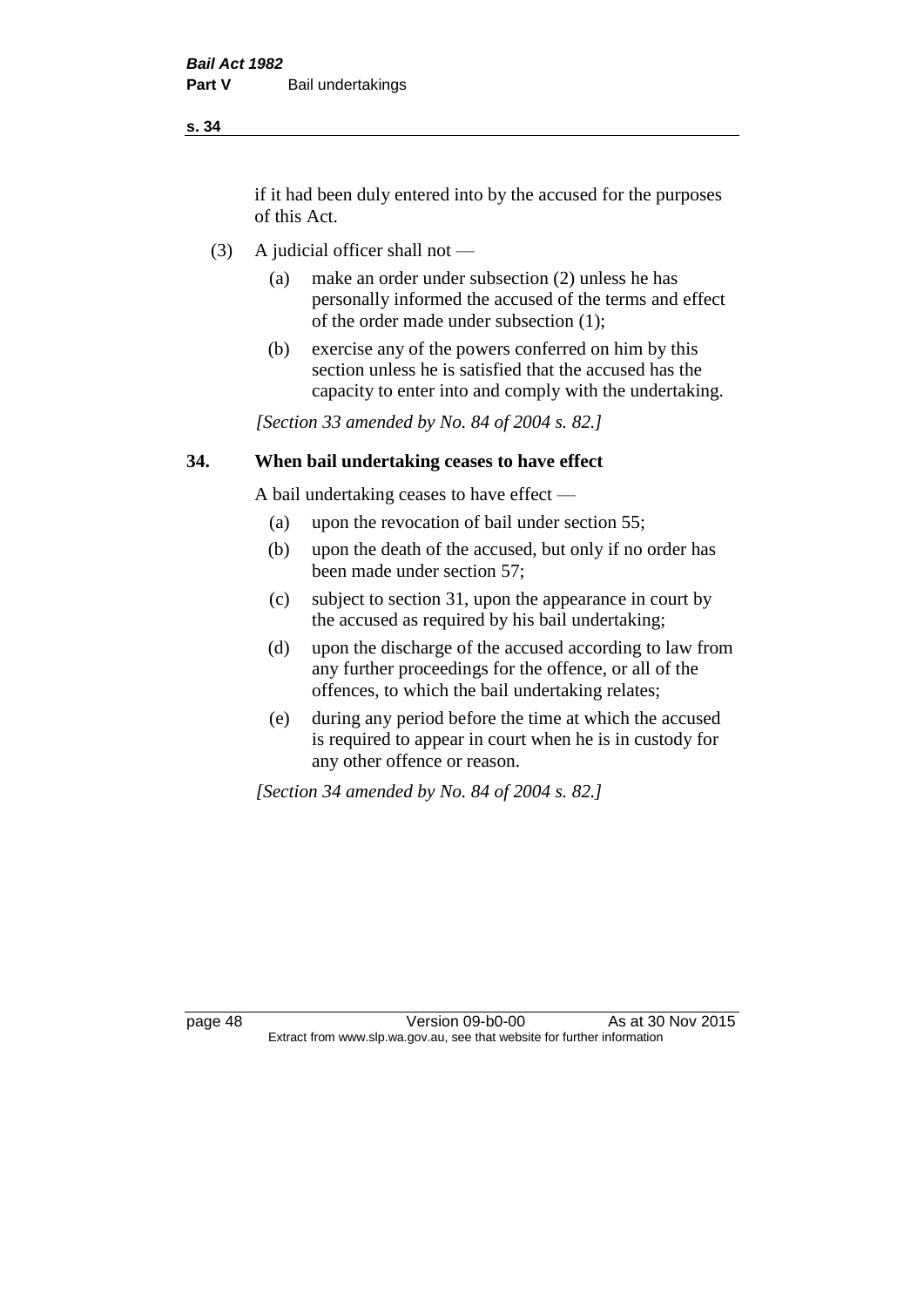if it had been duly entered into by the accused for the purposes of this Act.

(3) A judicial officer shall not —

(a) make an order under subsection (2) unless he has personally informed the accused of the terms and effect of the order made under subsection (1);

(b) exercise any of the powers conferred on him by this section unless he is satisfied that the accused has the capacity to enter into and comply with the undertaking.

*[Section 33 amended by No. 84 of 2004 s. 82.]*

## 34. When bail undertaking ceases to have effect

A bail undertaking ceases to have effect —

(a) upon the revocation of bail under section 55;

(b) upon the death of the accused, but only if no order has been made under section 57;

(c) subject to section 31, upon the appearance in court by the accused as required by his bail undertaking;

(d) upon the discharge of the accused according to law from any further proceedings for the offence, or all of the offences, to which the bail undertaking relates;

(e) during any period before the time at which the accused is required to appear in court when he is in custody for any other offence or reason.

*[Section 34 amended by No. 84 of 2004 s. 82.]*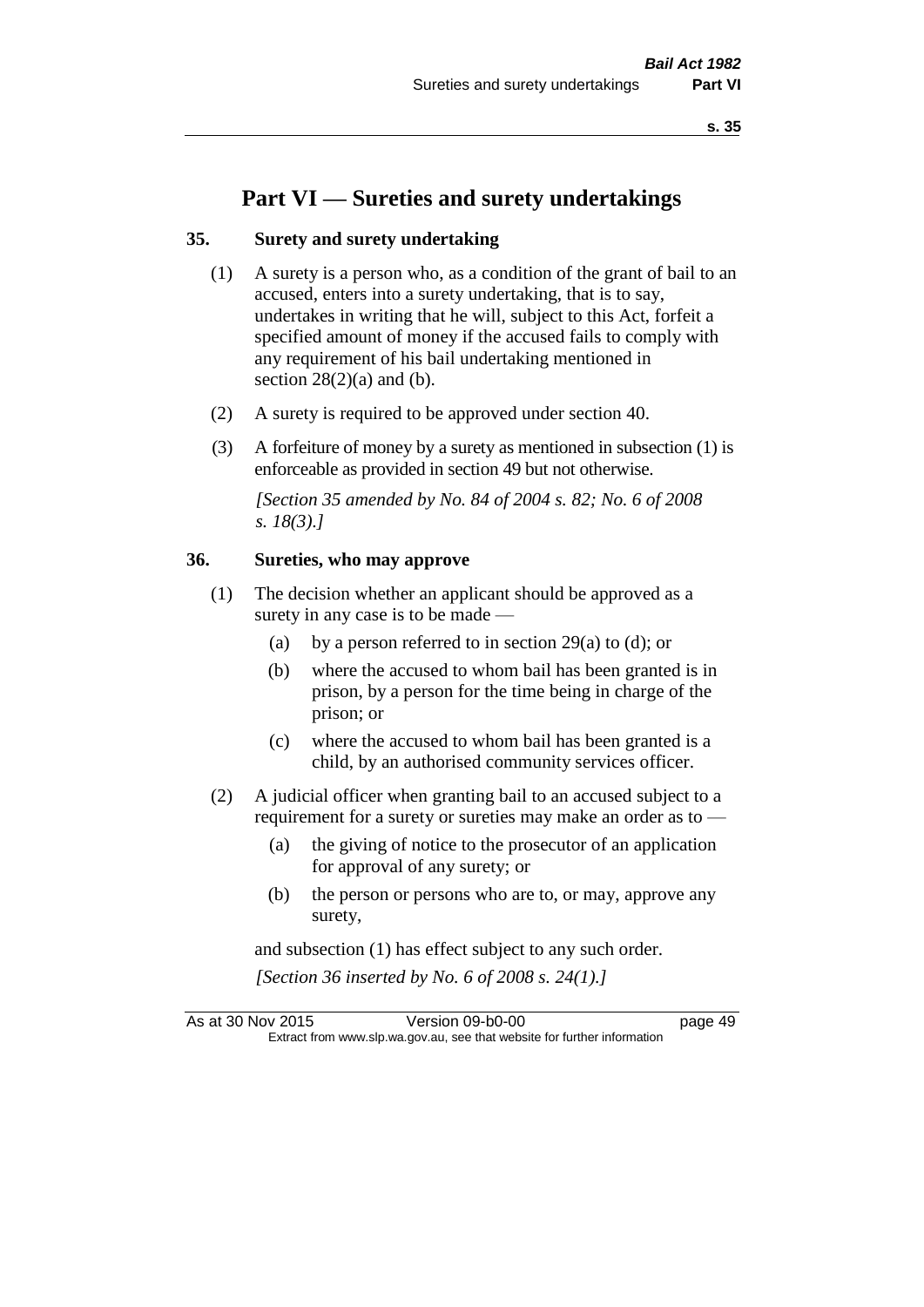# Part VI — Sureties and surety undertakings

## 35. Surety and surety undertaking

(1) A surety is a person who, as a condition of the grant of bail to an accused, enters into a surety undertaking, that is to say, undertakes in writing that he will, subject to this Act, forfeit a specified amount of money if the accused fails to comply with any requirement of his bail undertaking mentioned in section 28(2)(a) and (b).

(2) A surety is required to be approved under section 40.

(3) A forfeiture of money by a surety as mentioned in subsection (1) is enforceable as provided in section 49 but not otherwise.

*[Section 35 amended by No. 84 of 2004 s. 82; No. 6 of 2008 s. 18(3).]*

## 36. Sureties, who may approve

(1) The decision whether an applicant should be approved as a surety in any case is to be made —

- (a) by a person referred to in section 29(a) to (d); or
- (b) where the accused to whom bail has been granted is in prison, by a person for the time being in charge of the prison; or
- (c) where the accused to whom bail has been granted is a child, by an authorised community services officer.

(2) A judicial officer when granting bail to an accused subject to a requirement for a surety or sureties may make an order as to —

- (a) the giving of notice to the prosecutor of an application for approval of any surety; or
- (b) the person or persons who are to, or may, approve any surety,

and subsection (1) has effect subject to any such order.

*[Section 36 inserted by No. 6 of 2008 s. 24(1).]*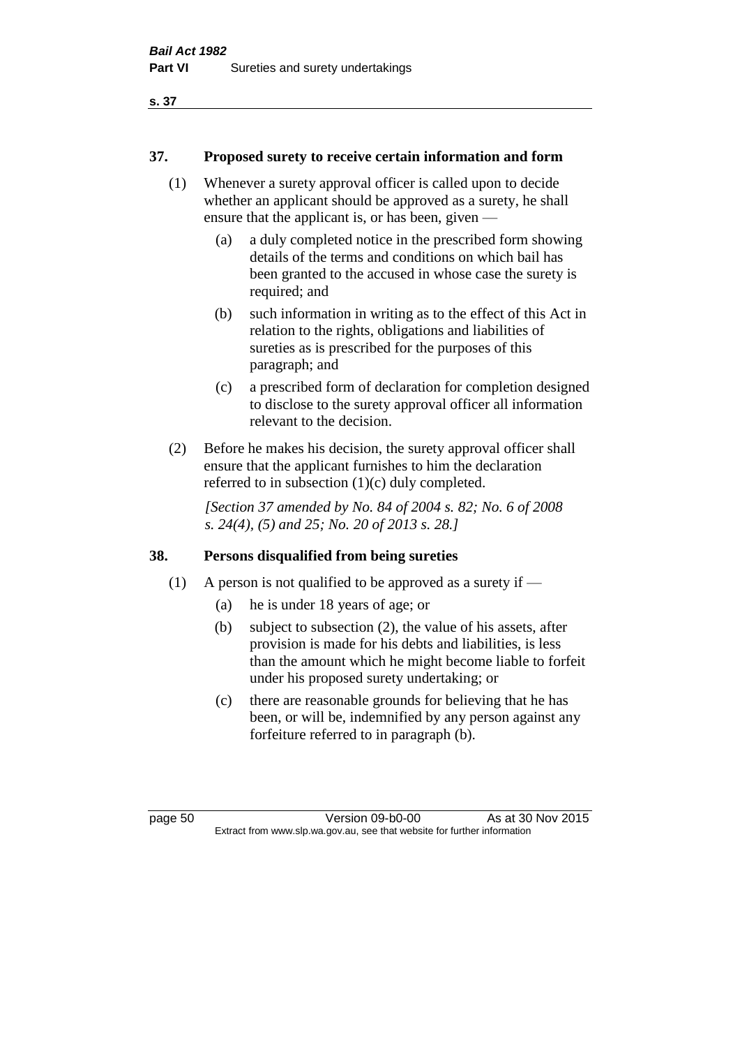## 37. Proposed surety to receive certain information and form

(1) Whenever a surety approval officer is called upon to decide whether an applicant should be approved as a surety, he shall ensure that the applicant is, or has been, given —

(a) a duly completed notice in the prescribed form showing details of the terms and conditions on which bail has been granted to the accused in whose case the surety is required; and

(b) such information in writing as to the effect of this Act in relation to the rights, obligations and liabilities of sureties as is prescribed for the purposes of this paragraph; and

(c) a prescribed form of declaration for completion designed to disclose to the surety approval officer all information relevant to the decision.

(2) Before he makes his decision, the surety approval officer shall ensure that the applicant furnishes to him the declaration referred to in subsection (1)(c) duly completed.

*[Section 37 amended by No. 84 of 2004 s. 82; No. 6 of 2008 s. 24(4), (5) and 25; No. 20 of 2013 s. 28.]*

## 38. Persons disqualified from being sureties

(1) A person is not qualified to be approved as a surety if —

(a) he is under 18 years of age; or

(b) subject to subsection (2), the value of his assets, after provision is made for his debts and liabilities, is less than the amount which he might become liable to forfeit under his proposed surety undertaking; or

(c) there are reasonable grounds for believing that he has been, or will be, indemnified by any person against any forfeiture referred to in paragraph (b).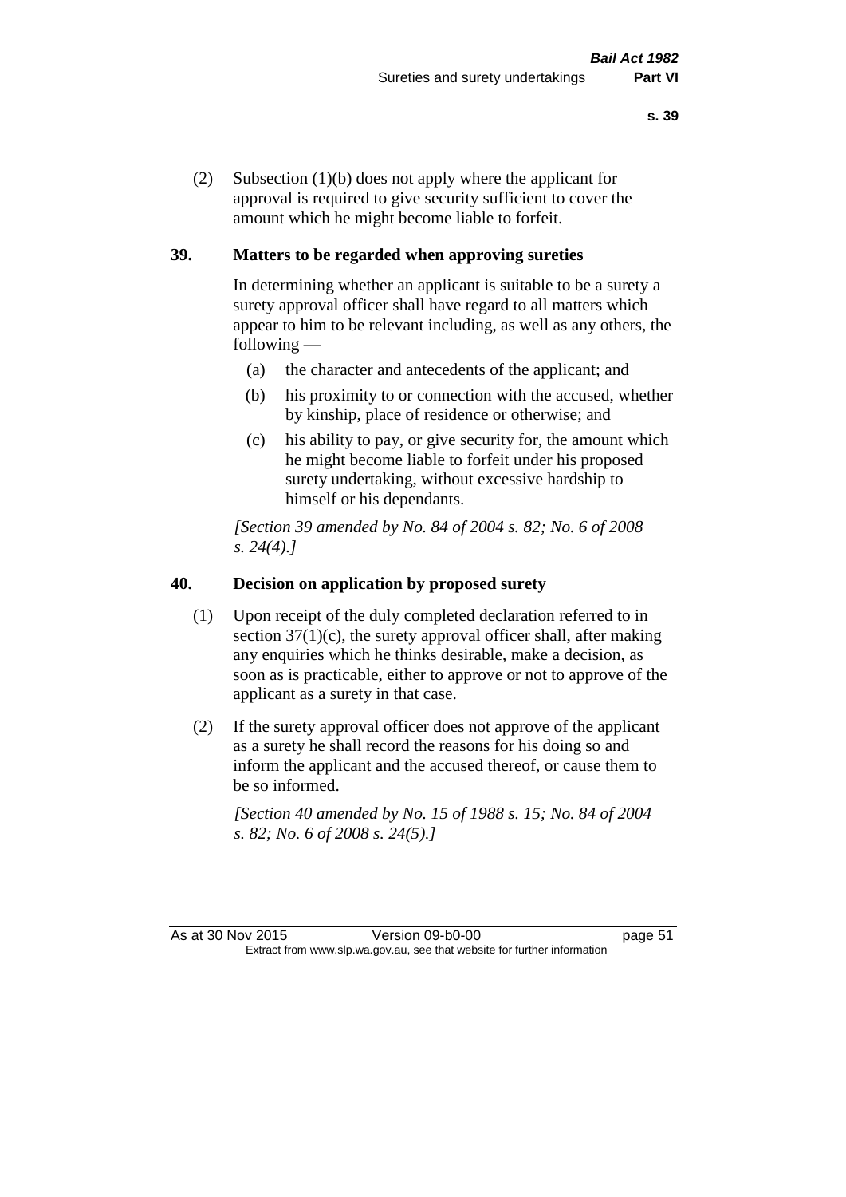(2) Subsection (1)(b) does not apply where the applicant for approval is required to give security sufficient to cover the amount which he might become liable to forfeit.

## 39. Matters to be regarded when approving sureties

In determining whether an applicant is suitable to be a surety a surety approval officer shall have regard to all matters which appear to him to be relevant including, as well as any others, the following —

(a) the character and antecedents of the applicant; and

(b) his proximity to or connection with the accused, whether by kinship, place of residence or otherwise; and

(c) his ability to pay, or give security for, the amount which he might become liable to forfeit under his proposed surety undertaking, without excessive hardship to himself or his dependants.

*[Section 39 amended by No. 84 of 2004 s. 82; No. 6 of 2008 s. 24(4).]*

## 40. Decision on application by proposed surety

(1) Upon receipt of the duly completed declaration referred to in section 37(1)(c), the surety approval officer shall, after making any enquiries which he thinks desirable, make a decision, as soon as is practicable, either to approve or not to approve of the applicant as a surety in that case.

(2) If the surety approval officer does not approve of the applicant as a surety he shall record the reasons for his doing so and inform the applicant and the accused thereof, or cause them to be so informed.

*[Section 40 amended by No. 15 of 1988 s. 15; No. 84 of 2004 s. 82; No. 6 of 2008 s. 24(5).]*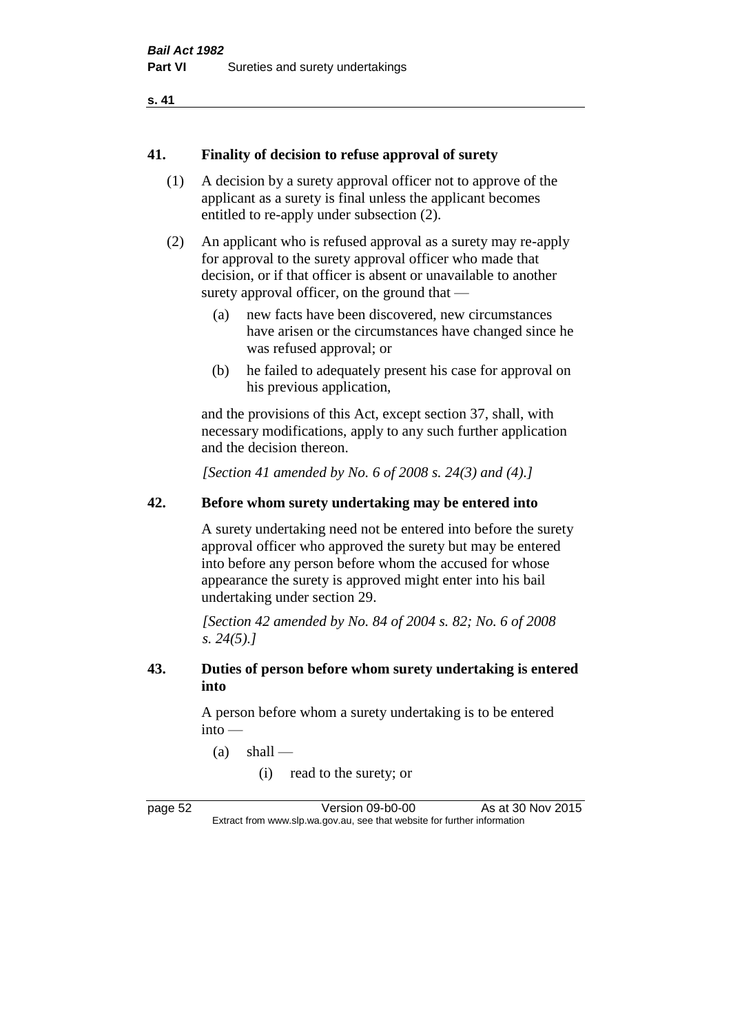## 41. Finality of decision to refuse approval of surety

(1) A decision by a surety approval officer not to approve of the applicant as a surety is final unless the applicant becomes entitled to re-apply under subsection (2).

(2) An applicant who is refused approval as a surety may re-apply for approval to the surety approval officer who made that decision, or if that officer is absent or unavailable to another surety approval officer, on the ground that —

- (a) new facts have been discovered, new circumstances have arisen or the circumstances have changed since he was refused approval; or
- (b) he failed to adequately present his case for approval on his previous application,

and the provisions of this Act, except section 37, shall, with necessary modifications, apply to any such further application and the decision thereon.

*[Section 41 amended by No. 6 of 2008 s. 24(3) and (4).]*

## 42. Before whom surety undertaking may be entered into

A surety undertaking need not be entered into before the surety approval officer who approved the surety but may be entered into before any person before whom the accused for whose appearance the surety is approved might enter into his bail undertaking under section 29.

*[Section 42 amended by No. 84 of 2004 s. 82; No. 6 of 2008 s. 24(5).]*

## 43. Duties of person before whom surety undertaking is entered into

A person before whom a surety undertaking is to be entered into —

- (a) shall —
  - (i) read to the surety; or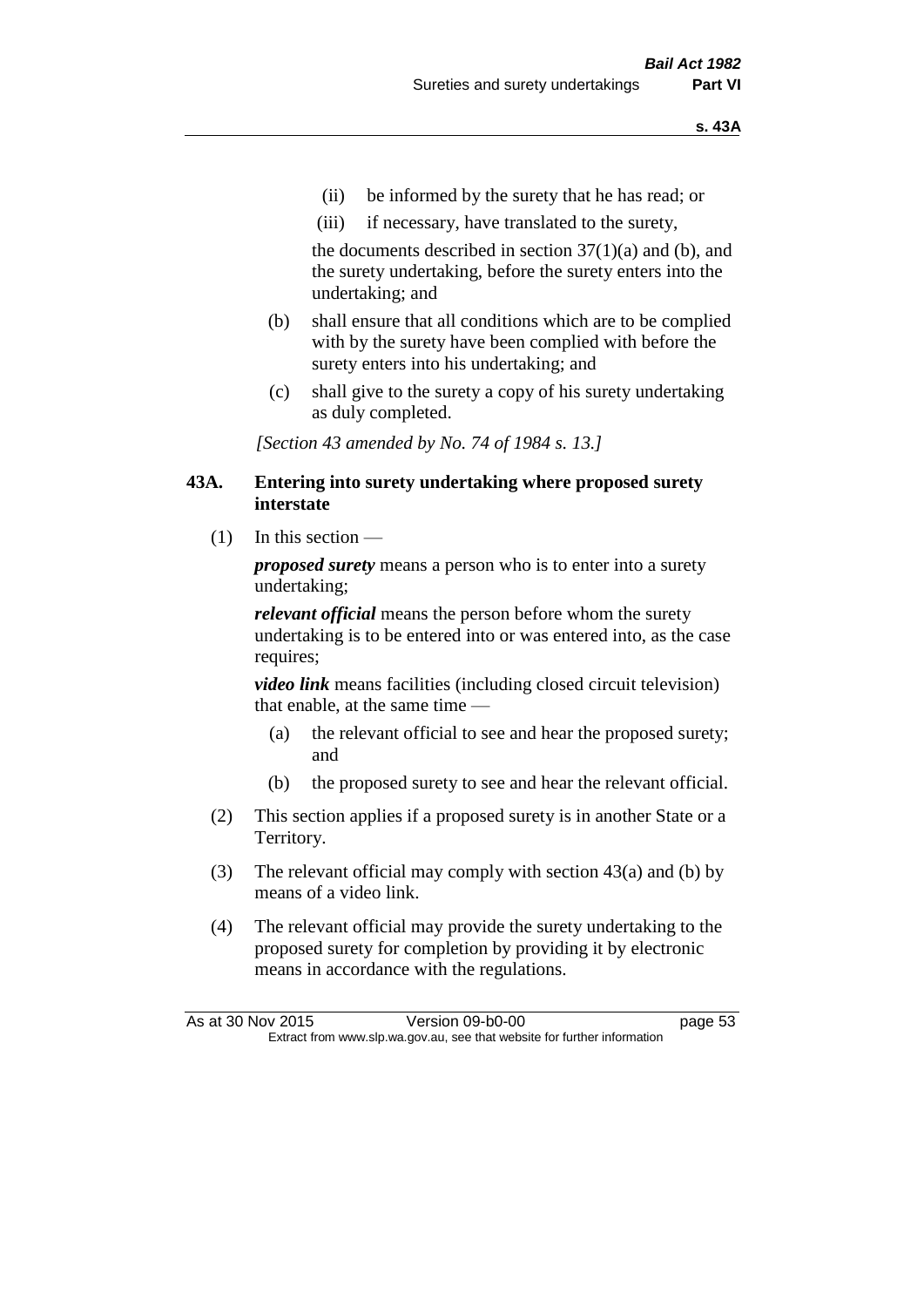- (ii) be informed by the surety that he has read; or
- (iii) if necessary, have translated to the surety,

  the documents described in section 37(1)(a) and (b), and the surety undertaking, before the surety enters into the undertaking; and

- (b) shall ensure that all conditions which are to be complied with by the surety have been complied with before the surety enters into his undertaking; and
- (c) shall give to the surety a copy of his surety undertaking as duly completed.

*[Section 43 amended by No. 74 of 1984 s. 13.]*

### 43A. Entering into surety undertaking where proposed surety interstate

(1) In this section —

***proposed surety*** means a person who is to enter into a surety undertaking;

***relevant official*** means the person before whom the surety undertaking is to be entered into or was entered into, as the case requires;

***video link*** means facilities (including closed circuit television) that enable, at the same time —

- (a) the relevant official to see and hear the proposed surety; and
- (b) the proposed surety to see and hear the relevant official.

(2) This section applies if a proposed surety is in another State or a Territory.

(3) The relevant official may comply with section 43(a) and (b) by means of a video link.

(4) The relevant official may provide the surety undertaking to the proposed surety for completion by providing it by electronic means in accordance with the regulations.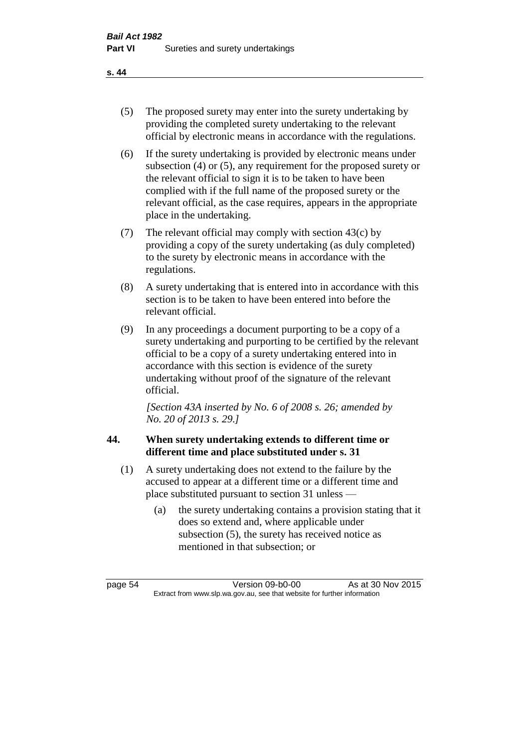(5) The proposed surety may enter into the surety undertaking by providing the completed surety undertaking to the relevant official by electronic means in accordance with the regulations.

(6) If the surety undertaking is provided by electronic means under subsection (4) or (5), any requirement for the proposed surety or the relevant official to sign it is to be taken to have been complied with if the full name of the proposed surety or the relevant official, as the case requires, appears in the appropriate place in the undertaking.

(7) The relevant official may comply with section 43(c) by providing a copy of the surety undertaking (as duly completed) to the surety by electronic means in accordance with the regulations.

(8) A surety undertaking that is entered into in accordance with this section is to be taken to have been entered into before the relevant official.

(9) In any proceedings a document purporting to be a copy of a surety undertaking and purporting to be certified by the relevant official to be a copy of a surety undertaking entered into in accordance with this section is evidence of the surety undertaking without proof of the signature of the relevant official.

*[Section 43A inserted by No. 6 of 2008 s. 26; amended by No. 20 of 2013 s. 29.]*

## 44. When surety undertaking extends to different time or different time and place substituted under s. 31

(1) A surety undertaking does not extend to the failure by the accused to appear at a different time or a different time and place substituted pursuant to section 31 unless —

(a) the surety undertaking contains a provision stating that it does so extend and, where applicable under subsection (5), the surety has received notice as mentioned in that subsection; or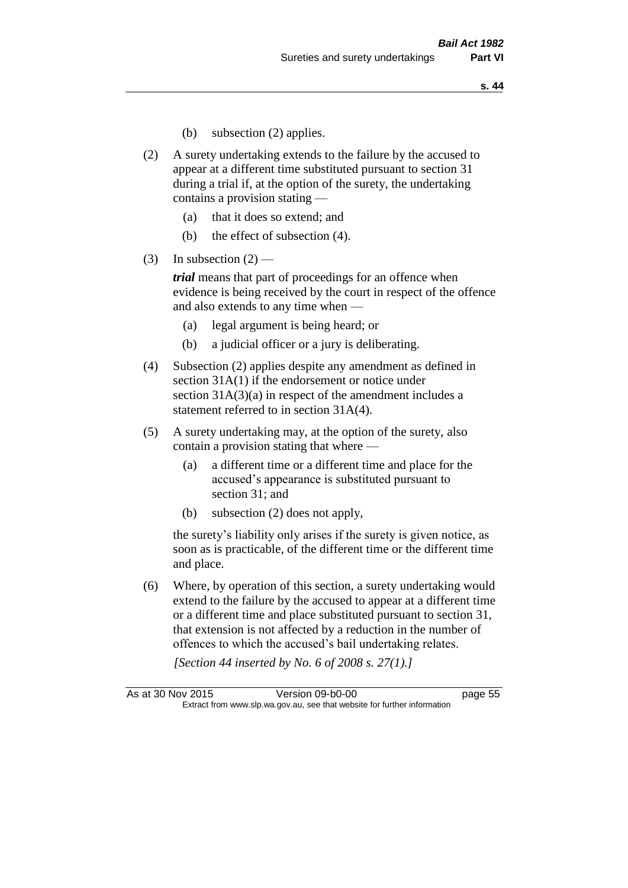(b) subsection (2) applies.

(2) A surety undertaking extends to the failure by the accused to appear at a different time substituted pursuant to section 31 during a trial if, at the option of the surety, the undertaking contains a provision stating —

  (a) that it does so extend; and

  (b) the effect of subsection (4).

(3) In subsection (2) —

*trial* means that part of proceedings for an offence when evidence is being received by the court in respect of the offence and also extends to any time when —

  (a) legal argument is being heard; or

  (b) a judicial officer or a jury is deliberating.

(4) Subsection (2) applies despite any amendment as defined in section 31A(1) if the endorsement or notice under section 31A(3)(a) in respect of the amendment includes a statement referred to in section 31A(4).

(5) A surety undertaking may, at the option of the surety, also contain a provision stating that where —

  (a) a different time or a different time and place for the accused's appearance is substituted pursuant to section 31; and

  (b) subsection (2) does not apply,

the surety's liability only arises if the surety is given notice, as soon as is practicable, of the different time or the different time and place.

(6) Where, by operation of this section, a surety undertaking would extend to the failure by the accused to appear at a different time or a different time and place substituted pursuant to section 31, that extension is not affected by a reduction in the number of offences to which the accused's bail undertaking relates.

*[Section 44 inserted by No. 6 of 2008 s. 27(1).]*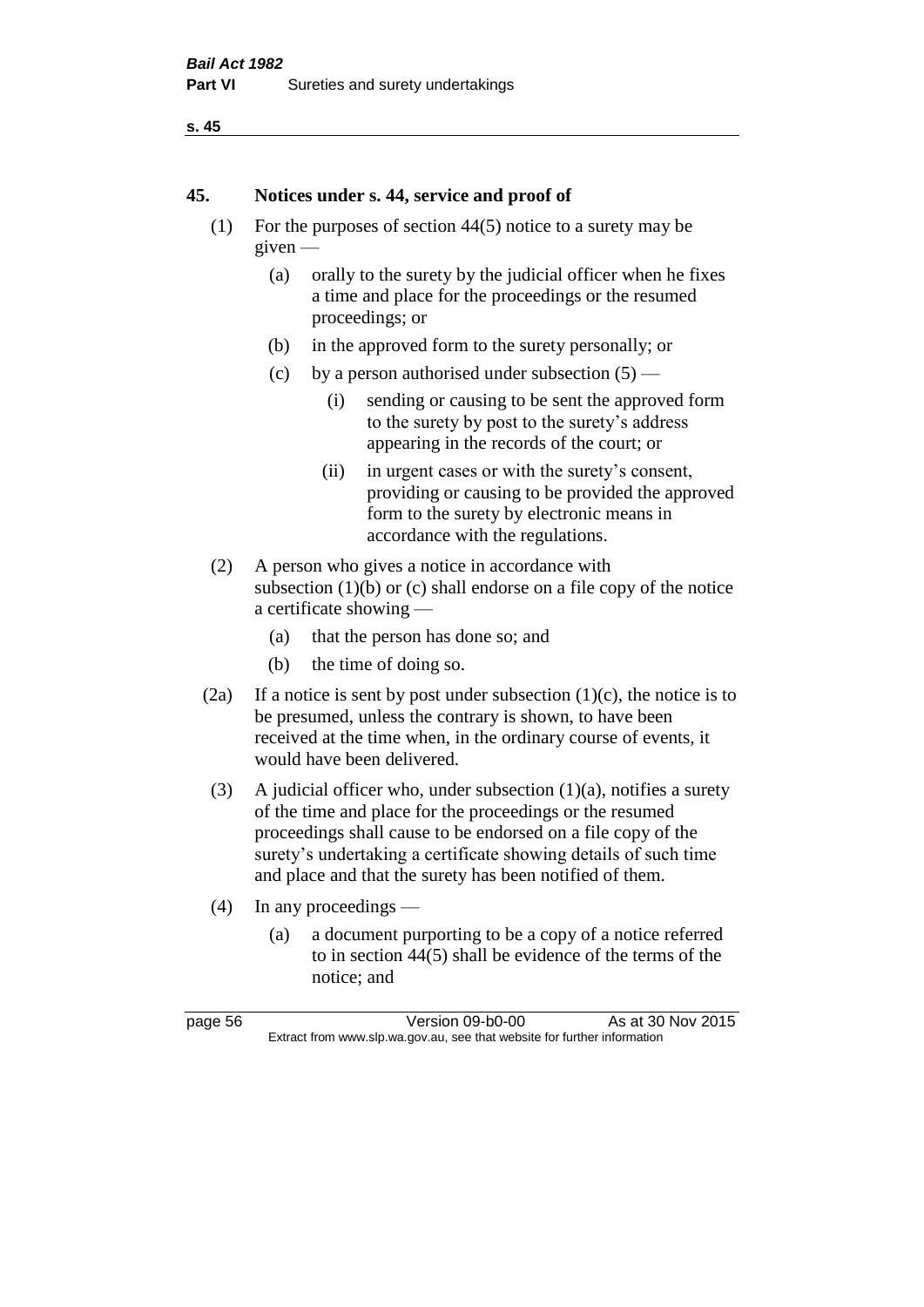## 45. Notices under s. 44, service and proof of

(1) For the purposes of section 44(5) notice to a surety may be given —

(a) orally to the surety by the judicial officer when he fixes a time and place for the proceedings or the resumed proceedings; or

(b) in the approved form to the surety personally; or

(c) by a person authorised under subsection (5) —

(i) sending or causing to be sent the approved form to the surety by post to the surety's address appearing in the records of the court; or

(ii) in urgent cases or with the surety's consent, providing or causing to be provided the approved form to the surety by electronic means in accordance with the regulations.

(2) A person who gives a notice in accordance with subsection (1)(b) or (c) shall endorse on a file copy of the notice a certificate showing —

(a) that the person has done so; and

(b) the time of doing so.

(2a) If a notice is sent by post under subsection (1)(c), the notice is to be presumed, unless the contrary is shown, to have been received at the time when, in the ordinary course of events, it would have been delivered.

(3) A judicial officer who, under subsection (1)(a), notifies a surety of the time and place for the proceedings or the resumed proceedings shall cause to be endorsed on a file copy of the surety's undertaking a certificate showing details of such time and place and that the surety has been notified of them.

(4) In any proceedings —

(a) a document purporting to be a copy of a notice referred to in section 44(5) shall be evidence of the terms of the notice; and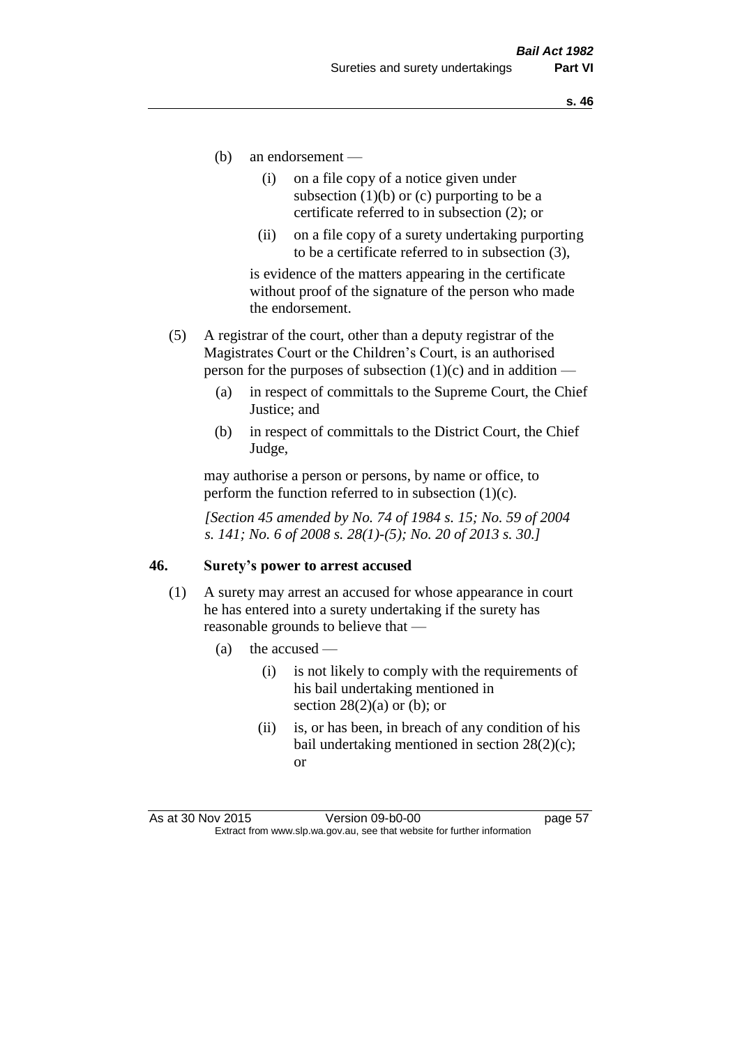(b) an endorsement —

  (i) on a file copy of a notice given under subsection (1)(b) or (c) purporting to be a certificate referred to in subsection (2); or

  (ii) on a file copy of a surety undertaking purporting to be a certificate referred to in subsection (3),

is evidence of the matters appearing in the certificate without proof of the signature of the person who made the endorsement.

(5) A registrar of the court, other than a deputy registrar of the Magistrates Court or the Children's Court, is an authorised person for the purposes of subsection (1)(c) and in addition —

  (a) in respect of committals to the Supreme Court, the Chief Justice; and

  (b) in respect of committals to the District Court, the Chief Judge,

may authorise a person or persons, by name or office, to perform the function referred to in subsection (1)(c).

*[Section 45 amended by No. 74 of 1984 s. 15; No. 59 of 2004 s. 141; No. 6 of 2008 s. 28(1)-(5); No. 20 of 2013 s. 30.]*

### 46. Surety's power to arrest accused

(1) A surety may arrest an accused for whose appearance in court he has entered into a surety undertaking if the surety has reasonable grounds to believe that —

  (a) the accused —

    (i) is not likely to comply with the requirements of his bail undertaking mentioned in section 28(2)(a) or (b); or

    (ii) is, or has been, in breach of any condition of his bail undertaking mentioned in section 28(2)(c); or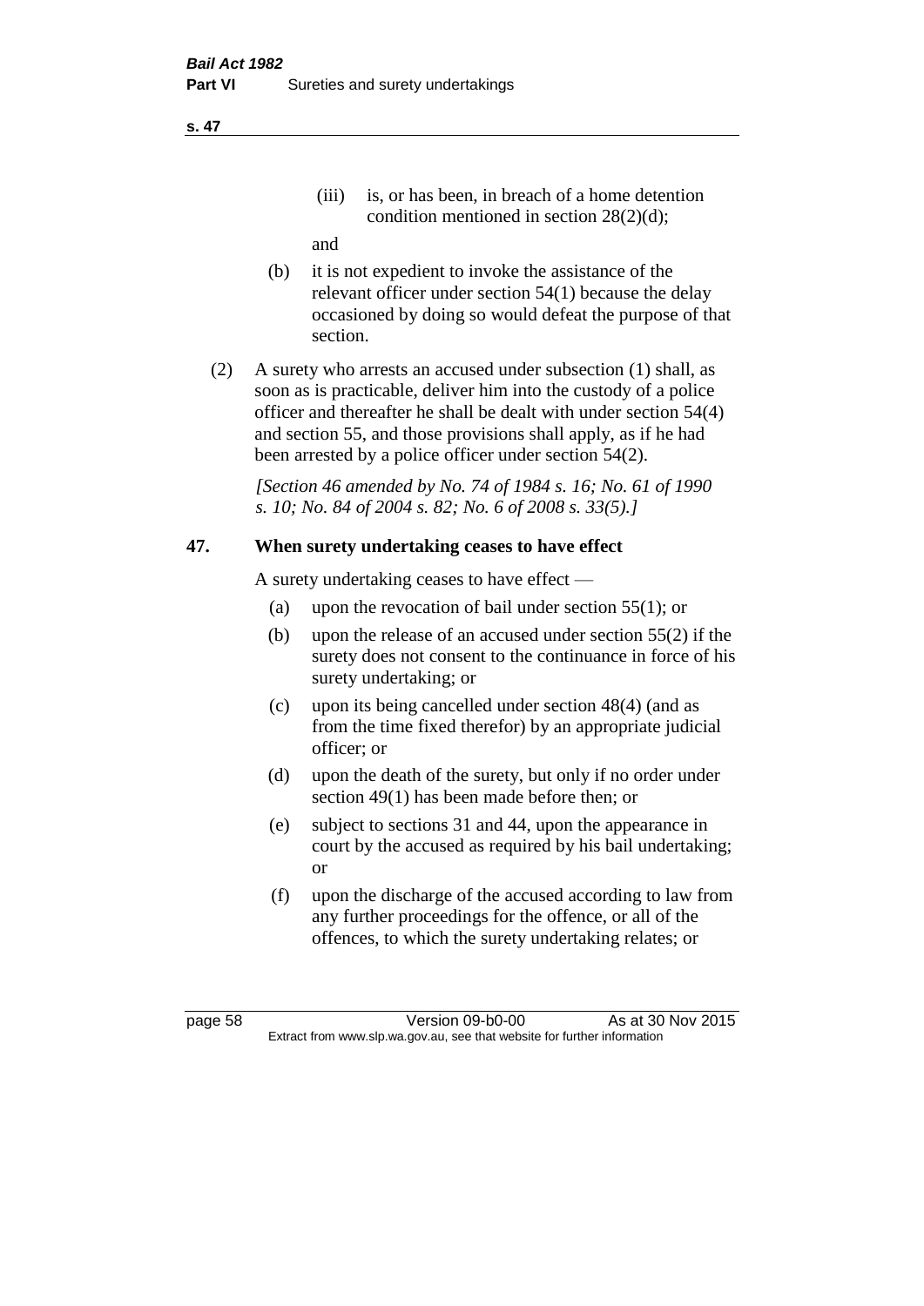(iii) is, or has been, in breach of a home detention condition mentioned in section 28(2)(d);

and

(b) it is not expedient to invoke the assistance of the relevant officer under section 54(1) because the delay occasioned by doing so would defeat the purpose of that section.

(2) A surety who arrests an accused under subsection (1) shall, as soon as is practicable, deliver him into the custody of a police officer and thereafter he shall be dealt with under section 54(4) and section 55, and those provisions shall apply, as if he had been arrested by a police officer under section 54(2).

*[Section 46 amended by No. 74 of 1984 s. 16; No. 61 of 1990 s. 10; No. 84 of 2004 s. 82; No. 6 of 2008 s. 33(5).]*

## 47. When surety undertaking ceases to have effect

A surety undertaking ceases to have effect —

(a) upon the revocation of bail under section 55(1); or

(b) upon the release of an accused under section 55(2) if the surety does not consent to the continuance in force of his surety undertaking; or

(c) upon its being cancelled under section 48(4) (and as from the time fixed therefor) by an appropriate judicial officer; or

(d) upon the death of the surety, but only if no order under section 49(1) has been made before then; or

(e) subject to sections 31 and 44, upon the appearance in court by the accused as required by his bail undertaking; or

(f) upon the discharge of the accused according to law from any further proceedings for the offence, or all of the offences, to which the surety undertaking relates; or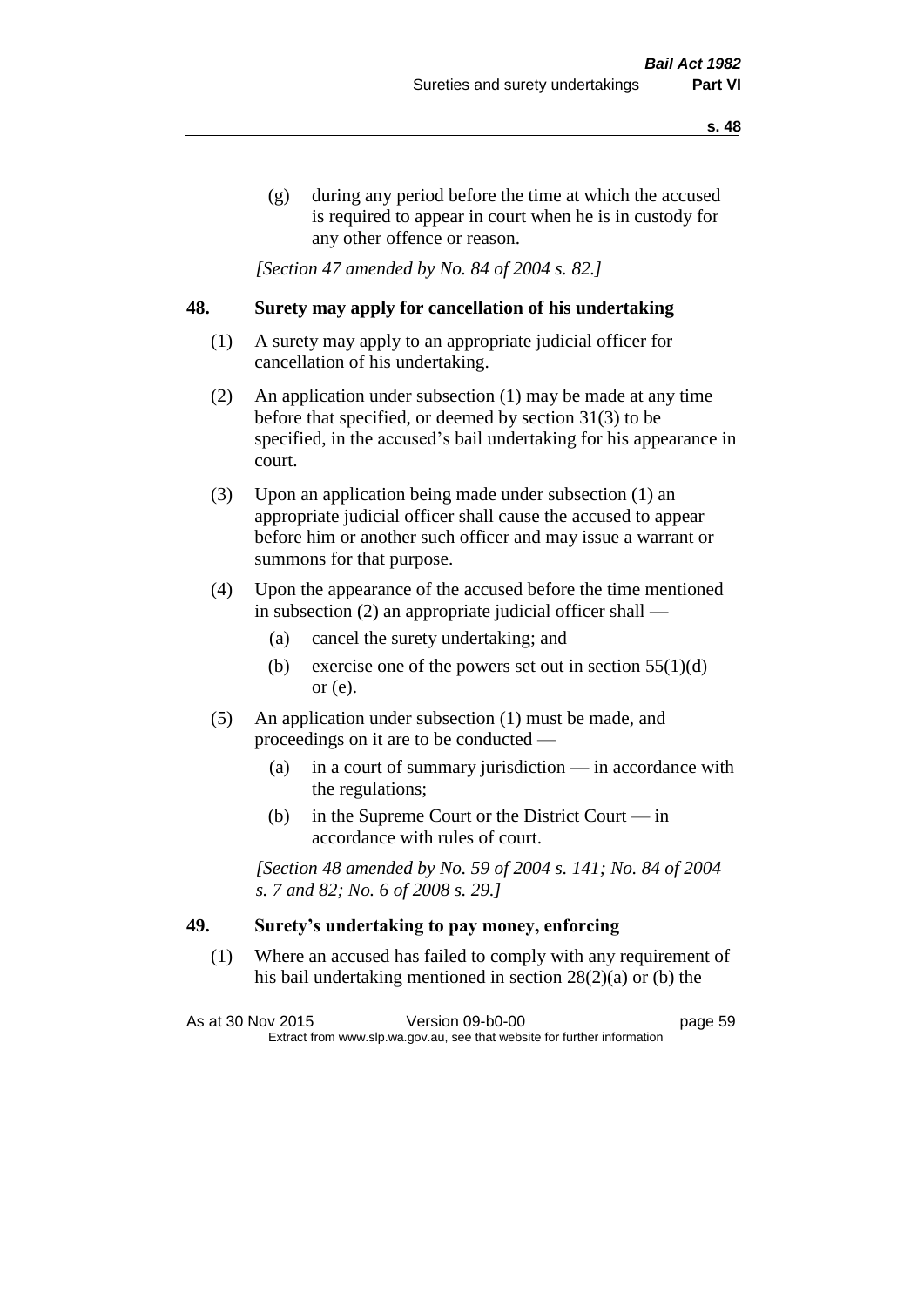(g) during any period before the time at which the accused is required to appear in court when he is in custody for any other offence or reason.

*[Section 47 amended by No. 84 of 2004 s. 82.]*

## 48. Surety may apply for cancellation of his undertaking

(1) A surety may apply to an appropriate judicial officer for cancellation of his undertaking.

(2) An application under subsection (1) may be made at any time before that specified, or deemed by section 31(3) to be specified, in the accused's bail undertaking for his appearance in court.

(3) Upon an application being made under subsection (1) an appropriate judicial officer shall cause the accused to appear before him or another such officer and may issue a warrant or summons for that purpose.

(4) Upon the appearance of the accused before the time mentioned in subsection (2) an appropriate judicial officer shall —

(a) cancel the surety undertaking; and

(b) exercise one of the powers set out in section 55(1)(d) or (e).

(5) An application under subsection (1) must be made, and proceedings on it are to be conducted —

(a) in a court of summary jurisdiction — in accordance with the regulations;

(b) in the Supreme Court or the District Court — in accordance with rules of court.

*[Section 48 amended by No. 59 of 2004 s. 141; No. 84 of 2004 s. 7 and 82; No. 6 of 2008 s. 29.]*

## 49. Surety's undertaking to pay money, enforcing

(1) Where an accused has failed to comply with any requirement of his bail undertaking mentioned in section 28(2)(a) or (b) the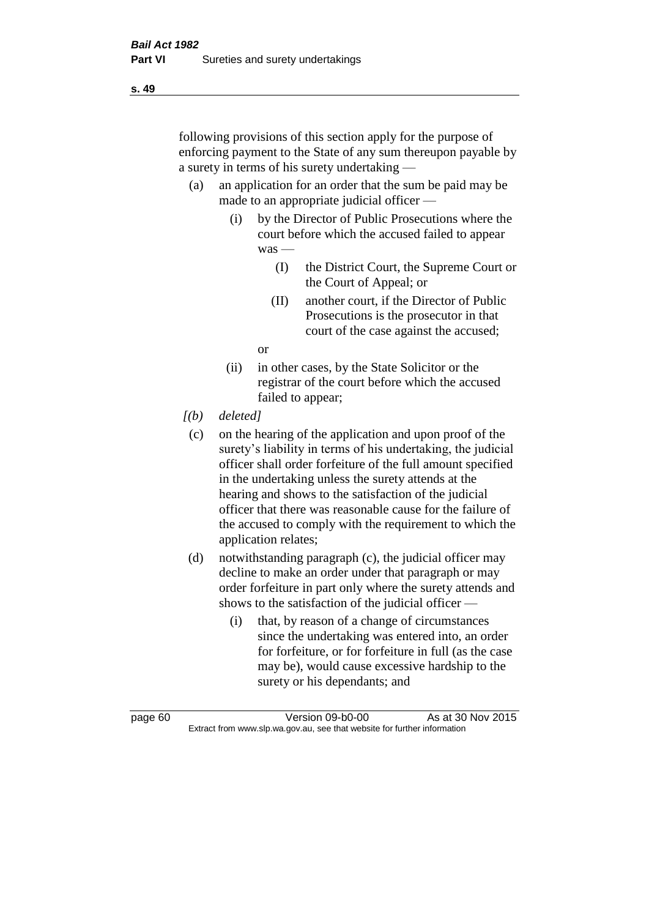following provisions of this section apply for the purpose of enforcing payment to the State of any sum thereupon payable by a surety in terms of his surety undertaking —

(a) an application for an order that the sum be paid may be made to an appropriate judicial officer —

  (i) by the Director of Public Prosecutions where the court before which the accused failed to appear was —

    (I) the District Court, the Supreme Court or the Court of Appeal; or

    (II) another court, if the Director of Public Prosecutions is the prosecutor in that court of the case against the accused;

  or

  (ii) in other cases, by the State Solicitor or the registrar of the court before which the accused failed to appear;

*[(b) deleted]*

(c) on the hearing of the application and upon proof of the surety's liability in terms of his undertaking, the judicial officer shall order forfeiture of the full amount specified in the undertaking unless the surety attends at the hearing and shows to the satisfaction of the judicial officer that there was reasonable cause for the failure of the accused to comply with the requirement to which the application relates;

(d) notwithstanding paragraph (c), the judicial officer may decline to make an order under that paragraph or may order forfeiture in part only where the surety attends and shows to the satisfaction of the judicial officer —

  (i) that, by reason of a change of circumstances since the undertaking was entered into, an order for forfeiture, or for forfeiture in full (as the case may be), would cause excessive hardship to the surety or his dependants; and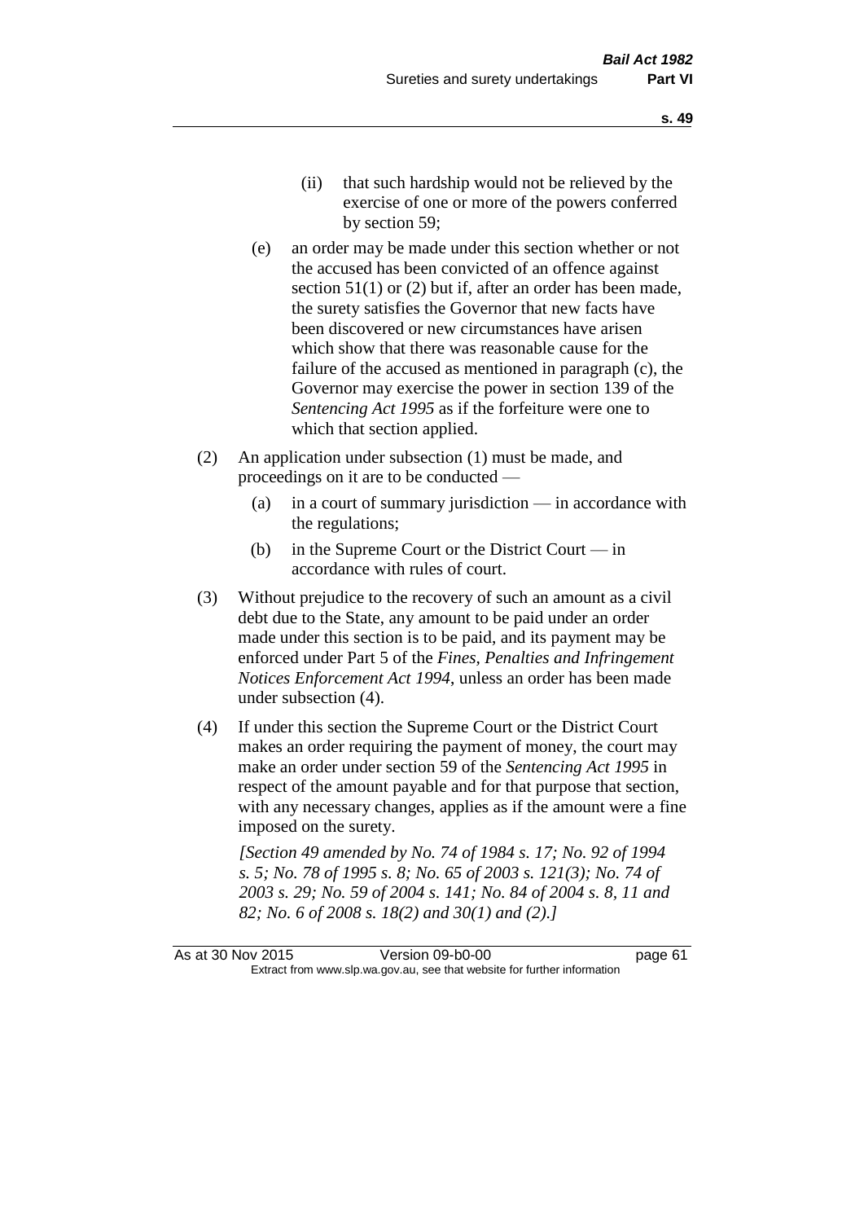- (ii) that such hardship would not be relieved by the exercise of one or more of the powers conferred by section 59;
- (e) an order may be made under this section whether or not the accused has been convicted of an offence against section 51(1) or (2) but if, after an order has been made, the surety satisfies the Governor that new facts have been discovered or new circumstances have arisen which show that there was reasonable cause for the failure of the accused as mentioned in paragraph (c), the Governor may exercise the power in section 139 of the *Sentencing Act 1995* as if the forfeiture were one to which that section applied.

(2) An application under subsection (1) must be made, and proceedings on it are to be conducted —

- (a) in a court of summary jurisdiction — in accordance with the regulations;
- (b) in the Supreme Court or the District Court — in accordance with rules of court.

(3) Without prejudice to the recovery of such an amount as a civil debt due to the State, any amount to be paid under an order made under this section is to be paid, and its payment may be enforced under Part 5 of the *Fines, Penalties and Infringement Notices Enforcement Act 1994*, unless an order has been made under subsection (4).

(4) If under this section the Supreme Court or the District Court makes an order requiring the payment of money, the court may make an order under section 59 of the *Sentencing Act 1995* in respect of the amount payable and for that purpose that section, with any necessary changes, applies as if the amount were a fine imposed on the surety.

*[Section 49 amended by No. 74 of 1984 s. 17; No. 92 of 1994 s. 5; No. 78 of 1995 s. 8; No. 65 of 2003 s. 121(3); No. 74 of 2003 s. 29; No. 59 of 2004 s. 141; No. 84 of 2004 s. 8, 11 and 82; No. 6 of 2008 s. 18(2) and 30(1) and (2).]*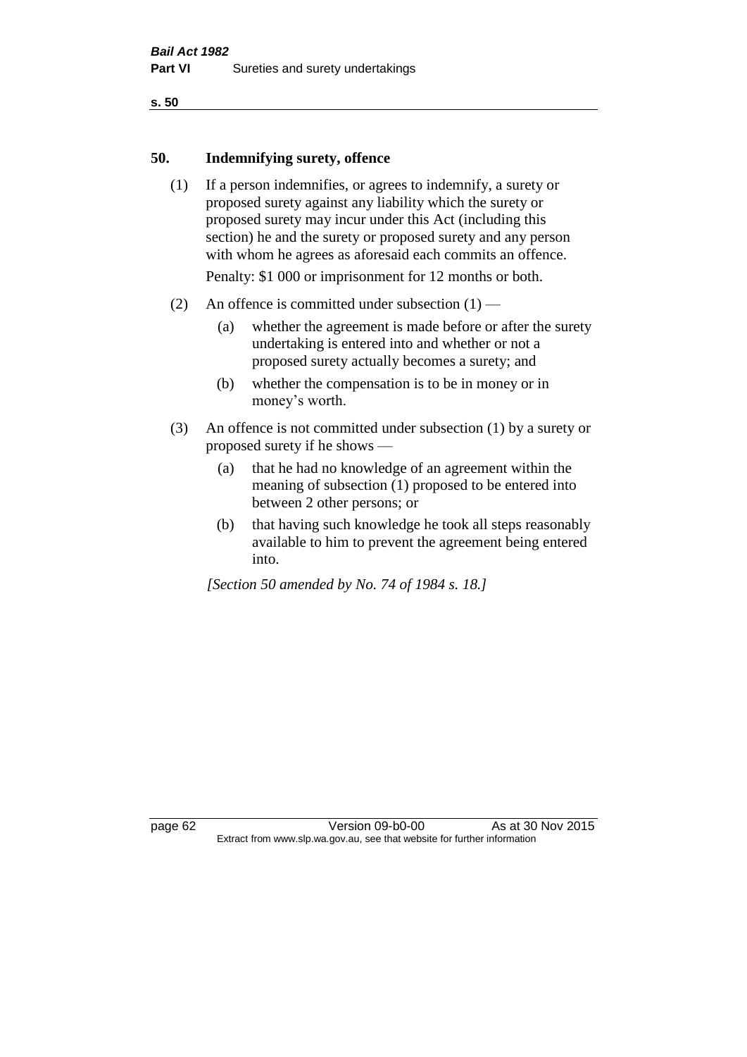## 50. Indemnifying surety, offence

(1) If a person indemnifies, or agrees to indemnify, a surety or proposed surety against any liability which the surety or proposed surety may incur under this Act (including this section) he and the surety or proposed surety and any person with whom he agrees as aforesaid each commits an offence.

Penalty: $1 000 or imprisonment for 12 months or both.

(2) An offence is committed under subsection (1) —

(a) whether the agreement is made before or after the surety undertaking is entered into and whether or not a proposed surety actually becomes a surety; and

(b) whether the compensation is to be in money or in money's worth.

(3) An offence is not committed under subsection (1) by a surety or proposed surety if he shows —

(a) that he had no knowledge of an agreement within the meaning of subsection (1) proposed to be entered into between 2 other persons; or

(b) that having such knowledge he took all steps reasonably available to him to prevent the agreement being entered into.

*[Section 50 amended by No. 74 of 1984 s. 18.]*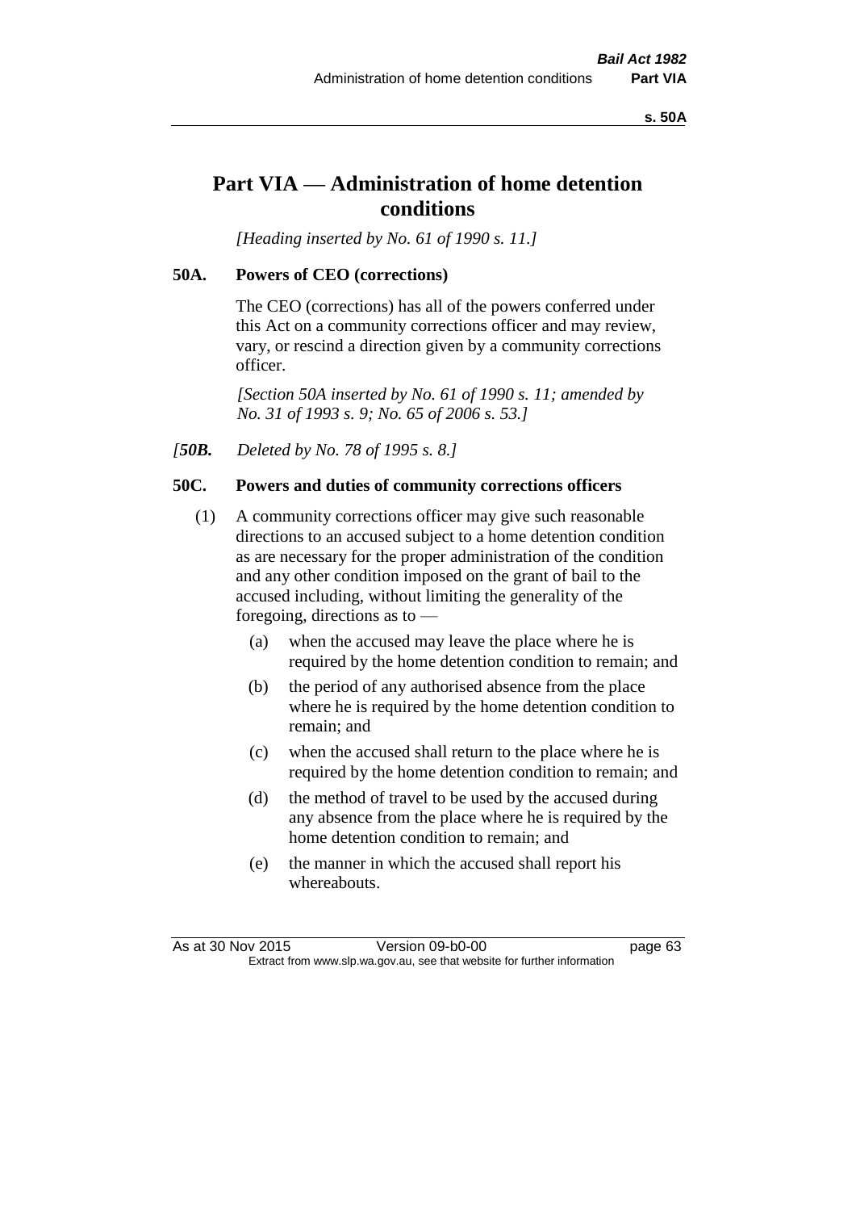# Part VIA — Administration of home detention conditions

*[Heading inserted by No. 61 of 1990 s. 11.]*

## 50A. Powers of CEO (corrections)

The CEO (corrections) has all of the powers conferred under this Act on a community corrections officer and may review, vary, or rescind a direction given by a community corrections officer.

*[Section 50A inserted by No. 61 of 1990 s. 11; amended by No. 31 of 1993 s. 9; No. 65 of 2006 s. 53.]*

*[**50B.** Deleted by No. 78 of 1995 s. 8.]*

## 50C. Powers and duties of community corrections officers

(1) A community corrections officer may give such reasonable directions to an accused subject to a home detention condition as are necessary for the proper administration of the condition and any other condition imposed on the grant of bail to the accused including, without limiting the generality of the foregoing, directions as to —

- (a) when the accused may leave the place where he is required by the home detention condition to remain; and
- (b) the period of any authorised absence from the place where he is required by the home detention condition to remain; and
- (c) when the accused shall return to the place where he is required by the home detention condition to remain; and
- (d) the method of travel to be used by the accused during any absence from the place where he is required by the home detention condition to remain; and
- (e) the manner in which the accused shall report his whereabouts.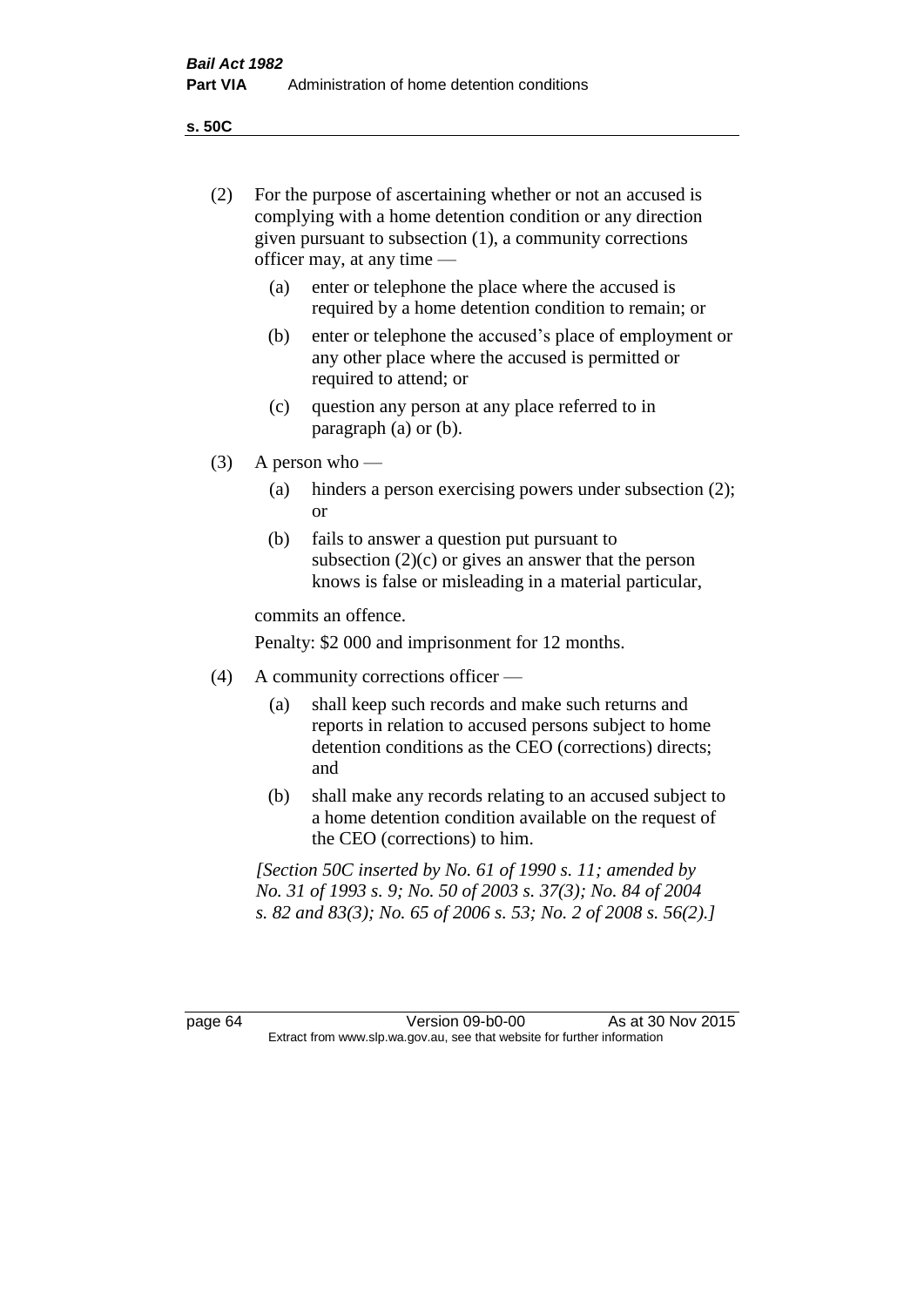(2) For the purpose of ascertaining whether or not an accused is complying with a home detention condition or any direction given pursuant to subsection (1), a community corrections officer may, at any time —

   (a) enter or telephone the place where the accused is required by a home detention condition to remain; or

   (b) enter or telephone the accused's place of employment or any other place where the accused is permitted or required to attend; or

   (c) question any person at any place referred to in paragraph (a) or (b).

(3) A person who —

   (a) hinders a person exercising powers under subsection (2); or

   (b) fails to answer a question put pursuant to subsection (2)(c) or gives an answer that the person knows is false or misleading in a material particular,

   commits an offence.

   Penalty: $2 000 and imprisonment for 12 months.

(4) A community corrections officer —

   (a) shall keep such records and make such returns and reports in relation to accused persons subject to home detention conditions as the CEO (corrections) directs; and

   (b) shall make any records relating to an accused subject to a home detention condition available on the request of the CEO (corrections) to him.

*[Section 50C inserted by No. 61 of 1990 s. 11; amended by No. 31 of 1993 s. 9; No. 50 of 2003 s. 37(3); No. 84 of 2004 s. 82 and 83(3); No. 65 of 2006 s. 53; No. 2 of 2008 s. 56(2).]*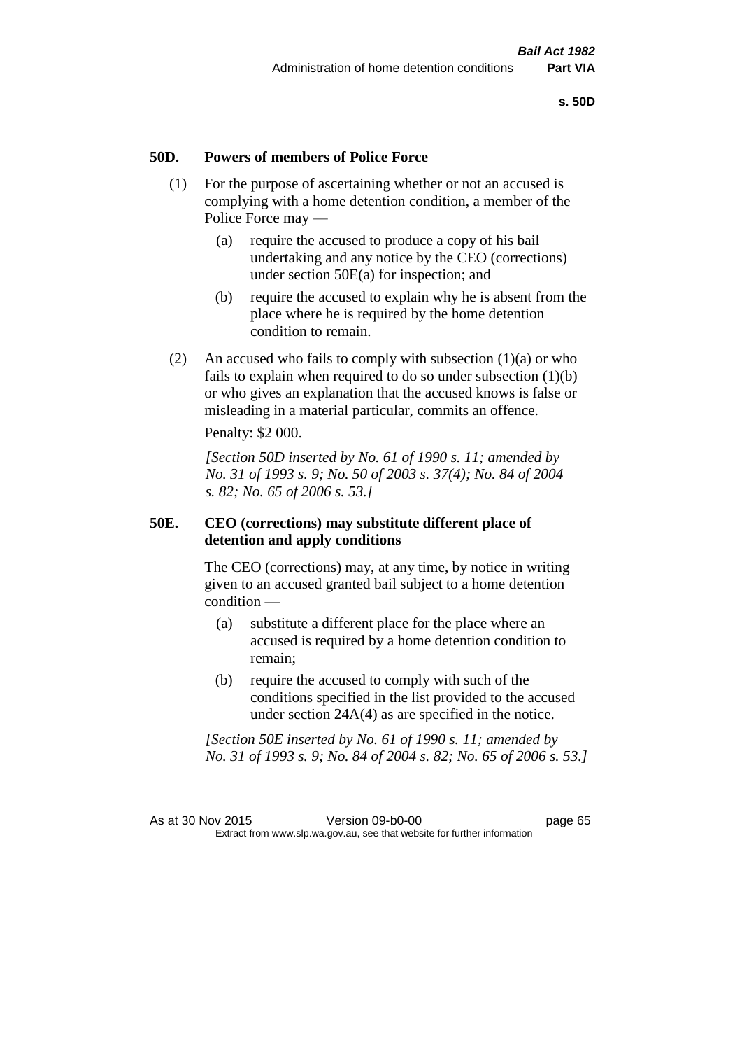## 50D. Powers of members of Police Force

(1) For the purpose of ascertaining whether or not an accused is complying with a home detention condition, a member of the Police Force may —

(a) require the accused to produce a copy of his bail undertaking and any notice by the CEO (corrections) under section 50E(a) for inspection; and

(b) require the accused to explain why he is absent from the place where he is required by the home detention condition to remain.

(2) An accused who fails to comply with subsection (1)(a) or who fails to explain when required to do so under subsection (1)(b) or who gives an explanation that the accused knows is false or misleading in a material particular, commits an offence.

Penalty: $2 000.

*[Section 50D inserted by No. 61 of 1990 s. 11; amended by No. 31 of 1993 s. 9; No. 50 of 2003 s. 37(4); No. 84 of 2004 s. 82; No. 65 of 2006 s. 53.]*

## 50E. CEO (corrections) may substitute different place of detention and apply conditions

The CEO (corrections) may, at any time, by notice in writing given to an accused granted bail subject to a home detention condition —

(a) substitute a different place for the place where an accused is required by a home detention condition to remain;

(b) require the accused to comply with such of the conditions specified in the list provided to the accused under section 24A(4) as are specified in the notice.

*[Section 50E inserted by No. 61 of 1990 s. 11; amended by No. 31 of 1993 s. 9; No. 84 of 2004 s. 82; No. 65 of 2006 s. 53.]*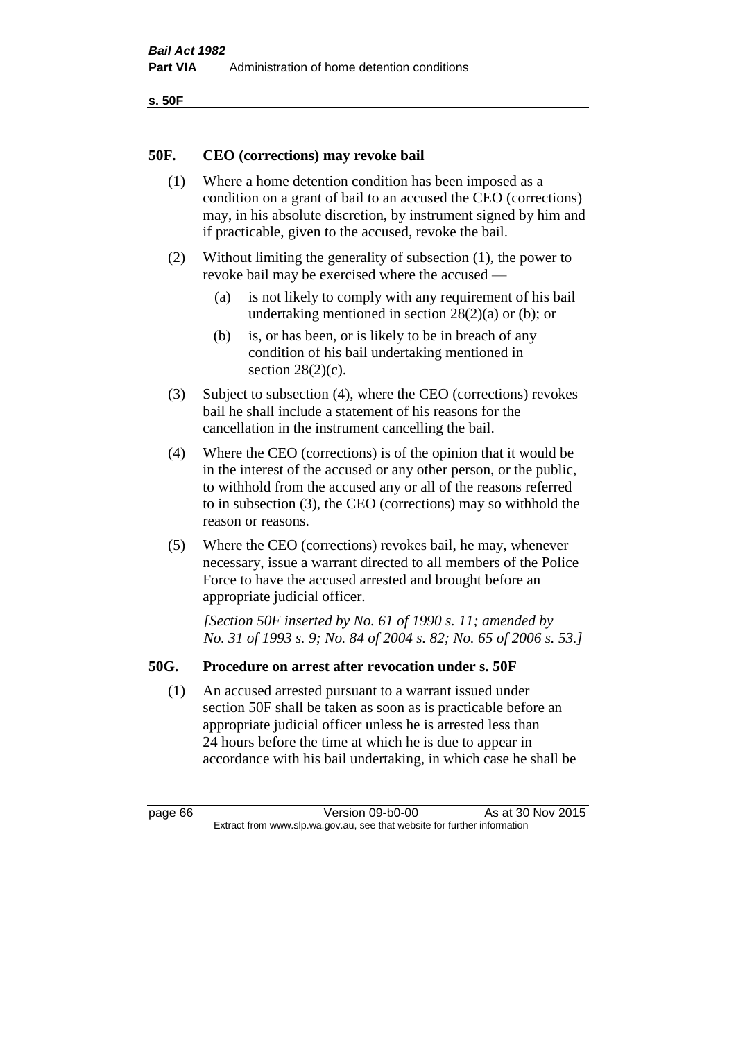## 50F. CEO (corrections) may revoke bail

(1) Where a home detention condition has been imposed as a condition on a grant of bail to an accused the CEO (corrections) may, in his absolute discretion, by instrument signed by him and if practicable, given to the accused, revoke the bail.

(2) Without limiting the generality of subsection (1), the power to revoke bail may be exercised where the accused —

(a) is not likely to comply with any requirement of his bail undertaking mentioned in section 28(2)(a) or (b); or

(b) is, or has been, or is likely to be in breach of any condition of his bail undertaking mentioned in section 28(2)(c).

(3) Subject to subsection (4), where the CEO (corrections) revokes bail he shall include a statement of his reasons for the cancellation in the instrument cancelling the bail.

(4) Where the CEO (corrections) is of the opinion that it would be in the interest of the accused or any other person, or the public, to withhold from the accused any or all of the reasons referred to in subsection (3), the CEO (corrections) may so withhold the reason or reasons.

(5) Where the CEO (corrections) revokes bail, he may, whenever necessary, issue a warrant directed to all members of the Police Force to have the accused arrested and brought before an appropriate judicial officer.

*[Section 50F inserted by No. 61 of 1990 s. 11; amended by No. 31 of 1993 s. 9; No. 84 of 2004 s. 82; No. 65 of 2006 s. 53.]*

## 50G. Procedure on arrest after revocation under s. 50F

(1) An accused arrested pursuant to a warrant issued under section 50F shall be taken as soon as is practicable before an appropriate judicial officer unless he is arrested less than 24 hours before the time at which he is due to appear in accordance with his bail undertaking, in which case he shall be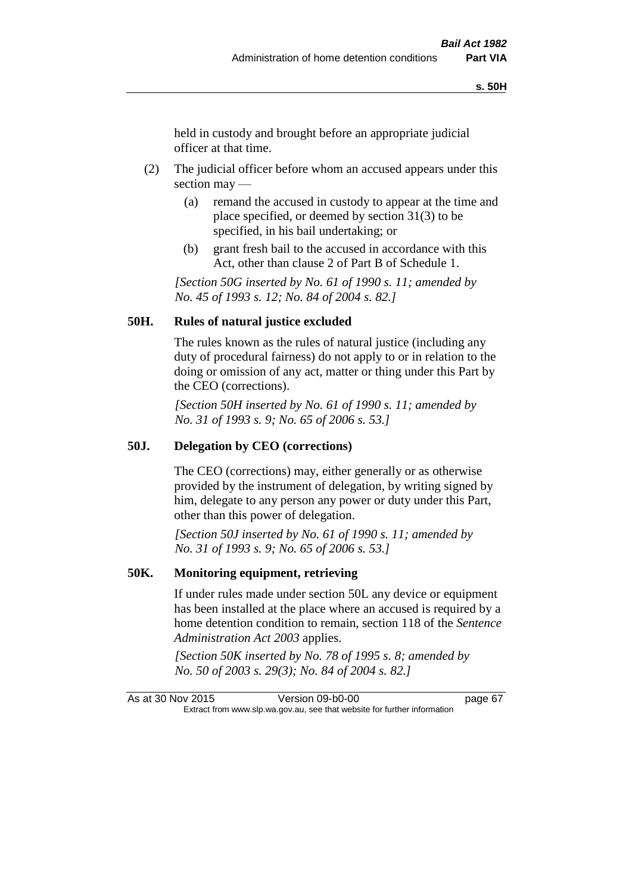held in custody and brought before an appropriate judicial officer at that time.

(2) The judicial officer before whom an accused appears under this section may —

(a) remand the accused in custody to appear at the time and place specified, or deemed by section 31(3) to be specified, in his bail undertaking; or

(b) grant fresh bail to the accused in accordance with this Act, other than clause 2 of Part B of Schedule 1.

*[Section 50G inserted by No. 61 of 1990 s. 11; amended by No. 45 of 1993 s. 12; No. 84 of 2004 s. 82.]*

### 50H. Rules of natural justice excluded

The rules known as the rules of natural justice (including any duty of procedural fairness) do not apply to or in relation to the doing or omission of any act, matter or thing under this Part by the CEO (corrections).

*[Section 50H inserted by No. 61 of 1990 s. 11; amended by No. 31 of 1993 s. 9; No. 65 of 2006 s. 53.]*

### 50J. Delegation by CEO (corrections)

The CEO (corrections) may, either generally or as otherwise provided by the instrument of delegation, by writing signed by him, delegate to any person any power or duty under this Part, other than this power of delegation.

*[Section 50J inserted by No. 61 of 1990 s. 11; amended by No. 31 of 1993 s. 9; No. 65 of 2006 s. 53.]*

### 50K. Monitoring equipment, retrieving

If under rules made under section 50L any device or equipment has been installed at the place where an accused is required by a home detention condition to remain, section 118 of the *Sentence Administration Act 2003* applies.

*[Section 50K inserted by No. 78 of 1995 s. 8; amended by No. 50 of 2003 s. 29(3); No. 84 of 2004 s. 82.]*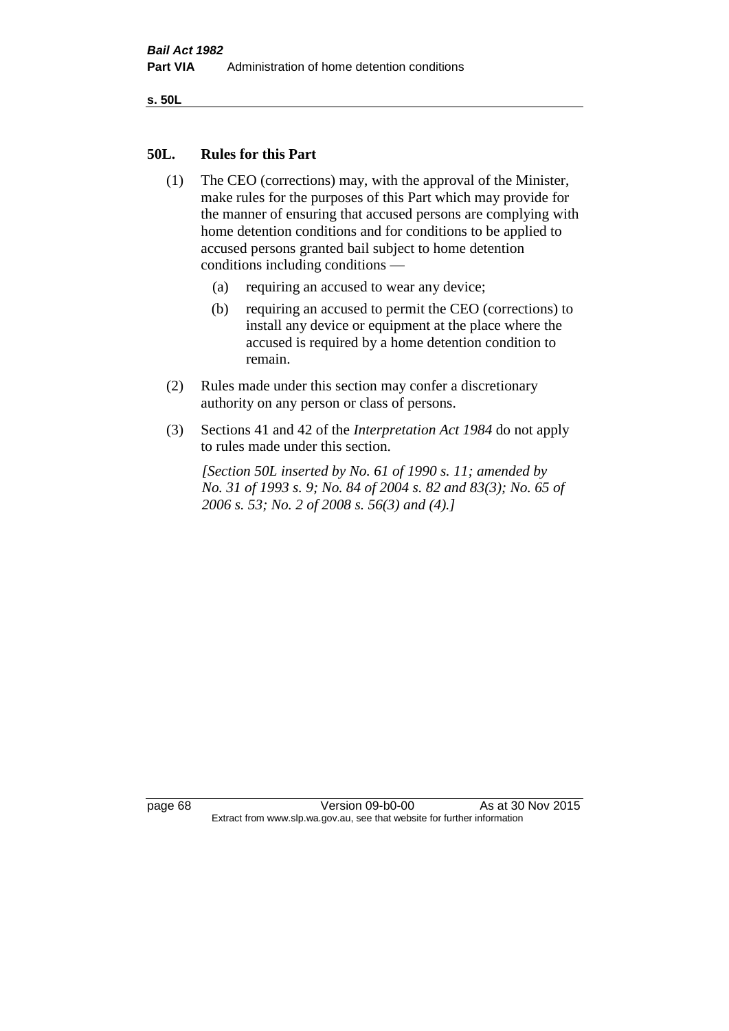## 50L. Rules for this Part

(1) The CEO (corrections) may, with the approval of the Minister, make rules for the purposes of this Part which may provide for the manner of ensuring that accused persons are complying with home detention conditions and for conditions to be applied to accused persons granted bail subject to home detention conditions including conditions —

- (a) requiring an accused to wear any device;
- (b) requiring an accused to permit the CEO (corrections) to install any device or equipment at the place where the accused is required by a home detention condition to remain.

(2) Rules made under this section may confer a discretionary authority on any person or class of persons.

(3) Sections 41 and 42 of the *Interpretation Act 1984* do not apply to rules made under this section.

*[Section 50L inserted by No. 61 of 1990 s. 11; amended by No. 31 of 1993 s. 9; No. 84 of 2004 s. 82 and 83(3); No. 65 of 2006 s. 53; No. 2 of 2008 s. 56(3) and (4).]*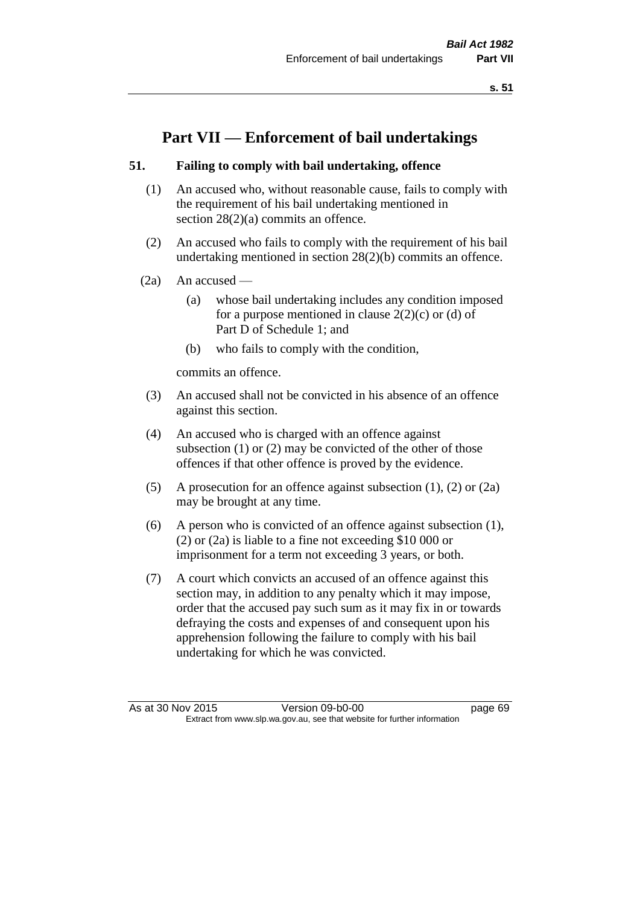# Part VII — Enforcement of bail undertakings

### 51. Failing to comply with bail undertaking, offence

(1) An accused who, without reasonable cause, fails to comply with the requirement of his bail undertaking mentioned in section 28(2)(a) commits an offence.

(2) An accused who fails to comply with the requirement of his bail undertaking mentioned in section 28(2)(b) commits an offence.

(2a) An accused —

(a) whose bail undertaking includes any condition imposed for a purpose mentioned in clause 2(2)(c) or (d) of Part D of Schedule 1; and

(b) who fails to comply with the condition,

commits an offence.

(3) An accused shall not be convicted in his absence of an offence against this section.

(4) An accused who is charged with an offence against subsection (1) or (2) may be convicted of the other of those offences if that other offence is proved by the evidence.

(5) A prosecution for an offence against subsection (1), (2) or (2a) may be brought at any time.

(6) A person who is convicted of an offence against subsection (1), (2) or (2a) is liable to a fine not exceeding $10 000 or imprisonment for a term not exceeding 3 years, or both.

(7) A court which convicts an accused of an offence against this section may, in addition to any penalty which it may impose, order that the accused pay such sum as it may fix in or towards defraying the costs and expenses of and consequent upon his apprehension following the failure to comply with his bail undertaking for which he was convicted.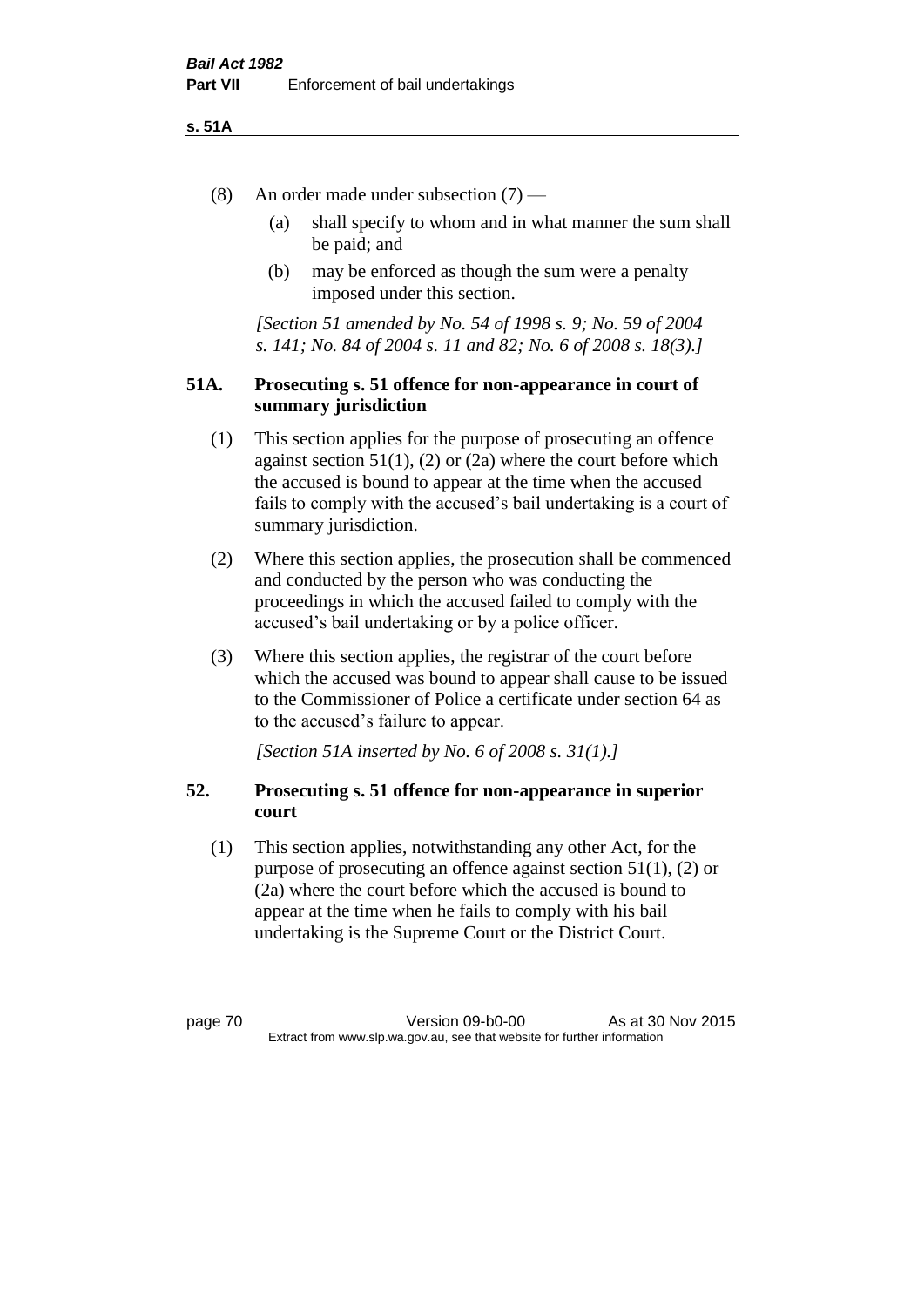(8) An order made under subsection (7) —

(a) shall specify to whom and in what manner the sum shall be paid; and

(b) may be enforced as though the sum were a penalty imposed under this section.

*[Section 51 amended by No. 54 of 1998 s. 9; No. 59 of 2004 s. 141; No. 84 of 2004 s. 11 and 82; No. 6 of 2008 s. 18(3).]*

### 51A. Prosecuting s. 51 offence for non-appearance in court of summary jurisdiction

(1) This section applies for the purpose of prosecuting an offence against section 51(1), (2) or (2a) where the court before which the accused is bound to appear at the time when the accused fails to comply with the accused's bail undertaking is a court of summary jurisdiction.

(2) Where this section applies, the prosecution shall be commenced and conducted by the person who was conducting the proceedings in which the accused failed to comply with the accused's bail undertaking or by a police officer.

(3) Where this section applies, the registrar of the court before which the accused was bound to appear shall cause to be issued to the Commissioner of Police a certificate under section 64 as to the accused's failure to appear.

*[Section 51A inserted by No. 6 of 2008 s. 31(1).]*

### 52. Prosecuting s. 51 offence for non-appearance in superior court

(1) This section applies, notwithstanding any other Act, for the purpose of prosecuting an offence against section 51(1), (2) or (2a) where the court before which the accused is bound to appear at the time when he fails to comply with his bail undertaking is the Supreme Court or the District Court.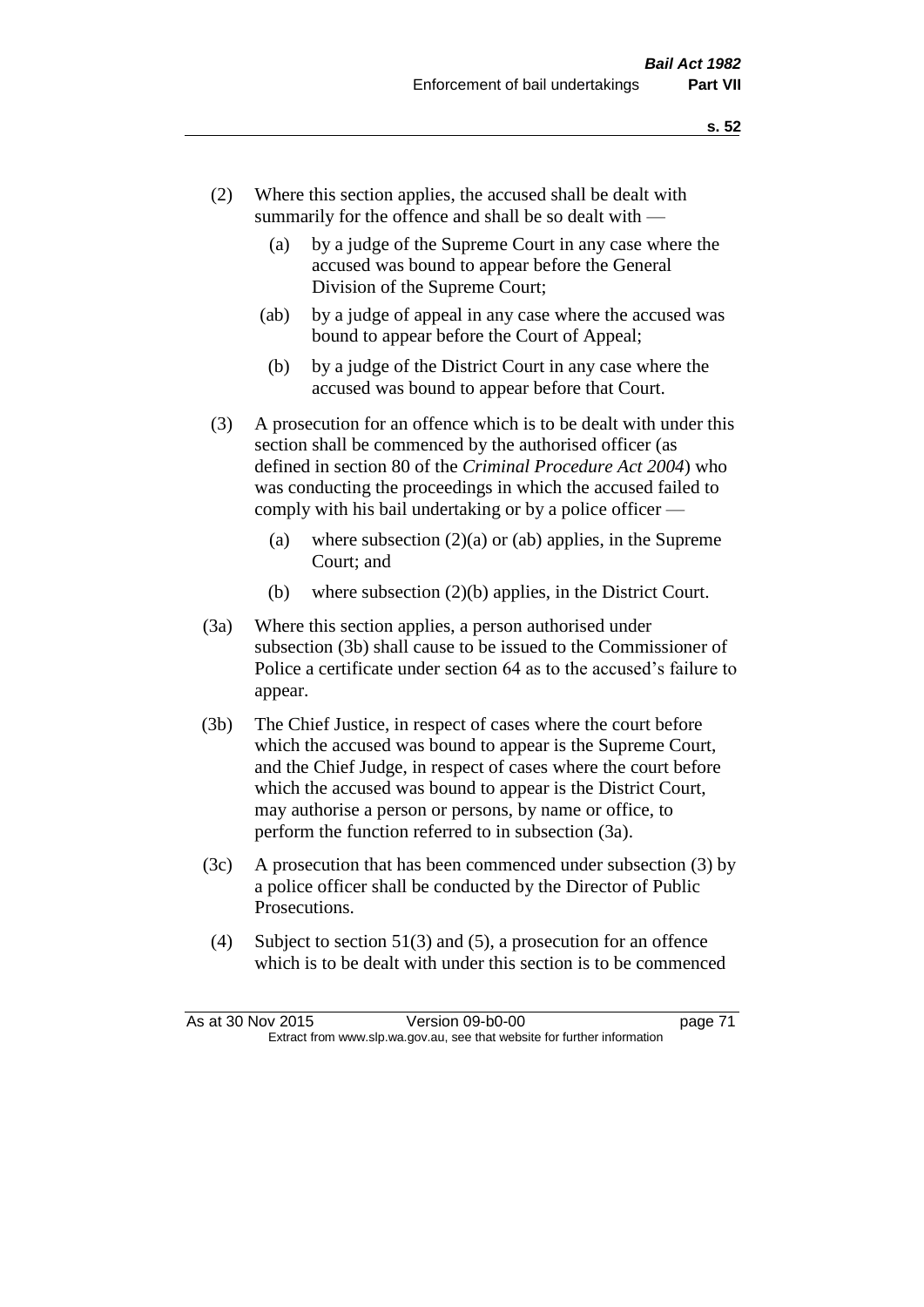(2) Where this section applies, the accused shall be dealt with summarily for the offence and shall be so dealt with —

  (a) by a judge of the Supreme Court in any case where the accused was bound to appear before the General Division of the Supreme Court;

  (ab) by a judge of appeal in any case where the accused was bound to appear before the Court of Appeal;

  (b) by a judge of the District Court in any case where the accused was bound to appear before that Court.

(3) A prosecution for an offence which is to be dealt with under this section shall be commenced by the authorised officer (as defined in section 80 of the *Criminal Procedure Act 2004*) who was conducting the proceedings in which the accused failed to comply with his bail undertaking or by a police officer —

  (a) where subsection (2)(a) or (ab) applies, in the Supreme Court; and

  (b) where subsection (2)(b) applies, in the District Court.

(3a) Where this section applies, a person authorised under subsection (3b) shall cause to be issued to the Commissioner of Police a certificate under section 64 as to the accused's failure to appear.

(3b) The Chief Justice, in respect of cases where the court before which the accused was bound to appear is the Supreme Court, and the Chief Judge, in respect of cases where the court before which the accused was bound to appear is the District Court, may authorise a person or persons, by name or office, to perform the function referred to in subsection (3a).

(3c) A prosecution that has been commenced under subsection (3) by a police officer shall be conducted by the Director of Public Prosecutions.

(4) Subject to section 51(3) and (5), a prosecution for an offence which is to be dealt with under this section is to be commenced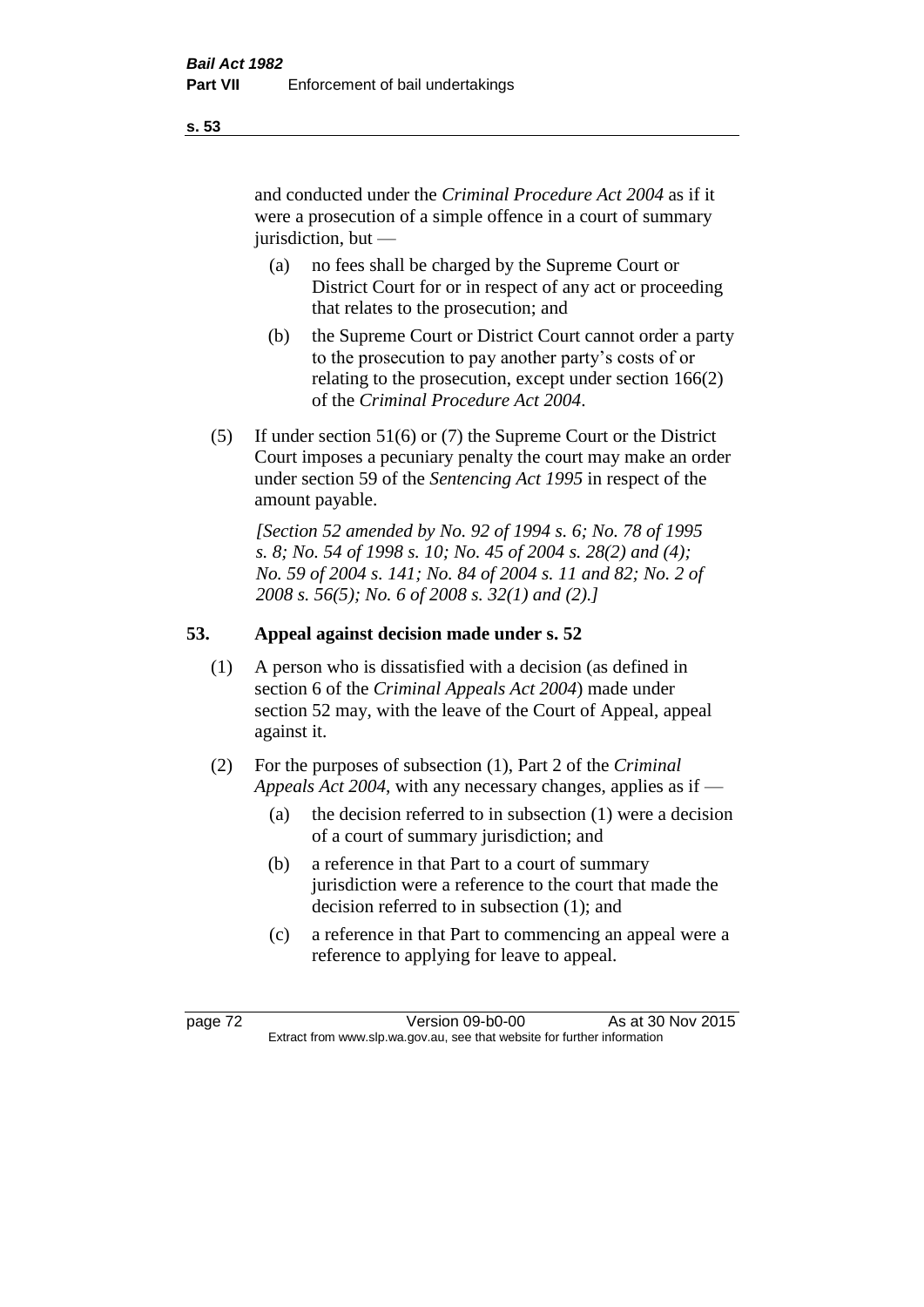and conducted under the *Criminal Procedure Act 2004* as if it were a prosecution of a simple offence in a court of summary jurisdiction, but —

(a) no fees shall be charged by the Supreme Court or District Court for or in respect of any act or proceeding that relates to the prosecution; and

(b) the Supreme Court or District Court cannot order a party to the prosecution to pay another party's costs of or relating to the prosecution, except under section 166(2) of the *Criminal Procedure Act 2004*.

(5) If under section 51(6) or (7) the Supreme Court or the District Court imposes a pecuniary penalty the court may make an order under section 59 of the *Sentencing Act 1995* in respect of the amount payable.

*[Section 52 amended by No. 92 of 1994 s. 6; No. 78 of 1995 s. 8; No. 54 of 1998 s. 10; No. 45 of 2004 s. 28(2) and (4); No. 59 of 2004 s. 141; No. 84 of 2004 s. 11 and 82; No. 2 of 2008 s. 56(5); No. 6 of 2008 s. 32(1) and (2).]*

## 53. Appeal against decision made under s. 52

(1) A person who is dissatisfied with a decision (as defined in section 6 of the *Criminal Appeals Act 2004*) made under section 52 may, with the leave of the Court of Appeal, appeal against it.

(2) For the purposes of subsection (1), Part 2 of the *Criminal Appeals Act 2004*, with any necessary changes, applies as if —

(a) the decision referred to in subsection (1) were a decision of a court of summary jurisdiction; and

(b) a reference in that Part to a court of summary jurisdiction were a reference to the court that made the decision referred to in subsection (1); and

(c) a reference in that Part to commencing an appeal were a reference to applying for leave to appeal.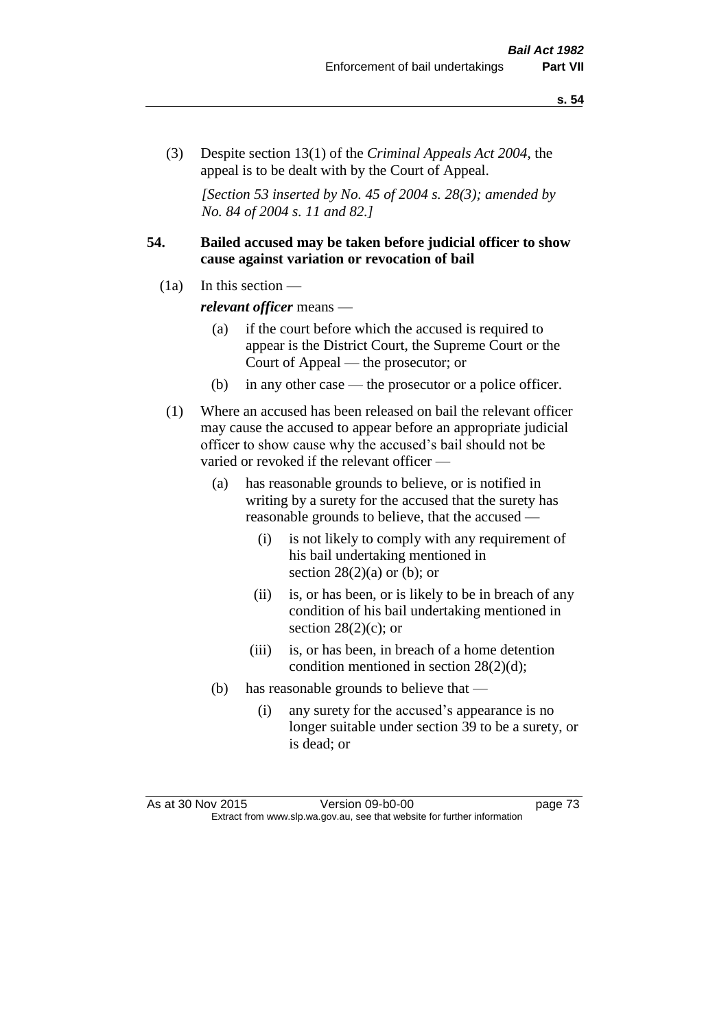(3) Despite section 13(1) of the *Criminal Appeals Act 2004*, the appeal is to be dealt with by the Court of Appeal.

*[Section 53 inserted by No. 45 of 2004 s. 28(3); amended by No. 84 of 2004 s. 11 and 82.]*

## 54. Bailed accused may be taken before judicial officer to show cause against variation or revocation of bail

(1a) In this section —

***relevant officer*** means —

- (a) if the court before which the accused is required to appear is the District Court, the Supreme Court or the Court of Appeal — the prosecutor; or
- (b) in any other case — the prosecutor or a police officer.

(1) Where an accused has been released on bail the relevant officer may cause the accused to appear before an appropriate judicial officer to show cause why the accused's bail should not be varied or revoked if the relevant officer —

- (a) has reasonable grounds to believe, or is notified in writing by a surety for the accused that the surety has reasonable grounds to believe, that the accused —
  - (i) is not likely to comply with any requirement of his bail undertaking mentioned in section 28(2)(a) or (b); or
  - (ii) is, or has been, or is likely to be in breach of any condition of his bail undertaking mentioned in section 28(2)(c); or
  - (iii) is, or has been, in breach of a home detention condition mentioned in section 28(2)(d);
- (b) has reasonable grounds to believe that —
  - (i) any surety for the accused's appearance is no longer suitable under section 39 to be a surety, or is dead; or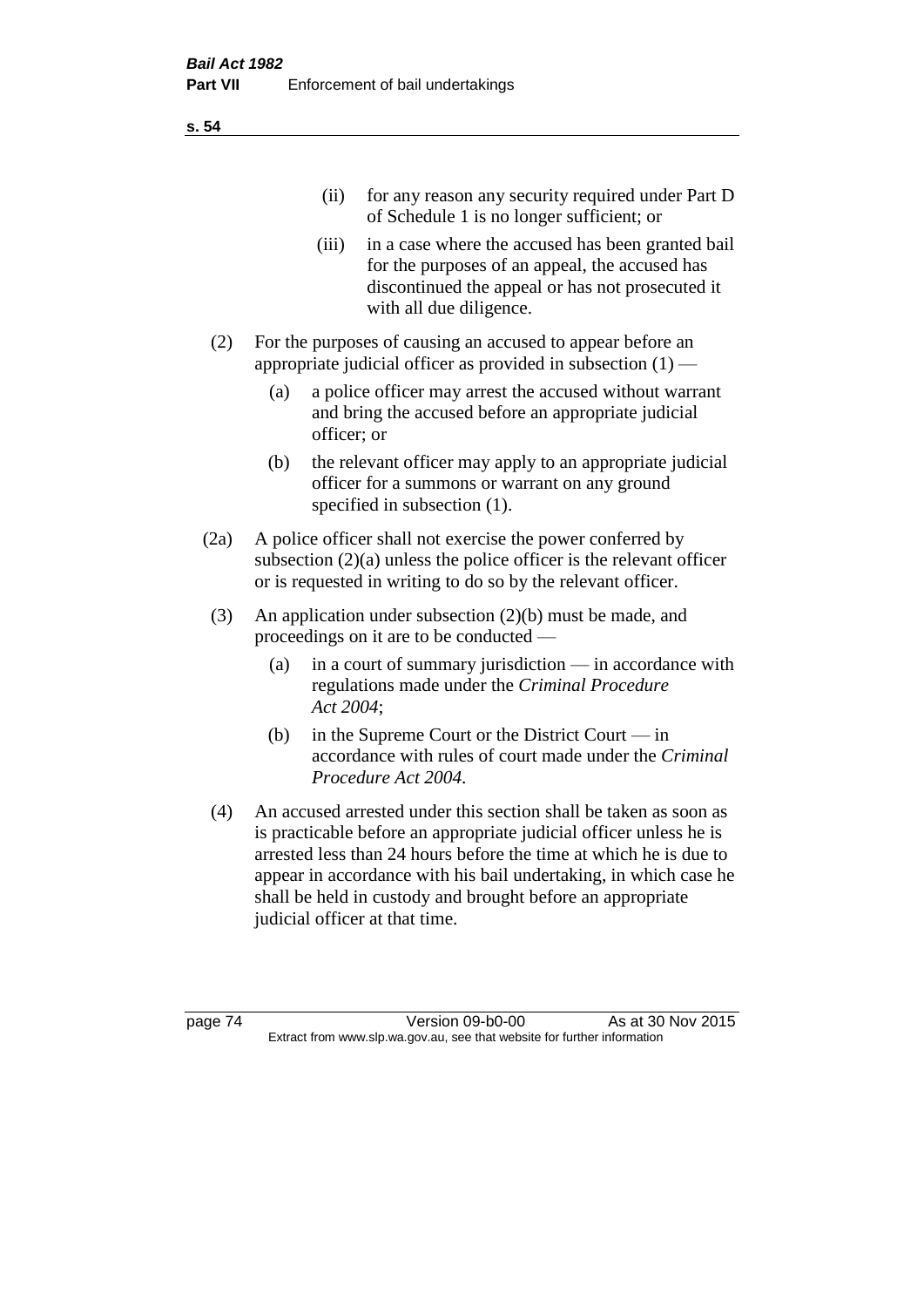(ii) for any reason any security required under Part D of Schedule 1 is no longer sufficient; or

(iii) in a case where the accused has been granted bail for the purposes of an appeal, the accused has discontinued the appeal or has not prosecuted it with all due diligence.

(2) For the purposes of causing an accused to appear before an appropriate judicial officer as provided in subsection (1) —

(a) a police officer may arrest the accused without warrant and bring the accused before an appropriate judicial officer; or

(b) the relevant officer may apply to an appropriate judicial officer for a summons or warrant on any ground specified in subsection (1).

(2a) A police officer shall not exercise the power conferred by subsection (2)(a) unless the police officer is the relevant officer or is requested in writing to do so by the relevant officer.

(3) An application under subsection (2)(b) must be made, and proceedings on it are to be conducted —

(a) in a court of summary jurisdiction — in accordance with regulations made under the *Criminal Procedure Act 2004*;

(b) in the Supreme Court or the District Court — in accordance with rules of court made under the *Criminal Procedure Act 2004*.

(4) An accused arrested under this section shall be taken as soon as is practicable before an appropriate judicial officer unless he is arrested less than 24 hours before the time at which he is due to appear in accordance with his bail undertaking, in which case he shall be held in custody and brought before an appropriate judicial officer at that time.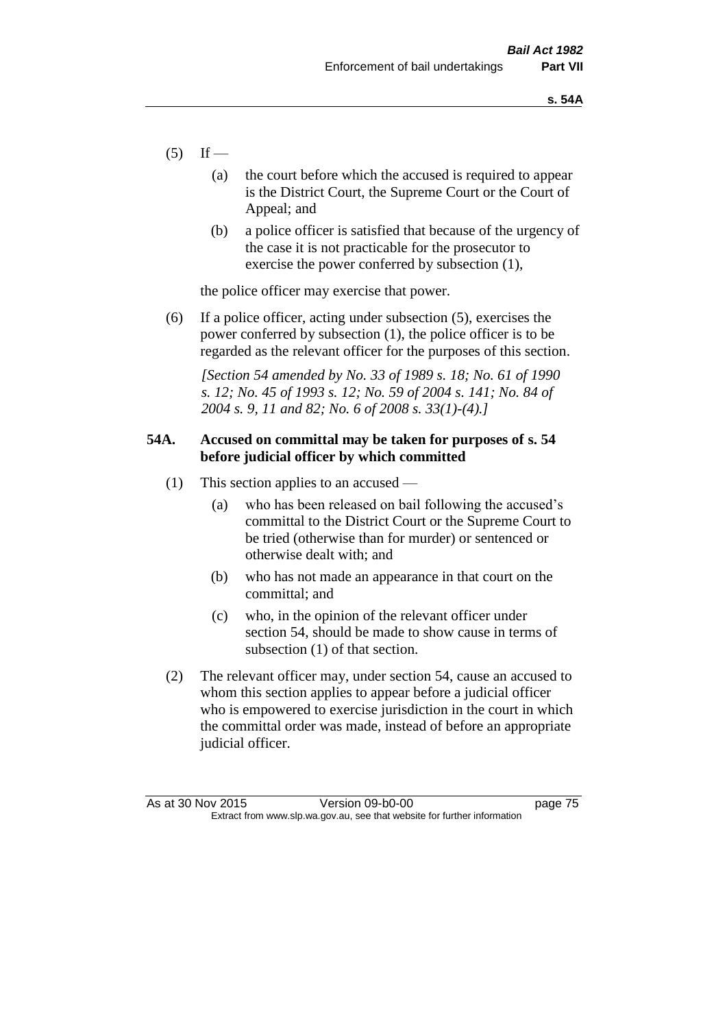(5) If —

  (a) the court before which the accused is required to appear is the District Court, the Supreme Court or the Court of Appeal; and

  (b) a police officer is satisfied that because of the urgency of the case it is not practicable for the prosecutor to exercise the power conferred by subsection (1),

the police officer may exercise that power.

(6) If a police officer, acting under subsection (5), exercises the power conferred by subsection (1), the police officer is to be regarded as the relevant officer for the purposes of this section.

*[Section 54 amended by No. 33 of 1989 s. 18; No. 61 of 1990 s. 12; No. 45 of 1993 s. 12; No. 59 of 2004 s. 141; No. 84 of 2004 s. 9, 11 and 82; No. 6 of 2008 s. 33(1)-(4).]*

**54A. Accused on committal may be taken for purposes of s. 54 before judicial officer by which committed**

(1) This section applies to an accused —

  (a) who has been released on bail following the accused's committal to the District Court or the Supreme Court to be tried (otherwise than for murder) or sentenced or otherwise dealt with; and

  (b) who has not made an appearance in that court on the committal; and

  (c) who, in the opinion of the relevant officer under section 54, should be made to show cause in terms of subsection (1) of that section.

(2) The relevant officer may, under section 54, cause an accused to whom this section applies to appear before a judicial officer who is empowered to exercise jurisdiction in the court in which the committal order was made, instead of before an appropriate judicial officer.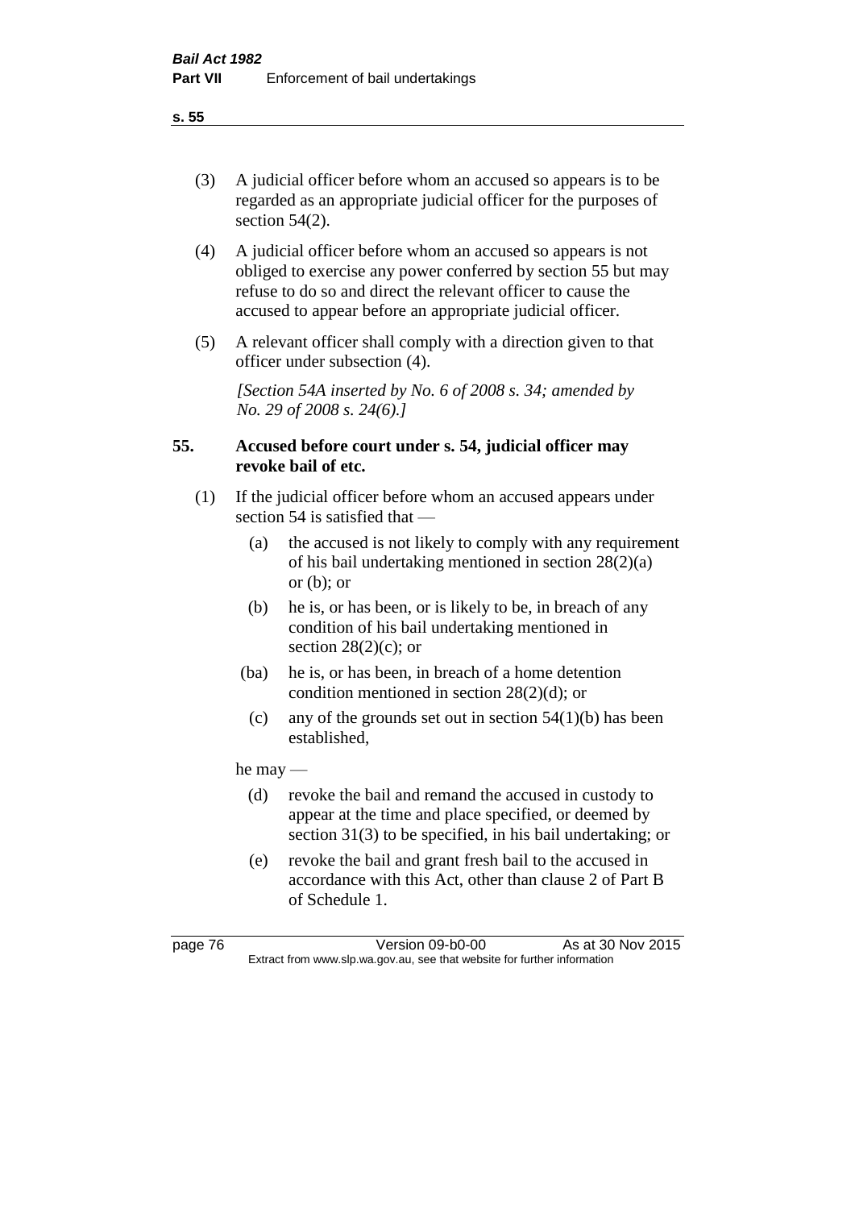(3) A judicial officer before whom an accused so appears is to be regarded as an appropriate judicial officer for the purposes of section 54(2).

(4) A judicial officer before whom an accused so appears is not obliged to exercise any power conferred by section 55 but may refuse to do so and direct the relevant officer to cause the accused to appear before an appropriate judicial officer.

(5) A relevant officer shall comply with a direction given to that officer under subsection (4).

*[Section 54A inserted by No. 6 of 2008 s. 34; amended by No. 29 of 2008 s. 24(6).]*

### 55. Accused before court under s. 54, judicial officer may revoke bail of etc.

(1) If the judicial officer before whom an accused appears under section 54 is satisfied that —

- (a) the accused is not likely to comply with any requirement of his bail undertaking mentioned in section 28(2)(a) or (b); or
- (b) he is, or has been, or is likely to be, in breach of any condition of his bail undertaking mentioned in section 28(2)(c); or
- (ba) he is, or has been, in breach of a home detention condition mentioned in section 28(2)(d); or
- (c) any of the grounds set out in section 54(1)(b) has been established,

he may —

- (d) revoke the bail and remand the accused in custody to appear at the time and place specified, or deemed by section 31(3) to be specified, in his bail undertaking; or
- (e) revoke the bail and grant fresh bail to the accused in accordance with this Act, other than clause 2 of Part B of Schedule 1.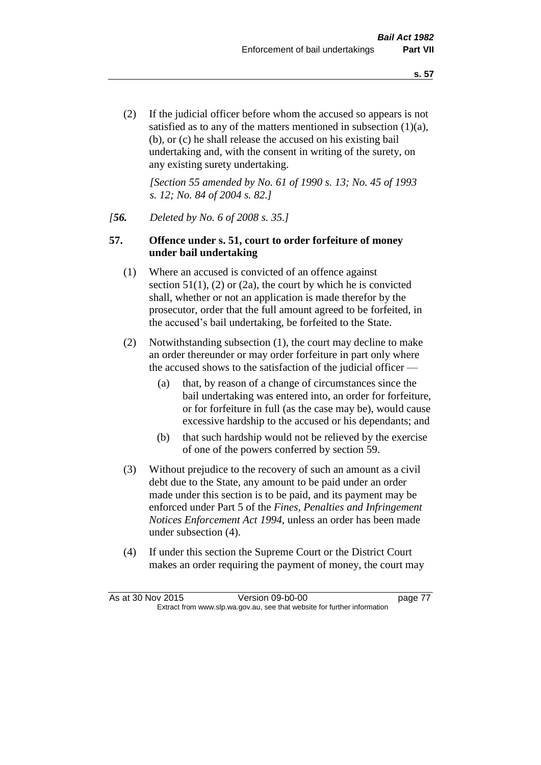(2) If the judicial officer before whom the accused so appears is not satisfied as to any of the matters mentioned in subsection (1)(a), (b), or (c) he shall release the accused on his existing bail undertaking and, with the consent in writing of the surety, on any existing surety undertaking.

*[Section 55 amended by No. 61 of 1990 s. 13; No. 45 of 1993 s. 12; No. 84 of 2004 s. 82.]*

*[**56.** Deleted by No. 6 of 2008 s. 35.]*

### 57. Offence under s. 51, court to order forfeiture of money under bail undertaking

(1) Where an accused is convicted of an offence against section 51(1), (2) or (2a), the court by which he is convicted shall, whether or not an application is made therefor by the prosecutor, order that the full amount agreed to be forfeited, in the accused's bail undertaking, be forfeited to the State.

(2) Notwithstanding subsection (1), the court may decline to make an order thereunder or may order forfeiture in part only where the accused shows to the satisfaction of the judicial officer —

- (a) that, by reason of a change of circumstances since the bail undertaking was entered into, an order for forfeiture, or for forfeiture in full (as the case may be), would cause excessive hardship to the accused or his dependants; and
- (b) that such hardship would not be relieved by the exercise of one of the powers conferred by section 59.

(3) Without prejudice to the recovery of such an amount as a civil debt due to the State, any amount to be paid under an order made under this section is to be paid, and its payment may be enforced under Part 5 of the *Fines, Penalties and Infringement Notices Enforcement Act 1994*, unless an order has been made under subsection (4).

(4) If under this section the Supreme Court or the District Court makes an order requiring the payment of money, the court may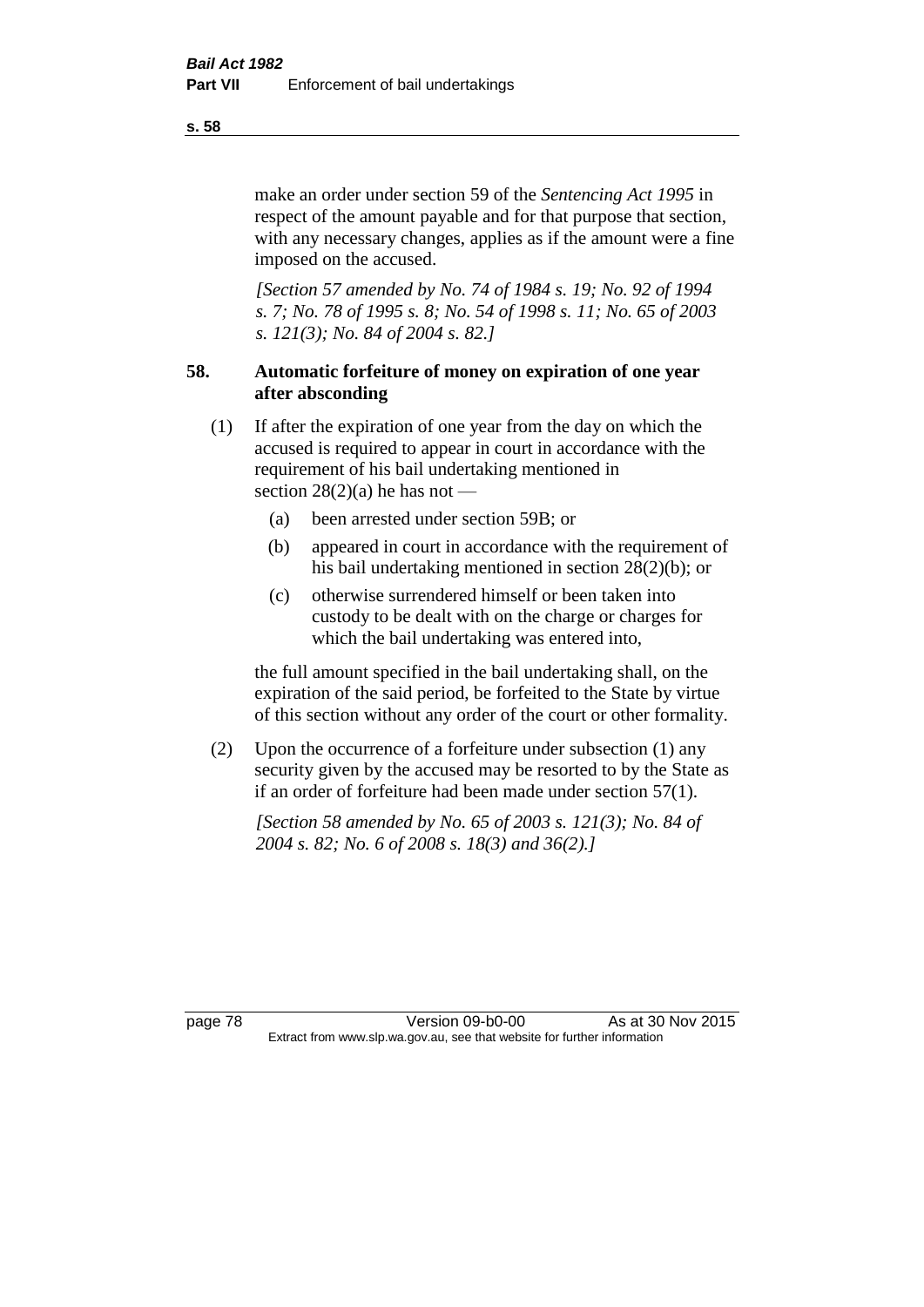make an order under section 59 of the *Sentencing Act 1995* in respect of the amount payable and for that purpose that section, with any necessary changes, applies as if the amount were a fine imposed on the accused.

*[Section 57 amended by No. 74 of 1984 s. 19; No. 92 of 1994 s. 7; No. 78 of 1995 s. 8; No. 54 of 1998 s. 11; No. 65 of 2003 s. 121(3); No. 84 of 2004 s. 82.]*

### 58. Automatic forfeiture of money on expiration of one year after absconding

(1) If after the expiration of one year from the day on which the accused is required to appear in court in accordance with the requirement of his bail undertaking mentioned in section 28(2)(a) he has not —

- (a) been arrested under section 59B; or
- (b) appeared in court in accordance with the requirement of his bail undertaking mentioned in section 28(2)(b); or
- (c) otherwise surrendered himself or been taken into custody to be dealt with on the charge or charges for which the bail undertaking was entered into,

the full amount specified in the bail undertaking shall, on the expiration of the said period, be forfeited to the State by virtue of this section without any order of the court or other formality.

(2) Upon the occurrence of a forfeiture under subsection (1) any security given by the accused may be resorted to by the State as if an order of forfeiture had been made under section 57(1).

*[Section 58 amended by No. 65 of 2003 s. 121(3); No. 84 of 2004 s. 82; No. 6 of 2008 s. 18(3) and 36(2).]*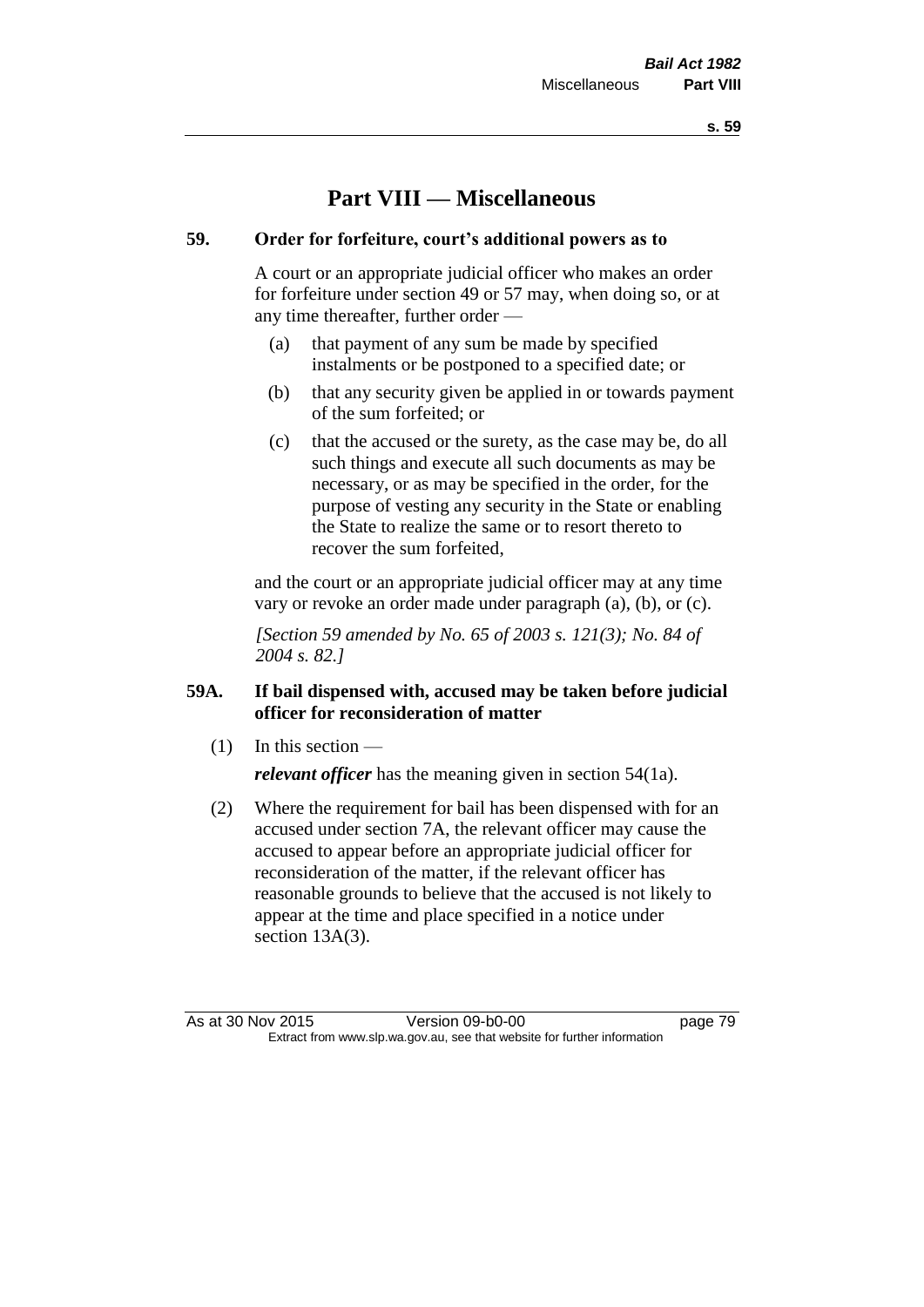# Part VIII — Miscellaneous

## 59. Order for forfeiture, court's additional powers as to

A court or an appropriate judicial officer who makes an order for forfeiture under section 49 or 57 may, when doing so, or at any time thereafter, further order —

(a) that payment of any sum be made by specified instalments or be postponed to a specified date; or

(b) that any security given be applied in or towards payment of the sum forfeited; or

(c) that the accused or the surety, as the case may be, do all such things and execute all such documents as may be necessary, or as may be specified in the order, for the purpose of vesting any security in the State or enabling the State to realize the same or to resort thereto to recover the sum forfeited,

and the court or an appropriate judicial officer may at any time vary or revoke an order made under paragraph (a), (b), or (c).

*[Section 59 amended by No. 65 of 2003 s. 121(3); No. 84 of 2004 s. 82.]*

## 59A. If bail dispensed with, accused may be taken before judicial officer for reconsideration of matter

(1) In this section —

***relevant officer*** has the meaning given in section 54(1a).

(2) Where the requirement for bail has been dispensed with for an accused under section 7A, the relevant officer may cause the accused to appear before an appropriate judicial officer for reconsideration of the matter, if the relevant officer has reasonable grounds to believe that the accused is not likely to appear at the time and place specified in a notice under section 13A(3).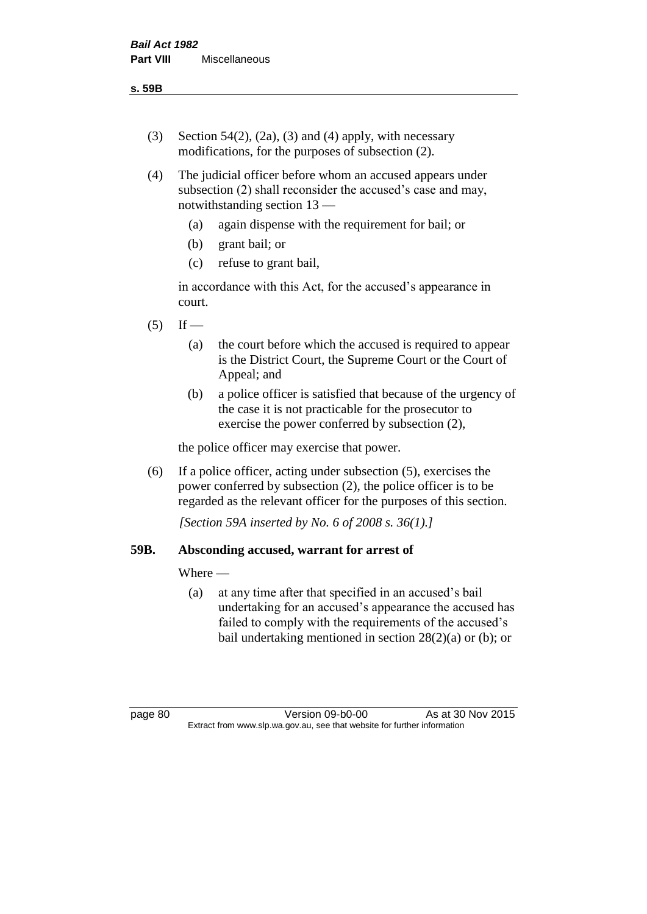(3) Section 54(2), (2a), (3) and (4) apply, with necessary modifications, for the purposes of subsection (2).

(4) The judicial officer before whom an accused appears under subsection (2) shall reconsider the accused's case and may, notwithstanding section 13 —

- (a) again dispense with the requirement for bail; or
- (b) grant bail; or
- (c) refuse to grant bail,

in accordance with this Act, for the accused's appearance in court.

(5) If —

- (a) the court before which the accused is required to appear is the District Court, the Supreme Court or the Court of Appeal; and
- (b) a police officer is satisfied that because of the urgency of the case it is not practicable for the prosecutor to exercise the power conferred by subsection (2),

the police officer may exercise that power.

(6) If a police officer, acting under subsection (5), exercises the power conferred by subsection (2), the police officer is to be regarded as the relevant officer for the purposes of this section.

*[Section 59A inserted by No. 6 of 2008 s. 36(1).]*

## 59B. Absconding accused, warrant for arrest of

Where —

- (a) at any time after that specified in an accused's bail undertaking for an accused's appearance the accused has failed to comply with the requirements of the accused's bail undertaking mentioned in section 28(2)(a) or (b); or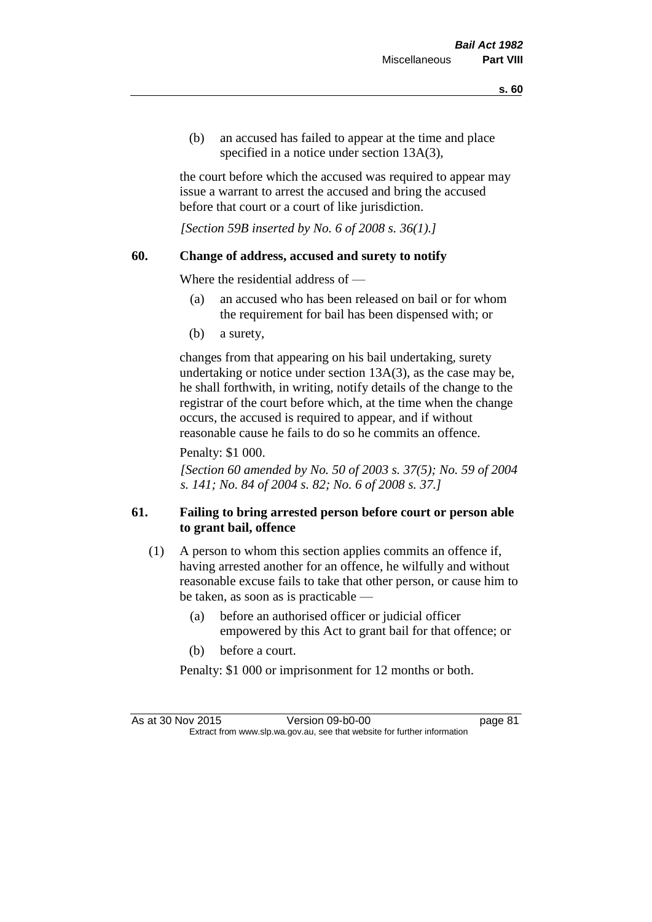(b) an accused has failed to appear at the time and place specified in a notice under section 13A(3),

the court before which the accused was required to appear may issue a warrant to arrest the accused and bring the accused before that court or a court of like jurisdiction.

*[Section 59B inserted by No. 6 of 2008 s. 36(1).]*

## 60. Change of address, accused and surety to notify

Where the residential address of —

(a) an accused who has been released on bail or for whom the requirement for bail has been dispensed with; or

(b) a surety,

changes from that appearing on his bail undertaking, surety undertaking or notice under section 13A(3), as the case may be, he shall forthwith, in writing, notify details of the change to the registrar of the court before which, at the time when the change occurs, the accused is required to appear, and if without reasonable cause he fails to do so he commits an offence.

Penalty: $1 000.

*[Section 60 amended by No. 50 of 2003 s. 37(5); No. 59 of 2004 s. 141; No. 84 of 2004 s. 82; No. 6 of 2008 s. 37.]*

## 61. Failing to bring arrested person before court or person able to grant bail, offence

(1) A person to whom this section applies commits an offence if, having arrested another for an offence, he wilfully and without reasonable excuse fails to take that other person, or cause him to be taken, as soon as is practicable —

(a) before an authorised officer or judicial officer empowered by this Act to grant bail for that offence; or

(b) before a court.

Penalty: $1 000 or imprisonment for 12 months or both.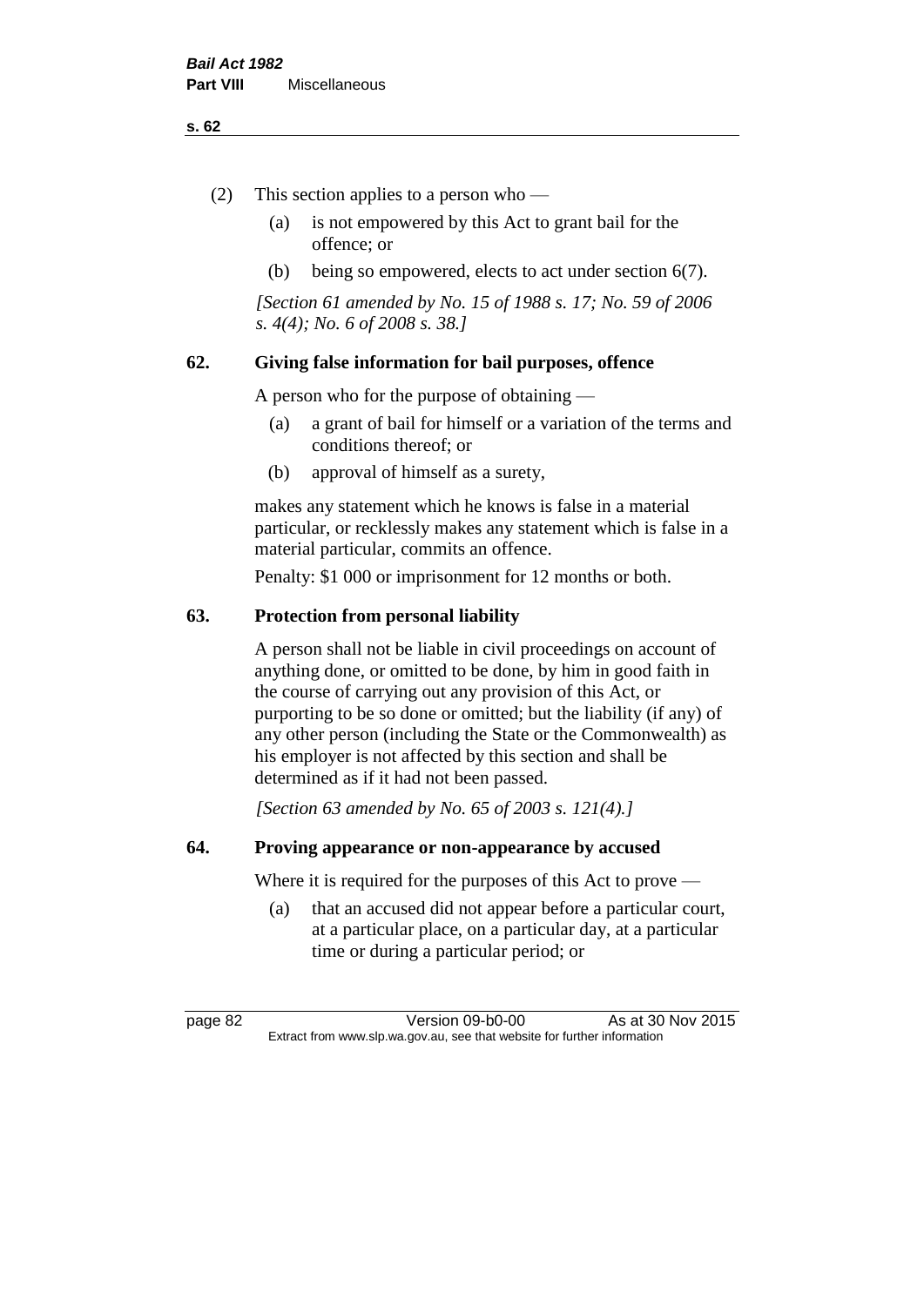(2) This section applies to a person who —

(a) is not empowered by this Act to grant bail for the offence; or

(b) being so empowered, elects to act under section 6(7).

*[Section 61 amended by No. 15 of 1988 s. 17; No. 59 of 2006 s. 4(4); No. 6 of 2008 s. 38.]*

## 62. Giving false information for bail purposes, offence

A person who for the purpose of obtaining —

(a) a grant of bail for himself or a variation of the terms and conditions thereof; or

(b) approval of himself as a surety,

makes any statement which he knows is false in a material particular, or recklessly makes any statement which is false in a material particular, commits an offence.

Penalty: $1 000 or imprisonment for 12 months or both.

## 63. Protection from personal liability

A person shall not be liable in civil proceedings on account of anything done, or omitted to be done, by him in good faith in the course of carrying out any provision of this Act, or purporting to be so done or omitted; but the liability (if any) of any other person (including the State or the Commonwealth) as his employer is not affected by this section and shall be determined as if it had not been passed.

*[Section 63 amended by No. 65 of 2003 s. 121(4).]*

## 64. Proving appearance or non-appearance by accused

Where it is required for the purposes of this Act to prove —

(a) that an accused did not appear before a particular court, at a particular place, on a particular day, at a particular time or during a particular period; or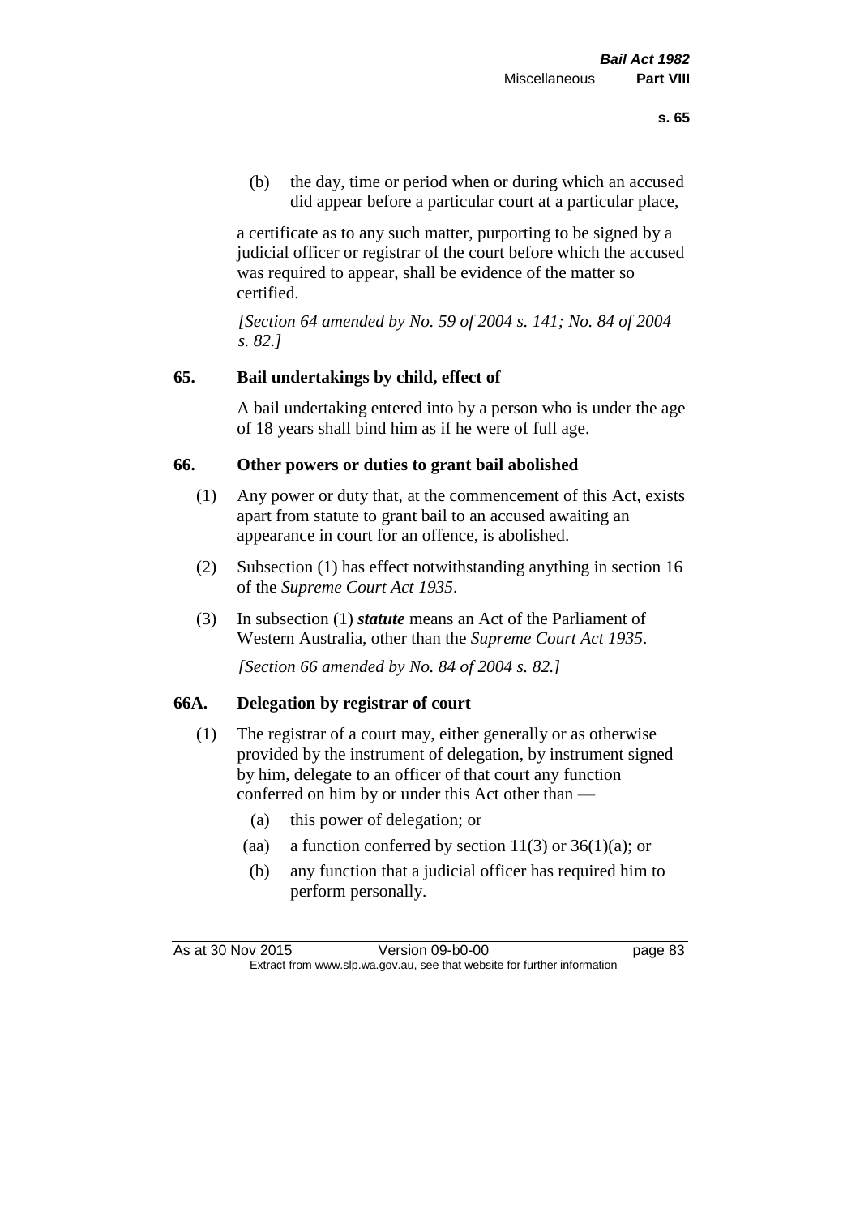(b) the day, time or period when or during which an accused did appear before a particular court at a particular place,

a certificate as to any such matter, purporting to be signed by a judicial officer or registrar of the court before which the accused was required to appear, shall be evidence of the matter so certified.

*[Section 64 amended by No. 59 of 2004 s. 141; No. 84 of 2004 s. 82.]*

## 65. Bail undertakings by child, effect of

A bail undertaking entered into by a person who is under the age of 18 years shall bind him as if he were of full age.

## 66. Other powers or duties to grant bail abolished

(1) Any power or duty that, at the commencement of this Act, exists apart from statute to grant bail to an accused awaiting an appearance in court for an offence, is abolished.

(2) Subsection (1) has effect notwithstanding anything in section 16 of the *Supreme Court Act 1935*.

(3) In subsection (1) ***statute*** means an Act of the Parliament of Western Australia, other than the *Supreme Court Act 1935*.

*[Section 66 amended by No. 84 of 2004 s. 82.]*

## 66A. Delegation by registrar of court

(1) The registrar of a court may, either generally or as otherwise provided by the instrument of delegation, by instrument signed by him, delegate to an officer of that court any function conferred on him by or under this Act other than —

(a) this power of delegation; or

(aa) a function conferred by section 11(3) or 36(1)(a); or

(b) any function that a judicial officer has required him to perform personally.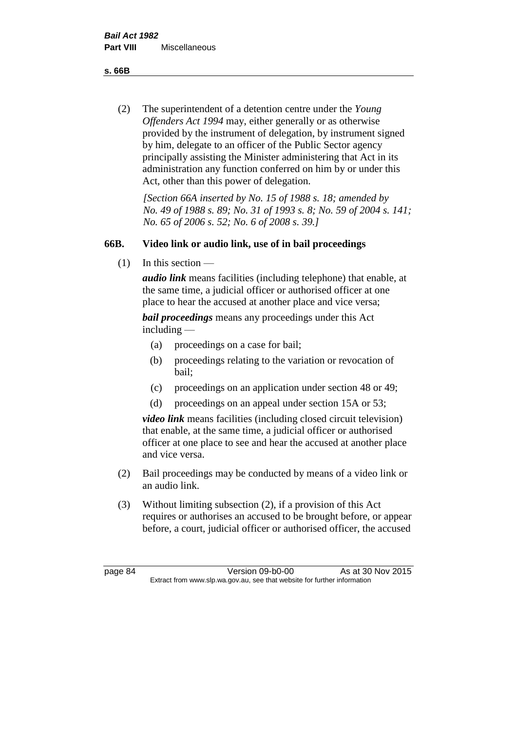(2) The superintendent of a detention centre under the *Young Offenders Act 1994* may, either generally or as otherwise provided by the instrument of delegation, by instrument signed by him, delegate to an officer of the Public Sector agency principally assisting the Minister administering that Act in its administration any function conferred on him by or under this Act, other than this power of delegation.

*[Section 66A inserted by No. 15 of 1988 s. 18; amended by No. 49 of 1988 s. 89; No. 31 of 1993 s. 8; No. 59 of 2004 s. 141; No. 65 of 2006 s. 52; No. 6 of 2008 s. 39.]*

### 66B. Video link or audio link, use of in bail proceedings

(1) In this section —

***audio link*** means facilities (including telephone) that enable, at the same time, a judicial officer or authorised officer at one place to hear the accused at another place and vice versa;

***bail proceedings*** means any proceedings under this Act including —

- (a) proceedings on a case for bail;
- (b) proceedings relating to the variation or revocation of bail;
- (c) proceedings on an application under section 48 or 49;
- (d) proceedings on an appeal under section 15A or 53;

***video link*** means facilities (including closed circuit television) that enable, at the same time, a judicial officer or authorised officer at one place to see and hear the accused at another place and vice versa.

(2) Bail proceedings may be conducted by means of a video link or an audio link.

(3) Without limiting subsection (2), if a provision of this Act requires or authorises an accused to be brought before, or appear before, a court, judicial officer or authorised officer, the accused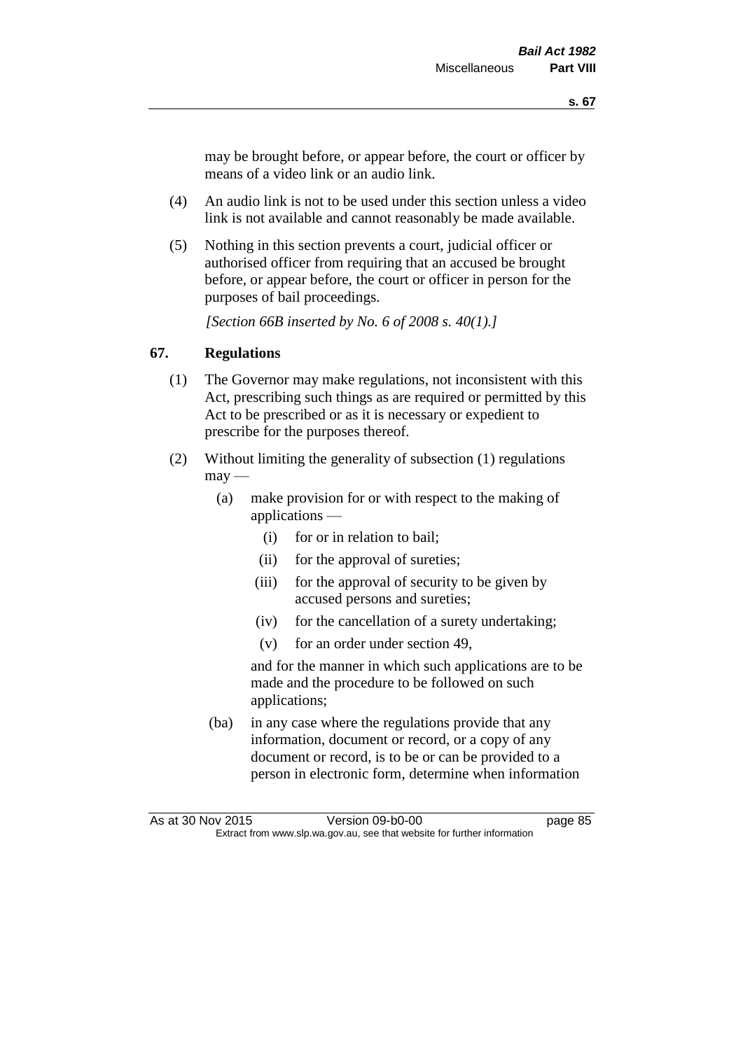may be brought before, or appear before, the court or officer by means of a video link or an audio link.

(4) An audio link is not to be used under this section unless a video link is not available and cannot reasonably be made available.

(5) Nothing in this section prevents a court, judicial officer or authorised officer from requiring that an accused be brought before, or appear before, the court or officer in person for the purposes of bail proceedings.

*[Section 66B inserted by No. 6 of 2008 s. 40(1).]*

## 67. Regulations

(1) The Governor may make regulations, not inconsistent with this Act, prescribing such things as are required or permitted by this Act to be prescribed or as it is necessary or expedient to prescribe for the purposes thereof.

(2) Without limiting the generality of subsection (1) regulations may —

(a) make provision for or with respect to the making of applications —

(i) for or in relation to bail;

(ii) for the approval of sureties;

(iii) for the approval of security to be given by accused persons and sureties;

(iv) for the cancellation of a surety undertaking;

(v) for an order under section 49,

and for the manner in which such applications are to be made and the procedure to be followed on such applications;

(ba) in any case where the regulations provide that any information, document or record, or a copy of any document or record, is to be or can be provided to a person in electronic form, determine when information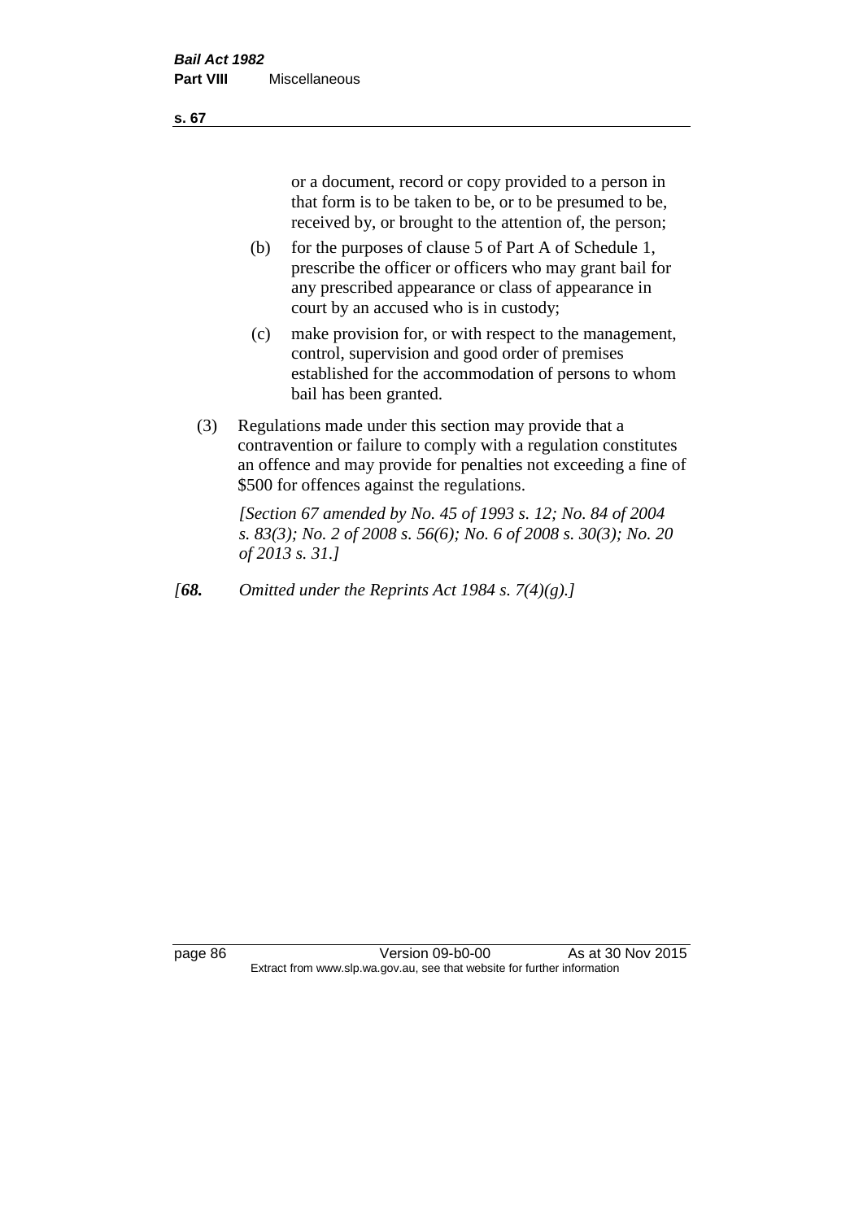or a document, record or copy provided to a person in that form is to be taken to be, or to be presumed to be, received by, or brought to the attention of, the person;

(b) for the purposes of clause 5 of Part A of Schedule 1, prescribe the officer or officers who may grant bail for any prescribed appearance or class of appearance in court by an accused who is in custody;

(c) make provision for, or with respect to the management, control, supervision and good order of premises established for the accommodation of persons to whom bail has been granted.

(3) Regulations made under this section may provide that a contravention or failure to comply with a regulation constitutes an offence and may provide for penalties not exceeding a fine of $500 for offences against the regulations.

*[Section 67 amended by No. 45 of 1993 s. 12; No. 84 of 2004 s. 83(3); No. 2 of 2008 s. 56(6); No. 6 of 2008 s. 30(3); No. 20 of 2013 s. 31.]*

*[**68.** Omitted under the Reprints Act 1984 s. 7(4)(g).]*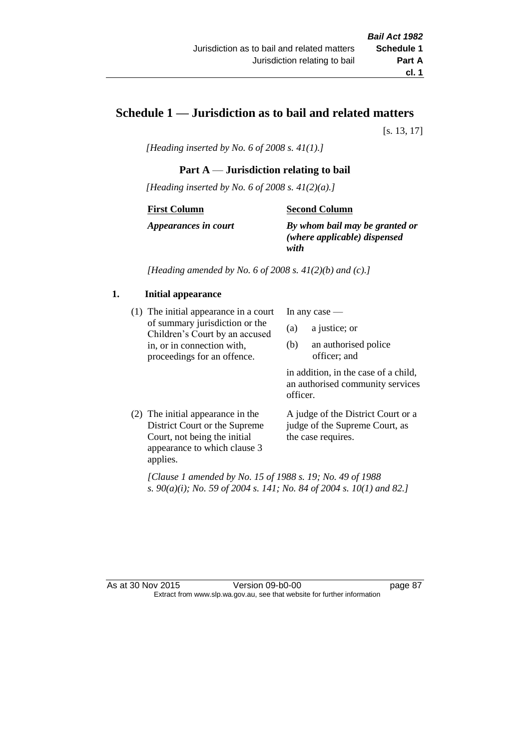# Schedule 1 — Jurisdiction as to bail and related matters

[s. 13, 17]

*[Heading inserted by No. 6 of 2008 s. 41(1).]*

## Part A — Jurisdiction relating to bail

*[Heading inserted by No. 6 of 2008 s. 41(2)(a).]*

| First Column | Second Column |
|---|---|
| ***Appearances in court*** | ***By whom bail may be granted or (where applicable) dispensed with*** |

*[Heading amended by No. 6 of 2008 s. 41(2)(b) and (c).]*

### 1. Initial appearance

| | |
|---|---|
| (1) The initial appearance in a court of summary jurisdiction or the Children's Court by an accused in, or in connection with, proceedings for an offence. | In any case — (a) a justice; or (b) an authorised police officer; and in addition, in the case of a child, an authorised community services officer. |
| (2) The initial appearance in the District Court or the Supreme Court, not being the initial appearance to which clause 3 applies. | A judge of the District Court or a judge of the Supreme Court, as the case requires. |

*[Clause 1 amended by No. 15 of 1988 s. 19; No. 49 of 1988 s. 90(a)(i); No. 59 of 2004 s. 141; No. 84 of 2004 s. 10(1) and 82.]*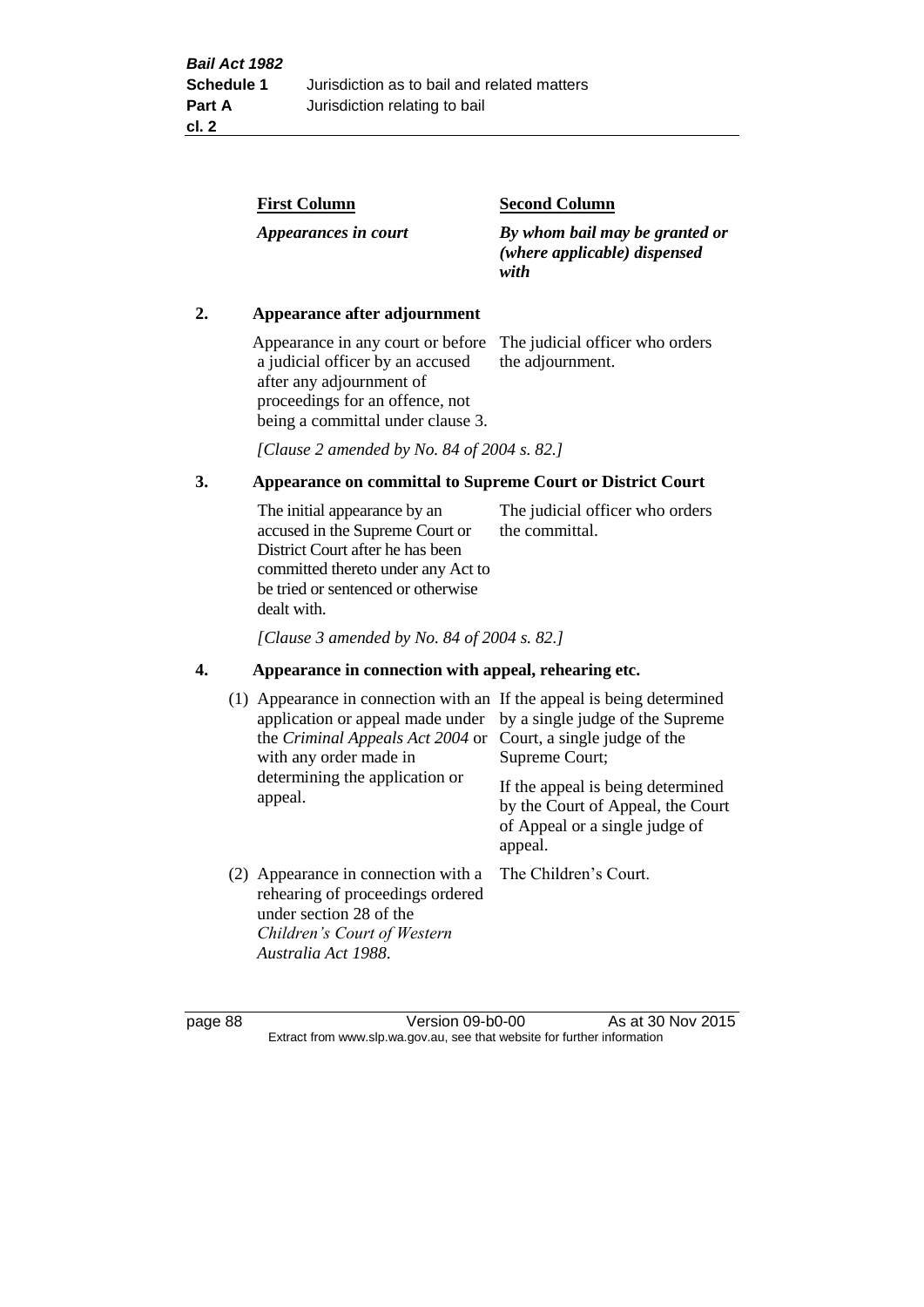| **First Column** | **Second Column** |
|---|---|
| *Appearances in court* | *By whom bail may be granted or (where applicable) dispensed with* |

**2. Appearance after adjournment**

| | |
|---|---|
| Appearance in any court or before a judicial officer by an accused after any adjournment of proceedings for an offence, not being a committal under clause 3. | The judicial officer who orders the adjournment. |

*[Clause 2 amended by No. 84 of 2004 s. 82.]*

**3. Appearance on committal to Supreme Court or District Court**

| | |
|---|---|
| The initial appearance by an accused in the Supreme Court or District Court after he has been committed thereto under any Act to be tried or sentenced or otherwise dealt with. | The judicial officer who orders the committal. |

*[Clause 3 amended by No. 84 of 2004 s. 82.]*

**4. Appearance in connection with appeal, rehearing etc.**

| | |
|---|---|
| (1) Appearance in connection with an application or appeal made under the *Criminal Appeals Act 2004* or with any order made in determining the application or appeal. | If the appeal is being determined by a single judge of the Supreme Court, a single judge of the Supreme Court; If the appeal is being determined by the Court of Appeal, the Court of Appeal or a single judge of appeal. |
| (2) Appearance in connection with a rehearing of proceedings ordered under section 28 of the *Children's Court of Western Australia Act 1988*. | The Children's Court. |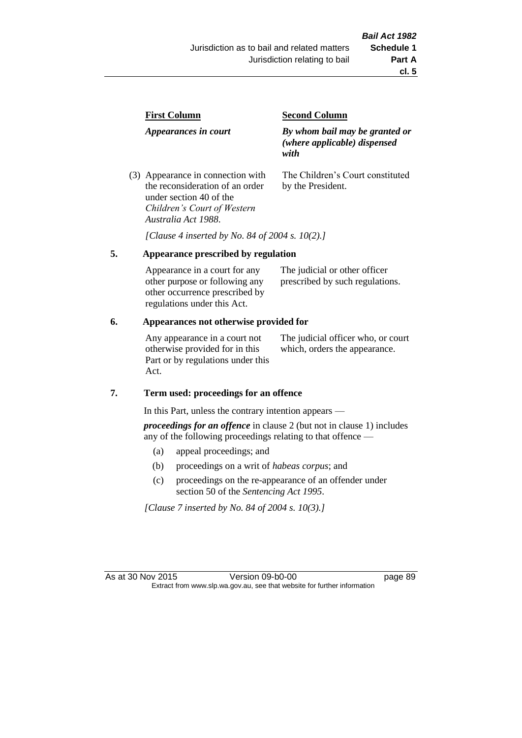| First Column | Second Column |
|---|---|
| *Appearances in court* | *By whom bail may be granted or (where applicable) dispensed with* |
| (3) Appearance in connection with the reconsideration of an order under section 40 of the *Children's Court of Western Australia Act 1988*. | The Children's Court constituted by the President. |

*[Clause 4 inserted by No. 84 of 2004 s. 10(2).]*

## 5. Appearance prescribed by regulation

| | |
|---|---|
| Appearance in a court for any other purpose or following any other occurrence prescribed by regulations under this Act. | The judicial or other officer prescribed by such regulations. |

## 6. Appearances not otherwise provided for

| | |
|---|---|
| Any appearance in a court not otherwise provided for in this Part or by regulations under this Act. | The judicial officer who, or court which, orders the appearance. |

## 7. Term used: proceedings for an offence

In this Part, unless the contrary intention appears —

***proceedings for an offence*** in clause 2 (but not in clause 1) includes any of the following proceedings relating to that offence —

- (a) appeal proceedings; and
- (b) proceedings on a writ of *habeas corpus*; and
- (c) proceedings on the re-appearance of an offender under section 50 of the *Sentencing Act 1995*.

*[Clause 7 inserted by No. 84 of 2004 s. 10(3).]*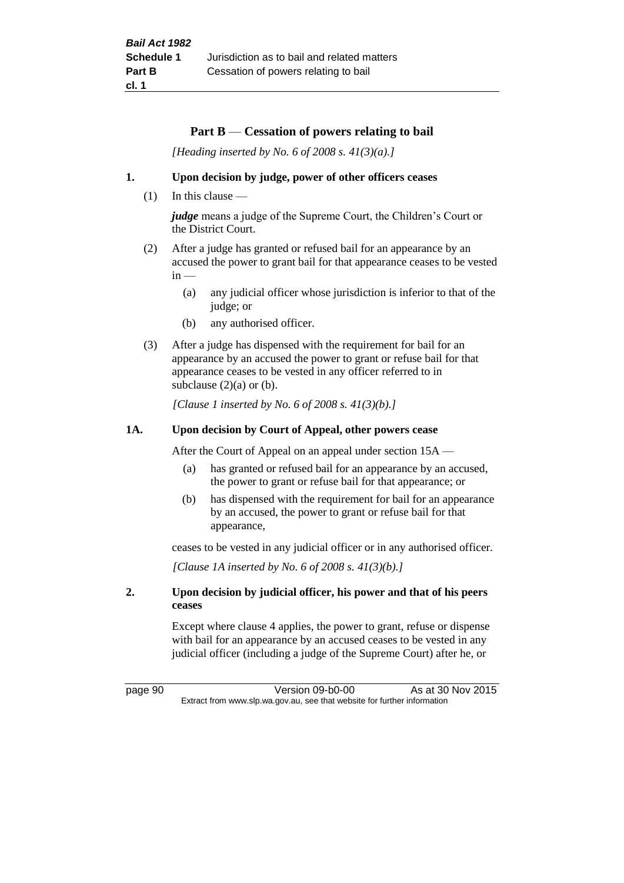## Part B — Cessation of powers relating to bail

*[Heading inserted by No. 6 of 2008 s. 41(3)(a).]*

### 1. Upon decision by judge, power of other officers ceases

(1) In this clause —

***judge*** means a judge of the Supreme Court, the Children's Court or the District Court.

(2) After a judge has granted or refused bail for an appearance by an accused the power to grant bail for that appearance ceases to be vested in —

(a) any judicial officer whose jurisdiction is inferior to that of the judge; or

(b) any authorised officer.

(3) After a judge has dispensed with the requirement for bail for an appearance by an accused the power to grant or refuse bail for that appearance ceases to be vested in any officer referred to in subclause (2)(a) or (b).

*[Clause 1 inserted by No. 6 of 2008 s. 41(3)(b).]*

### 1A. Upon decision by Court of Appeal, other powers cease

After the Court of Appeal on an appeal under section 15A —

(a) has granted or refused bail for an appearance by an accused, the power to grant or refuse bail for that appearance; or

(b) has dispensed with the requirement for bail for an appearance by an accused, the power to grant or refuse bail for that appearance,

ceases to be vested in any judicial officer or in any authorised officer.

*[Clause 1A inserted by No. 6 of 2008 s. 41(3)(b).]*

### 2. Upon decision by judicial officer, his power and that of his peers ceases

Except where clause 4 applies, the power to grant, refuse or dispense with bail for an appearance by an accused ceases to be vested in any judicial officer (including a judge of the Supreme Court) after he, or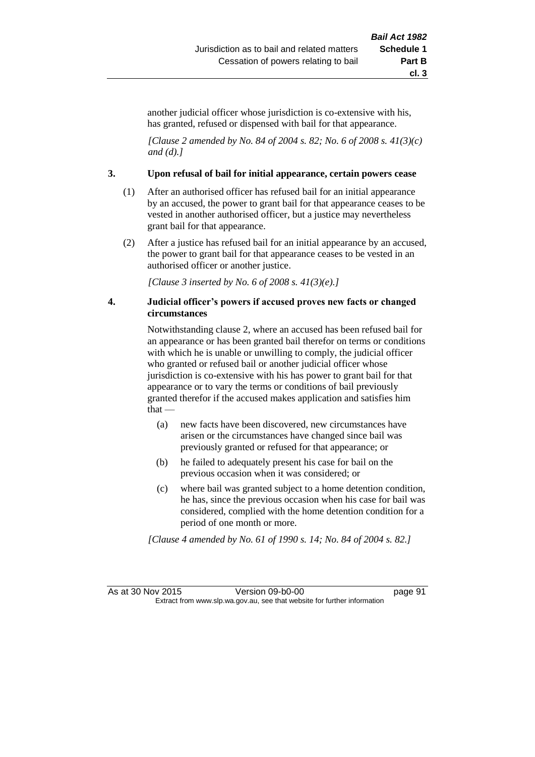another judicial officer whose jurisdiction is co-extensive with his, has granted, refused or dispensed with bail for that appearance.

*[Clause 2 amended by No. 84 of 2004 s. 82; No. 6 of 2008 s. 41(3)(c) and (d).]*

**3. Upon refusal of bail for initial appearance, certain powers cease**

(1) After an authorised officer has refused bail for an initial appearance by an accused, the power to grant bail for that appearance ceases to be vested in another authorised officer, but a justice may nevertheless grant bail for that appearance.

(2) After a justice has refused bail for an initial appearance by an accused, the power to grant bail for that appearance ceases to be vested in an authorised officer or another justice.

*[Clause 3 inserted by No. 6 of 2008 s. 41(3)(e).]*

**4. Judicial officer's powers if accused proves new facts or changed circumstances**

Notwithstanding clause 2, where an accused has been refused bail for an appearance or has been granted bail therefor on terms or conditions with which he is unable or unwilling to comply, the judicial officer who granted or refused bail or another judicial officer whose jurisdiction is co-extensive with his has power to grant bail for that appearance or to vary the terms or conditions of bail previously granted therefor if the accused makes application and satisfies him that —

(a) new facts have been discovered, new circumstances have arisen or the circumstances have changed since bail was previously granted or refused for that appearance; or

(b) he failed to adequately present his case for bail on the previous occasion when it was considered; or

(c) where bail was granted subject to a home detention condition, he has, since the previous occasion when his case for bail was considered, complied with the home detention condition for a period of one month or more.

*[Clause 4 amended by No. 61 of 1990 s. 14; No. 84 of 2004 s. 82.]*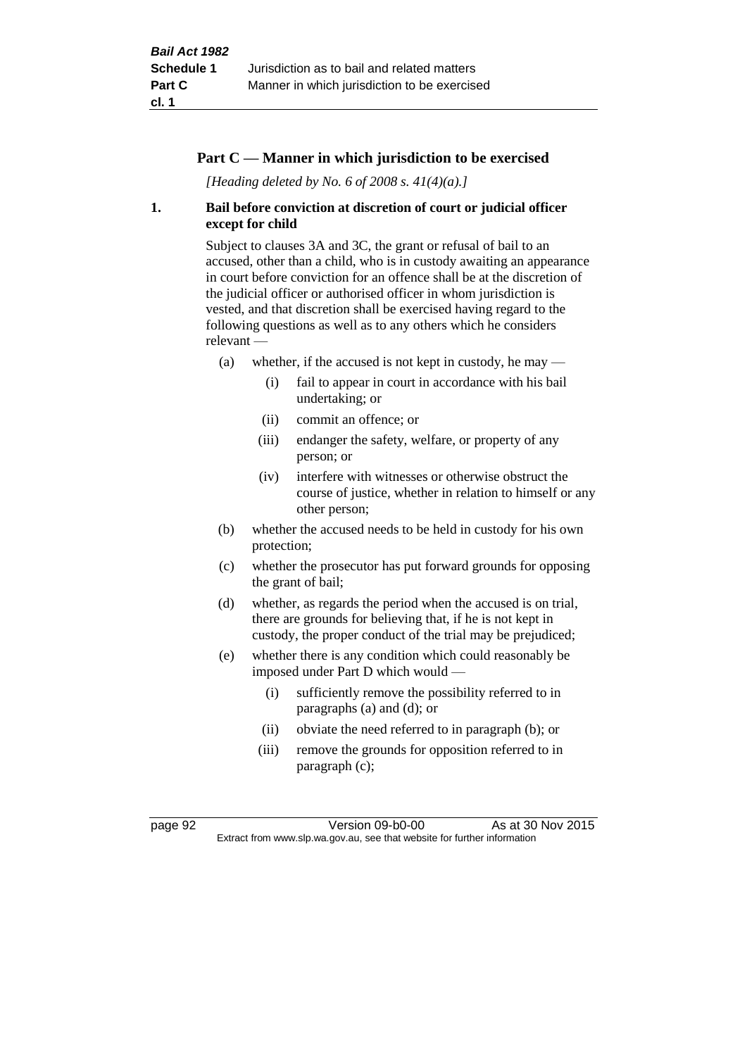## Part C — Manner in which jurisdiction to be exercised

*[Heading deleted by No. 6 of 2008 s. 41(4)(a).]*

### 1. Bail before conviction at discretion of court or judicial officer except for child

Subject to clauses 3A and 3C, the grant or refusal of bail to an accused, other than a child, who is in custody awaiting an appearance in court before conviction for an offence shall be at the discretion of the judicial officer or authorised officer in whom jurisdiction is vested, and that discretion shall be exercised having regard to the following questions as well as to any others which he considers relevant —

- (a) whether, if the accused is not kept in custody, he may —
  - (i) fail to appear in court in accordance with his bail undertaking; or
  - (ii) commit an offence; or
  - (iii) endanger the safety, welfare, or property of any person; or
  - (iv) interfere with witnesses or otherwise obstruct the course of justice, whether in relation to himself or any other person;
- (b) whether the accused needs to be held in custody for his own protection;
- (c) whether the prosecutor has put forward grounds for opposing the grant of bail;
- (d) whether, as regards the period when the accused is on trial, there are grounds for believing that, if he is not kept in custody, the proper conduct of the trial may be prejudiced;
- (e) whether there is any condition which could reasonably be imposed under Part D which would —
  - (i) sufficiently remove the possibility referred to in paragraphs (a) and (d); or
  - (ii) obviate the need referred to in paragraph (b); or
  - (iii) remove the grounds for opposition referred to in paragraph (c);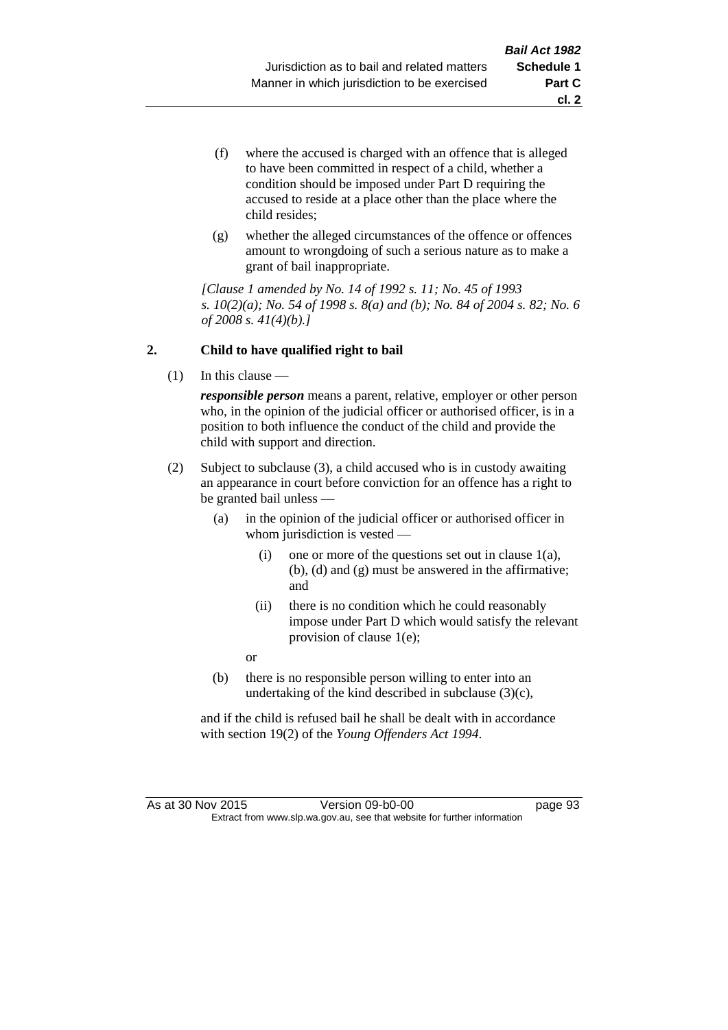(f) where the accused is charged with an offence that is alleged to have been committed in respect of a child, whether a condition should be imposed under Part D requiring the accused to reside at a place other than the place where the child resides;

(g) whether the alleged circumstances of the offence or offences amount to wrongdoing of such a serious nature as to make a grant of bail inappropriate.

*[Clause 1 amended by No. 14 of 1992 s. 11; No. 45 of 1993 s. 10(2)(a); No. 54 of 1998 s. 8(a) and (b); No. 84 of 2004 s. 82; No. 6 of 2008 s. 41(4)(b).]*

**2. Child to have qualified right to bail**

(1) In this clause —

***responsible person*** means a parent, relative, employer or other person who, in the opinion of the judicial officer or authorised officer, is in a position to both influence the conduct of the child and provide the child with support and direction.

(2) Subject to subclause (3), a child accused who is in custody awaiting an appearance in court before conviction for an offence has a right to be granted bail unless —

(a) in the opinion of the judicial officer or authorised officer in whom jurisdiction is vested —

(i) one or more of the questions set out in clause 1(a), (b), (d) and (g) must be answered in the affirmative; and

(ii) there is no condition which he could reasonably impose under Part D which would satisfy the relevant provision of clause 1(e);

or

(b) there is no responsible person willing to enter into an undertaking of the kind described in subclause (3)(c),

and if the child is refused bail he shall be dealt with in accordance with section 19(2) of the *Young Offenders Act 1994*.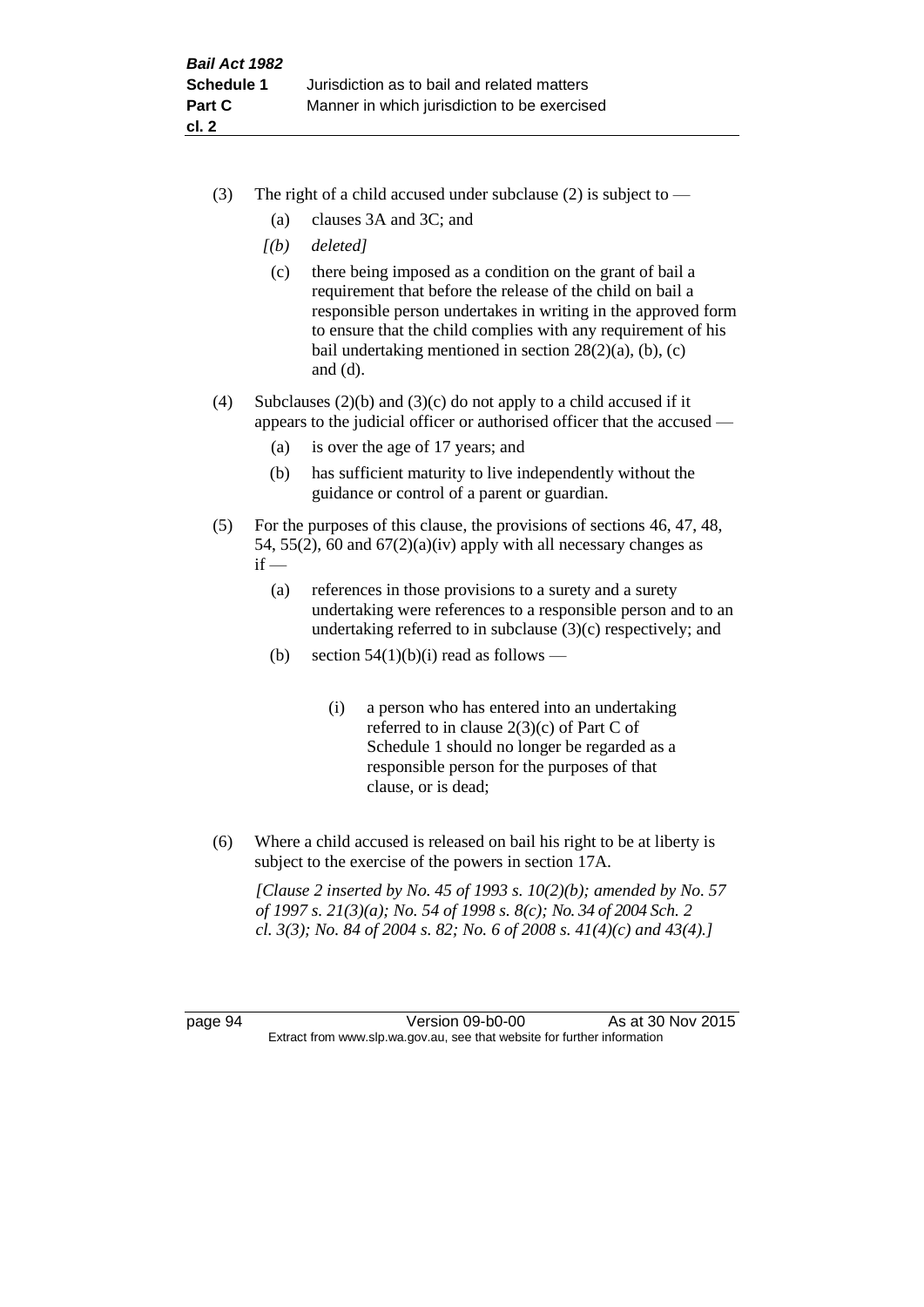(3) The right of a child accused under subclause (2) is subject to —

  (a) clauses 3A and 3C; and

  *[(b) deleted]*

  (c) there being imposed as a condition on the grant of bail a requirement that before the release of the child on bail a responsible person undertakes in writing in the approved form to ensure that the child complies with any requirement of his bail undertaking mentioned in section 28(2)(a), (b), (c) and (d).

(4) Subclauses (2)(b) and (3)(c) do not apply to a child accused if it appears to the judicial officer or authorised officer that the accused —

  (a) is over the age of 17 years; and

  (b) has sufficient maturity to live independently without the guidance or control of a parent or guardian.

(5) For the purposes of this clause, the provisions of sections 46, 47, 48, 54, 55(2), 60 and 67(2)(a)(iv) apply with all necessary changes as if —

  (a) references in those provisions to a surety and a surety undertaking were references to a responsible person and to an undertaking referred to in subclause (3)(c) respectively; and

  (b) section 54(1)(b)(i) read as follows —

    (i) a person who has entered into an undertaking referred to in clause 2(3)(c) of Part C of Schedule 1 should no longer be regarded as a responsible person for the purposes of that clause, or is dead;

(6) Where a child accused is released on bail his right to be at liberty is subject to the exercise of the powers in section 17A.

*[Clause 2 inserted by No. 45 of 1993 s. 10(2)(b); amended by No. 57 of 1997 s. 21(3)(a); No. 54 of 1998 s. 8(c); No. 34 of 2004 Sch. 2 cl. 3(3); No. 84 of 2004 s. 82; No. 6 of 2008 s. 41(4)(c) and 43(4).]*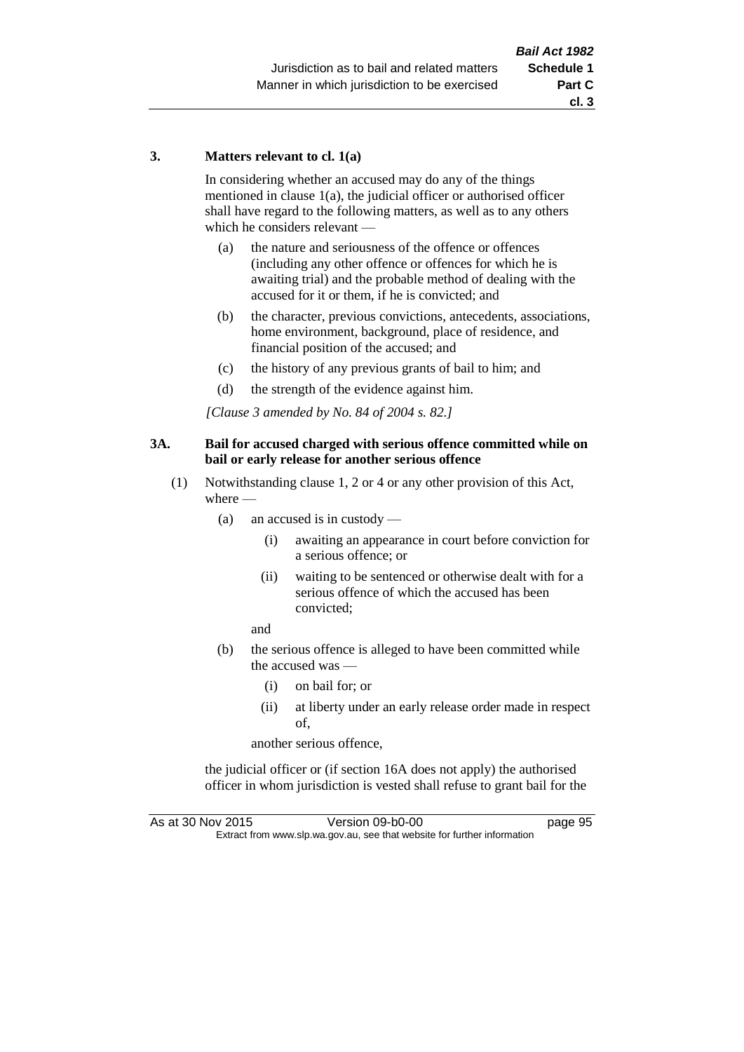### 3. Matters relevant to cl. 1(a)

In considering whether an accused may do any of the things mentioned in clause 1(a), the judicial officer or authorised officer shall have regard to the following matters, as well as to any others which he considers relevant —

- (a) the nature and seriousness of the offence or offences (including any other offence or offences for which he is awaiting trial) and the probable method of dealing with the accused for it or them, if he is convicted; and
- (b) the character, previous convictions, antecedents, associations, home environment, background, place of residence, and financial position of the accused; and
- (c) the history of any previous grants of bail to him; and
- (d) the strength of the evidence against him.

*[Clause 3 amended by No. 84 of 2004 s. 82.]*

### 3A. Bail for accused charged with serious offence committed while on bail or early release for another serious offence

(1) Notwithstanding clause 1, 2 or 4 or any other provision of this Act, where —

- (a) an accused is in custody —
  - (i) awaiting an appearance in court before conviction for a serious offence; or
  - (ii) waiting to be sentenced or otherwise dealt with for a serious offence of which the accused has been convicted;

  and

- (b) the serious offence is alleged to have been committed while the accused was —
  - (i) on bail for; or
  - (ii) at liberty under an early release order made in respect of,

  another serious offence,

the judicial officer or (if section 16A does not apply) the authorised officer in whom jurisdiction is vested shall refuse to grant bail for the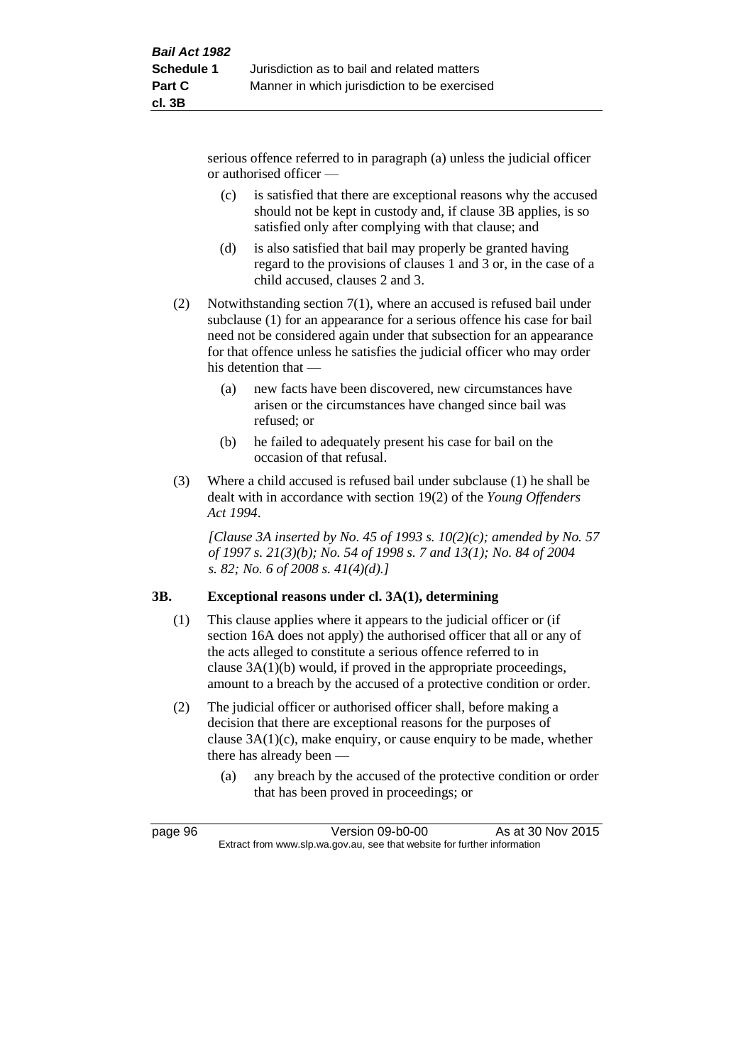serious offence referred to in paragraph (a) unless the judicial officer or authorised officer —

(c) is satisfied that there are exceptional reasons why the accused should not be kept in custody and, if clause 3B applies, is so satisfied only after complying with that clause; and

(d) is also satisfied that bail may properly be granted having regard to the provisions of clauses 1 and 3 or, in the case of a child accused, clauses 2 and 3.

(2) Notwithstanding section 7(1), where an accused is refused bail under subclause (1) for an appearance for a serious offence his case for bail need not be considered again under that subsection for an appearance for that offence unless he satisfies the judicial officer who may order his detention that —

(a) new facts have been discovered, new circumstances have arisen or the circumstances have changed since bail was refused; or

(b) he failed to adequately present his case for bail on the occasion of that refusal.

(3) Where a child accused is refused bail under subclause (1) he shall be dealt with in accordance with section 19(2) of the *Young Offenders Act 1994*.

*[Clause 3A inserted by No. 45 of 1993 s. 10(2)(c); amended by No. 57 of 1997 s. 21(3)(b); No. 54 of 1998 s. 7 and 13(1); No. 84 of 2004 s. 82; No. 6 of 2008 s. 41(4)(d).]*

### 3B. Exceptional reasons under cl. 3A(1), determining

(1) This clause applies where it appears to the judicial officer or (if section 16A does not apply) the authorised officer that all or any of the acts alleged to constitute a serious offence referred to in clause 3A(1)(b) would, if proved in the appropriate proceedings, amount to a breach by the accused of a protective condition or order.

(2) The judicial officer or authorised officer shall, before making a decision that there are exceptional reasons for the purposes of clause 3A(1)(c), make enquiry, or cause enquiry to be made, whether there has already been —

(a) any breach by the accused of the protective condition or order that has been proved in proceedings; or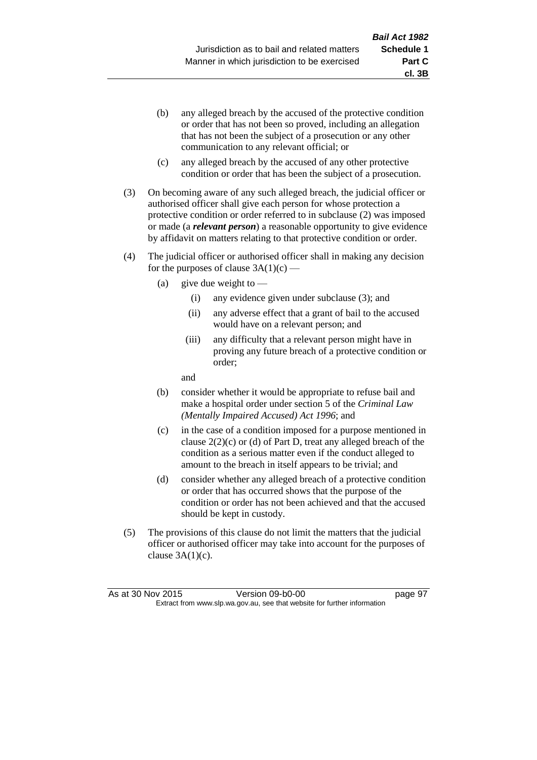(b) any alleged breach by the accused of the protective condition or order that has not been so proved, including an allegation that has not been the subject of a prosecution or any other communication to any relevant official; or

(c) any alleged breach by the accused of any other protective condition or order that has been the subject of a prosecution.

(3) On becoming aware of any such alleged breach, the judicial officer or authorised officer shall give each person for whose protection a protective condition or order referred to in subclause (2) was imposed or made (a ***relevant person***) a reasonable opportunity to give evidence by affidavit on matters relating to that protective condition or order.

(4) The judicial officer or authorised officer shall in making any decision for the purposes of clause 3A(1)(c) —

(a) give due weight to —

(i) any evidence given under subclause (3); and

(ii) any adverse effect that a grant of bail to the accused would have on a relevant person; and

(iii) any difficulty that a relevant person might have in proving any future breach of a protective condition or order;

and

(b) consider whether it would be appropriate to refuse bail and make a hospital order under section 5 of the *Criminal Law (Mentally Impaired Accused) Act 1996*; and

(c) in the case of a condition imposed for a purpose mentioned in clause 2(2)(c) or (d) of Part D, treat any alleged breach of the condition as a serious matter even if the conduct alleged to amount to the breach in itself appears to be trivial; and

(d) consider whether any alleged breach of a protective condition or order that has occurred shows that the purpose of the condition or order has not been achieved and that the accused should be kept in custody.

(5) The provisions of this clause do not limit the matters that the judicial officer or authorised officer may take into account for the purposes of clause 3A(1)(c).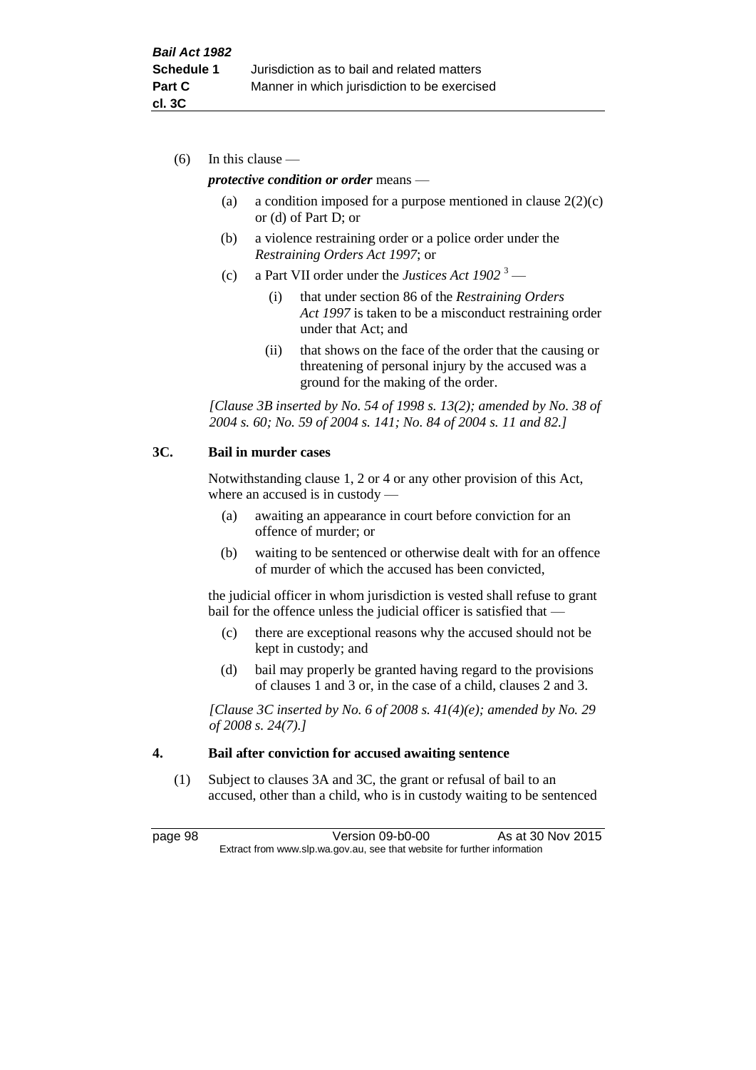(6) In this clause —

***protective condition or order*** means —

(a) a condition imposed for a purpose mentioned in clause 2(2)(c) or (d) of Part D; or

(b) a violence restraining order or a police order under the *Restraining Orders Act 1997*; or

(c) a Part VII order under the *Justices Act 1902* [3] —

(i) that under section 86 of the *Restraining Orders Act 1997* is taken to be a misconduct restraining order under that Act; and

(ii) that shows on the face of the order that the causing or threatening of personal injury by the accused was a ground for the making of the order.

*[Clause 3B inserted by No. 54 of 1998 s. 13(2); amended by No. 38 of 2004 s. 60; No. 59 of 2004 s. 141; No. 84 of 2004 s. 11 and 82.]*

**3C. Bail in murder cases**

Notwithstanding clause 1, 2 or 4 or any other provision of this Act, where an accused is in custody —

(a) awaiting an appearance in court before conviction for an offence of murder; or

(b) waiting to be sentenced or otherwise dealt with for an offence of murder of which the accused has been convicted,

the judicial officer in whom jurisdiction is vested shall refuse to grant bail for the offence unless the judicial officer is satisfied that —

(c) there are exceptional reasons why the accused should not be kept in custody; and

(d) bail may properly be granted having regard to the provisions of clauses 1 and 3 or, in the case of a child, clauses 2 and 3.

*[Clause 3C inserted by No. 6 of 2008 s. 41(4)(e); amended by No. 29 of 2008 s. 24(7).]*

**4. Bail after conviction for accused awaiting sentence**

(1) Subject to clauses 3A and 3C, the grant or refusal of bail to an accused, other than a child, who is in custody waiting to be sentenced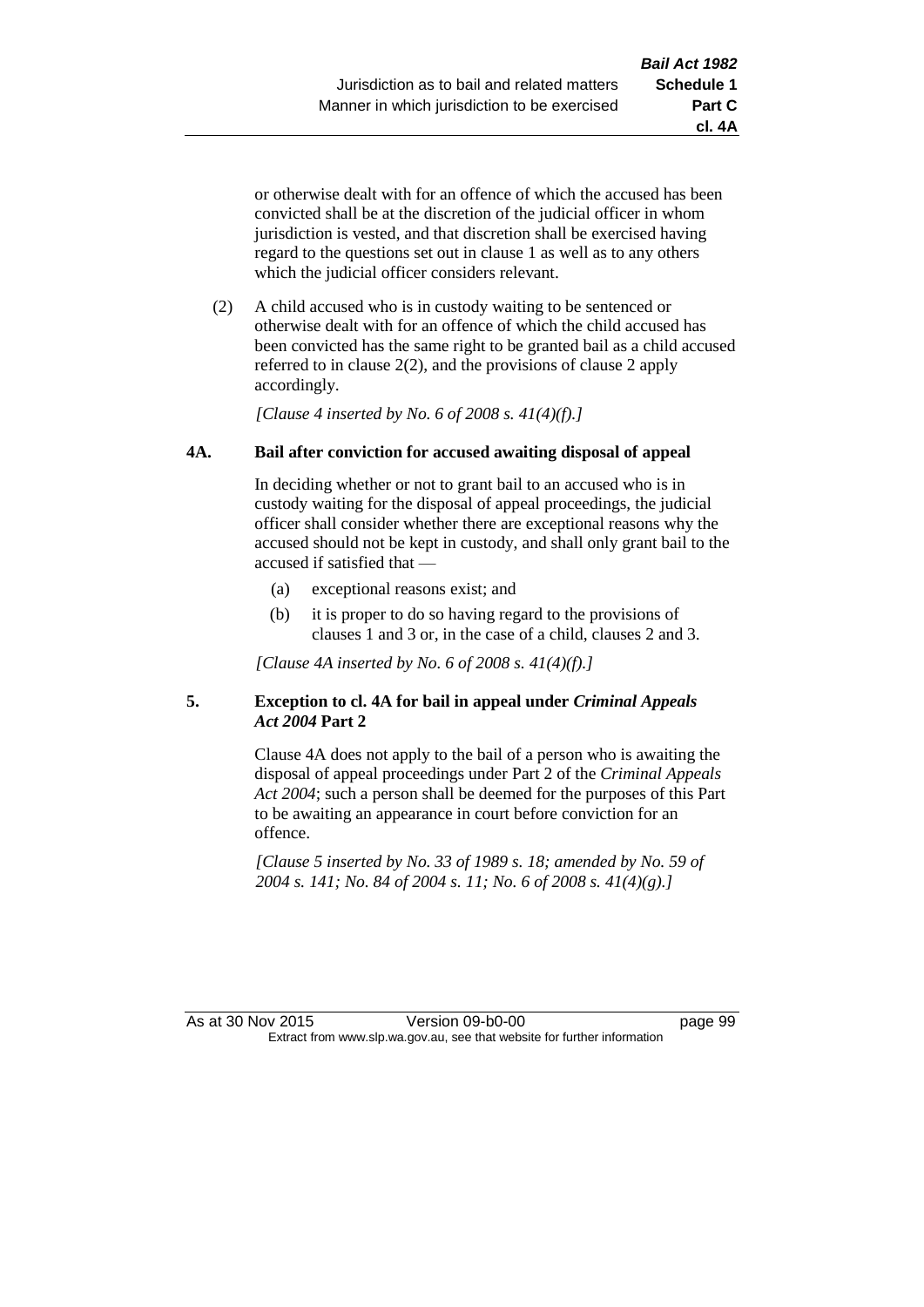or otherwise dealt with for an offence of which the accused has been convicted shall be at the discretion of the judicial officer in whom jurisdiction is vested, and that discretion shall be exercised having regard to the questions set out in clause 1 as well as to any others which the judicial officer considers relevant.

(2) A child accused who is in custody waiting to be sentenced or otherwise dealt with for an offence of which the child accused has been convicted has the same right to be granted bail as a child accused referred to in clause 2(2), and the provisions of clause 2 apply accordingly.

*[Clause 4 inserted by No. 6 of 2008 s. 41(4)(f).]*

**4A. Bail after conviction for accused awaiting disposal of appeal**

In deciding whether or not to grant bail to an accused who is in custody waiting for the disposal of appeal proceedings, the judicial officer shall consider whether there are exceptional reasons why the accused should not be kept in custody, and shall only grant bail to the accused if satisfied that —

(a) exceptional reasons exist; and

(b) it is proper to do so having regard to the provisions of clauses 1 and 3 or, in the case of a child, clauses 2 and 3.

*[Clause 4A inserted by No. 6 of 2008 s. 41(4)(f).]*

**5. Exception to cl. 4A for bail in appeal under *Criminal Appeals Act 2004* Part 2**

Clause 4A does not apply to the bail of a person who is awaiting the disposal of appeal proceedings under Part 2 of the *Criminal Appeals Act 2004*; such a person shall be deemed for the purposes of this Part to be awaiting an appearance in court before conviction for an offence.

*[Clause 5 inserted by No. 33 of 1989 s. 18; amended by No. 59 of 2004 s. 141; No. 84 of 2004 s. 11; No. 6 of 2008 s. 41(4)(g).]*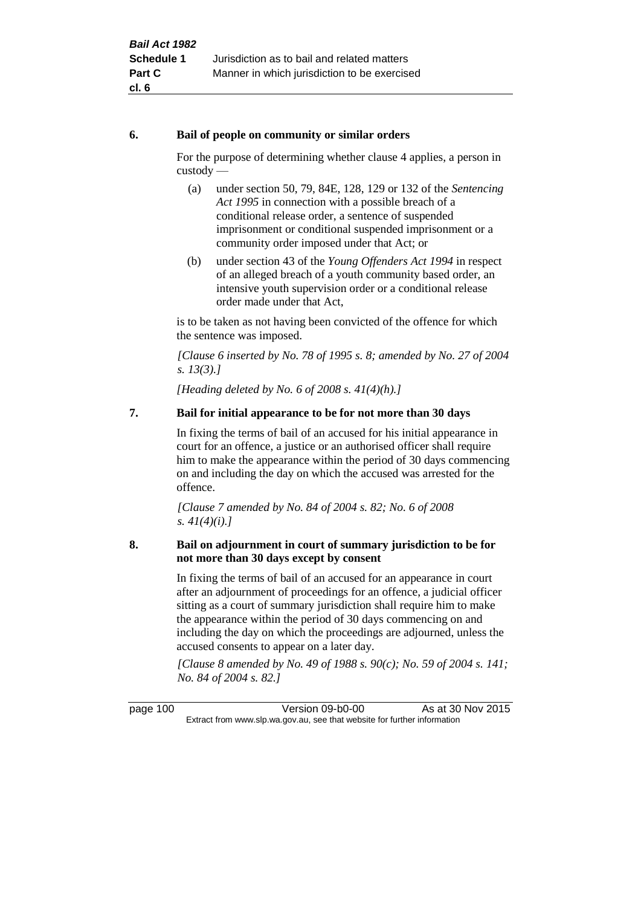### 6. Bail of people on community or similar orders

For the purpose of determining whether clause 4 applies, a person in custody —

(a) under section 50, 79, 84E, 128, 129 or 132 of the *Sentencing Act 1995* in connection with a possible breach of a conditional release order, a sentence of suspended imprisonment or conditional suspended imprisonment or a community order imposed under that Act; or

(b) under section 43 of the *Young Offenders Act 1994* in respect of an alleged breach of a youth community based order, an intensive youth supervision order or a conditional release order made under that Act,

is to be taken as not having been convicted of the offence for which the sentence was imposed.

*[Clause 6 inserted by No. 78 of 1995 s. 8; amended by No. 27 of 2004 s. 13(3).]*

*[Heading deleted by No. 6 of 2008 s. 41(4)(h).]*

### 7. Bail for initial appearance to be for not more than 30 days

In fixing the terms of bail of an accused for his initial appearance in court for an offence, a justice or an authorised officer shall require him to make the appearance within the period of 30 days commencing on and including the day on which the accused was arrested for the offence.

*[Clause 7 amended by No. 84 of 2004 s. 82; No. 6 of 2008 s. 41(4)(i).]*

### 8. Bail on adjournment in court of summary jurisdiction to be for not more than 30 days except by consent

In fixing the terms of bail of an accused for an appearance in court after an adjournment of proceedings for an offence, a judicial officer sitting as a court of summary jurisdiction shall require him to make the appearance within the period of 30 days commencing on and including the day on which the proceedings are adjourned, unless the accused consents to appear on a later day.

*[Clause 8 amended by No. 49 of 1988 s. 90(c); No. 59 of 2004 s. 141; No. 84 of 2004 s. 82.]*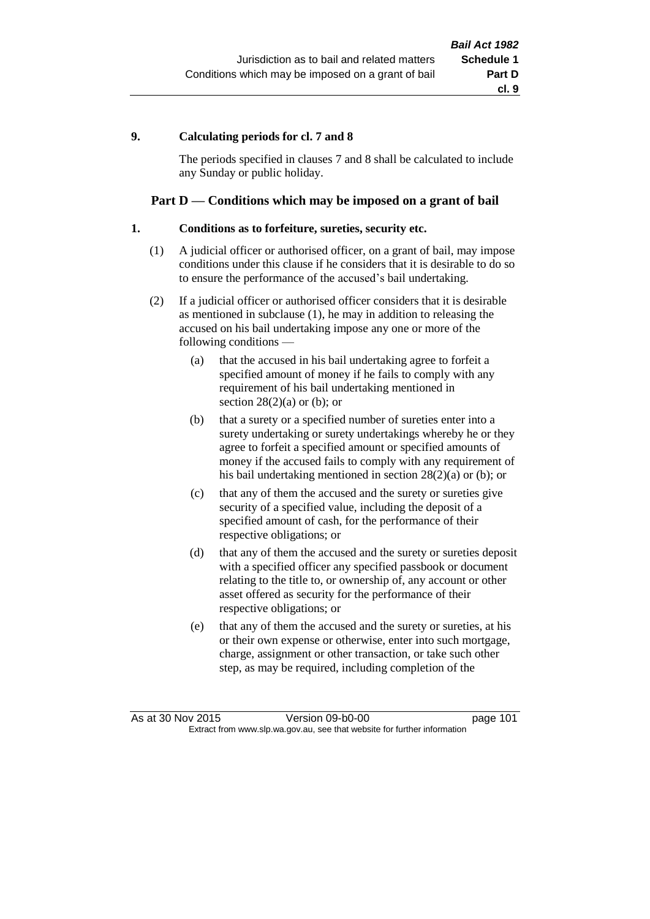## 9. Calculating periods for cl. 7 and 8

The periods specified in clauses 7 and 8 shall be calculated to include any Sunday or public holiday.

## Part D — Conditions which may be imposed on a grant of bail

### 1. Conditions as to forfeiture, sureties, security etc.

(1) A judicial officer or authorised officer, on a grant of bail, may impose conditions under this clause if he considers that it is desirable to do so to ensure the performance of the accused's bail undertaking.

(2) If a judicial officer or authorised officer considers that it is desirable as mentioned in subclause (1), he may in addition to releasing the accused on his bail undertaking impose any one or more of the following conditions —

- (a) that the accused in his bail undertaking agree to forfeit a specified amount of money if he fails to comply with any requirement of his bail undertaking mentioned in section 28(2)(a) or (b); or
- (b) that a surety or a specified number of sureties enter into a surety undertaking or surety undertakings whereby he or they agree to forfeit a specified amount or specified amounts of money if the accused fails to comply with any requirement of his bail undertaking mentioned in section 28(2)(a) or (b); or
- (c) that any of them the accused and the surety or sureties give security of a specified value, including the deposit of a specified amount of cash, for the performance of their respective obligations; or
- (d) that any of them the accused and the surety or sureties deposit with a specified officer any specified passbook or document relating to the title to, or ownership of, any account or other asset offered as security for the performance of their respective obligations; or
- (e) that any of them the accused and the surety or sureties, at his or their own expense or otherwise, enter into such mortgage, charge, assignment or other transaction, or take such other step, as may be required, including completion of the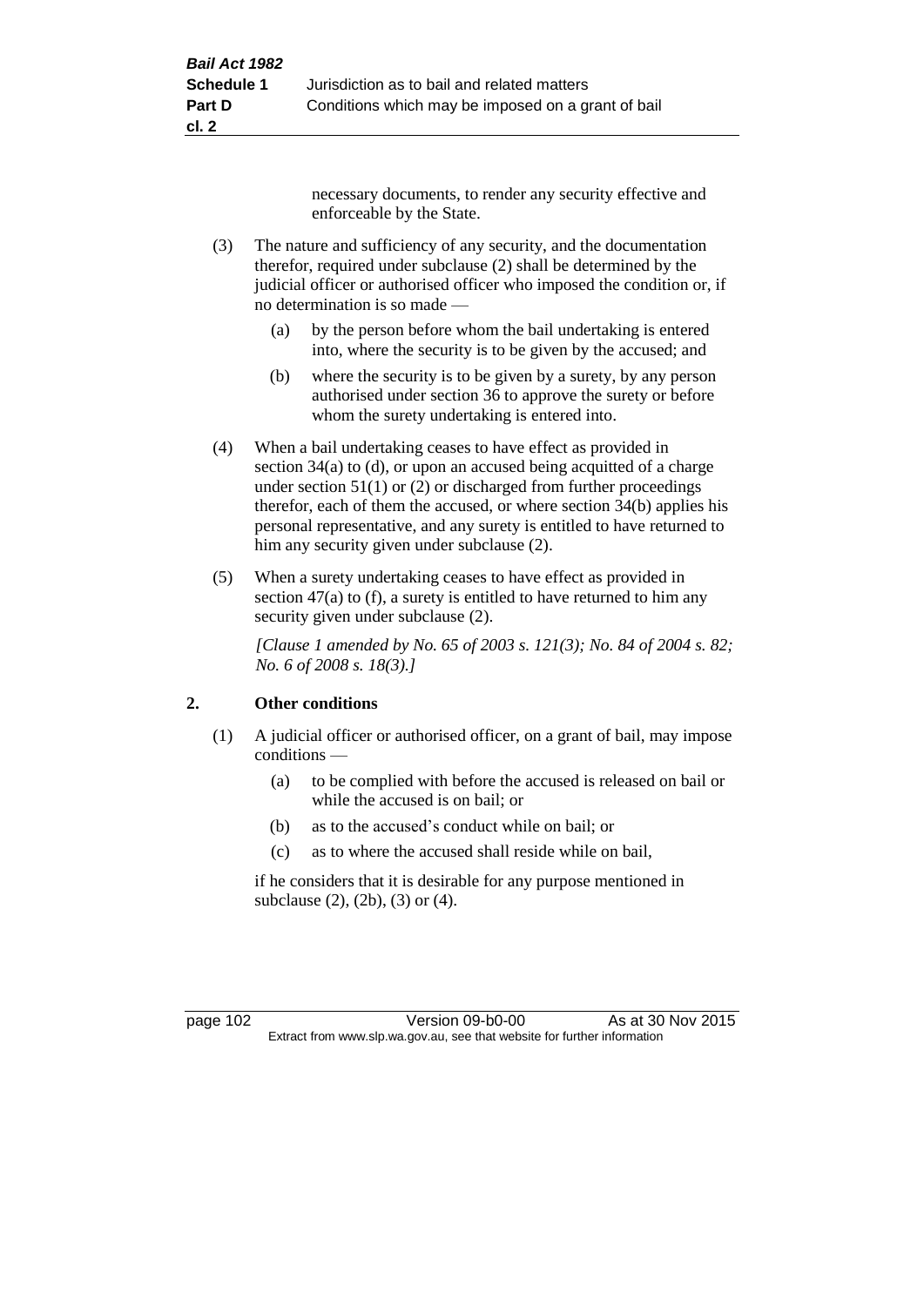necessary documents, to render any security effective and enforceable by the State.

(3) The nature and sufficiency of any security, and the documentation therefor, required under subclause (2) shall be determined by the judicial officer or authorised officer who imposed the condition or, if no determination is so made —

(a) by the person before whom the bail undertaking is entered into, where the security is to be given by the accused; and

(b) where the security is to be given by a surety, by any person authorised under section 36 to approve the surety or before whom the surety undertaking is entered into.

(4) When a bail undertaking ceases to have effect as provided in section 34(a) to (d), or upon an accused being acquitted of a charge under section 51(1) or (2) or discharged from further proceedings therefor, each of them the accused, or where section 34(b) applies his personal representative, and any surety is entitled to have returned to him any security given under subclause (2).

(5) When a surety undertaking ceases to have effect as provided in section 47(a) to (f), a surety is entitled to have returned to him any security given under subclause (2).

*[Clause 1 amended by No. 65 of 2003 s. 121(3); No. 84 of 2004 s. 82; No. 6 of 2008 s. 18(3).]*

## 2. Other conditions

(1) A judicial officer or authorised officer, on a grant of bail, may impose conditions —

(a) to be complied with before the accused is released on bail or while the accused is on bail; or

(b) as to the accused's conduct while on bail; or

(c) as to where the accused shall reside while on bail,

if he considers that it is desirable for any purpose mentioned in subclause (2), (2b), (3) or (4).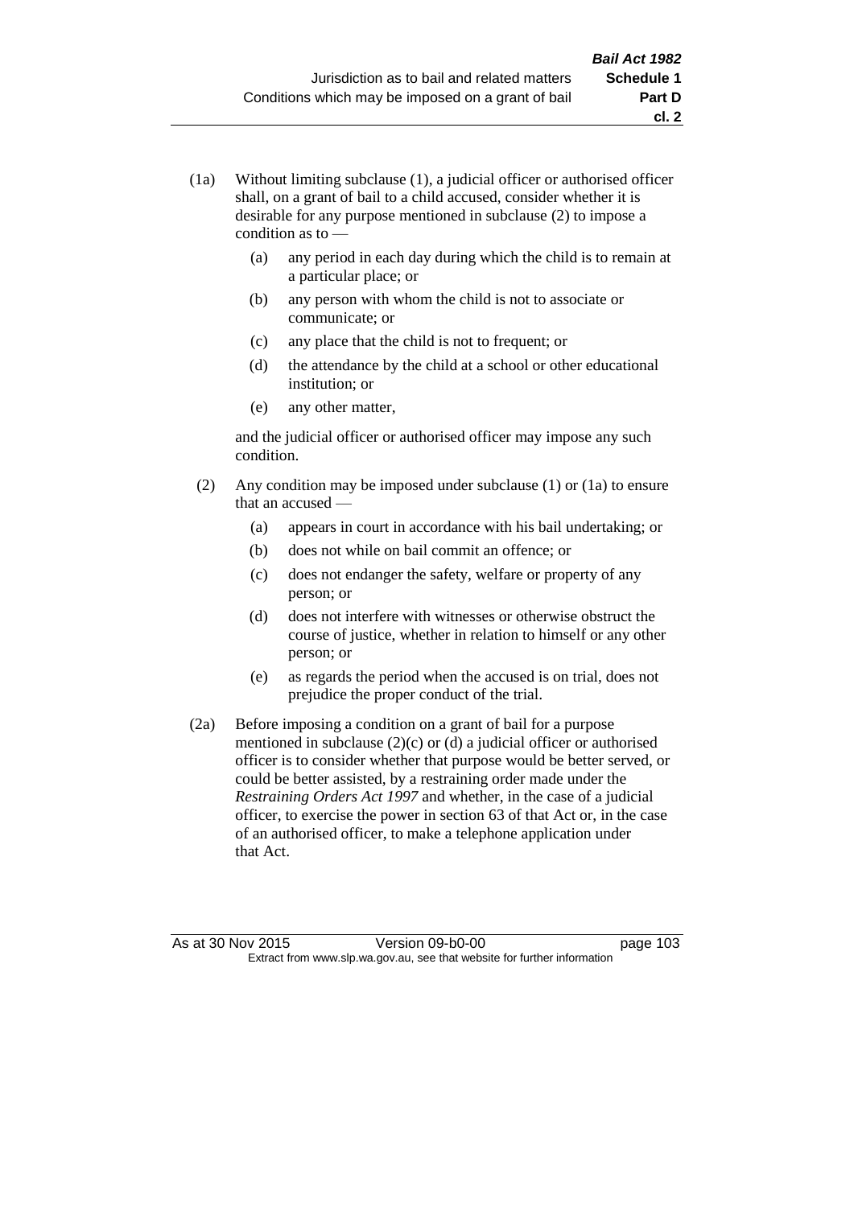(1a) Without limiting subclause (1), a judicial officer or authorised officer shall, on a grant of bail to a child accused, consider whether it is desirable for any purpose mentioned in subclause (2) to impose a condition as to —

  (a) any period in each day during which the child is to remain at a particular place; or

  (b) any person with whom the child is not to associate or communicate; or

  (c) any place that the child is not to frequent; or

  (d) the attendance by the child at a school or other educational institution; or

  (e) any other matter,

and the judicial officer or authorised officer may impose any such condition.

(2) Any condition may be imposed under subclause (1) or (1a) to ensure that an accused —

  (a) appears in court in accordance with his bail undertaking; or

  (b) does not while on bail commit an offence; or

  (c) does not endanger the safety, welfare or property of any person; or

  (d) does not interfere with witnesses or otherwise obstruct the course of justice, whether in relation to himself or any other person; or

  (e) as regards the period when the accused is on trial, does not prejudice the proper conduct of the trial.

(2a) Before imposing a condition on a grant of bail for a purpose mentioned in subclause (2)(c) or (d) a judicial officer or authorised officer is to consider whether that purpose would be better served, or could be better assisted, by a restraining order made under the *Restraining Orders Act 1997* and whether, in the case of a judicial officer, to exercise the power in section 63 of that Act or, in the case of an authorised officer, to make a telephone application under that Act.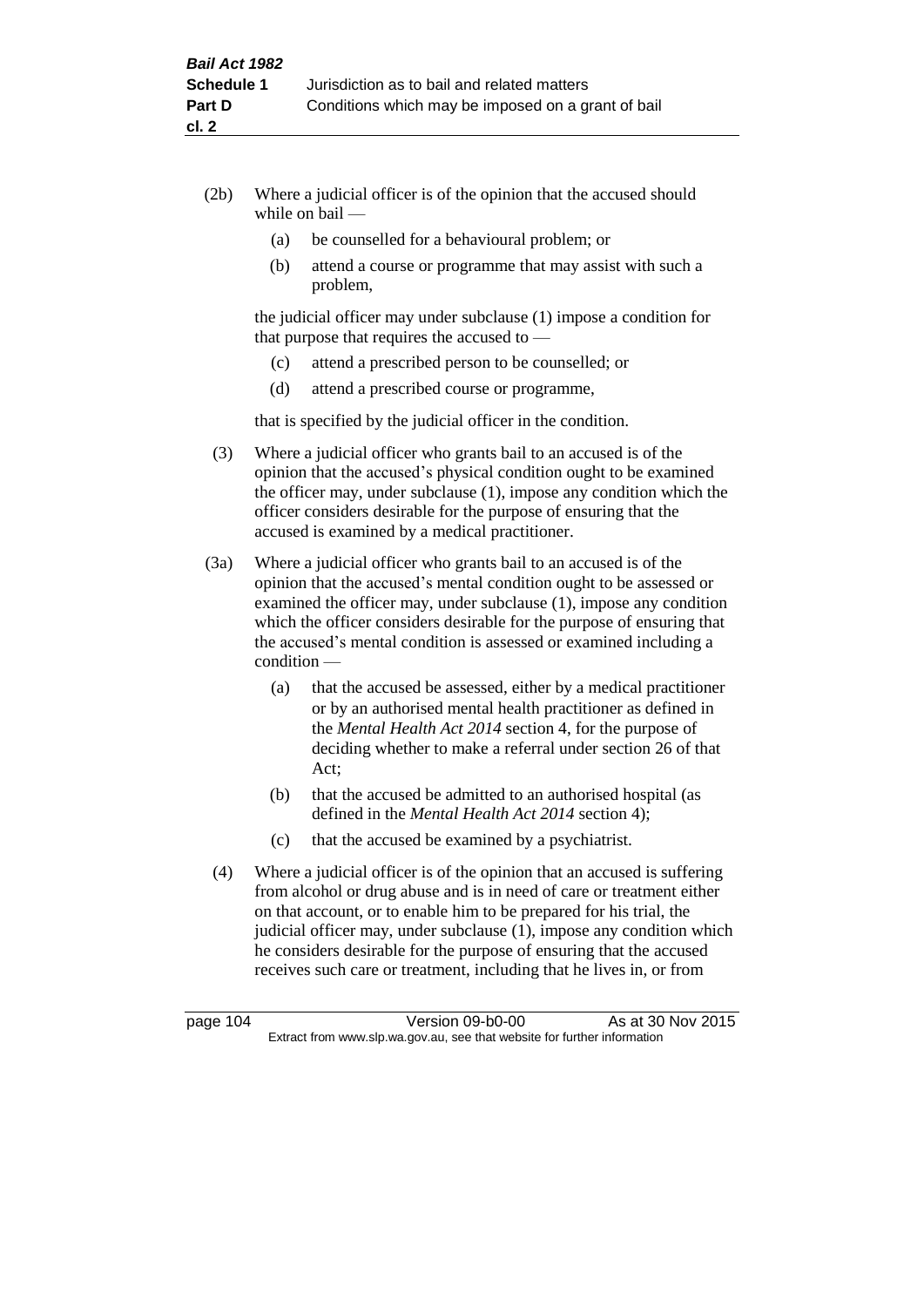(2b) Where a judicial officer is of the opinion that the accused should while on bail —

(a) be counselled for a behavioural problem; or

(b) attend a course or programme that may assist with such a problem,

the judicial officer may under subclause (1) impose a condition for that purpose that requires the accused to —

(c) attend a prescribed person to be counselled; or

(d) attend a prescribed course or programme,

that is specified by the judicial officer in the condition.

(3) Where a judicial officer who grants bail to an accused is of the opinion that the accused's physical condition ought to be examined the officer may, under subclause (1), impose any condition which the officer considers desirable for the purpose of ensuring that the accused is examined by a medical practitioner.

(3a) Where a judicial officer who grants bail to an accused is of the opinion that the accused's mental condition ought to be assessed or examined the officer may, under subclause (1), impose any condition which the officer considers desirable for the purpose of ensuring that the accused's mental condition is assessed or examined including a condition —

(a) that the accused be assessed, either by a medical practitioner or by an authorised mental health practitioner as defined in the *Mental Health Act 2014* section 4, for the purpose of deciding whether to make a referral under section 26 of that Act;

(b) that the accused be admitted to an authorised hospital (as defined in the *Mental Health Act 2014* section 4);

(c) that the accused be examined by a psychiatrist.

(4) Where a judicial officer is of the opinion that an accused is suffering from alcohol or drug abuse and is in need of care or treatment either on that account, or to enable him to be prepared for his trial, the judicial officer may, under subclause (1), impose any condition which he considers desirable for the purpose of ensuring that the accused receives such care or treatment, including that he lives in, or from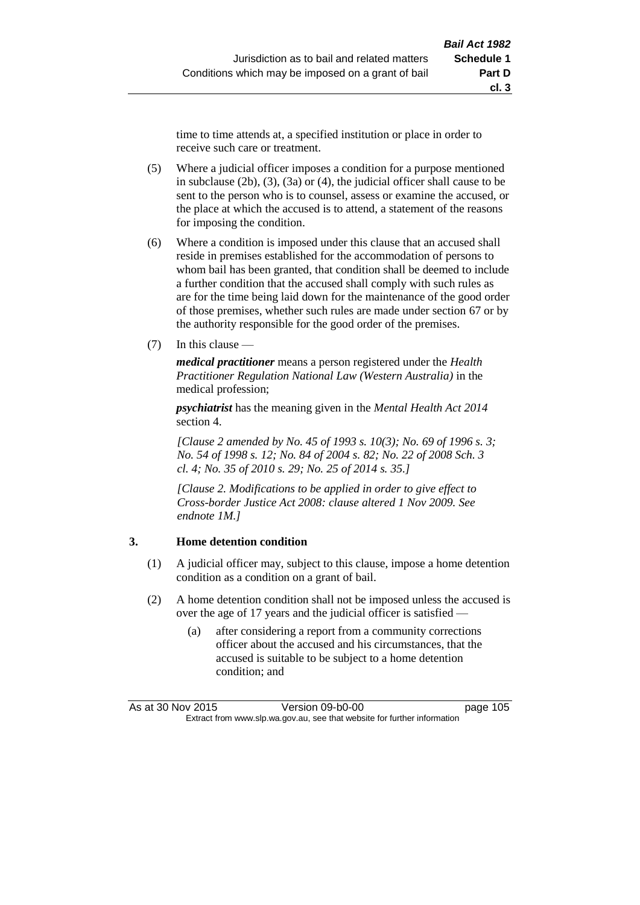time to time attends at, a specified institution or place in order to receive such care or treatment.

(5) Where a judicial officer imposes a condition for a purpose mentioned in subclause (2b), (3), (3a) or (4), the judicial officer shall cause to be sent to the person who is to counsel, assess or examine the accused, or the place at which the accused is to attend, a statement of the reasons for imposing the condition.

(6) Where a condition is imposed under this clause that an accused shall reside in premises established for the accommodation of persons to whom bail has been granted, that condition shall be deemed to include a further condition that the accused shall comply with such rules as are for the time being laid down for the maintenance of the good order of those premises, whether such rules are made under section 67 or by the authority responsible for the good order of the premises.

(7) In this clause —

***medical practitioner*** means a person registered under the *Health Practitioner Regulation National Law (Western Australia)* in the medical profession;

***psychiatrist*** has the meaning given in the *Mental Health Act 2014* section 4.

*[Clause 2 amended by No. 45 of 1993 s. 10(3); No. 69 of 1996 s. 3; No. 54 of 1998 s. 12; No. 84 of 2004 s. 82; No. 22 of 2008 Sch. 3 cl. 4; No. 35 of 2010 s. 29; No. 25 of 2014 s. 35.]*

*[Clause 2. Modifications to be applied in order to give effect to Cross-border Justice Act 2008: clause altered 1 Nov 2009. See endnote 1M.]*

### 3. Home detention condition

(1) A judicial officer may, subject to this clause, impose a home detention condition as a condition on a grant of bail.

(2) A home detention condition shall not be imposed unless the accused is over the age of 17 years and the judicial officer is satisfied —

(a) after considering a report from a community corrections officer about the accused and his circumstances, that the accused is suitable to be subject to a home detention condition; and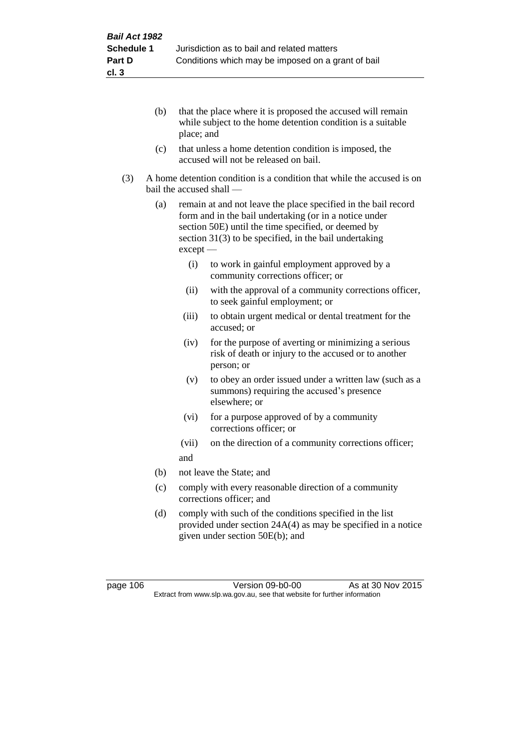(b) that the place where it is proposed the accused will remain while subject to the home detention condition is a suitable place; and

(c) that unless a home detention condition is imposed, the accused will not be released on bail.

(3) A home detention condition is a condition that while the accused is on bail the accused shall —

(a) remain at and not leave the place specified in the bail record form and in the bail undertaking (or in a notice under section 50E) until the time specified, or deemed by section 31(3) to be specified, in the bail undertaking except —

(i) to work in gainful employment approved by a community corrections officer; or

(ii) with the approval of a community corrections officer, to seek gainful employment; or

(iii) to obtain urgent medical or dental treatment for the accused; or

(iv) for the purpose of averting or minimizing a serious risk of death or injury to the accused or to another person; or

(v) to obey an order issued under a written law (such as a summons) requiring the accused's presence elsewhere; or

(vi) for a purpose approved of by a community corrections officer; or

(vii) on the direction of a community corrections officer;

and

(b) not leave the State; and

(c) comply with every reasonable direction of a community corrections officer; and

(d) comply with such of the conditions specified in the list provided under section 24A(4) as may be specified in a notice given under section 50E(b); and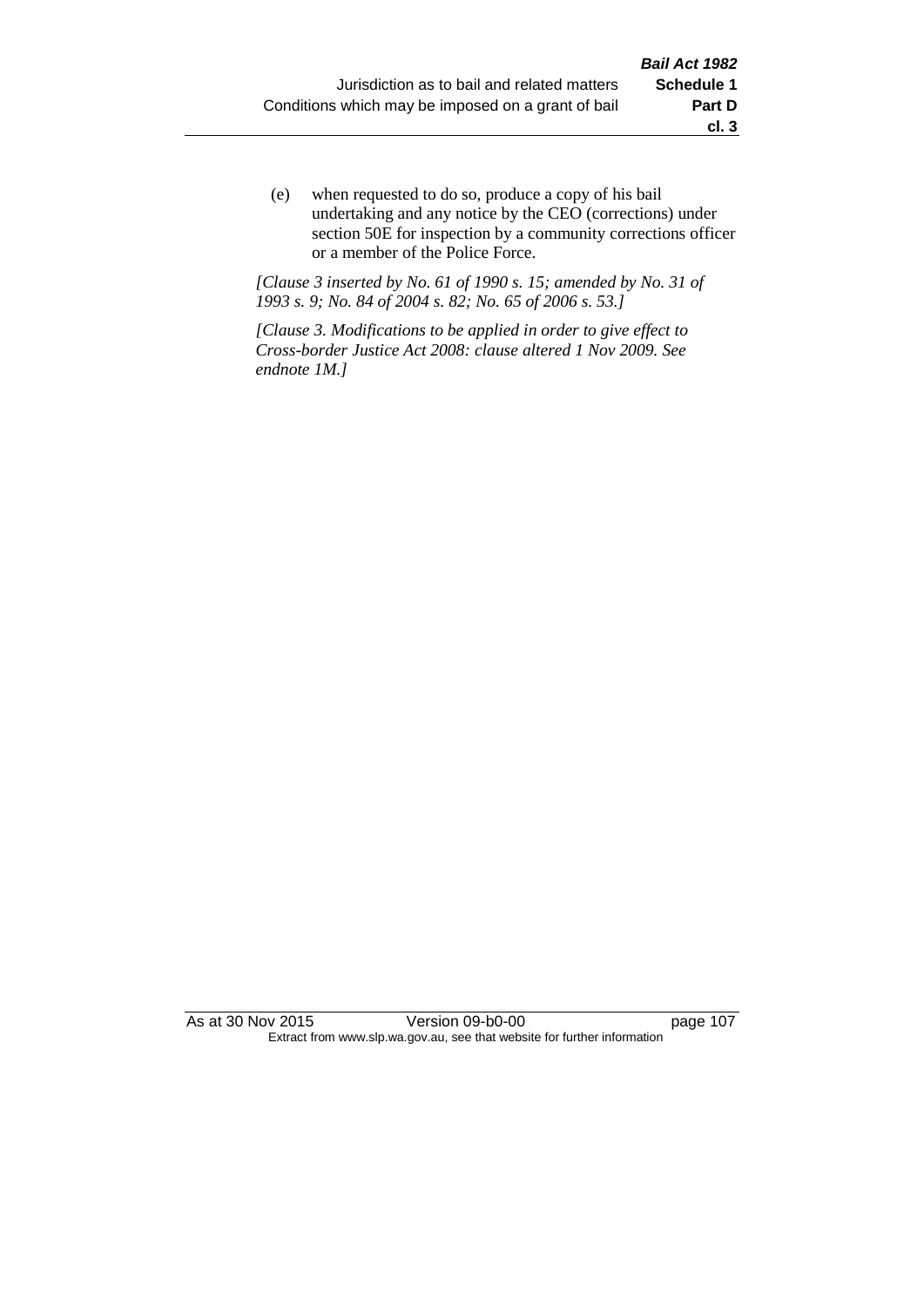(e) when requested to do so, produce a copy of his bail undertaking and any notice by the CEO (corrections) under section 50E for inspection by a community corrections officer or a member of the Police Force.

*[Clause 3 inserted by No. 61 of 1990 s. 15; amended by No. 31 of 1993 s. 9; No. 84 of 2004 s. 82; No. 65 of 2006 s. 53.]*

*[Clause 3. Modifications to be applied in order to give effect to Cross-border Justice Act 2008: clause altered 1 Nov 2009. See endnote 1M.]*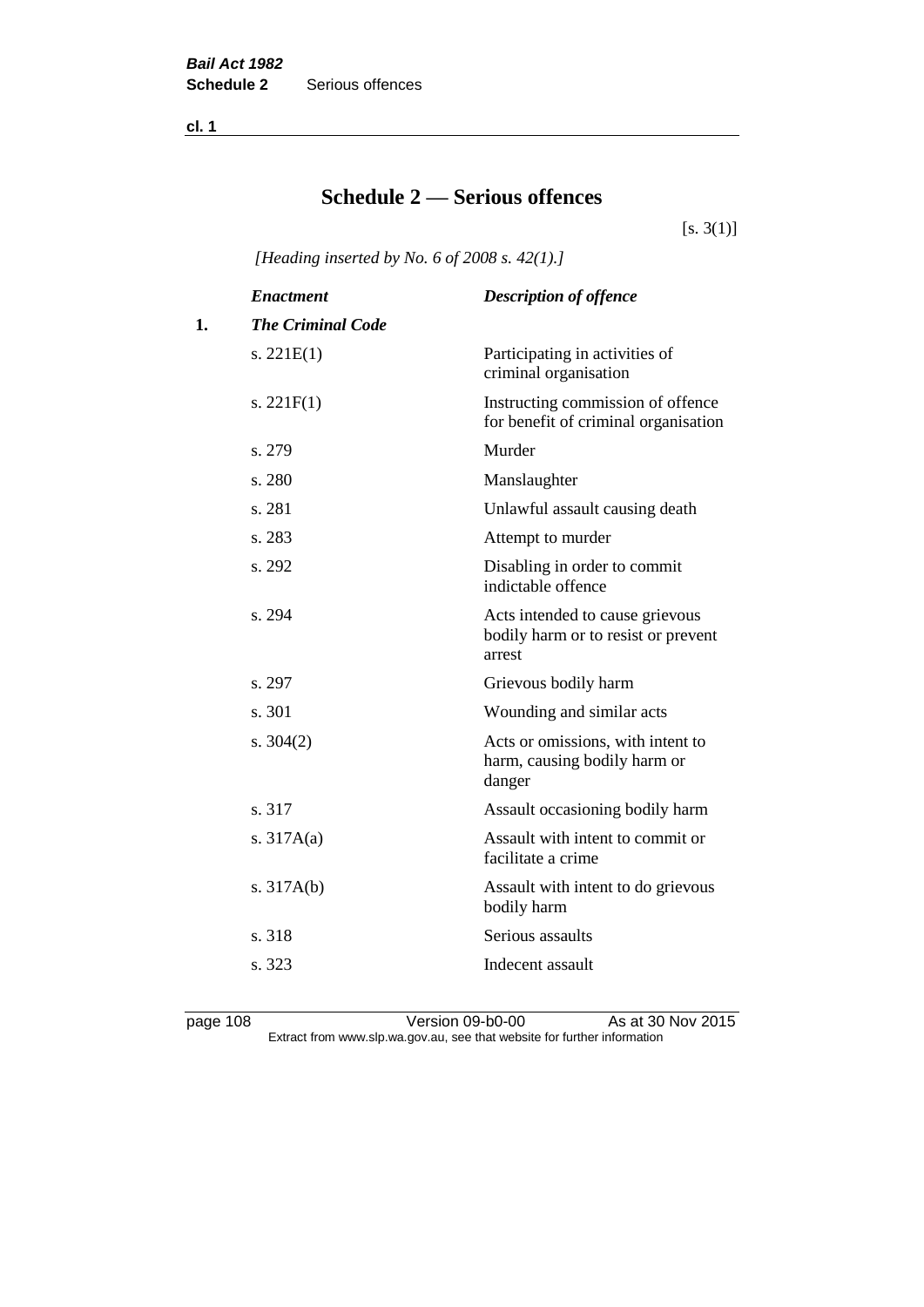# Schedule 2 — Serious offences

[s. 3(1)]

*[Heading inserted by No. 6 of 2008 s. 42(1).]*

| | *Enactment* | *Description of offence* |
|---|---|---|
| **1.** | ***The Criminal Code*** | |
| | s. 221E(1) | Participating in activities of criminal organisation |
| | s. 221F(1) | Instructing commission of offence for benefit of criminal organisation |
| | s. 279 | Murder |
| | s. 280 | Manslaughter |
| | s. 281 | Unlawful assault causing death |
| | s. 283 | Attempt to murder |
| | s. 292 | Disabling in order to commit indictable offence |
| | s. 294 | Acts intended to cause grievous bodily harm or to resist or prevent arrest |
| | s. 297 | Grievous bodily harm |
| | s. 301 | Wounding and similar acts |
| | s. 304(2) | Acts or omissions, with intent to harm, causing bodily harm or danger |
| | s. 317 | Assault occasioning bodily harm |
| | s. 317A(a) | Assault with intent to commit or facilitate a crime |
| | s. 317A(b) | Assault with intent to do grievous bodily harm |
| | s. 318 | Serious assaults |
| | s. 323 | Indecent assault |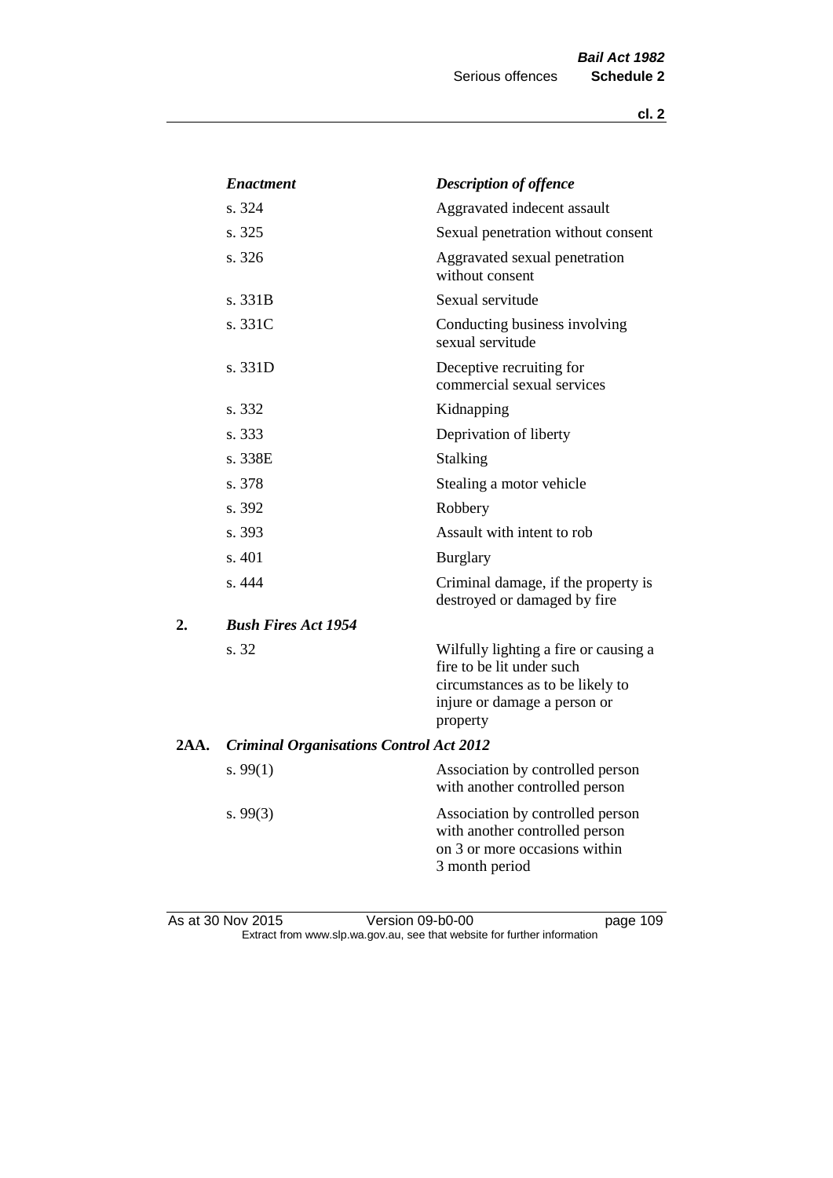| | *Enactment* | *Description of offence* |
|---|---|---|
| | s. 324 | Aggravated indecent assault |
| | s. 325 | Sexual penetration without consent |
| | s. 326 | Aggravated sexual penetration without consent |
| | s. 331B | Sexual servitude |
| | s. 331C | Conducting business involving sexual servitude |
| | s. 331D | Deceptive recruiting for commercial sexual services |
| | s. 332 | Kidnapping |
| | s. 333 | Deprivation of liberty |
| | s. 338E | Stalking |
| | s. 378 | Stealing a motor vehicle |
| | s. 392 | Robbery |
| | s. 393 | Assault with intent to rob |
| | s. 401 | Burglary |
| | s. 444 | Criminal damage, if the property is destroyed or damaged by fire |
| **2.** | ***Bush Fires Act 1954*** | |
| | s. 32 | Wilfully lighting a fire or causing a fire to be lit under such circumstances as to be likely to injure or damage a person or property |
| **2AA.** | ***Criminal Organisations Control Act 2012*** | |
| | s. 99(1) | Association by controlled person with another controlled person |
| | s. 99(3) | Association by controlled person with another controlled person on 3 or more occasions within 3 month period |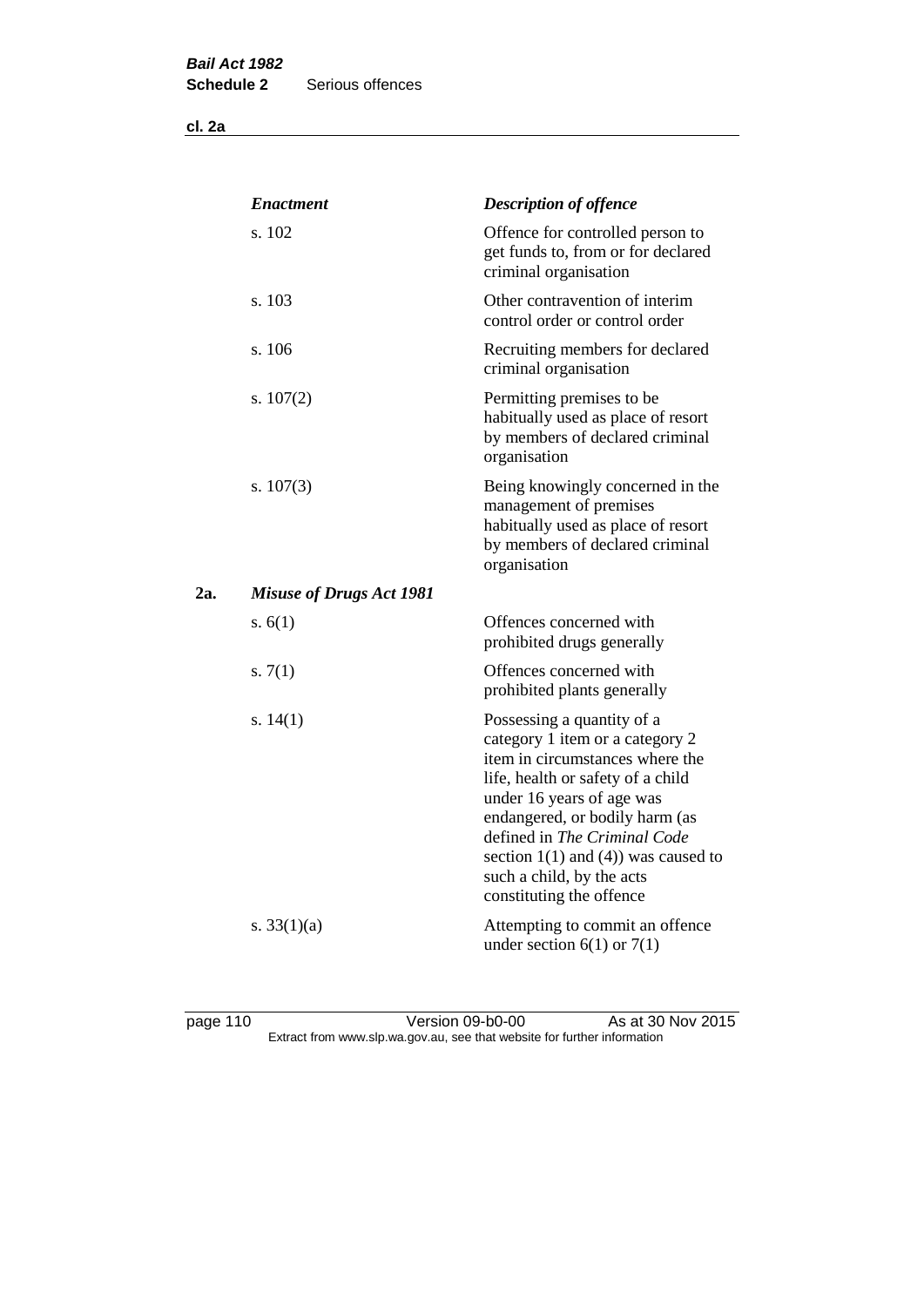| | *Enactment* | *Description of offence* |
|---|---|---|
| | s. 102 | Offence for controlled person to get funds to, from or for declared criminal organisation |
| | s. 103 | Other contravention of interim control order or control order |
| | s. 106 | Recruiting members for declared criminal organisation |
| | s. 107(2) | Permitting premises to be habitually used as place of resort by members of declared criminal organisation |
| | s. 107(3) | Being knowingly concerned in the management of premises habitually used as place of resort by members of declared criminal organisation |
| **2a.** | ***Misuse of Drugs Act 1981*** | |
| | s. 6(1) | Offences concerned with prohibited drugs generally |
| | s. 7(1) | Offences concerned with prohibited plants generally |
| | s. 14(1) | Possessing a quantity of a category 1 item or a category 2 item in circumstances where the life, health or safety of a child under 16 years of age was endangered, or bodily harm (as defined in *The Criminal Code* section 1(1) and (4)) was caused to such a child, by the acts constituting the offence |
| | s. 33(1)(a) | Attempting to commit an offence under section 6(1) or 7(1) |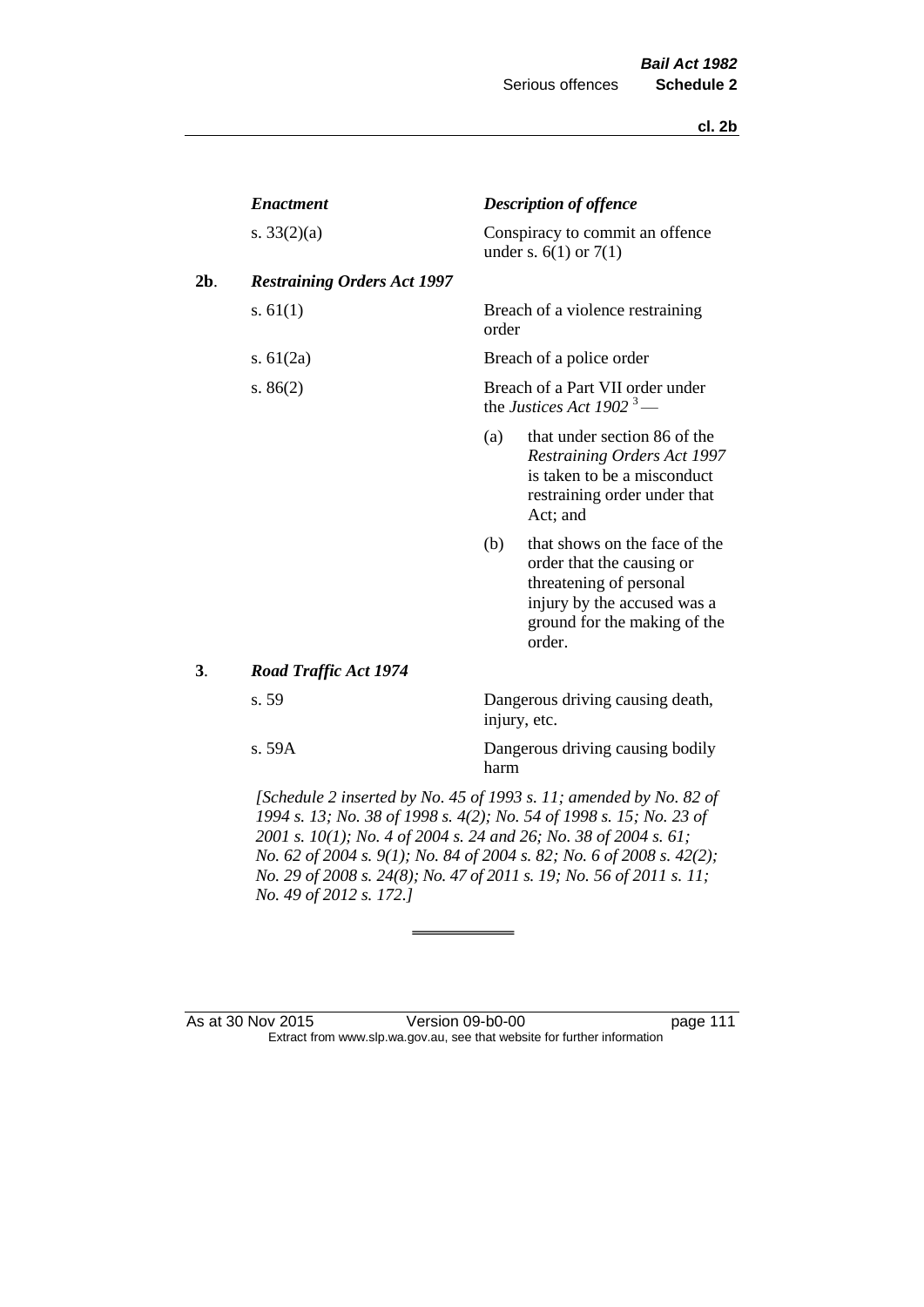| | *Enactment* | *Description of offence* |
|---|---|---|
| | s. 33(2)(a) | Conspiracy to commit an offence under s. 6(1) or 7(1) |
| **2b**. | ***Restraining Orders Act 1997*** | |
| | s. 61(1) | Breach of a violence restraining order |
| | s. 61(2a) | Breach of a police order |
| | s. 86(2) | Breach of a Part VII order under the *Justices Act 1902* [3] — (a) that under section 86 of the *Restraining Orders Act 1997* is taken to be a misconduct restraining order under that Act; and (b) that shows on the face of the order that the causing or threatening of personal injury by the accused was a ground for the making of the order. |
| **3**. | ***Road Traffic Act 1974*** | |
| | s. 59 | Dangerous driving causing death, injury, etc. |
| | s. 59A | Dangerous driving causing bodily harm |

*[Schedule 2 inserted by No. 45 of 1993 s. 11; amended by No. 82 of 1994 s. 13; No. 38 of 1998 s. 4(2); No. 54 of 1998 s. 15; No. 23 of 2001 s. 10(1); No. 4 of 2004 s. 24 and 26; No. 38 of 2004 s. 61; No. 62 of 2004 s. 9(1); No. 84 of 2004 s. 82; No. 6 of 2008 s. 42(2); No. 29 of 2008 s. 24(8); No. 47 of 2011 s. 19; No. 56 of 2011 s. 11; No. 49 of 2012 s. 172.]*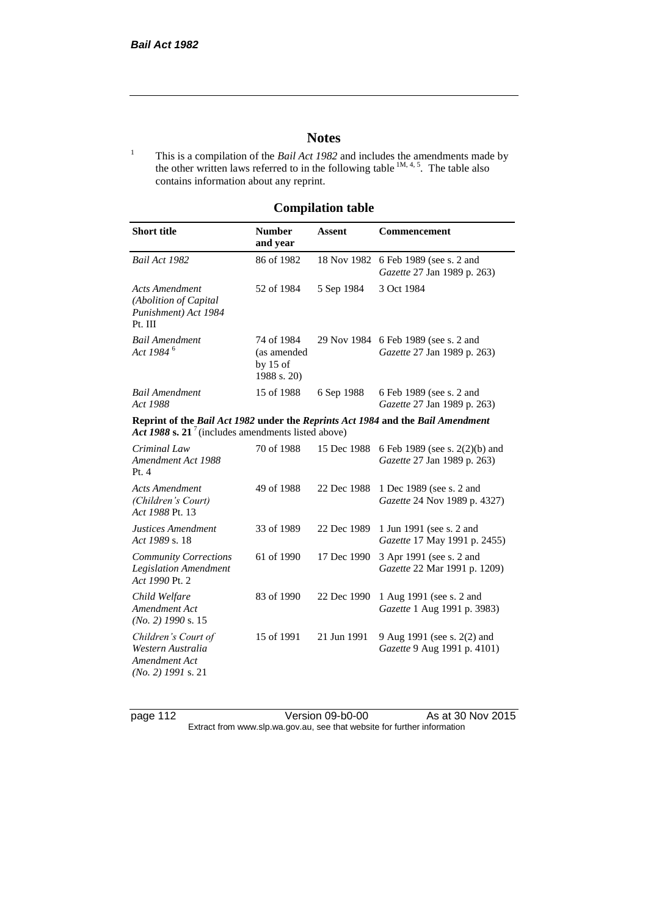# Notes

[1] This is a compilation of the *Bail Act 1982* and includes the amendments made by the other written laws referred to in the following table [1M, 4, 5]. The table also contains information about any reprint.

## Compilation table

| Short title | Number and year | Assent | Commencement |
|---|---|---|---|
| *Bail Act 1982* | 86 of 1982 | 18 Nov 1982 | 6 Feb 1989 (see s. 2 and *Gazette* 27 Jan 1989 p. 263) |
| *Acts Amendment (Abolition of Capital Punishment) Act 1984* Pt. III | 52 of 1984 | 5 Sep 1984 | 3 Oct 1984 |
| *Bail Amendment Act 1984* [6] | 74 of 1984 (as amended by 15 of 1988 s. 20) | 29 Nov 1984 | 6 Feb 1989 (see s. 2 and *Gazette* 27 Jan 1989 p. 263) |
| *Bail Amendment Act 1988* | 15 of 1988 | 6 Sep 1988 | 6 Feb 1989 (see s. 2 and *Gazette* 27 Jan 1989 p. 263) |
| **Reprint of the *Bail Act 1982* under the *Reprints Act 1984* and the *Bail Amendment Act 1988* s. 21** [7] (includes amendments listed above) | | | |
| *Criminal Law Amendment Act 1988* Pt. 4 | 70 of 1988 | 15 Dec 1988 | 6 Feb 1989 (see s. 2(2)(b) and *Gazette* 27 Jan 1989 p. 263) |
| *Acts Amendment (Children's Court) Act 1988* Pt. 13 | 49 of 1988 | 22 Dec 1988 | 1 Dec 1989 (see s. 2 and *Gazette* 24 Nov 1989 p. 4327) |
| *Justices Amendment Act 1989* s. 18 | 33 of 1989 | 22 Dec 1989 | 1 Jun 1991 (see s. 2 and *Gazette* 17 May 1991 p. 2455) |
| *Community Corrections Legislation Amendment Act 1990* Pt. 2 | 61 of 1990 | 17 Dec 1990 | 3 Apr 1991 (see s. 2 and *Gazette* 22 Mar 1991 p. 1209) |
| *Child Welfare Amendment Act (No. 2) 1990* s. 15 | 83 of 1990 | 22 Dec 1990 | 1 Aug 1991 (see s. 2 and *Gazette* 1 Aug 1991 p. 3983) |
| *Children's Court of Western Australia Amendment Act (No. 2) 1991* s. 21 | 15 of 1991 | 21 Jun 1991 | 9 Aug 1991 (see s. 2(2) and *Gazette* 9 Aug 1991 p. 4101) |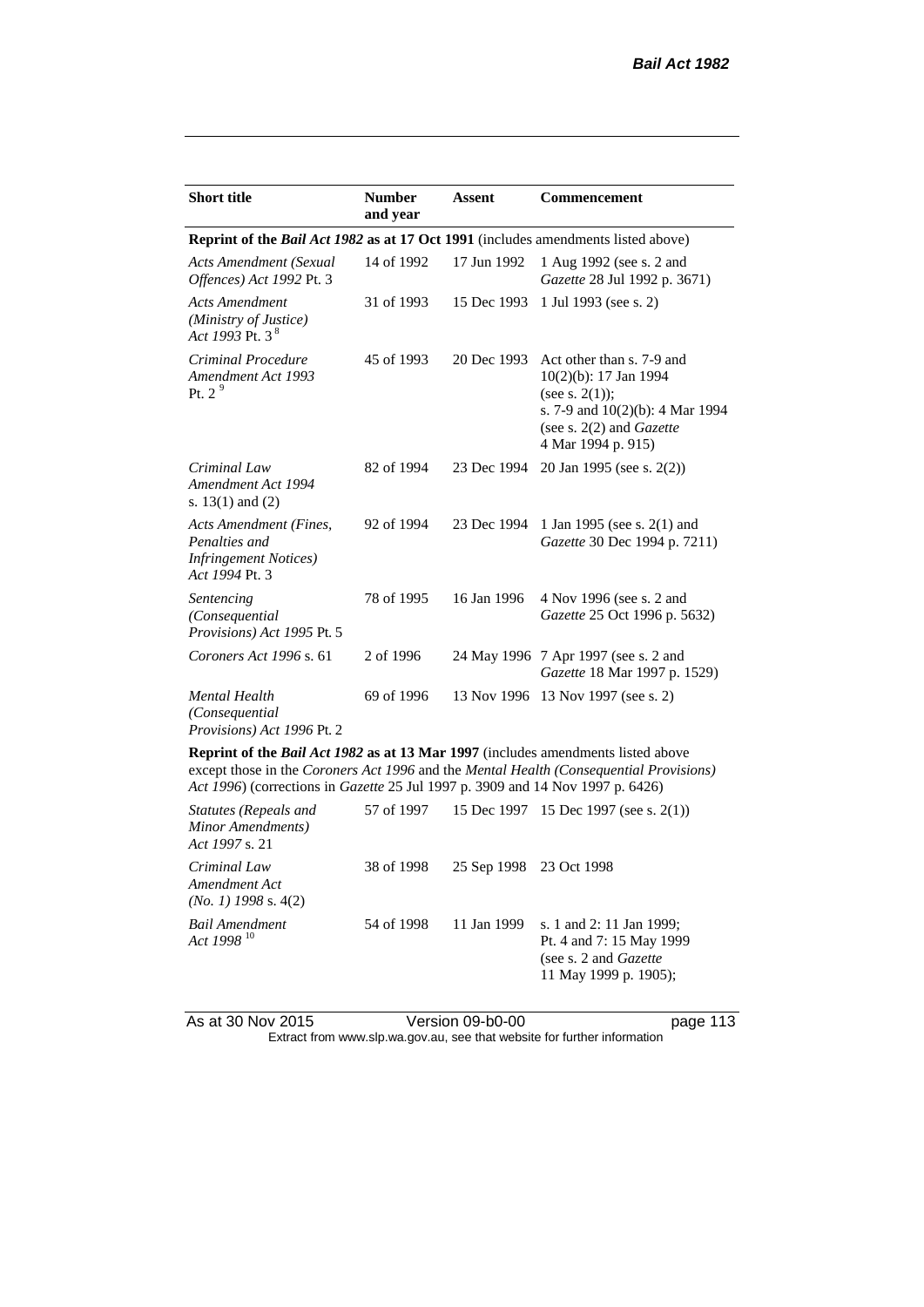| Short title | Number and year | Assent | Commencement |
|---|---|---|---|
| **Reprint of the *Bail Act 1982* as at 17 Oct 1991** (includes amendments listed above) | | | |
| *Acts Amendment (Sexual Offences) Act 1992* Pt. 3 | 14 of 1992 | 17 Jun 1992 | 1 Aug 1992 (see s. 2 and *Gazette* 28 Jul 1992 p. 3671) |
| *Acts Amendment (Ministry of Justice) Act 1993* Pt. 3 [8] | 31 of 1993 | 15 Dec 1993 | 1 Jul 1993 (see s. 2) |
| *Criminal Procedure Amendment Act 1993* Pt. 2 [9] | 45 of 1993 | 20 Dec 1993 | Act other than s. 7-9 and 10(2)(b): 17 Jan 1994 (see s. 2(1)); s. 7-9 and 10(2)(b): 4 Mar 1994 (see s. 2(2) and *Gazette* 4 Mar 1994 p. 915) |
| *Criminal Law Amendment Act 1994* s. 13(1) and (2) | 82 of 1994 | 23 Dec 1994 | 20 Jan 1995 (see s. 2(2)) |
| *Acts Amendment (Fines, Penalties and Infringement Notices) Act 1994* Pt. 3 | 92 of 1994 | 23 Dec 1994 | 1 Jan 1995 (see s. 2(1) and *Gazette* 30 Dec 1994 p. 7211) |
| *Sentencing (Consequential Provisions) Act 1995* Pt. 5 | 78 of 1995 | 16 Jan 1996 | 4 Nov 1996 (see s. 2 and *Gazette* 25 Oct 1996 p. 5632) |
| *Coroners Act 1996* s. 61 | 2 of 1996 | 24 May 1996 | 7 Apr 1997 (see s. 2 and *Gazette* 18 Mar 1997 p. 1529) |
| *Mental Health (Consequential Provisions) Act 1996* Pt. 2 | 69 of 1996 | 13 Nov 1996 | 13 Nov 1997 (see s. 2) |
| **Reprint of the *Bail Act 1982* as at 13 Mar 1997** (includes amendments listed above except those in the *Coroners Act 1996* and the *Mental Health (Consequential Provisions) Act 1996*) (corrections in *Gazette* 25 Jul 1997 p. 3909 and 14 Nov 1997 p. 6426) | | | |
| *Statutes (Repeals and Minor Amendments) Act 1997* s. 21 | 57 of 1997 | 15 Dec 1997 | 15 Dec 1997 (see s. 2(1)) |
| *Criminal Law Amendment Act (No. 1) 1998* s. 4(2) | 38 of 1998 | 25 Sep 1998 | 23 Oct 1998 |
| *Bail Amendment Act 1998* [10] | 54 of 1998 | 11 Jan 1999 | s. 1 and 2: 11 Jan 1999; Pt. 4 and 7: 15 May 1999 (see s. 2 and *Gazette* 11 May 1999 p. 1905); |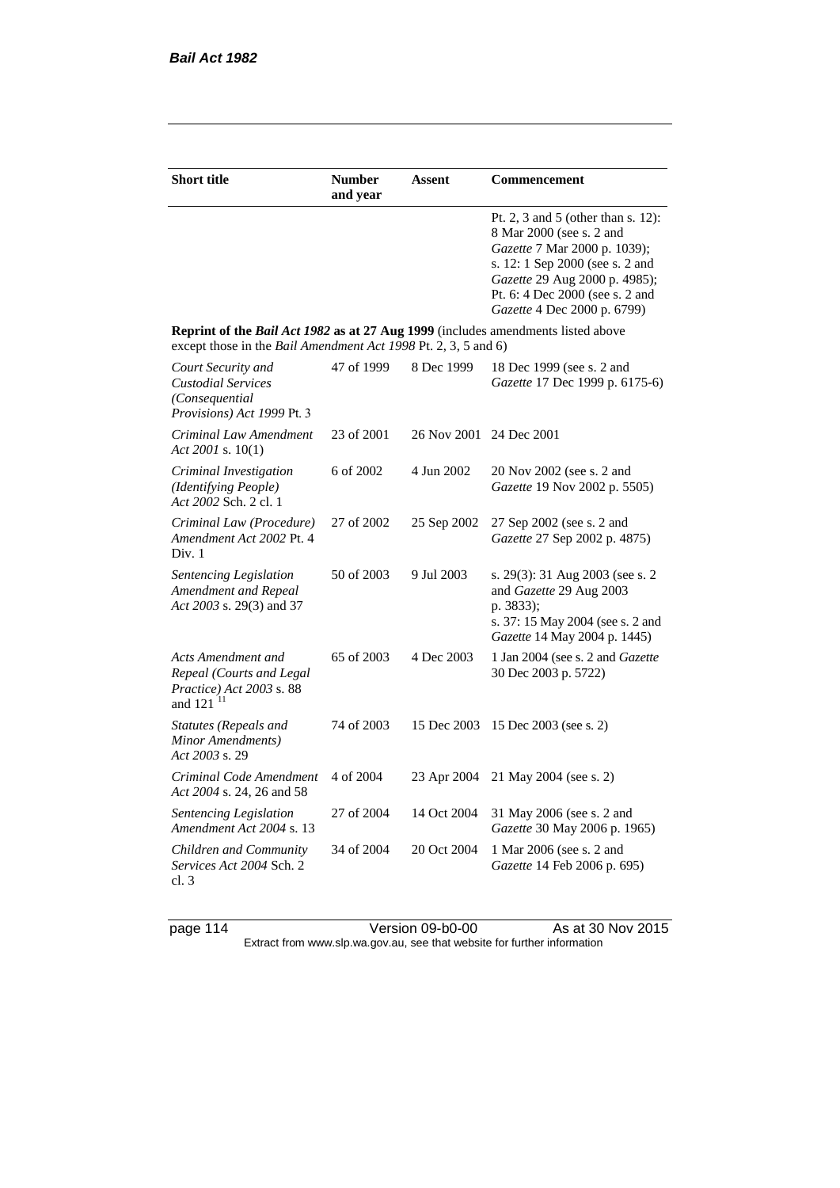| Short title | Number and year | Assent | Commencement |
|---|---|---|---|
| | | | Pt. 2, 3 and 5 (other than s. 12): 8 Mar 2000 (see s. 2 and *Gazette* 7 Mar 2000 p. 1039); s. 12: 1 Sep 2000 (see s. 2 and *Gazette* 29 Aug 2000 p. 4985); Pt. 6: 4 Dec 2000 (see s. 2 and *Gazette* 4 Dec 2000 p. 6799) |
| **Reprint of the *Bail Act 1982* as at 27 Aug 1999** (includes amendments listed above except those in the *Bail Amendment Act 1998* Pt. 2, 3, 5 and 6) | | | |
| *Court Security and Custodial Services (Consequential Provisions) Act 1999* Pt. 3 | 47 of 1999 | 8 Dec 1999 | 18 Dec 1999 (see s. 2 and *Gazette* 17 Dec 1999 p. 6175-6) |
| *Criminal Law Amendment Act 2001* s. 10(1) | 23 of 2001 | 26 Nov 2001 | 24 Dec 2001 |
| *Criminal Investigation (Identifying People) Act 2002* Sch. 2 cl. 1 | 6 of 2002 | 4 Jun 2002 | 20 Nov 2002 (see s. 2 and *Gazette* 19 Nov 2002 p. 5505) |
| *Criminal Law (Procedure) Amendment Act 2002* Pt. 4 Div. 1 | 27 of 2002 | 25 Sep 2002 | 27 Sep 2002 (see s. 2 and *Gazette* 27 Sep 2002 p. 4875) |
| *Sentencing Legislation Amendment and Repeal Act 2003* s. 29(3) and 37 | 50 of 2003 | 9 Jul 2003 | s. 29(3): 31 Aug 2003 (see s. 2 and *Gazette* 29 Aug 2003 p. 3833); s. 37: 15 May 2004 (see s. 2 and *Gazette* 14 May 2004 p. 1445) |
| *Acts Amendment and Repeal (Courts and Legal Practice) Act 2003* s. 88 and 121 [11] | 65 of 2003 | 4 Dec 2003 | 1 Jan 2004 (see s. 2 and *Gazette* 30 Dec 2003 p. 5722) |
| *Statutes (Repeals and Minor Amendments) Act 2003* s. 29 | 74 of 2003 | 15 Dec 2003 | 15 Dec 2003 (see s. 2) |
| *Criminal Code Amendment Act 2004* s. 24, 26 and 58 | 4 of 2004 | 23 Apr 2004 | 21 May 2004 (see s. 2) |
| *Sentencing Legislation Amendment Act 2004* s. 13 | 27 of 2004 | 14 Oct 2004 | 31 May 2006 (see s. 2 and *Gazette* 30 May 2006 p. 1965) |
| *Children and Community Services Act 2004* Sch. 2 cl. 3 | 34 of 2004 | 20 Oct 2004 | 1 Mar 2006 (see s. 2 and *Gazette* 14 Feb 2006 p. 695) |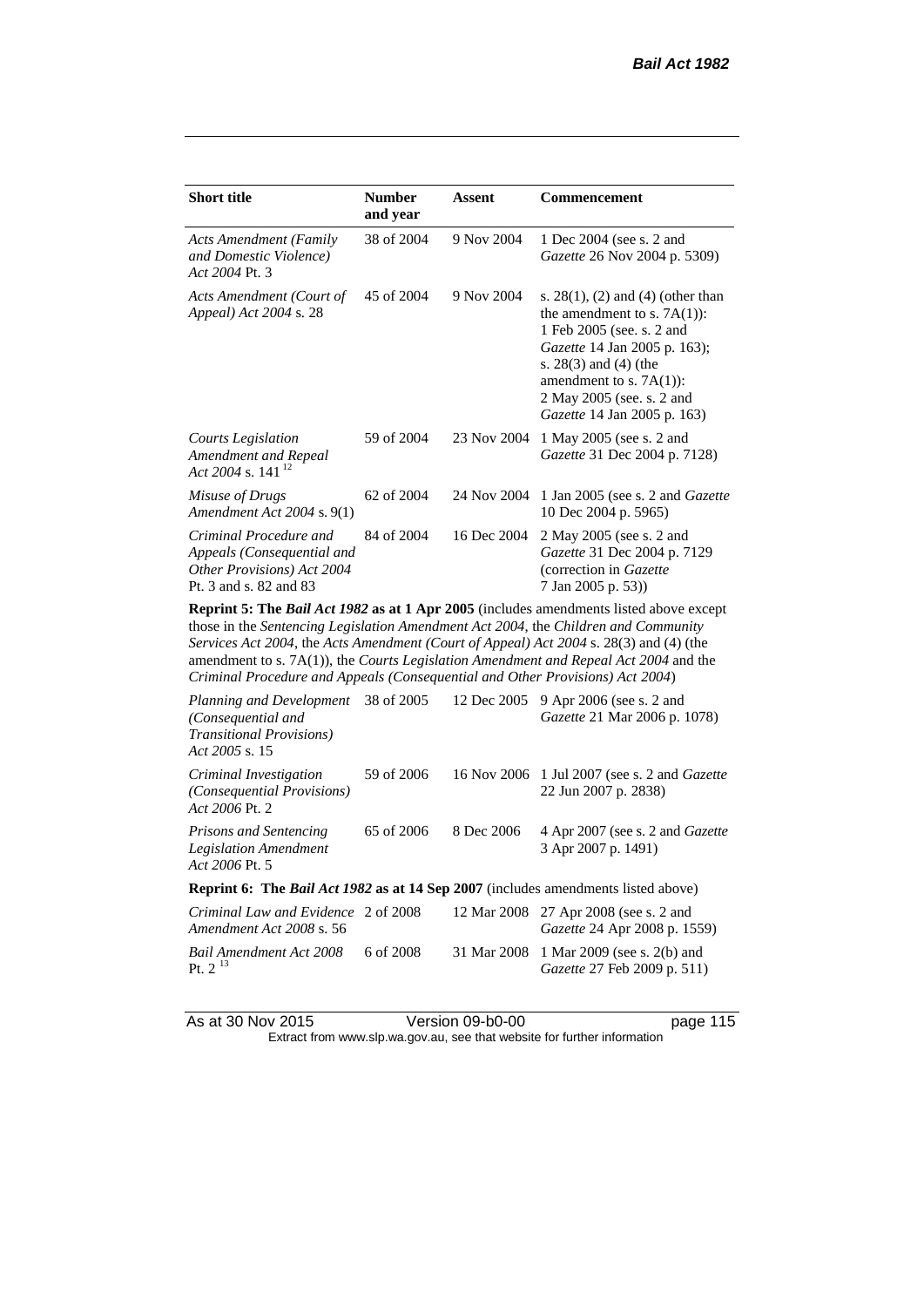| **Short title** | **Number and year** | **Assent** | **Commencement** |
|---|---|---|---|
| *Acts Amendment (Family and Domestic Violence) Act 2004* Pt. 3 | 38 of 2004 | 9 Nov 2004 | 1 Dec 2004 (see s. 2 and *Gazette* 26 Nov 2004 p. 5309) |
| *Acts Amendment (Court of Appeal) Act 2004* s. 28 | 45 of 2004 | 9 Nov 2004 | s. 28(1), (2) and (4) (other than the amendment to s. 7A(1)): 1 Feb 2005 (see. s. 2 and *Gazette* 14 Jan 2005 p. 163); s. 28(3) and (4) (the amendment to s. 7A(1)): 2 May 2005 (see. s. 2 and *Gazette* 14 Jan 2005 p. 163) |
| *Courts Legislation Amendment and Repeal Act 2004* s. 141 [12] | 59 of 2004 | 23 Nov 2004 | 1 May 2005 (see s. 2 and *Gazette* 31 Dec 2004 p. 7128) |
| *Misuse of Drugs Amendment Act 2004* s. 9(1) | 62 of 2004 | 24 Nov 2004 | 1 Jan 2005 (see s. 2 and *Gazette* 10 Dec 2004 p. 5965) |
| *Criminal Procedure and Appeals (Consequential and Other Provisions) Act 2004* Pt. 3 and s. 82 and 83 | 84 of 2004 | 16 Dec 2004 | 2 May 2005 (see s. 2 and *Gazette* 31 Dec 2004 p. 7129 (correction in *Gazette* 7 Jan 2005 p. 53)) |
| **Reprint 5: The *Bail Act 1982* as at 1 Apr 2005** (includes amendments listed above except those in the *Sentencing Legislation Amendment Act 2004*, the *Children and Community Services Act 2004*, the *Acts Amendment (Court of Appeal) Act 2004* s. 28(3) and (4) (the amendment to s. 7A(1)), the *Courts Legislation Amendment and Repeal Act 2004* and the *Criminal Procedure and Appeals (Consequential and Other Provisions) Act 2004*) | | | |
| *Planning and Development (Consequential and Transitional Provisions) Act 2005* s. 15 | 38 of 2005 | 12 Dec 2005 | 9 Apr 2006 (see s. 2 and *Gazette* 21 Mar 2006 p. 1078) |
| *Criminal Investigation (Consequential Provisions) Act 2006* Pt. 2 | 59 of 2006 | 16 Nov 2006 | 1 Jul 2007 (see s. 2 and *Gazette* 22 Jun 2007 p. 2838) |
| *Prisons and Sentencing Legislation Amendment Act 2006* Pt. 5 | 65 of 2006 | 8 Dec 2006 | 4 Apr 2007 (see s. 2 and *Gazette* 3 Apr 2007 p. 1491) |
| **Reprint 6: The *Bail Act 1982* as at 14 Sep 2007** (includes amendments listed above) | | | |
| *Criminal Law and Evidence Amendment Act 2008* s. 56 | 2 of 2008 | 12 Mar 2008 | 27 Apr 2008 (see s. 2 and *Gazette* 24 Apr 2008 p. 1559) |
| *Bail Amendment Act 2008* Pt. 2 [13] | 6 of 2008 | 31 Mar 2008 | 1 Mar 2009 (see s. 2(b) and *Gazette* 27 Feb 2009 p. 511) |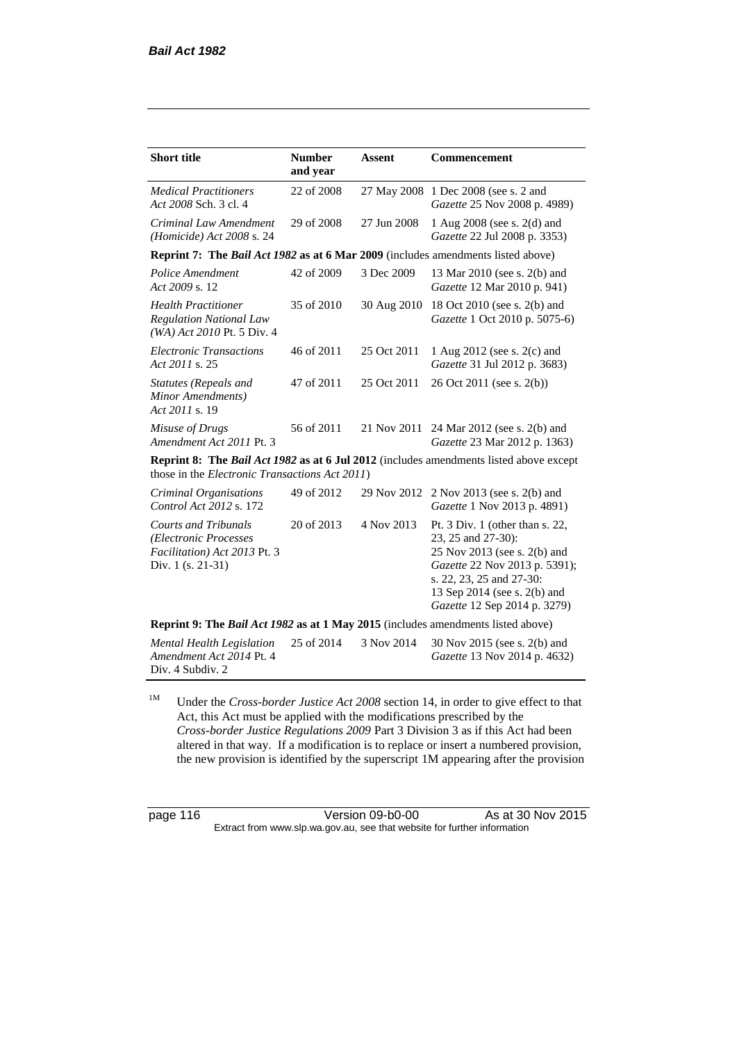| **Short title** | **Number and year** | **Assent** | **Commencement** |
|---|---|---|---|
| *Medical Practitioners Act 2008* Sch. 3 cl. 4 | 22 of 2008 | 27 May 2008 | 1 Dec 2008 (see s. 2 and *Gazette* 25 Nov 2008 p. 4989) |
| *Criminal Law Amendment (Homicide) Act 2008* s. 24 | 29 of 2008 | 27 Jun 2008 | 1 Aug 2008 (see s. 2(d) and *Gazette* 22 Jul 2008 p. 3353) |
| **Reprint 7: The *Bail Act 1982* as at 6 Mar 2009** (includes amendments listed above) | | | |
| *Police Amendment Act 2009* s. 12 | 42 of 2009 | 3 Dec 2009 | 13 Mar 2010 (see s. 2(b) and *Gazette* 12 Mar 2010 p. 941) |
| *Health Practitioner Regulation National Law (WA) Act 2010* Pt. 5 Div. 4 | 35 of 2010 | 30 Aug 2010 | 18 Oct 2010 (see s. 2(b) and *Gazette* 1 Oct 2010 p. 5075-6) |
| *Electronic Transactions Act 2011* s. 25 | 46 of 2011 | 25 Oct 2011 | 1 Aug 2012 (see s. 2(c) and *Gazette* 31 Jul 2012 p. 3683) |
| *Statutes (Repeals and Minor Amendments) Act 2011* s. 19 | 47 of 2011 | 25 Oct 2011 | 26 Oct 2011 (see s. 2(b)) |
| *Misuse of Drugs Amendment Act 2011* Pt. 3 | 56 of 2011 | 21 Nov 2011 | 24 Mar 2012 (see s. 2(b) and *Gazette* 23 Mar 2012 p. 1363) |
| **Reprint 8: The *Bail Act 1982* as at 6 Jul 2012** (includes amendments listed above except those in the *Electronic Transactions Act 2011*) | | | |
| *Criminal Organisations Control Act 2012* s. 172 | 49 of 2012 | 29 Nov 2012 | 2 Nov 2013 (see s. 2(b) and *Gazette* 1 Nov 2013 p. 4891) |
| *Courts and Tribunals (Electronic Processes Facilitation) Act 2013* Pt. 3 Div. 1 (s. 21-31) | 20 of 2013 | 4 Nov 2013 | Pt. 3 Div. 1 (other than s. 22, 23, 25 and 27-30): 25 Nov 2013 (see s. 2(b) and *Gazette* 22 Nov 2013 p. 5391); s. 22, 23, 25 and 27-30: 13 Sep 2014 (see s. 2(b) and *Gazette* 12 Sep 2014 p. 3279) |
| **Reprint 9: The *Bail Act 1982* as at 1 May 2015** (includes amendments listed above) | | | |
| *Mental Health Legislation Amendment Act 2014* Pt. 4 Div. 4 Subdiv. 2 | 25 of 2014 | 3 Nov 2014 | 30 Nov 2015 (see s. 2(b) and *Gazette* 13 Nov 2014 p. 4632) |

[1M] Under the *Cross-border Justice Act 2008* section 14, in order to give effect to that Act, this Act must be applied with the modifications prescribed by the *Cross-border Justice Regulations 2009* Part 3 Division 3 as if this Act had been altered in that way. If a modification is to replace or insert a numbered provision, the new provision is identified by the superscript 1M appearing after the provision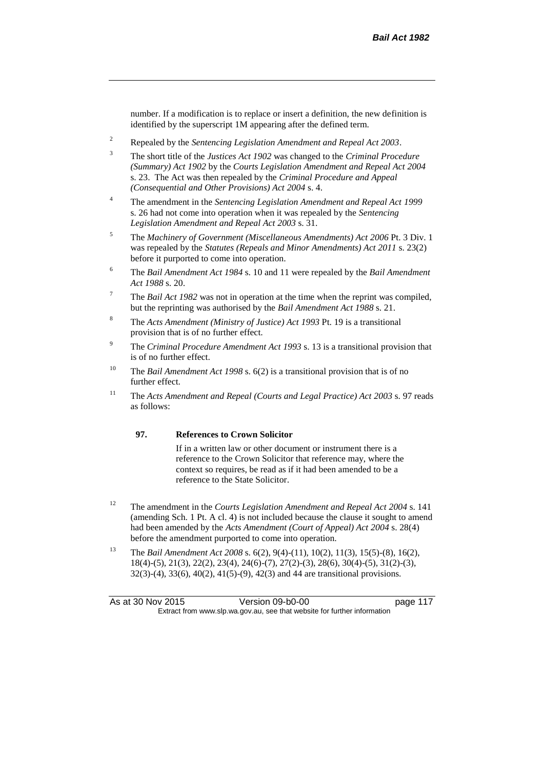number. If a modification is to replace or insert a definition, the new definition is identified by the superscript 1M appearing after the defined term.

[2] Repealed by the *Sentencing Legislation Amendment and Repeal Act 2003*.

[3] The short title of the *Justices Act 1902* was changed to the *Criminal Procedure (Summary) Act 1902* by the *Courts Legislation Amendment and Repeal Act 2004* s. 23. The Act was then repealed by the *Criminal Procedure and Appeal (Consequential and Other Provisions) Act 2004* s. 4.

[4] The amendment in the *Sentencing Legislation Amendment and Repeal Act 1999* s. 26 had not come into operation when it was repealed by the *Sentencing Legislation Amendment and Repeal Act 2003* s. 31.

[5] The *Machinery of Government (Miscellaneous Amendments) Act 2006* Pt. 3 Div. 1 was repealed by the *Statutes (Repeals and Minor Amendments) Act 2011* s. 23(2) before it purported to come into operation.

[6] The *Bail Amendment Act 1984* s. 10 and 11 were repealed by the *Bail Amendment Act 1988* s. 20.

[7] The *Bail Act 1982* was not in operation at the time when the reprint was compiled, but the reprinting was authorised by the *Bail Amendment Act 1988* s. 21.

[8] The *Acts Amendment (Ministry of Justice) Act 1993* Pt. 19 is a transitional provision that is of no further effect.

[9] The *Criminal Procedure Amendment Act 1993* s. 13 is a transitional provision that is of no further effect.

[10] The *Bail Amendment Act 1998* s. 6(2) is a transitional provision that is of no further effect.

[11] The *Acts Amendment and Repeal (Courts and Legal Practice) Act 2003* s. 97 reads as follows:

> **97. References to Crown Solicitor**
>
> If in a written law or other document or instrument there is a reference to the Crown Solicitor that reference may, where the context so requires, be read as if it had been amended to be a reference to the State Solicitor.

[12] The amendment in the *Courts Legislation Amendment and Repeal Act 2004* s. 141 (amending Sch. 1 Pt. A cl. 4) is not included because the clause it sought to amend had been amended by the *Acts Amendment (Court of Appeal) Act 2004* s. 28(4) before the amendment purported to come into operation.

[13] The *Bail Amendment Act 2008* s. 6(2), 9(4)-(11), 10(2), 11(3), 15(5)-(8), 16(2), 18(4)-(5), 21(3), 22(2), 23(4), 24(6)-(7), 27(2)-(3), 28(6), 30(4)-(5), 31(2)-(3), 32(3)-(4), 33(6), 40(2), 41(5)-(9), 42(3) and 44 are transitional provisions.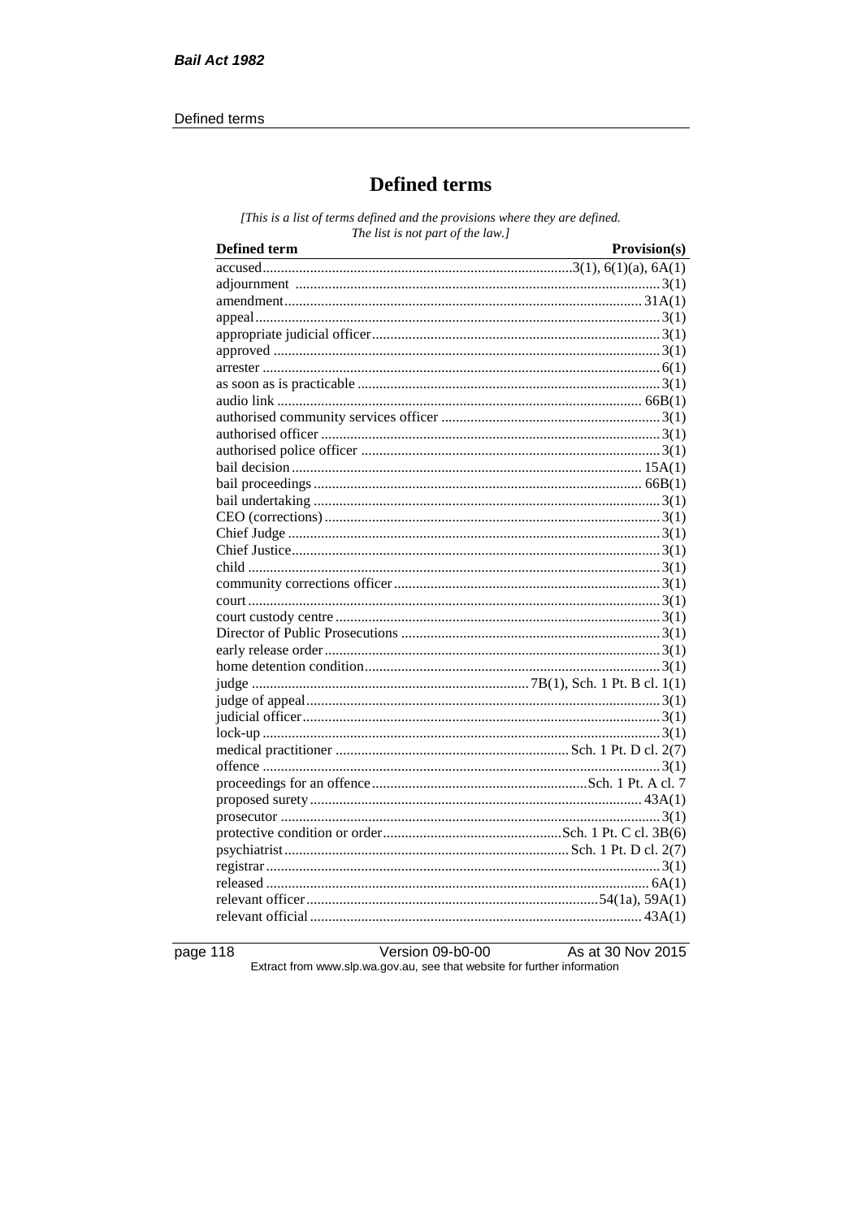# Defined terms

*[This is a list of terms defined and the provisions where they are defined. The list is not part of the law.]*

| Defined term | Provision(s) |
|---|---|
| accused | 3(1), 6(1)(a), 6A(1) |
| adjournment | 3(1) |
| amendment | 31A(1) |
| appeal | 3(1) |
| appropriate judicial officer | 3(1) |
| approved | 3(1) |
| arrester | 6(1) |
| as soon as is practicable | 3(1) |
| audio link | 66B(1) |
| authorised community services officer | 3(1) |
| authorised officer | 3(1) |
| authorised police officer | 3(1) |
| bail decision | 15A(1) |
| bail proceedings | 66B(1) |
| bail undertaking | 3(1) |
| CEO (corrections) | 3(1) |
| Chief Judge | 3(1) |
| Chief Justice | 3(1) |
| child | 3(1) |
| community corrections officer | 3(1) |
| court | 3(1) |
| court custody centre | 3(1) |
| Director of Public Prosecutions | 3(1) |
| early release order | 3(1) |
| home detention condition | 3(1) |
| judge | 7B(1), Sch. 1 Pt. B cl. 1(1) |
| judge of appeal | 3(1) |
| judicial officer | 3(1) |
| lock-up | 3(1) |
| medical practitioner | Sch. 1 Pt. D cl. 2(7) |
| offence | 3(1) |
| proceedings for an offence | Sch. 1 Pt. A cl. 7 |
| proposed surety | 43A(1) |
| prosecutor | 3(1) |
| protective condition or order | Sch. 1 Pt. C cl. 3B(6) |
| psychiatrist | Sch. 1 Pt. D cl. 2(7) |
| registrar | 3(1) |
| released | 6A(1) |
| relevant officer | 54(1a), 59A(1) |
| relevant official | 43A(1) |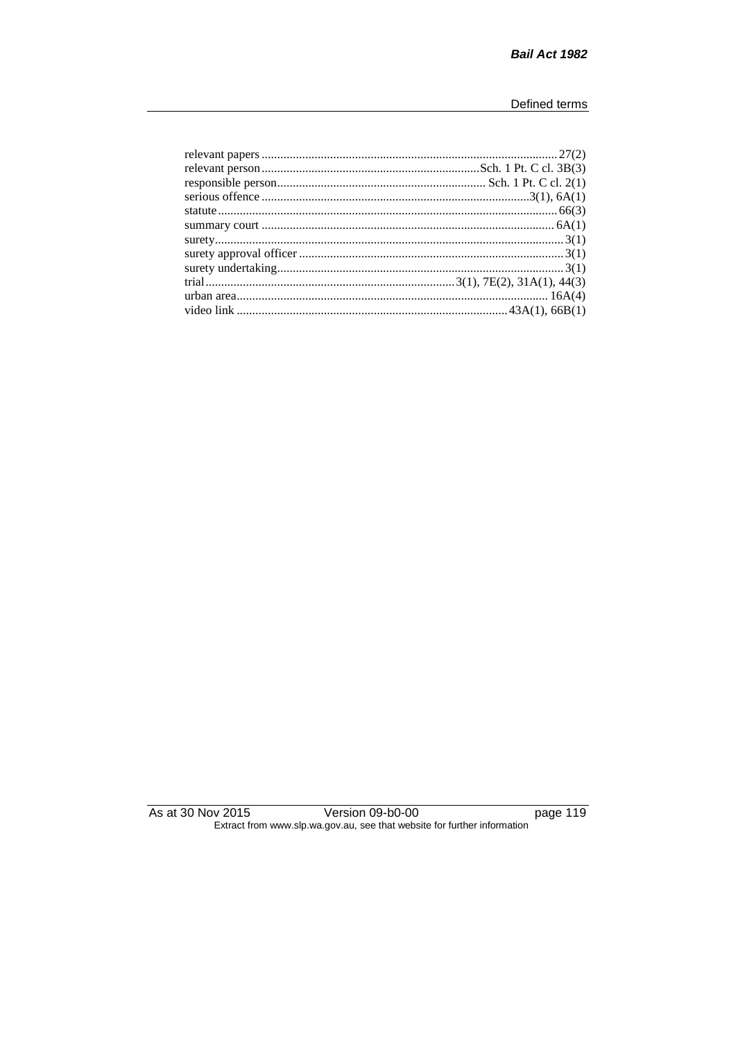relevant papers.............................................................................................27(2)
relevant person....................................................................Sch. 1 Pt. C cl. 3B(3)
responsible person................................................................. Sch. 1 Pt. C cl. 2(1)
serious offence.....................................................................................3(1), 6A(1)
statute..........................................................................................................66(3)
summary court ............................................................................................ 6A(1)
surety.............................................................................................................3(1)
surety approval officer ...................................................................................3(1)
surety undertaking..........................................................................................3(1)
trial..............................................................................3(1), 7E(2), 31A(1), 44(3)
urban area................................................................................................. 16A(4)
video link ....................................................................................43A(1), 66B(1)